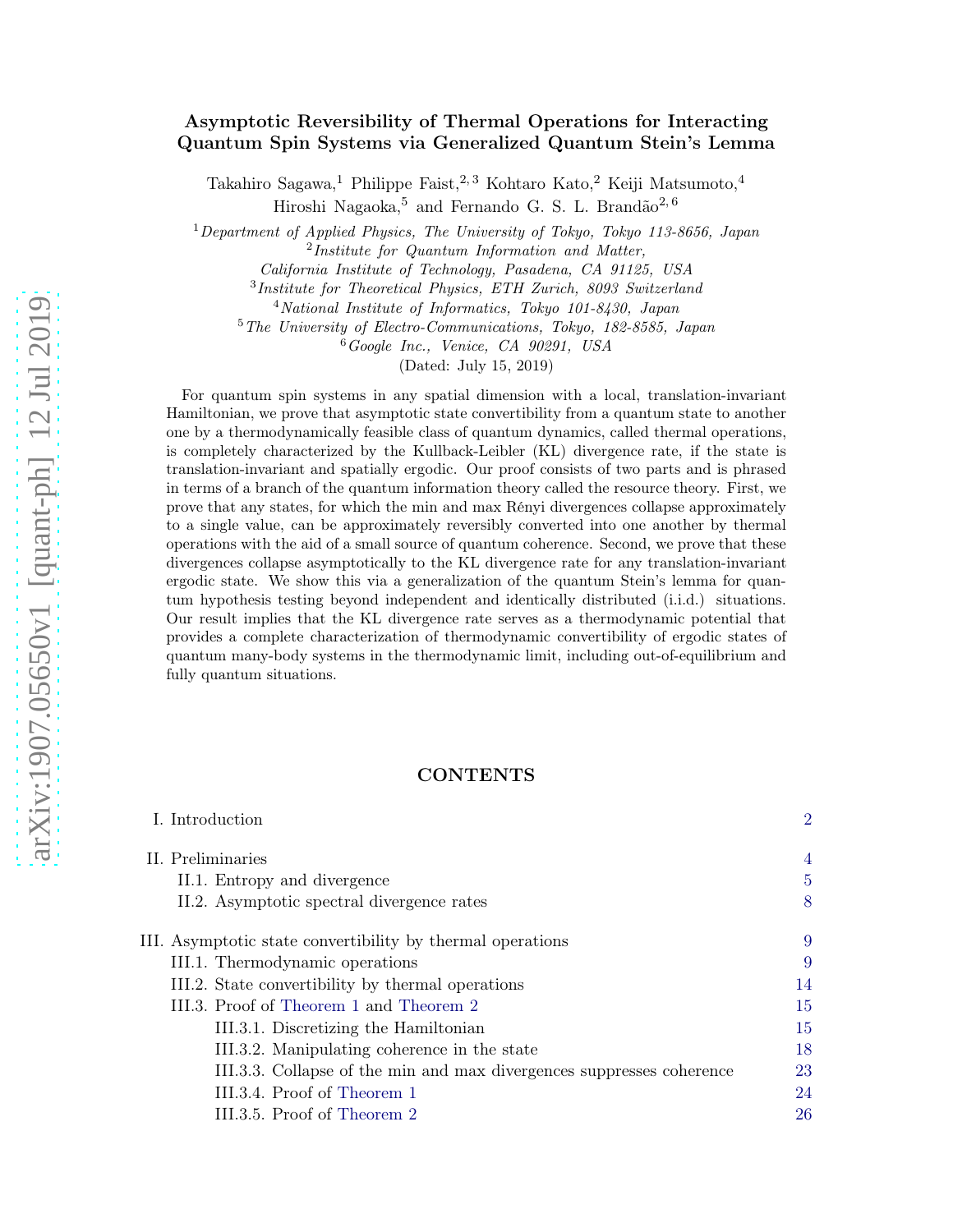# Asymptotic Reversibility of Thermal Operations for Interacting Quantum Spin Systems via Generalized Quantum Stein's Lemma

Takahiro Sagawa,[1] Philippe Faist,[2,3] Kohtaro Kato,[2] Keiji Matsumoto,[4] Hiroshi Nagaoka,[5] and Fernando G. S. L. Brandão[2,6]

[1] *Department of Applied Physics, The University of Tokyo, Tokyo 113-8656, Japan*
[2] *Institute for Quantum Information and Matter, California Institute of Technology, Pasadena, CA 91125, USA*
[3] *Institute for Theoretical Physics, ETH Zurich, 8093 Switzerland*
[4] *National Institute of Informatics, Tokyo 101-8430, Japan*
[5] *The University of Electro-Communications, Tokyo, 182-8585, Japan*
[6] *Google Inc., Venice, CA 90291, USA*

(Dated: July 15, 2019)

For quantum spin systems in any spatial dimension with a local, translation-invariant Hamiltonian, we prove that asymptotic state convertibility from a quantum state to another one by a thermodynamically feasible class of quantum dynamics, called thermal operations, is completely characterized by the Kullback-Leibler (KL) divergence rate, if the state is translation-invariant and spatially ergodic. Our proof consists of two parts and is phrased in terms of a branch of the quantum information theory called the resource theory. First, we prove that any states, for which the min and max Rényi divergences collapse approximately to a single value, can be approximately reversibly converted into one another by thermal operations with the aid of a small source of quantum coherence. Second, we prove that these divergences collapse asymptotically to the KL divergence rate for any translation-invariant ergodic state. We show this via a generalization of the quantum Stein's lemma for quantum hypothesis testing beyond independent and identically distributed (i.i.d.) situations. Our result implies that the KL divergence rate serves as a thermodynamic potential that provides a complete characterization of thermodynamic convertibility of ergodic states of quantum many-body systems in the thermodynamic limit, including out-of-equilibrium and fully quantum situations.

## CONTENTS

- I. Introduction — 2
- II. Preliminaries — 4
  - II.1. Entropy and divergence — 5
  - II.2. Asymptotic spectral divergence rates — 8
- III. Asymptotic state convertibility by thermal operations — 9
  - III.1. Thermodynamic operations — 9
  - III.2. State convertibility by thermal operations — 14
  - III.3. Proof of Theorem 1 and Theorem 2 — 15
    - III.3.1. Discretizing the Hamiltonian — 15
    - III.3.2. Manipulating coherence in the state — 18
    - III.3.3. Collapse of the min and max divergences suppresses coherence — 23
    - III.3.4. Proof of Theorem 1 — 24
    - III.3.5. Proof of Theorem 2 — 26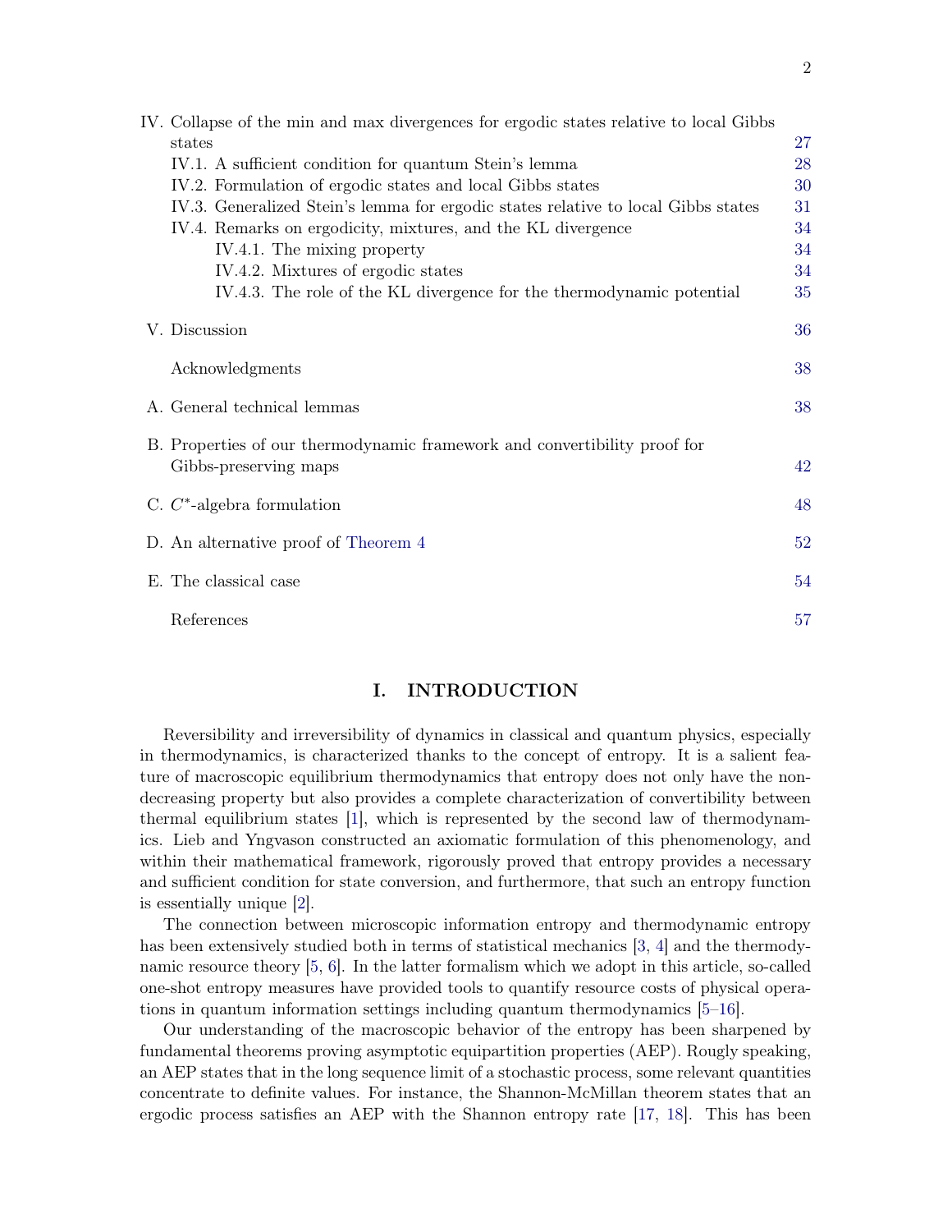IV. Collapse of the min and max divergences for ergodic states relative to local Gibbs states 27
- IV.1. A sufficient condition for quantum Stein's lemma 28
- IV.2. Formulation of ergodic states and local Gibbs states 30
- IV.3. Generalized Stein's lemma for ergodic states relative to local Gibbs states 31
- IV.4. Remarks on ergodicity, mixtures, and the KL divergence 34
  - IV.4.1. The mixing property 34
  - IV.4.2. Mixtures of ergodic states 34
  - IV.4.3. The role of the KL divergence for the thermodynamic potential 35

V. Discussion 36

Acknowledgments 38

A. General technical lemmas 38

B. Properties of our thermodynamic framework and convertibility proof for Gibbs-preserving maps 42

C. $C^*$-algebra formulation 48

D. An alternative proof of Theorem 4 52

E. The classical case 54

References 57

## I. INTRODUCTION

Reversibility and irreversibility of dynamics in classical and quantum physics, especially in thermodynamics, is characterized thanks to the concept of entropy. It is a salient feature of macroscopic equilibrium thermodynamics that entropy does not only have the non-decreasing property but also provides a complete characterization of convertibility between thermal equilibrium states [1], which is represented by the second law of thermodynamics. Lieb and Yngvason constructed an axiomatic formulation of this phenomenology, and within their mathematical framework, rigorously proved that entropy provides a necessary and sufficient condition for state conversion, and furthermore, that such an entropy function is essentially unique [2].

The connection between microscopic information entropy and thermodynamic entropy has been extensively studied both in terms of statistical mechanics [3, 4] and the thermodynamic resource theory [5, 6]. In the latter formalism which we adopt in this article, so-called one-shot entropy measures have provided tools to quantify resource costs of physical operations in quantum information settings including quantum thermodynamics [5–16].

Our understanding of the macroscopic behavior of the entropy has been sharpened by fundamental theorems proving asymptotic equipartition properties (AEP). Roughly speaking, an AEP states that in the long sequence limit of a stochastic process, some relevant quantities concentrate to definite values. For instance, the Shannon-McMillan theorem states that an ergodic process satisfies an AEP with the Shannon entropy rate [17, 18]. This has been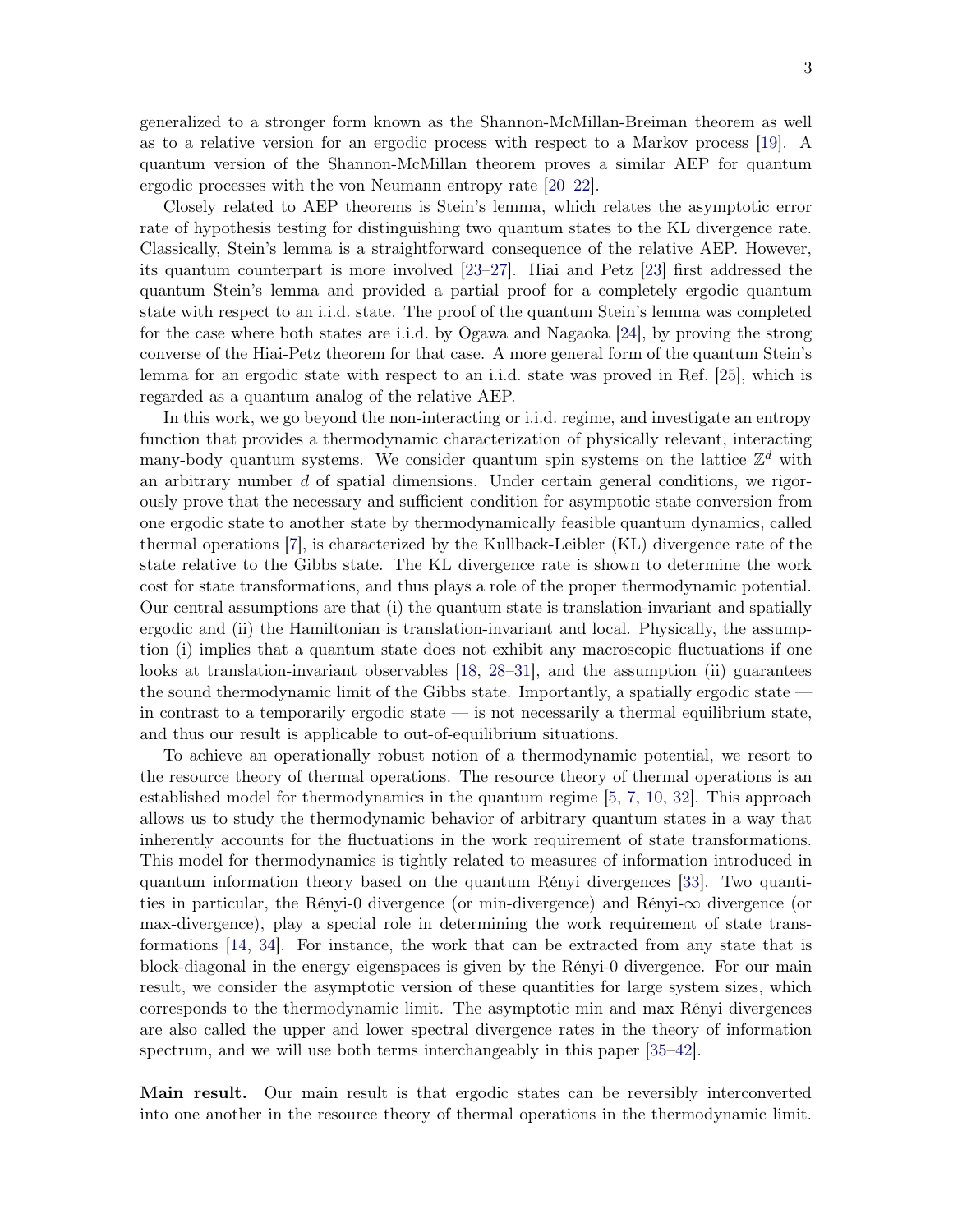generalized to a stronger form known as the Shannon-McMillan-Breiman theorem as well as to a relative version for an ergodic process with respect to a Markov process [19]. A quantum version of the Shannon-McMillan theorem proves a similar AEP for quantum ergodic processes with the von Neumann entropy rate [20–22].

Closely related to AEP theorems is Stein's lemma, which relates the asymptotic error rate of hypothesis testing for distinguishing two quantum states to the KL divergence rate. Classically, Stein's lemma is a straightforward consequence of the relative AEP. However, its quantum counterpart is more involved [23–27]. Hiai and Petz [23] first addressed the quantum Stein's lemma and provided a partial proof for a completely ergodic quantum state with respect to an i.i.d. state. The proof of the quantum Stein's lemma was completed for the case where both states are i.i.d. by Ogawa and Nagaoka [24], by proving the strong converse of the Hiai-Petz theorem for that case. A more general form of the quantum Stein's lemma for an ergodic state with respect to an i.i.d. state was proved in Ref. [25], which is regarded as a quantum analog of the relative AEP.

In this work, we go beyond the non-interacting or i.i.d. regime, and investigate an entropy function that provides a thermodynamic characterization of physically relevant, interacting many-body quantum systems. We consider quantum spin systems on the lattice $\mathbb{Z}^d$ with an arbitrary number $d$ of spatial dimensions. Under certain general conditions, we rigorously prove that the necessary and sufficient condition for asymptotic state conversion from one ergodic state to another state by thermodynamically feasible quantum dynamics, called thermal operations [7], is characterized by the Kullback-Leibler (KL) divergence rate of the state relative to the Gibbs state. The KL divergence rate is shown to determine the work cost for state transformations, and thus plays a role of the proper thermodynamic potential. Our central assumptions are that (i) the quantum state is translation-invariant and spatially ergodic and (ii) the Hamiltonian is translation-invariant and local. Physically, the assumption (i) implies that a quantum state does not exhibit any macroscopic fluctuations if one looks at translation-invariant observables [18, 28–31], and the assumption (ii) guarantees the sound thermodynamic limit of the Gibbs state. Importantly, a spatially ergodic state — in contrast to a temporarily ergodic state — is not necessarily a thermal equilibrium state, and thus our result is applicable to out-of-equilibrium situations.

To achieve an operationally robust notion of a thermodynamic potential, we resort to the resource theory of thermal operations. The resource theory of thermal operations is an established model for thermodynamics in the quantum regime [5, 7, 10, 32]. This approach allows us to study the thermodynamic behavior of arbitrary quantum states in a way that inherently accounts for the fluctuations in the work requirement of state transformations. This model for thermodynamics is tightly related to measures of information introduced in quantum information theory based on the quantum Rényi divergences [33]. Two quantities in particular, the Rényi-0 divergence (or min-divergence) and Rényi-$\infty$ divergence (or max-divergence), play a special role in determining the work requirement of state transformations [14, 34]. For instance, the work that can be extracted from any state that is block-diagonal in the energy eigenspaces is given by the Rényi-0 divergence. For our main result, we consider the asymptotic version of these quantities for large system sizes, which corresponds to the thermodynamic limit. The asymptotic min and max Rényi divergences are also called the upper and lower spectral divergence rates in the theory of information spectrum, and we will use both terms interchangeably in this paper [35–42].

**Main result.** Our main result is that ergodic states can be reversibly interconverted into one another in the resource theory of thermal operations in the thermodynamic limit.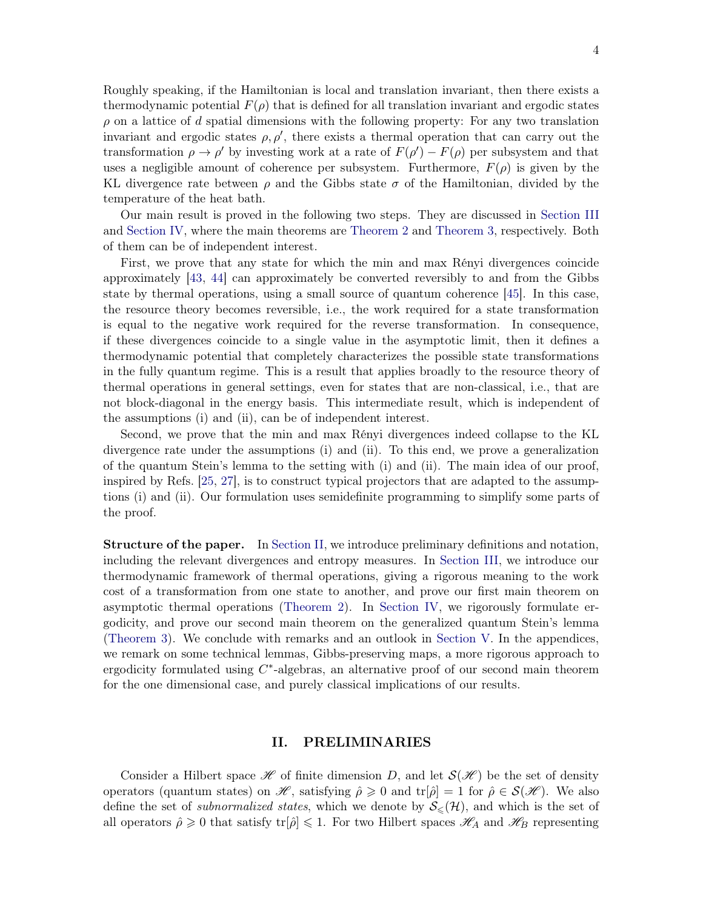Roughly speaking, if the Hamiltonian is local and translation invariant, then there exists a thermodynamic potential $F(\rho)$ that is defined for all translation invariant and ergodic states $\rho$ on a lattice of $d$ spatial dimensions with the following property: For any two translation invariant and ergodic states $\rho, \rho'$, there exists a thermal operation that can carry out the transformation $\rho \to \rho'$ by investing work at a rate of $F(\rho') - F(\rho)$ per subsystem and that uses a negligible amount of coherence per subsystem. Furthermore, $F(\rho)$ is given by the KL divergence rate between $\rho$ and the Gibbs state $\sigma$ of the Hamiltonian, divided by the temperature of the heat bath.

Our main result is proved in the following two steps. They are discussed in Section III and Section IV, where the main theorems are Theorem 2 and Theorem 3, respectively. Both of them can be of independent interest.

First, we prove that any state for which the min and max Rényi divergences coincide approximately [43, 44] can approximately be converted reversibly to and from the Gibbs state by thermal operations, using a small source of quantum coherence [45]. In this case, the resource theory becomes reversible, i.e., the work required for a state transformation is equal to the negative work required for the reverse transformation. In consequence, if these divergences coincide to a single value in the asymptotic limit, then it defines a thermodynamic potential that completely characterizes the possible state transformations in the fully quantum regime. This is a result that applies broadly to the resource theory of thermal operations in general settings, even for states that are non-classical, i.e., that are not block-diagonal in the energy basis. This intermediate result, which is independent of the assumptions (i) and (ii), can be of independent interest.

Second, we prove that the min and max Rényi divergences indeed collapse to the KL divergence rate under the assumptions (i) and (ii). To this end, we prove a generalization of the quantum Stein's lemma to the setting with (i) and (ii). The main idea of our proof, inspired by Refs. [25, 27], is to construct typical projectors that are adapted to the assumptions (i) and (ii). Our formulation uses semidefinite programming to simplify some parts of the proof.

**Structure of the paper.** In Section II, we introduce preliminary definitions and notation, including the relevant divergences and entropy measures. In Section III, we introduce our thermodynamic framework of thermal operations, giving a rigorous meaning to the work cost of a transformation from one state to another, and prove our first main theorem on asymptotic thermal operations (Theorem 2). In Section IV, we rigorously formulate ergodicity, and prove our second main theorem on the generalized quantum Stein's lemma (Theorem 3). We conclude with remarks and an outlook in Section V. In the appendices, we remark on some technical lemmas, Gibbs-preserving maps, a more rigorous approach to ergodicity formulated using $C^*$-algebras, an alternative proof of our second main theorem for the one dimensional case, and purely classical implications of our results.

## II. PRELIMINARIES

Consider a Hilbert space $\mathscr{H}$ of finite dimension $D$, and let $\mathcal{S}(\mathscr{H})$ be the set of density operators (quantum states) on $\mathscr{H}$, satisfying $\hat{\rho} \geqslant 0$ and $\mathrm{tr}[\hat{\rho}] = 1$ for $\hat{\rho} \in \mathcal{S}(\mathscr{H})$. We also define the set of *subnormalized states*, which we denote by $\mathcal{S}_{\leqslant}(\mathcal{H})$, and which is the set of all operators $\hat{\rho} \geqslant 0$ that satisfy $\mathrm{tr}[\hat{\rho}] \leqslant 1$. For two Hilbert spaces $\mathscr{H}_A$ and $\mathscr{H}_B$ representing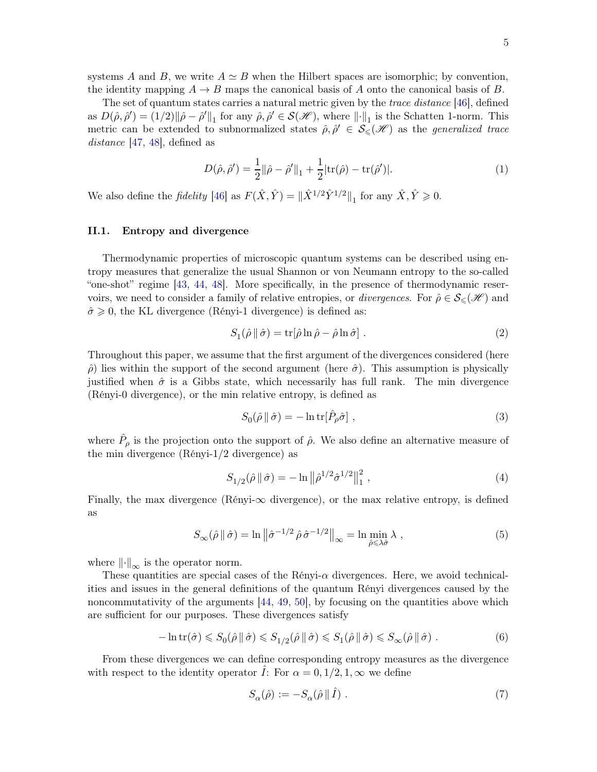systems $A$ and $B$, we write $A \simeq B$ when the Hilbert spaces are isomorphic; by convention, the identity mapping $A \to B$ maps the canonical basis of $A$ onto the canonical basis of $B$.

The set of quantum states carries a natural metric given by the *trace distance* [46], defined as $D(\hat{\rho}, \hat{\rho}') = (1/2)\|\hat{\rho} - \hat{\rho}'\|_1$ for any $\hat{\rho}, \hat{\rho}' \in \mathcal{S}(\mathscr{H})$, where $\|\cdot\|_1$ is the Schatten 1-norm. This metric can be extended to subnormalized states $\hat{\rho}, \hat{\rho}' \in \mathcal{S}_{\leqslant}(\mathscr{H})$ as the *generalized trace distance* [47, 48], defined as

$$D(\hat{\rho}, \hat{\rho}') = \frac{1}{2}\|\hat{\rho} - \hat{\rho}'\|_1 + \frac{1}{2}|\mathrm{tr}(\hat{\rho}) - \mathrm{tr}(\hat{\rho}')|. \tag{1}$$

We also define the *fidelity* [46] as $F(\hat{X}, \hat{Y}) = \|\hat{X}^{1/2}\hat{Y}^{1/2}\|_1$ for any $\hat{X}, \hat{Y} \geqslant 0$.

### II.1. Entropy and divergence

Thermodynamic properties of microscopic quantum systems can be described using entropy measures that generalize the usual Shannon or von Neumann entropy to the so-called "one-shot" regime [43, 44, 48]. More specifically, in the presence of thermodynamic reservoirs, we need to consider a family of relative entropies, or *divergences.* For $\hat{\rho} \in \mathcal{S}_{\leqslant}(\mathscr{H})$ and $\hat{\sigma} \geqslant 0$, the KL divergence (Rényi-1 divergence) is defined as:

$$S_1(\hat{\rho} \,\|\, \hat{\sigma}) = \mathrm{tr}[\hat{\rho} \ln \hat{\rho} - \hat{\rho} \ln \hat{\sigma}] \ . \tag{2}$$

Throughout this paper, we assume that the first argument of the divergences considered (here $\hat{\rho}$) lies within the support of the second argument (here $\hat{\sigma}$). This assumption is physically justified when $\hat{\sigma}$ is a Gibbs state, which necessarily has full rank. The min divergence (Rényi-0 divergence), or the min relative entropy, is defined as

$$S_0(\hat{\rho} \,\|\, \hat{\sigma}) = -\ln \mathrm{tr}[\hat{P}_\rho \hat{\sigma}] \ , \tag{3}$$

where $\hat{P}_\rho$ is the projection onto the support of $\hat{\rho}$. We also define an alternative measure of the min divergence (Rényi-1/2 divergence) as

$$S_{1/2}(\hat{\rho} \,\|\, \hat{\sigma}) = -\ln \left\|\hat{\rho}^{1/2}\hat{\sigma}^{1/2}\right\|_1^2 , \tag{4}$$

Finally, the max divergence (Rényi-$\infty$ divergence), or the max relative entropy, is defined as

$$S_\infty(\hat{\rho} \,\|\, \hat{\sigma}) = \ln \left\|\hat{\sigma}^{-1/2}\,\hat{\rho}\,\hat{\sigma}^{-1/2}\right\|_\infty = \ln \min_{\hat{\rho} \leqslant \lambda\hat{\sigma}} \lambda \ , \tag{5}$$

where $\|\cdot\|_\infty$ is the operator norm.

These quantities are special cases of the Rényi-$\alpha$ divergences. Here, we avoid technicalities and issues in the general definitions of the quantum Rényi divergences caused by the noncommutativity of the arguments [44, 49, 50], by focusing on the quantities above which are sufficient for our purposes. These divergences satisfy

$$-\ln \mathrm{tr}(\hat{\sigma}) \leqslant S_0(\hat{\rho} \,\|\, \hat{\sigma}) \leqslant S_{1/2}(\hat{\rho} \,\|\, \hat{\sigma}) \leqslant S_1(\hat{\rho} \,\|\, \hat{\sigma}) \leqslant S_\infty(\hat{\rho} \,\|\, \hat{\sigma}) \ . \tag{6}$$

From these divergences we can define corresponding entropy measures as the divergence with respect to the identity operator $\hat{I}$: For $\alpha = 0, 1/2, 1, \infty$ we define

$$S_\alpha(\hat{\rho}) := -S_\alpha(\hat{\rho} \,\|\, \hat{I}) \ . \tag{7}$$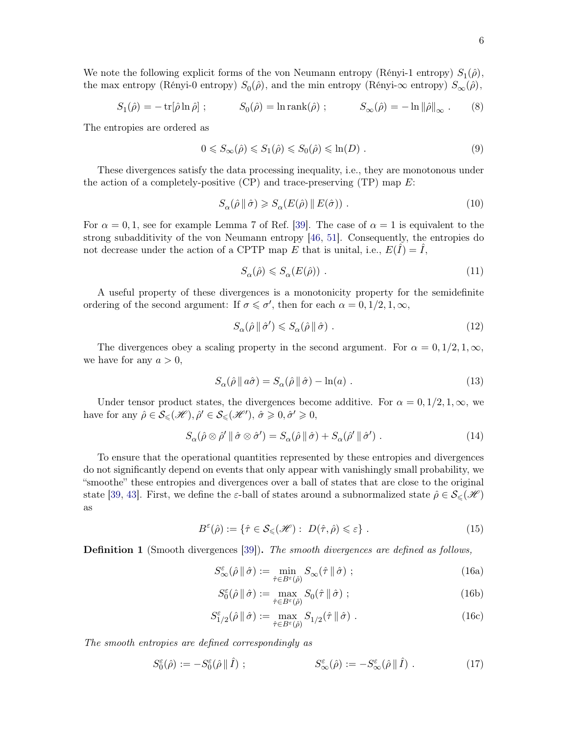We note the following explicit forms of the von Neumann entropy (Rényi-1 entropy) $S_1(\hat\rho)$, the max entropy (Rényi-0 entropy) $S_0(\hat\rho)$, and the min entropy (Rényi-$\infty$ entropy) $S_\infty(\hat\rho)$,

$$S_1(\hat\rho) = -\operatorname{tr}[\hat\rho \ln \hat\rho] \; ; \qquad S_0(\hat\rho) = \ln \operatorname{rank}(\hat\rho) \; ; \qquad S_\infty(\hat\rho) = -\ln \|\hat\rho\|_\infty \; . \tag{8}$$

The entropies are ordered as

$$0 \leqslant S_\infty(\hat\rho) \leqslant S_1(\hat\rho) \leqslant S_0(\hat\rho) \leqslant \ln(D) \; . \tag{9}$$

These divergences satisfy the data processing inequality, i.e., they are monotonous under the action of a completely-positive (CP) and trace-preserving (TP) map $E$:

$$S_\alpha(\hat\rho \,\|\, \hat\sigma) \geqslant S_\alpha(E(\hat\rho) \,\|\, E(\hat\sigma)) \; . \tag{10}$$

For $\alpha = 0, 1$, see for example Lemma 7 of Ref. [39]. The case of $\alpha = 1$ is equivalent to the strong subadditivity of the von Neumann entropy [46, 51]. Consequently, the entropies do not decrease under the action of a CPTP map $E$ that is unital, i.e., $E(\hat I) = \hat I$,

$$S_\alpha(\hat\rho) \leqslant S_\alpha(E(\hat\rho)) \; . \tag{11}$$

A useful property of these divergences is a monotonicity property for the semidefinite ordering of the second argument: If $\sigma \leqslant \sigma'$, then for each $\alpha = 0, 1/2, 1, \infty$,

$$S_\alpha(\hat\rho \,\|\, \hat\sigma') \leqslant S_\alpha(\hat\rho \,\|\, \hat\sigma) \; . \tag{12}$$

The divergences obey a scaling property in the second argument. For $\alpha = 0, 1/2, 1, \infty$, we have for any $a > 0$,

$$S_\alpha(\hat\rho \,\|\, a\hat\sigma) = S_\alpha(\hat\rho \,\|\, \hat\sigma) - \ln(a) \; . \tag{13}$$

Under tensor product states, the divergences become additive. For $\alpha = 0, 1/2, 1, \infty$, we have for any $\hat\rho \in \mathcal{S}_\leqslant(\mathscr{H}), \hat\rho' \in \mathcal{S}_\leqslant(\mathscr{H}')$, $\hat\sigma \geqslant 0, \hat\sigma' \geqslant 0$,

$$S_\alpha(\hat\rho \otimes \hat\rho' \,\|\, \hat\sigma \otimes \hat\sigma') = S_\alpha(\hat\rho \,\|\, \hat\sigma) + S_\alpha(\hat\rho' \,\|\, \hat\sigma') \; . \tag{14}$$

To ensure that the operational quantities represented by these entropies and divergences do not significantly depend on events that only appear with vanishingly small probability, we "smoothe" these entropies and divergences over a ball of states that are close to the original state [39, 43]. First, we define the $\varepsilon$-ball of states around a subnormalized state $\hat\rho \in \mathcal{S}_\leqslant(\mathscr{H})$ as

$$B^\varepsilon(\hat\rho) := \{\hat\tau \in \mathcal{S}_\leqslant(\mathscr{H}) : \; D(\hat\tau, \hat\rho) \leqslant \varepsilon\} \; . \tag{15}$$

**Definition 1** (Smooth divergences [39]). *The smooth divergences are defined as follows,*

$$S^\varepsilon_\infty(\hat\rho \,\|\, \hat\sigma) := \min_{\hat\tau \in B^\varepsilon(\hat\rho)} S_\infty(\hat\tau \,\|\, \hat\sigma) \; ; \tag{16a}$$

$$S^\varepsilon_0(\hat\rho \,\|\, \hat\sigma) := \max_{\hat\tau \in B^\varepsilon(\hat\rho)} S_0(\hat\tau \,\|\, \hat\sigma) \; ; \tag{16b}$$

$$S^\varepsilon_{1/2}(\hat\rho \,\|\, \hat\sigma) := \max_{\hat\tau \in B^\varepsilon(\hat\rho)} S_{1/2}(\hat\tau \,\|\, \hat\sigma) \; . \tag{16c}$$

*The smooth entropies are defined correspondingly as*

$$S^\varepsilon_0(\hat\rho) := -S^\varepsilon_0(\hat\rho \,\|\, \hat I) \; ; \qquad S^\varepsilon_\infty(\hat\rho) := -S^\varepsilon_\infty(\hat\rho \,\|\, \hat I) \; . \tag{17}$$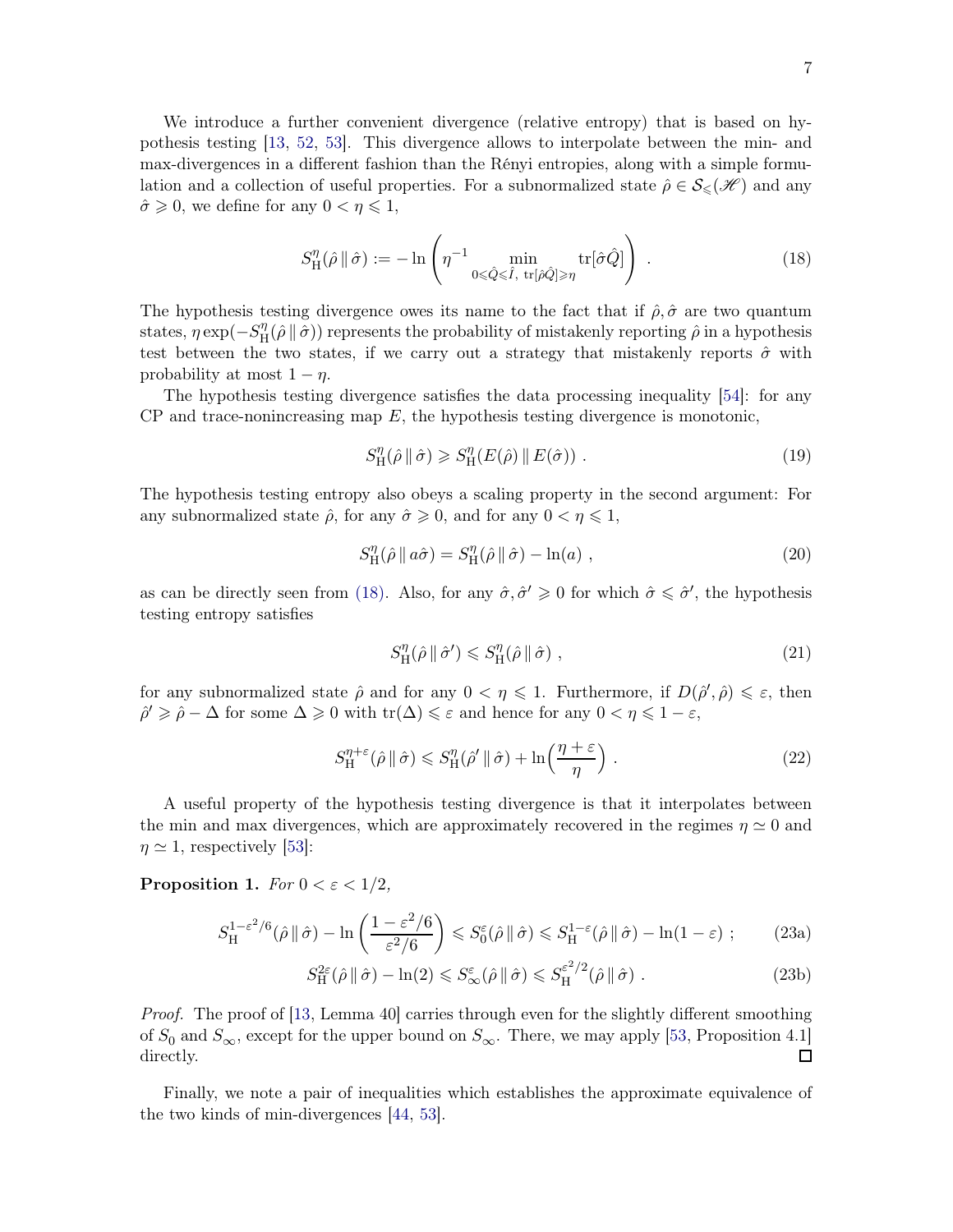We introduce a further convenient divergence (relative entropy) that is based on hypothesis testing [13, 52, 53]. This divergence allows to interpolate between the min- and max-divergences in a different fashion than the Rényi entropies, along with a simple formulation and a collection of useful properties. For a subnormalized state $\hat{\rho} \in \mathcal{S}_{\leqslant}(\mathscr{H})$ and any $\hat{\sigma} \geqslant 0$, we define for any $0 < \eta \leqslant 1$,

$$S_{\mathrm{H}}^{\eta}(\hat{\rho} \,\|\, \hat{\sigma}) := -\ln\left(\eta^{-1} \min_{0 \leqslant \hat{Q} \leqslant \hat{I},\ \mathrm{tr}[\hat{\rho}\hat{Q}] \geqslant \eta} \mathrm{tr}[\hat{\sigma}\hat{Q}]\right) . \tag{18}$$

The hypothesis testing divergence owes its name to the fact that if $\hat{\rho}, \hat{\sigma}$ are two quantum states, $\eta \exp(-S_{\mathrm{H}}^{\eta}(\hat{\rho} \,\|\, \hat{\sigma}))$ represents the probability of mistakenly reporting $\hat{\rho}$ in a hypothesis test between the two states, if we carry out a strategy that mistakenly reports $\hat{\sigma}$ with probability at most $1 - \eta$.

The hypothesis testing divergence satisfies the data processing inequality [54]: for any CP and trace-nonincreasing map $E$, the hypothesis testing divergence is monotonic,

$$S_{\mathrm{H}}^{\eta}(\hat{\rho} \,\|\, \hat{\sigma}) \geqslant S_{\mathrm{H}}^{\eta}(E(\hat{\rho}) \,\|\, E(\hat{\sigma})) . \tag{19}$$

The hypothesis testing entropy also obeys a scaling property in the second argument: For any subnormalized state $\hat{\rho}$, for any $\hat{\sigma} \geqslant 0$, and for any $0 < \eta \leqslant 1$,

$$S_{\mathrm{H}}^{\eta}(\hat{\rho} \,\|\, a\hat{\sigma}) = S_{\mathrm{H}}^{\eta}(\hat{\rho} \,\|\, \hat{\sigma}) - \ln(a) , \tag{20}$$

as can be directly seen from (18). Also, for any $\hat{\sigma}, \hat{\sigma}' \geqslant 0$ for which $\hat{\sigma} \leqslant \hat{\sigma}'$, the hypothesis testing entropy satisfies

$$S_{\mathrm{H}}^{\eta}(\hat{\rho} \,\|\, \hat{\sigma}') \leqslant S_{\mathrm{H}}^{\eta}(\hat{\rho} \,\|\, \hat{\sigma}) , \tag{21}$$

for any subnormalized state $\hat{\rho}$ and for any $0 < \eta \leqslant 1$. Furthermore, if $D(\hat{\rho}', \hat{\rho}) \leqslant \varepsilon$, then $\hat{\rho}' \geqslant \hat{\rho} - \Delta$ for some $\Delta \geqslant 0$ with $\mathrm{tr}(\Delta) \leqslant \varepsilon$ and hence for any $0 < \eta \leqslant 1 - \varepsilon$,

$$S_{\mathrm{H}}^{\eta+\varepsilon}(\hat{\rho} \,\|\, \hat{\sigma}) \leqslant S_{\mathrm{H}}^{\eta}(\hat{\rho}' \,\|\, \hat{\sigma}) + \ln\left(\frac{\eta + \varepsilon}{\eta}\right) . \tag{22}$$

A useful property of the hypothesis testing divergence is that it interpolates between the min and max divergences, which are approximately recovered in the regimes $\eta \simeq 0$ and $\eta \simeq 1$, respectively [53]:

**Proposition 1.** *For $0 < \varepsilon < 1/2$,*

$$S_{\mathrm{H}}^{1-\varepsilon^2/6}(\hat{\rho} \,\|\, \hat{\sigma}) - \ln\left(\frac{1 - \varepsilon^2/6}{\varepsilon^2/6}\right) \leqslant S_0^{\varepsilon}(\hat{\rho} \,\|\, \hat{\sigma}) \leqslant S_{\mathrm{H}}^{1-\varepsilon}(\hat{\rho} \,\|\, \hat{\sigma}) - \ln(1 - \varepsilon) ; \tag{23a}$$

$$S_{\mathrm{H}}^{2\varepsilon}(\hat{\rho} \,\|\, \hat{\sigma}) - \ln(2) \leqslant S_{\infty}^{\varepsilon}(\hat{\rho} \,\|\, \hat{\sigma}) \leqslant S_{\mathrm{H}}^{\varepsilon^2/2}(\hat{\rho} \,\|\, \hat{\sigma}) . \tag{23b}$$

*Proof.* The proof of [13, Lemma 40] carries through even for the slightly different smoothing of $S_0$ and $S_\infty$, except for the upper bound on $S_\infty$. There, we may apply [53, Proposition 4.1] directly. □

Finally, we note a pair of inequalities which establishes the approximate equivalence of the two kinds of min-divergences [44, 53].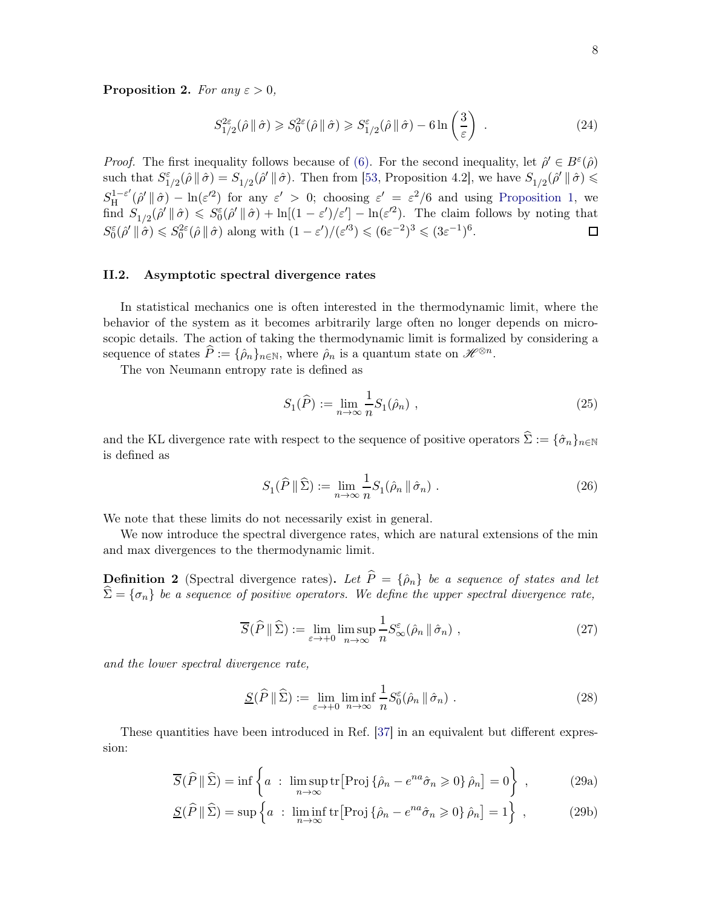**Proposition 2.** *For any $\varepsilon > 0$,*

$$
S^{2\varepsilon}_{1/2}(\hat{\rho}\,\|\,\hat{\sigma}) \geqslant S^{2\varepsilon}_{0}(\hat{\rho}\,\|\,\hat{\sigma}) \geqslant S^{\varepsilon}_{1/2}(\hat{\rho}\,\|\,\hat{\sigma}) - 6\ln\left(\frac{3}{\varepsilon}\right) \; . \tag{24}
$$

*Proof.* The first inequality follows because of (6). For the second inequality, let $\hat{\rho}' \in B^{\varepsilon}(\hat{\rho})$ such that $S^{\varepsilon}_{1/2}(\hat{\rho}\,\|\,\hat{\sigma}) = S_{1/2}(\hat{\rho}'\,\|\,\hat{\sigma})$. Then from [53, Proposition 4.2], we have $S_{1/2}(\hat{\rho}'\,\|\,\hat{\sigma}) \leqslant S^{1-\varepsilon'}_{\mathrm{H}}(\hat{\rho}'\,\|\,\hat{\sigma}) - \ln(\varepsilon'^2)$ for any $\varepsilon' > 0$; choosing $\varepsilon' = \varepsilon^2/6$ and using Proposition 1, we find $S_{1/2}(\hat{\rho}'\,\|\,\hat{\sigma}) \leqslant S^{\varepsilon}_{0}(\hat{\rho}'\,\|\,\hat{\sigma}) + \ln[(1-\varepsilon')/\varepsilon'] - \ln(\varepsilon'^2)$. The claim follows by noting that $S^{\varepsilon}_{0}(\hat{\rho}'\,\|\,\hat{\sigma}) \leqslant S^{2\varepsilon}_{0}(\hat{\rho}\,\|\,\hat{\sigma})$ along with $(1-\varepsilon')/(\varepsilon'^3) \leqslant (6\varepsilon^{-2})^3 \leqslant (3\varepsilon^{-1})^6$. $\square$

### II.2. Asymptotic spectral divergence rates

In statistical mechanics one is often interested in the thermodynamic limit, where the behavior of the system as it becomes arbitrarily large often no longer depends on microscopic details. The action of taking the thermodynamic limit is formalized by considering a sequence of states $\widehat{P} := \{\hat{\rho}_n\}_{n\in\mathbb{N}}$, where $\hat{\rho}_n$ is a quantum state on $\mathscr{H}^{\otimes n}$.

The von Neumann entropy rate is defined as

$$
S_1(\widehat{P}) := \lim_{n\to\infty} \frac{1}{n} S_1(\hat{\rho}_n) \; , \tag{25}
$$

and the KL divergence rate with respect to the sequence of positive operators $\widehat{\Sigma} := \{\hat{\sigma}_n\}_{n\in\mathbb{N}}$ is defined as

$$
S_1(\widehat{P}\,\|\,\widehat{\Sigma}) := \lim_{n\to\infty} \frac{1}{n} S_1(\hat{\rho}_n\,\|\,\hat{\sigma}_n) \; . \tag{26}
$$

We note that these limits do not necessarily exist in general.

We now introduce the spectral divergence rates, which are natural extensions of the min and max divergences to the thermodynamic limit.

**Definition 2** (Spectral divergence rates)**.** *Let $\widehat{P} = \{\hat{\rho}_n\}$ be a sequence of states and let $\widehat{\Sigma} = \{\sigma_n\}$ be a sequence of positive operators. We define the upper spectral divergence rate,*

$$
\overline{S}(\widehat{P}\,\|\,\widehat{\Sigma}) := \lim_{\varepsilon\to+0} \limsup_{n\to\infty} \frac{1}{n} S^{\varepsilon}_{\infty}(\hat{\rho}_n\,\|\,\hat{\sigma}_n) \; , \tag{27}
$$

*and the lower spectral divergence rate,*

$$
\underline{S}(\widehat{P}\,\|\,\widehat{\Sigma}) := \lim_{\varepsilon\to+0} \liminf_{n\to\infty} \frac{1}{n} S^{\varepsilon}_{0}(\hat{\rho}_n\,\|\,\hat{\sigma}_n) \; . \tag{28}
$$

These quantities have been introduced in Ref. [37] in an equivalent but different expression:

$$
\overline{S}(\widehat{P}\,\|\,\widehat{\Sigma}) = \inf\left\{ a \;:\; \limsup_{n\to\infty} \mathrm{tr}\big[\mathrm{Proj}\left\{\hat{\rho}_n - e^{na}\hat{\sigma}_n \geqslant 0\right\}\hat{\rho}_n\big] = 0 \right\} \; , \tag{29a}
$$

$$
\underline{S}(\widehat{P}\,\|\,\widehat{\Sigma}) = \sup\left\{ a \;:\; \liminf_{n\to\infty} \mathrm{tr}\big[\mathrm{Proj}\left\{\hat{\rho}_n - e^{na}\hat{\sigma}_n \geqslant 0\right\}\hat{\rho}_n\big] = 1 \right\} \; , \tag{29b}
$$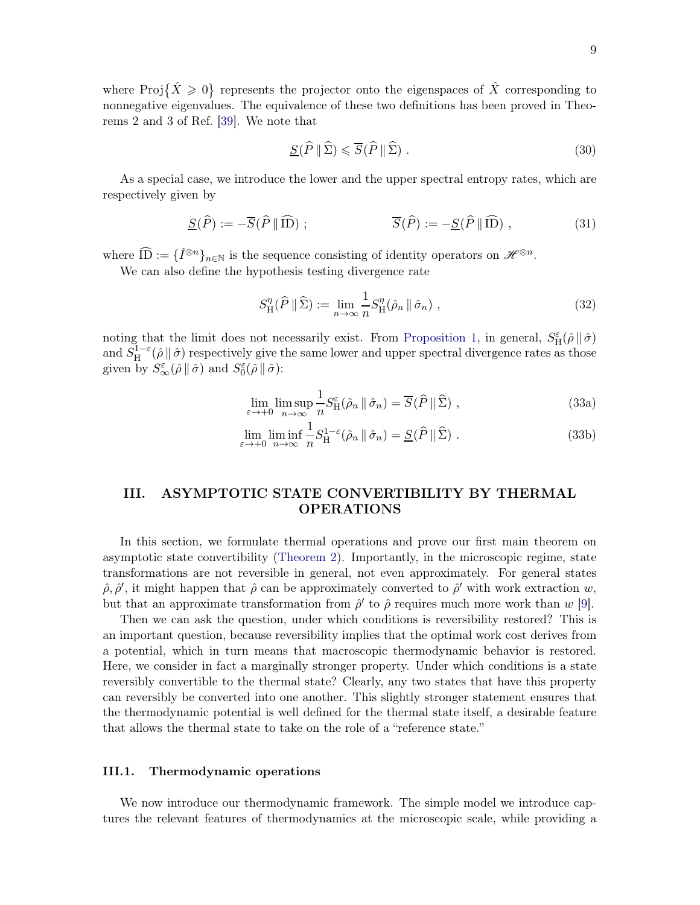where $\mathrm{Proj}\{\hat{X} \geqslant 0\}$ represents the projector onto the eigenspaces of $\hat{X}$ corresponding to nonnegative eigenvalues. The equivalence of these two definitions has been proved in Theorems 2 and 3 of Ref. [39]. We note that

$$
\underline{S}(\widehat{P} \,\|\, \widehat{\Sigma}) \leqslant \overline{S}(\widehat{P} \,\|\, \widehat{\Sigma}) \ . \tag{30}
$$

As a special case, we introduce the lower and the upper spectral entropy rates, which are respectively given by

$$
\underline{S}(\widehat{P}) := -\overline{S}(\widehat{P} \,\|\, \widehat{\mathrm{ID}}) \ ; \qquad\qquad \overline{S}(\widehat{P}) := -\underline{S}(\widehat{P} \,\|\, \widehat{\mathrm{ID}}) \ , \tag{31}
$$

where $\widehat{\mathrm{ID}} := \{\hat{I}^{\otimes n}\}_{n\in\mathbb{N}}$ is the sequence consisting of identity operators on $\mathscr{H}^{\otimes n}$.

We can also define the hypothesis testing divergence rate

$$
S_{\mathrm{H}}^{\eta}(\widehat{P} \,\|\, \widehat{\Sigma}) := \lim_{n\to\infty} \frac{1}{n} S_{\mathrm{H}}^{\eta}(\hat{\rho}_n \,\|\, \hat{\sigma}_n) \ , \tag{32}
$$

noting that the limit does not necessarily exist. From Proposition 1, in general, $S_{\mathrm{H}}^{\varepsilon}(\hat{\rho} \,\|\, \hat{\sigma})$ and $S_{\mathrm{H}}^{1-\varepsilon}(\hat{\rho} \,\|\, \hat{\sigma})$ respectively give the same lower and upper spectral divergence rates as those given by $S_{\infty}^{\varepsilon}(\hat{\rho} \,\|\, \hat{\sigma})$ and $S_{0}^{\varepsilon}(\hat{\rho} \,\|\, \hat{\sigma})$:

$$
\lim_{\varepsilon\to+0} \limsup_{n\to\infty} \frac{1}{n} S_{\mathrm{H}}^{\varepsilon}(\hat{\rho}_n \,\|\, \hat{\sigma}_n) = \overline{S}(\widehat{P} \,\|\, \widehat{\Sigma}) \ , \tag{33a}
$$

$$
\lim_{\varepsilon\to+0} \liminf_{n\to\infty} \frac{1}{n} S_{\mathrm{H}}^{1-\varepsilon}(\hat{\rho}_n \,\|\, \hat{\sigma}_n) = \underline{S}(\widehat{P} \,\|\, \widehat{\Sigma}) \ . \tag{33b}
$$

## III. ASYMPTOTIC STATE CONVERTIBILITY BY THERMAL OPERATIONS

In this section, we formulate thermal operations and prove our first main theorem on asymptotic state convertibility (Theorem 2). Importantly, in the microscopic regime, state transformations are not reversible in general, not even approximately. For general states $\hat{\rho}, \hat{\rho}'$, it might happen that $\hat{\rho}$ can be approximately converted to $\hat{\rho}'$ with work extraction $w$, but that an approximate transformation from $\hat{\rho}'$ to $\hat{\rho}$ requires much more work than $w$ [9].

Then we can ask the question, under which conditions is reversibility restored? This is an important question, because reversibility implies that the optimal work cost derives from a potential, which in turn means that macroscopic thermodynamic behavior is restored. Here, we consider in fact a marginally stronger property. Under which conditions is a state reversibly convertible to the thermal state? Clearly, any two states that have this property can reversibly be converted into one another. This slightly stronger statement ensures that the thermodynamic potential is well defined for the thermal state itself, a desirable feature that allows the thermal state to take on the role of a "reference state."

### III.1. Thermodynamic operations

We now introduce our thermodynamic framework. The simple model we introduce captures the relevant features of thermodynamics at the microscopic scale, while providing a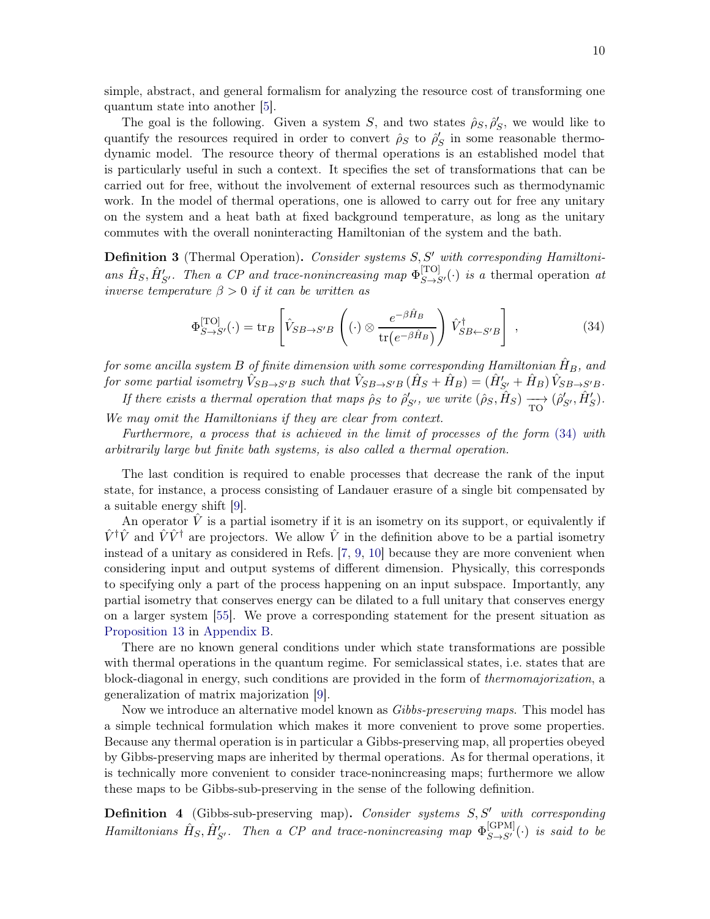simple, abstract, and general formalism for analyzing the resource cost of transforming one quantum state into another [5].

The goal is the following. Given a system $S$, and two states $\hat{\rho}_S, \hat{\rho}'_S$, we would like to quantify the resources required in order to convert $\hat{\rho}_S$ to $\hat{\rho}'_S$ in some reasonable thermodynamic model. The resource theory of thermal operations is an established model that is particularly useful in such a context. It specifies the set of transformations that can be carried out for free, without the involvement of external resources such as thermodynamic work. In the model of thermal operations, one is allowed to carry out for free any unitary on the system and a heat bath at fixed background temperature, as long as the unitary commutes with the overall noninteracting Hamiltonian of the system and the bath.

**Definition 3** (Thermal Operation)**.** *Consider systems $S, S'$ with corresponding Hamiltonians $\hat{H}_S, \hat{H}'_{S'}$. Then a CP and trace-nonincreasing map $\Phi^{[\mathrm{TO}]}_{S\to S'}(\cdot)$ is a* thermal operation *at inverse temperature $\beta > 0$ if it can be written as*

$$\Phi^{[\mathrm{TO}]}_{S\to S'}(\cdot) = \mathrm{tr}_B \left[ \hat{V}_{SB\to S'B} \left( (\cdot) \otimes \frac{e^{-\beta \hat{H}_B}}{\mathrm{tr}\big(e^{-\beta \hat{H}_B}\big)} \right) \hat{V}^{\dagger}_{SB\leftarrow S'B} \right] , \tag{34}$$

*for some ancilla system $B$ of finite dimension with some corresponding Hamiltonian $\hat{H}_B$, and for some partial isometry $\hat{V}_{SB\to S'B}$ such that $\hat{V}_{SB\to S'B}\,(\hat{H}_S + \hat{H}_B) = (\hat{H}'_{S'} + \hat{H}_B)\,\hat{V}_{SB\to S'B}$.*

*If there exists a thermal operation that maps $\hat{\rho}_S$ to $\hat{\rho}'_{S'}$, we write $(\hat{\rho}_S, \hat{H}_S) \xrightarrow[\mathrm{TO}]{} (\hat{\rho}'_{S'}, \hat{H}'_S)$. We may omit the Hamiltonians if they are clear from context.*

*Furthermore, a process that is achieved in the limit of processes of the form (34) with arbitrarily large but finite bath systems, is also called a thermal operation.*

The last condition is required to enable processes that decrease the rank of the input state, for instance, a process consisting of Landauer erasure of a single bit compensated by a suitable energy shift [9].

An operator $\hat{V}$ is a partial isometry if it is an isometry on its support, or equivalently if $\hat{V}^\dagger\hat{V}$ and $\hat{V}\hat{V}^\dagger$ are projectors. We allow $\hat{V}$ in the definition above to be a partial isometry instead of a unitary as considered in Refs. [7, 9, 10] because they are more convenient when considering input and output systems of different dimension. Physically, this corresponds to specifying only a part of the process happening on an input subspace. Importantly, any partial isometry that conserves energy can be dilated to a full unitary that conserves energy on a larger system [55]. We prove a corresponding statement for the present situation as Proposition 13 in Appendix B.

There are no known general conditions under which state transformations are possible with thermal operations in the quantum regime. For semiclassical states, i.e. states that are block-diagonal in energy, such conditions are provided in the form of *thermomajorization*, a generalization of matrix majorization [9].

Now we introduce an alternative model known as *Gibbs-preserving maps*. This model has a simple technical formulation which makes it more convenient to prove some properties. Because any thermal operation is in particular a Gibbs-preserving map, all properties obeyed by Gibbs-preserving maps are inherited by thermal operations. As for thermal operations, it is technically more convenient to consider trace-nonincreasing maps; furthermore we allow these maps to be Gibbs-sub-preserving in the sense of the following definition.

**Definition 4** (Gibbs-sub-preserving map)**.** *Consider systems $S, S'$ with corresponding Hamiltonians $\hat{H}_S, \hat{H}'_{S'}$. Then a CP and trace-nonincreasing map $\Phi^{[\mathrm{GPM}]}_{S\to S'}(\cdot)$ is said to be*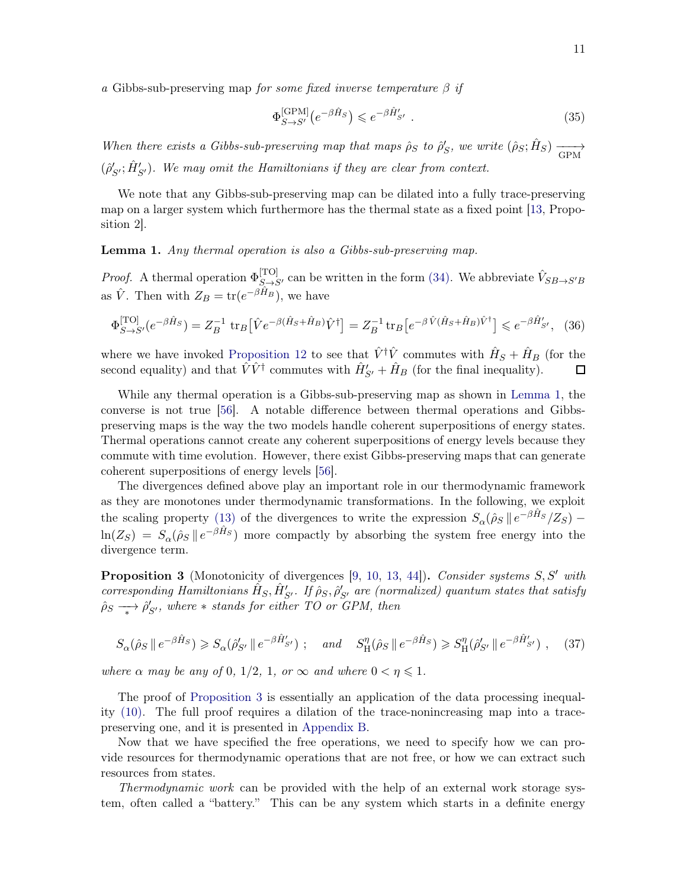*a* Gibbs-sub-preserving map *for some fixed inverse temperature* $\beta$ *if*

$$\Phi^{[\mathrm{GPM}]}_{S\to S'}\big(e^{-\beta \hat{H}_S}\big) \leqslant e^{-\beta \hat{H}'_{S'}} \ . \tag{35}$$

*When there exists a Gibbs-sub-preserving map that maps* $\hat{\rho}_S$ *to* $\hat{\rho}'_S$*, we write* $(\hat{\rho}_S; \hat{H}_S) \xrightarrow[\mathrm{GPM}]{} (\hat{\rho}'_{S'}; \hat{H}'_{S'})$*. We may omit the Hamiltonians if they are clear from context.*

We note that any Gibbs-sub-preserving map can be dilated into a fully trace-preserving map on a larger system which furthermore has the thermal state as a fixed point [13, Proposition 2].

**Lemma 1.** *Any thermal operation is also a Gibbs-sub-preserving map.*

*Proof.* A thermal operation $\Phi^{[\mathrm{TO}]}_{S\to S'}$ can be written in the form (34). We abbreviate $\hat{V}_{SB\to S'B}$ as $\hat{V}$. Then with $Z_B = \mathrm{tr}(e^{-\beta \hat{H}_B})$, we have

$$\Phi^{[\mathrm{TO}]}_{S\to S'}(e^{-\beta \hat{H}_S}) = Z_B^{-1}\, \mathrm{tr}_B\big[\hat{V} e^{-\beta(\hat{H}_S+\hat{H}_B)} \hat{V}^\dagger\big] = Z_B^{-1}\, \mathrm{tr}_B\big[e^{-\beta\, \hat{V}(\hat{H}_S+\hat{H}_B)\hat{V}^\dagger}\big] \leqslant e^{-\beta \hat{H}'_{S'}}, \tag{36}$$

where we have invoked Proposition 12 to see that $\hat{V}^\dagger\hat{V}$ commutes with $\hat{H}_S + \hat{H}_B$ (for the second equality) and that $\hat{V}\hat{V}^\dagger$ commutes with $\hat{H}'_{S'} + \hat{H}_B$ (for the final inequality). ◻

While any thermal operation is a Gibbs-sub-preserving map as shown in Lemma 1, the converse is not true [56]. A notable difference between thermal operations and Gibbs-preserving maps is the way the two models handle coherent superpositions of energy states. Thermal operations cannot create any coherent superpositions of energy levels because they commute with time evolution. However, there exist Gibbs-preserving maps that can generate coherent superpositions of energy levels [56].

The divergences defined above play an important role in our thermodynamic framework as they are monotones under thermodynamic transformations. In the following, we exploit the scaling property (13) of the divergences to write the expression $S_\alpha(\hat{\rho}_S \,\|\, e^{-\beta \hat{H}_S}/Z_S) - \ln(Z_S) = S_\alpha(\hat{\rho}_S \,\|\, e^{-\beta \hat{H}_S})$ more compactly by absorbing the system free energy into the divergence term.

**Proposition 3** (Monotonicity of divergences [9, 10, 13, 44])**.** *Consider systems* $S, S'$ *with corresponding Hamiltonians* $\hat{H}_S, \hat{H}'_{S'}$*. If* $\hat{\rho}_S, \hat{\rho}'_{S'}$ *are (normalized) quantum states that satisfy* $\hat{\rho}_S \xrightarrow[*]{} \hat{\rho}'_{S'}$*, where* $*$ *stands for either TO or GPM, then*

$$S_\alpha(\hat{\rho}_S \,\|\, e^{-\beta \hat{H}_S}) \geqslant S_\alpha(\hat{\rho}'_{S'} \,\|\, e^{-\beta \hat{H}'_{S'}}) \ ; \quad \text{and} \quad S^\eta_{\mathrm{H}}(\hat{\rho}_S \,\|\, e^{-\beta \hat{H}_S}) \geqslant S^\eta_{\mathrm{H}}(\hat{\rho}'_{S'} \,\|\, e^{-\beta \hat{H}'_{S'}}) \ , \tag{37}$$

*where* $\alpha$ *may be any of* $0$*,* $1/2$*,* $1$*, or* $\infty$ *and where* $0 < \eta \leqslant 1$*.*

The proof of Proposition 3 is essentially an application of the data processing inequality (10). The full proof requires a dilation of the trace-nonincreasing map into a trace-preserving one, and it is presented in Appendix B.

Now that we have specified the free operations, we need to specify how we can provide resources for thermodynamic operations that are not free, or how we can extract such resources from states.

*Thermodynamic work* can be provided with the help of an external work storage system, often called a "battery." This can be any system which starts in a definite energy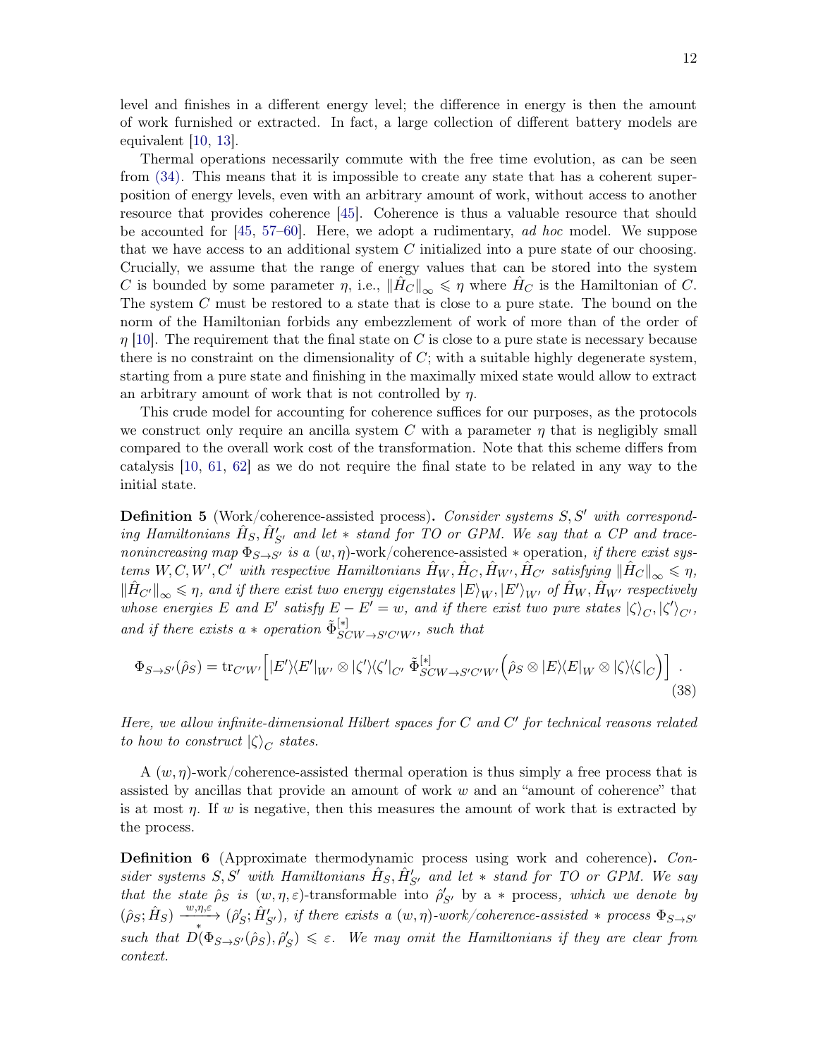level and finishes in a different energy level; the difference in energy is then the amount of work furnished or extracted. In fact, a large collection of different battery models are equivalent [10, 13].

Thermal operations necessarily commute with the free time evolution, as can be seen from (34). This means that it is impossible to create any state that has a coherent superposition of energy levels, even with an arbitrary amount of work, without access to another resource that provides coherence [45]. Coherence is thus a valuable resource that should be accounted for [45, 57–60]. Here, we adopt a rudimentary, *ad hoc* model. We suppose that we have access to an additional system $C$ initialized into a pure state of our choosing. Crucially, we assume that the range of energy values that can be stored into the system $C$ is bounded by some parameter $\eta$, i.e., $\|\hat{H}_C\|_\infty \leqslant \eta$ where $\hat{H}_C$ is the Hamiltonian of $C$. The system $C$ must be restored to a state that is close to a pure state. The bound on the norm of the Hamiltonian forbids any embezzlement of work of more than of the order of $\eta$ [10]. The requirement that the final state on $C$ is close to a pure state is necessary because there is no constraint on the dimensionality of $C$; with a suitable highly degenerate system, starting from a pure state and finishing in the maximally mixed state would allow to extract an arbitrary amount of work that is not controlled by $\eta$.

This crude model for accounting for coherence suffices for our purposes, as the protocols we construct only require an ancilla system $C$ with a parameter $\eta$ that is negligibly small compared to the overall work cost of the transformation. Note that this scheme differs from catalysis [10, 61, 62] as we do not require the final state to be related in any way to the initial state.

**Definition 5** (Work/coherence-assisted process)**.** *Consider systems $S, S'$ with corresponding Hamiltonians $\hat{H}_S, \hat{H}'_{S'}$ and let $*$ stand for TO or GPM. We say that a CP and trace-nonincreasing map $\Phi_{S\to S'}$ is a* $(w,\eta)$-work/coherence-assisted $*$ operation*, if there exist systems $W, C, W', C'$ with respective Hamiltonians $\hat{H}_W, \hat{H}_C, \hat{H}_{W'}, \hat{H}_{C'}$ satisfying $\|\hat{H}_C\|_\infty \leqslant \eta$, $\|\hat{H}_{C'}\|_\infty \leqslant \eta$, and if there exist two energy eigenstates $|E\rangle_W, |E'\rangle_{W'}$ of $\hat{H}_W, \hat{H}_{W'}$ respectively whose energies $E$ and $E'$ satisfy $E - E' = w$, and if there exist two pure states $|\zeta\rangle_C, |\zeta'\rangle_{C'}$, and if there exists a $*$ operation $\tilde{\Phi}^{[*]}_{SCW\to S'C'W'}$, such that*

$$
\Phi_{S\to S'}(\hat{\rho}_S) = \mathrm{tr}_{C'W'}\Big[|E'\rangle\langle E'|_{W'} \otimes |\zeta'\rangle\langle\zeta'|_{C'}\, \tilde{\Phi}^{[*]}_{SCW\to S'C'W'}\Big(\hat{\rho}_S \otimes |E\rangle\langle E|_W \otimes |\zeta\rangle\langle\zeta|_C\Big)\Big] \ . \tag{38}
$$

*Here, we allow infinite-dimensional Hilbert spaces for $C$ and $C'$ for technical reasons related to how to construct $|\zeta\rangle_C$ states.*

A $(w,\eta)$-work/coherence-assisted thermal operation is thus simply a free process that is assisted by ancillas that provide an amount of work $w$ and an "amount of coherence" that is at most $\eta$. If $w$ is negative, then this measures the amount of work that is extracted by the process.

**Definition 6** (Approximate thermodynamic process using work and coherence)**.** *Consider systems $S, S'$ with Hamiltonians $\hat{H}_S, \hat{H}'_{S'}$ and let $*$ stand for TO or GPM. We say that the state $\hat{\rho}_S$ is* $(w,\eta,\varepsilon)$-transformable into $\hat{\rho}'_{S'}$ by a $*$ process*, which we denote by $(\hat{\rho}_S; \hat{H}_S) \xrightarrow[*]{w,\eta,\varepsilon} (\hat{\rho}'_S; \hat{H}'_{S'})$, if there exists a $(w,\eta)$-work/coherence-assisted $*$ process $\Phi_{S\to S'}$ such that $D(\Phi_{S\to S'}(\hat{\rho}_S), \hat{\rho}'_S) \leqslant \varepsilon$. We may omit the Hamiltonians if they are clear from context.*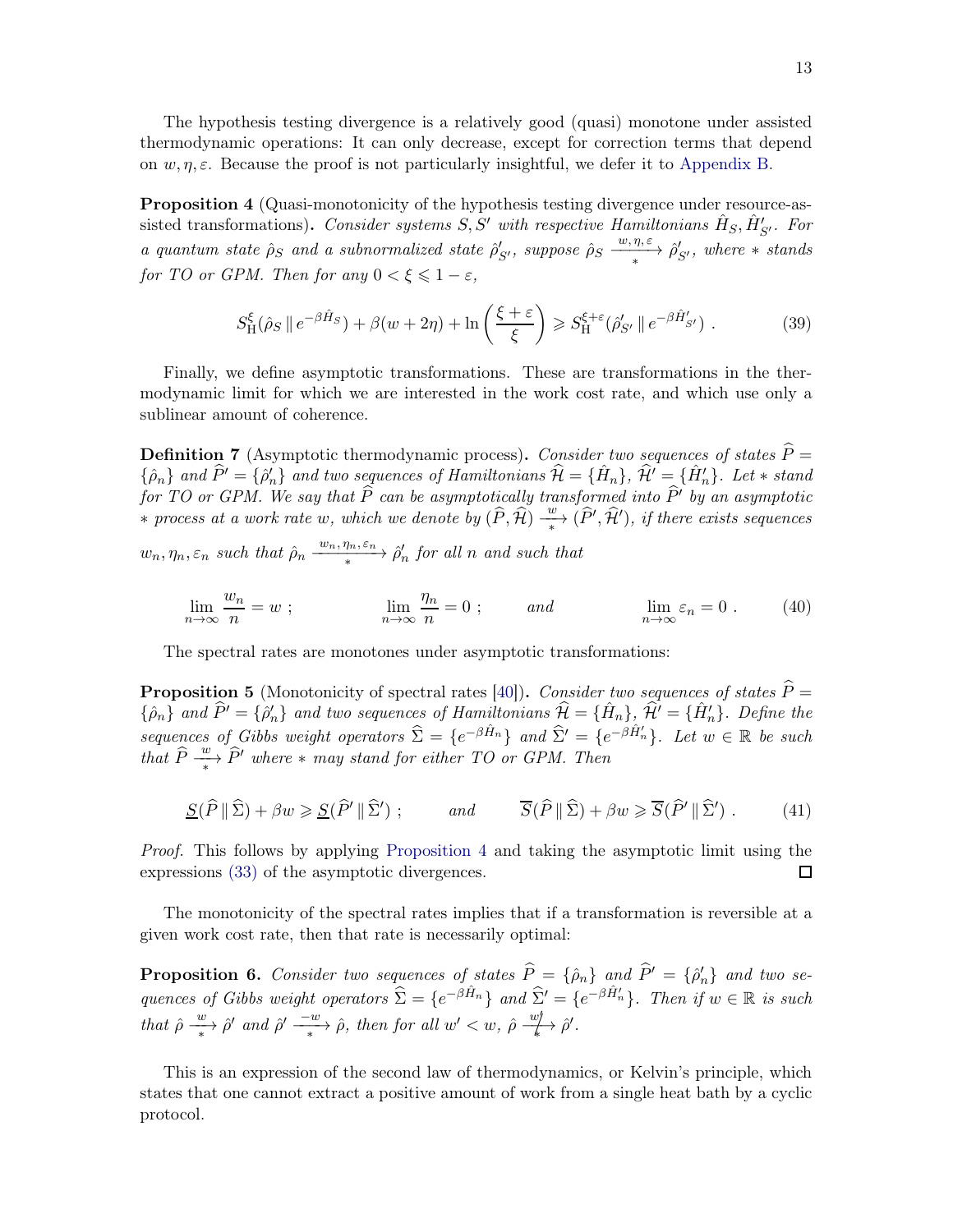The hypothesis testing divergence is a relatively good (quasi) monotone under assisted thermodynamic operations: It can only decrease, except for correction terms that depend on $w, \eta, \varepsilon$. Because the proof is not particularly insightful, we defer it to Appendix B.

**Proposition 4** (Quasi-monotonicity of the hypothesis testing divergence under resource-assisted transformations)**.** *Consider systems $S, S'$ with respective Hamiltonians $\hat{H}_S, \hat{H}'_{S'}$. For a quantum state $\hat{\rho}_S$ and a subnormalized state $\hat{\rho}'_{S'}$, suppose $\hat{\rho}_S \xrightarrow[*]{w,\eta,\varepsilon} \hat{\rho}'_{S'}$, where $*$ stands for TO or GPM. Then for any $0 < \xi \leqslant 1 - \varepsilon$,*

$$S_{\mathrm{H}}^{\xi}(\hat{\rho}_S \,\|\, e^{-\beta \hat{H}_S}) + \beta(w + 2\eta) + \ln\left(\frac{\xi + \varepsilon}{\xi}\right) \geqslant S_{\mathrm{H}}^{\xi+\varepsilon}(\hat{\rho}'_{S'} \,\|\, e^{-\beta \hat{H}'_{S'}}) \ . \tag{39}$$

Finally, we define asymptotic transformations. These are transformations in the thermodynamic limit for which we are interested in the work cost rate, and which use only a sublinear amount of coherence.

**Definition 7** (Asymptotic thermodynamic process)**.** *Consider two sequences of states $\widehat{P} = \{\hat{\rho}_n\}$ and $\widehat{P}' = \{\hat{\rho}'_n\}$ and two sequences of Hamiltonians $\widehat{\mathcal{H}} = \{\hat{H}_n\}$, $\widehat{\mathcal{H}}' = \{\hat{H}'_n\}$. Let $*$ stand for TO or GPM. We say that $\widehat{P}$ can be asymptotically transformed into $\widehat{P}'$ by an asymptotic $*$ process at a work rate $w$, which we denote by $(\widehat{P}, \widehat{\mathcal{H}}) \xrightarrow[*]{w} (\widehat{P}', \widehat{\mathcal{H}}')$, if there exists sequences $w_n, \eta_n, \varepsilon_n$ such that $\hat{\rho}_n \xrightarrow[*]{w_n,\eta_n,\varepsilon_n} \hat{\rho}'_n$ for all $n$ and such that*

$$\lim_{n\to\infty} \frac{w_n}{n} = w \ ; \qquad \lim_{n\to\infty} \frac{\eta_n}{n} = 0 \ ; \qquad \textit{and} \qquad \lim_{n\to\infty} \varepsilon_n = 0 \ . \tag{40}$$

The spectral rates are monotones under asymptotic transformations:

**Proposition 5** (Monotonicity of spectral rates [40])**.** *Consider two sequences of states $\widehat{P} = \{\hat{\rho}_n\}$ and $\widehat{P}' = \{\hat{\rho}'_n\}$ and two sequences of Hamiltonians $\widehat{\mathcal{H}} = \{\hat{H}_n\}$, $\widehat{\mathcal{H}}' = \{\hat{H}'_n\}$. Define the sequences of Gibbs weight operators $\widehat{\Sigma} = \{e^{-\beta \hat{H}_n}\}$ and $\widehat{\Sigma}' = \{e^{-\beta \hat{H}'_n}\}$. Let $w \in \mathbb{R}$ be such that $\widehat{P} \xrightarrow[*]{w} \widehat{P}'$ where $*$ may stand for either TO or GPM. Then*

$$\underline{S}(\widehat{P} \,\|\, \widehat{\Sigma}) + \beta w \geqslant \underline{S}(\widehat{P}' \,\|\, \widehat{\Sigma}') \ ; \qquad \textit{and} \qquad \overline{S}(\widehat{P} \,\|\, \widehat{\Sigma}) + \beta w \geqslant \overline{S}(\widehat{P}' \,\|\, \widehat{\Sigma}') \ . \tag{41}$$

*Proof.* This follows by applying Proposition 4 and taking the asymptotic limit using the expressions (33) of the asymptotic divergences. □

The monotonicity of the spectral rates implies that if a transformation is reversible at a given work cost rate, then that rate is necessarily optimal:

**Proposition 6.** *Consider two sequences of states $\widehat{P} = \{\hat{\rho}_n\}$ and $\widehat{P}' = \{\hat{\rho}'_n\}$ and two sequences of Gibbs weight operators $\widehat{\Sigma} = \{e^{-\beta \hat{H}_n}\}$ and $\widehat{\Sigma}' = \{e^{-\beta \hat{H}'_n}\}$. Then if $w \in \mathbb{R}$ is such that $\hat{\rho} \xrightarrow[*]{w} \hat{\rho}'$ and $\hat{\rho}' \xrightarrow[*]{-w} \hat{\rho}$, then for all $w' < w$, $\hat{\rho} \not\xrightarrow[*]{w'} \hat{\rho}'$.*

This is an expression of the second law of thermodynamics, or Kelvin's principle, which states that one cannot extract a positive amount of work from a single heat bath by a cyclic protocol.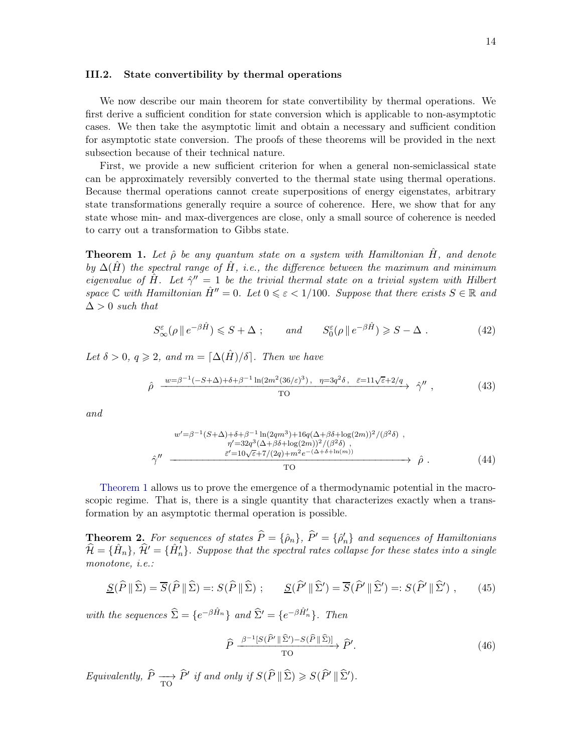### III.2. State convertibility by thermal operations

We now describe our main theorem for state convertibility by thermal operations. We first derive a sufficient condition for state conversion which is applicable to non-asymptotic cases. We then take the asymptotic limit and obtain a necessary and sufficient condition for asymptotic state conversion. The proofs of these theorems will be provided in the next subsection because of their technical nature.

First, we provide a new sufficient criterion for when a general non-semiclassical state can be approximately reversibly converted to the thermal state using thermal operations. Because thermal operations cannot create superpositions of energy eigenstates, arbitrary state transformations generally require a source of coherence. Here, we show that for any state whose min- and max-divergences are close, only a small source of coherence is needed to carry out a transformation to Gibbs state.

**Theorem 1.** *Let $\hat{\rho}$ be any quantum state on a system with Hamiltonian $\hat{H}$, and denote by $\Delta(\hat{H})$ the spectral range of $\hat{H}$, i.e., the difference between the maximum and minimum eigenvalue of $\hat{H}$. Let $\hat{\gamma}'' = 1$ be the trivial thermal state on a trivial system with Hilbert space $\mathbb{C}$ with Hamiltonian $\hat{H}'' = 0$. Let $0 \leqslant \varepsilon < 1/100$. Suppose that there exists $S \in \mathbb{R}$ and $\Delta > 0$ such that*

$$S_\infty^\varepsilon(\rho \,\|\, e^{-\beta\hat{H}}) \leqslant S + \Delta \; ; \qquad \text{and} \qquad S_0^\varepsilon(\rho \,\|\, e^{-\beta\hat{H}}) \geqslant S - \Delta \; . \tag{42}$$

*Let $\delta > 0$, $q \geqslant 2$, and $m = \lceil \Delta(\hat{H})/\delta \rceil$. Then we have*

$$\hat{\rho} \xrightarrow[\text{TO}]{w=\beta^{-1}(-S+\Delta)+\delta+\beta^{-1}\ln(2m^2(36/\varepsilon)^3)\,,\quad \eta=3q^2\delta\,,\quad \bar{\varepsilon}=11\sqrt{\varepsilon}+2/q} \hat{\gamma}'' \,, \tag{43}$$

*and*

$$\hat{\gamma}'' \xrightarrow[\text{TO}]{\substack{w'=\beta^{-1}(S+\Delta)+\delta+\beta^{-1}\ln(2qm^3)+16q(\Delta+\beta\delta+\log(2m))^2/(\beta^2\delta)\;, \\ \eta'=32q^3(\Delta+\beta\delta+\log(2m))^2/(\beta^2\delta)\;, \\ \bar{\varepsilon}'=10\sqrt{\varepsilon}+7/(2q)+m^2e^{-(\Delta+\delta+\ln(m))}}} \hat{\rho} \,. \tag{44}$$

Theorem 1 allows us to prove the emergence of a thermodynamic potential in the macroscopic regime. That is, there is a single quantity that characterizes exactly when a transformation by an asymptotic thermal operation is possible.

**Theorem 2.** *For sequences of states $\widehat{P} = \{\hat{\rho}_n\}$, $\widehat{P}' = \{\hat{\rho}_n'\}$ and sequences of Hamiltonians $\widehat{\mathcal{H}} = \{\hat{H}_n\}$, $\widehat{\mathcal{H}}' = \{\hat{H}_n'\}$. Suppose that the spectral rates collapse for these states into a single monotone, i.e.:*

$$\underline{S}(\widehat{P} \,\|\, \widehat{\Sigma}) = \overline{S}(\widehat{P} \,\|\, \widehat{\Sigma}) =: S(\widehat{P} \,\|\, \widehat{\Sigma}) \; ; \qquad \underline{S}(\widehat{P}' \,\|\, \widehat{\Sigma}') = \overline{S}(\widehat{P}' \,\|\, \widehat{\Sigma}') =: S(\widehat{P}' \,\|\, \widehat{\Sigma}') \,, \tag{45}$$

*with the sequences $\widehat{\Sigma} = \{e^{-\beta\hat{H}_n}\}$ and $\widehat{\Sigma}' = \{e^{-\beta\hat{H}_n'}\}$. Then*

$$\widehat{P} \xrightarrow[\text{TO}]{\beta^{-1}[S(\widehat{P}' \,\|\, \widehat{\Sigma}') - S(\widehat{P} \,\|\, \widehat{\Sigma})]} \widehat{P}'. \tag{46}$$

*Equivalently, $\widehat{P} \xrightarrow[\text{TO}]{} \widehat{P}'$ if and only if $S(\widehat{P} \,\|\, \widehat{\Sigma}) \geqslant S(\widehat{P}' \,\|\, \widehat{\Sigma}')$.*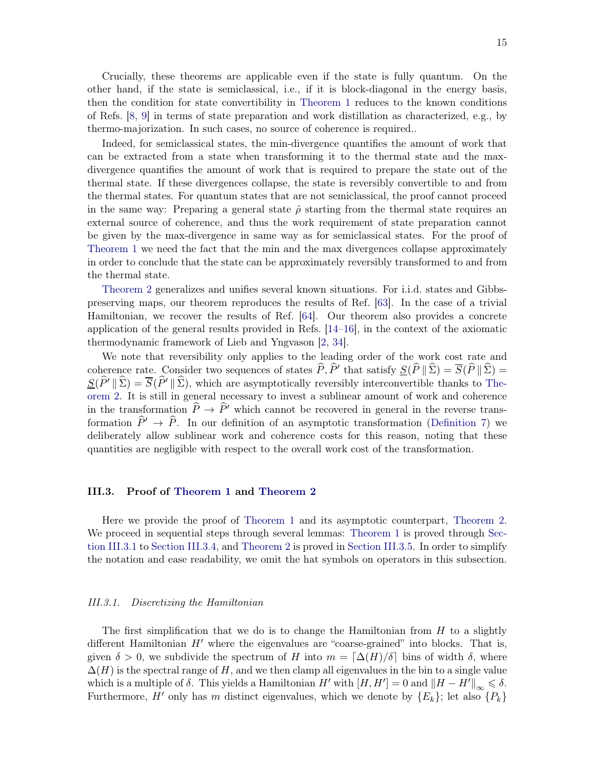Crucially, these theorems are applicable even if the state is fully quantum. On the other hand, if the state is semiclassical, i.e., if it is block-diagonal in the energy basis, then the condition for state convertibility in Theorem 1 reduces to the known conditions of Refs. [8, 9] in terms of state preparation and work distillation as characterized, e.g., by thermo-majorization. In such cases, no source of coherence is required..

Indeed, for semiclassical states, the min-divergence quantifies the amount of work that can be extracted from a state when transforming it to the thermal state and the max-divergence quantifies the amount of work that is required to prepare the state out of the thermal state. If these divergences collapse, the state is reversibly convertible to and from the thermal states. For quantum states that are not semiclassical, the proof cannot proceed in the same way: Preparing a general state $\hat{\rho}$ starting from the thermal state requires an external source of coherence, and thus the work requirement of state preparation cannot be given by the max-divergence in same way as for semiclassical states. For the proof of Theorem 1 we need the fact that the min and the max divergences collapse approximately in order to conclude that the state can be approximately reversibly transformed to and from the thermal state.

Theorem 2 generalizes and unifies several known situations. For i.i.d. states and Gibbs-preserving maps, our theorem reproduces the results of Ref. [63]. In the case of a trivial Hamiltonian, we recover the results of Ref. [64]. Our theorem also provides a concrete application of the general results provided in Refs. [14–16], in the context of the axiomatic thermodynamic framework of Lieb and Yngvason [2, 34].

We note that reversibility only applies to the leading order of the work cost rate and coherence rate. Consider two sequences of states $\widehat{P}, \widehat{P}'$ that satisfy $\underline{S}(\widehat{P}\,\|\,\widehat{\Sigma}) = \overline{S}(\widehat{P}\,\|\,\widehat{\Sigma}) = \underline{S}(\widehat{P}'\,\|\,\widehat{\Sigma}) = \overline{S}(\widehat{P}'\,\|\,\widehat{\Sigma})$, which are asymptotically reversibly interconvertible thanks to Theorem 2. It is still in general necessary to invest a sublinear amount of work and coherence in the transformation $\widehat{P} \to \widehat{P}'$ which cannot be recovered in general in the reverse transformation $\widehat{P}' \to \widehat{P}$. In our definition of an asymptotic transformation (Definition 7) we deliberately allow sublinear work and coherence costs for this reason, noting that these quantities are negligible with respect to the overall work cost of the transformation.

### III.3. Proof of Theorem 1 and Theorem 2

Here we provide the proof of Theorem 1 and its asymptotic counterpart, Theorem 2. We proceed in sequential steps through several lemmas: Theorem 1 is proved through Section III.3.1 to Section III.3.4, and Theorem 2 is proved in Section III.3.5. In order to simplify the notation and ease readability, we omit the hat symbols on operators in this subsection.

#### *III.3.1. Discretizing the Hamiltonian*

The first simplification that we do is to change the Hamiltonian from $H$ to a slightly different Hamiltonian $H'$ where the eigenvalues are "coarse-grained" into blocks. That is, given $\delta > 0$, we subdivide the spectrum of $H$ into $m = \lceil \Delta(H)/\delta \rceil$ bins of width $\delta$, where $\Delta(H)$ is the spectral range of $H$, and we then clamp all eigenvalues in the bin to a single value which is a multiple of $\delta$. This yields a Hamiltonian $H'$ with $[H, H'] = 0$ and $\|H - H'\|_\infty \leqslant \delta$. Furthermore, $H'$ only has $m$ distinct eigenvalues, which we denote by $\{E_k\}$; let also $\{P_k\}$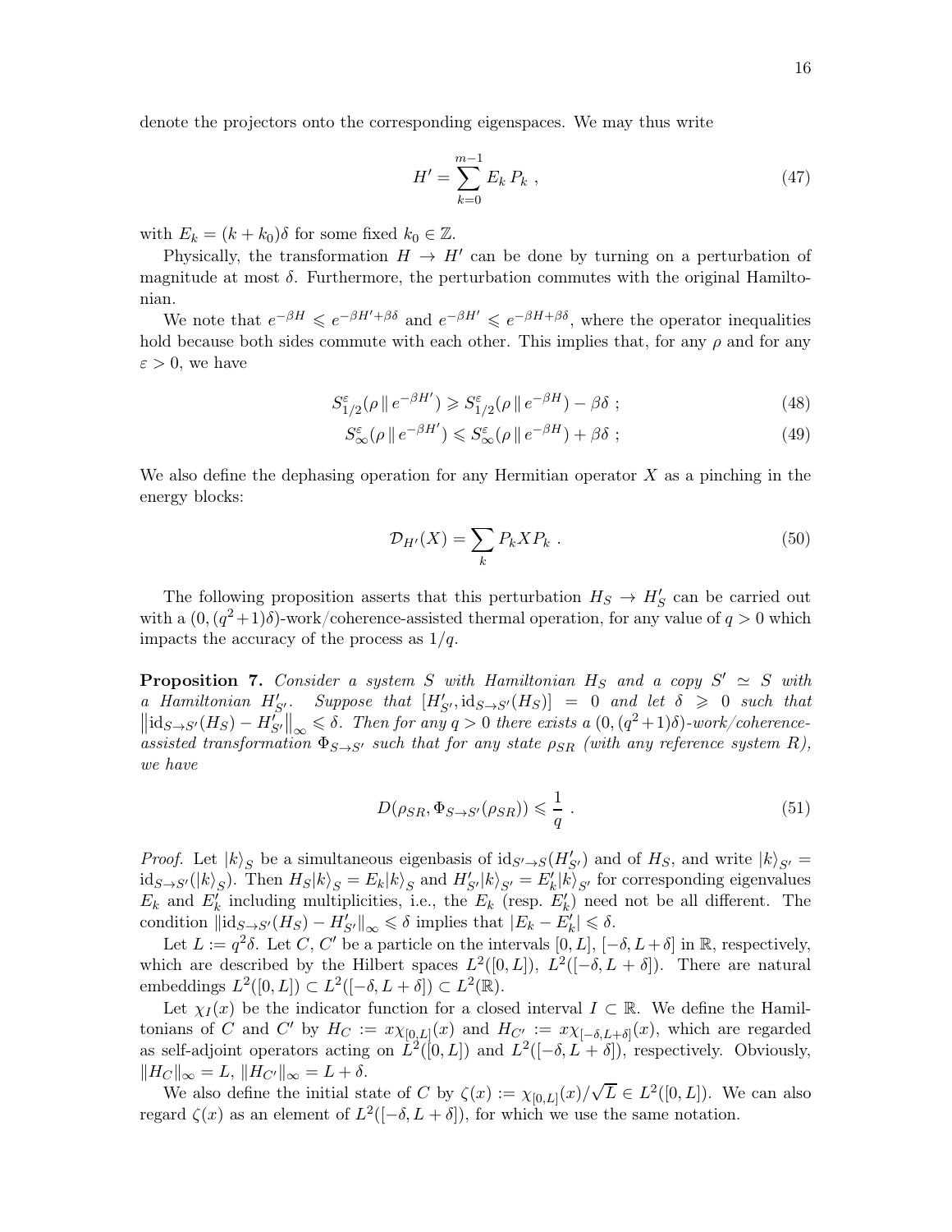denote the projectors onto the corresponding eigenspaces. We may thus write

$$H' = \sum_{k=0}^{m-1} E_k \, P_k \ , \tag{47}$$

with $E_k = (k + k_0)\delta$ for some fixed $k_0 \in \mathbb{Z}$.

Physically, the transformation $H \to H'$ can be done by turning on a perturbation of magnitude at most $\delta$. Furthermore, the perturbation commutes with the original Hamiltonian.

We note that $e^{-\beta H} \leqslant e^{-\beta H' + \beta\delta}$ and $e^{-\beta H'} \leqslant e^{-\beta H + \beta\delta}$, where the operator inequalities hold because both sides commute with each other. This implies that, for any $\rho$ and for any $\varepsilon > 0$, we have

$$S^{\varepsilon}_{1/2}(\rho \,\|\, e^{-\beta H'}) \geqslant S^{\varepsilon}_{1/2}(\rho \,\|\, e^{-\beta H}) - \beta\delta \ ; \tag{48}$$

$$S^{\varepsilon}_{\infty}(\rho \,\|\, e^{-\beta H'}) \leqslant S^{\varepsilon}_{\infty}(\rho \,\|\, e^{-\beta H}) + \beta\delta \ ; \tag{49}$$

We also define the dephasing operation for any Hermitian operator $X$ as a pinching in the energy blocks:

$$\mathcal{D}_{H'}(X) = \sum_k P_k X P_k \ . \tag{50}$$

The following proposition asserts that this perturbation $H_S \to H'_S$ can be carried out with a $(0, (q^2+1)\delta)$-work/coherence-assisted thermal operation, for any value of $q > 0$ which impacts the accuracy of the process as $1/q$.

**Proposition 7.** *Consider a system $S$ with Hamiltonian $H_S$ and a copy $S' \simeq S$ with a Hamiltonian $H'_{S'}$. Suppose that $[H'_{S'}, \mathrm{id}_{S\to S'}(H_S)] = 0$ and let $\delta \geqslant 0$ such that $\left\|\mathrm{id}_{S\to S'}(H_S) - H'_{S'}\right\|_\infty \leqslant \delta$. Then for any $q > 0$ there exists a $(0, (q^2+1)\delta)$-work/coherence-assisted transformation $\Phi_{S\to S'}$ such that for any state $\rho_{SR}$ (with any reference system $R$), we have*

$$D(\rho_{SR}, \Phi_{S\to S'}(\rho_{SR})) \leqslant \frac{1}{q} \ . \tag{51}$$

*Proof.* Let $|k\rangle_S$ be a simultaneous eigenbasis of $\mathrm{id}_{S'\to S}(H'_{S'})$ and of $H_S$, and write $|k\rangle_{S'} = \mathrm{id}_{S\to S'}(|k\rangle_S)$. Then $H_S|k\rangle_S = E_k|k\rangle_S$ and $H'_{S'}|k\rangle_{S'} = E'_k|k\rangle_{S'}$ for corresponding eigenvalues $E_k$ and $E'_k$ including multiplicities, i.e., the $E_k$ (resp. $E'_k$) need not be all different. The condition $\|\mathrm{id}_{S\to S'}(H_S) - H'_{S'}\|_\infty \leqslant \delta$ implies that $|E_k - E'_k| \leqslant \delta$.

Let $L := q^2\delta$. Let $C$, $C'$ be a particle on the intervals $[0, L]$, $[-\delta, L+\delta]$ in $\mathbb{R}$, respectively, which are described by the Hilbert spaces $L^2([0, L])$, $L^2([-\delta, L+\delta])$. There are natural embeddings $L^2([0, L]) \subset L^2([-\delta, L+\delta]) \subset L^2(\mathbb{R})$.

Let $\chi_I(x)$ be the indicator function for a closed interval $I \subset \mathbb{R}$. We define the Hamiltonians of $C$ and $C'$ by $H_C := x\chi_{[0,L]}(x)$ and $H_{C'} := x\chi_{[-\delta,L+\delta]}(x)$, which are regarded as self-adjoint operators acting on $L^2([0, L])$ and $L^2([-\delta, L+\delta])$, respectively. Obviously, $\|H_C\|_\infty = L$, $\|H_{C'}\|_\infty = L + \delta$.

We also define the initial state of $C$ by $\zeta(x) := \chi_{[0,L]}(x)/\sqrt{L} \in L^2([0, L])$. We can also regard $\zeta(x)$ as an element of $L^2([-\delta, L+\delta])$, for which we use the same notation.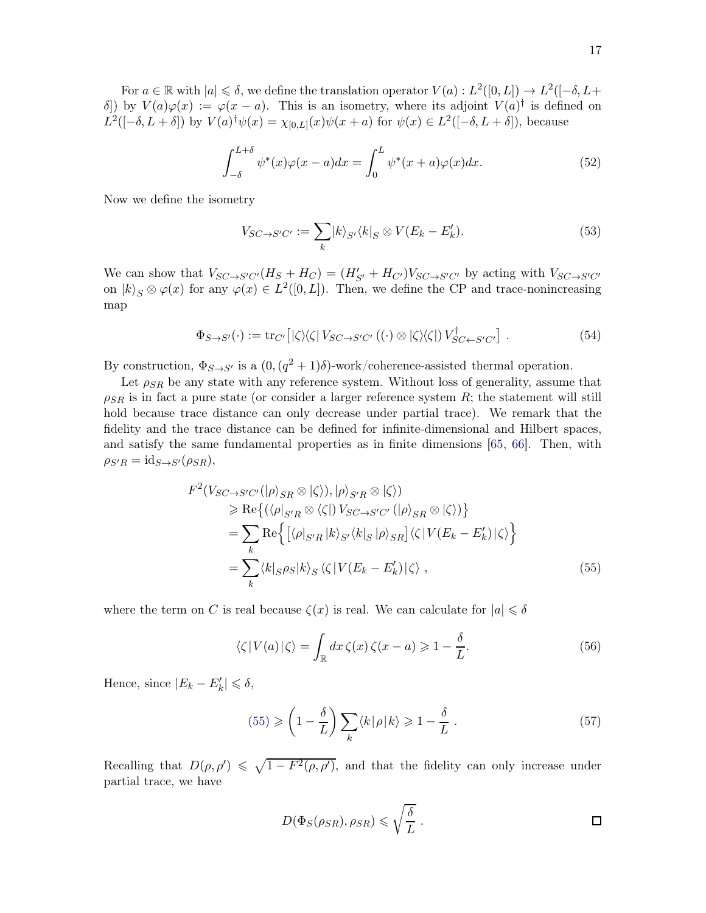For $a \in \mathbb{R}$ with $|a| \leqslant \delta$, we define the translation operator $V(a) : L^2([0, L]) \to L^2([-\delta, L + \delta])$ by $V(a)\varphi(x) := \varphi(x - a)$. This is an isometry, where its adjoint $V(a)^\dagger$ is defined on $L^2([-\delta, L + \delta])$ by $V(a)^\dagger\psi(x) = \chi_{[0,L]}(x)\psi(x + a)$ for $\psi(x) \in L^2([-\delta, L + \delta])$, because

$$\int_{-\delta}^{L+\delta} \psi^*(x)\varphi(x - a)dx = \int_0^L \psi^*(x + a)\varphi(x)dx. \tag{52}$$

Now we define the isometry

$$V_{SC\to S'C'} := \sum_k |k\rangle_{S'}\langle k|_S \otimes V(E_k - E'_k). \tag{53}$$

We can show that $V_{SC\to S'C'}(H_S + H_C) = (H'_{S'} + H_{C'})V_{SC\to S'C'}$ by acting with $V_{SC\to S'C'}$ on $|k\rangle_S \otimes \varphi(x)$ for any $\varphi(x) \in L^2([0, L])$. Then, we define the CP and trace-nonincreasing map

$$\Phi_{S\to S'}(\cdot) := \mathrm{tr}_{C'}\big[|\zeta\rangle\langle\zeta|\, V_{SC\to S'C'}\,((\cdot) \otimes |\zeta\rangle\langle\zeta|)\, V^\dagger_{SC\leftarrow S'C'}\big] \ . \tag{54}$$

By construction, $\Phi_{S\to S'}$ is a $(0, (q^2 + 1)\delta)$-work/coherence-assisted thermal operation.

Let $\rho_{SR}$ be any state with any reference system. Without loss of generality, assume that $\rho_{SR}$ is in fact a pure state (or consider a larger reference system $R$; the statement will still hold because trace distance can only decrease under partial trace). We remark that the fidelity and the trace distance can be defined for infinite-dimensional and Hilbert spaces, and satisfy the same fundamental properties as in finite dimensions [65, 66]. Then, with $\rho_{S'R} = \mathrm{id}_{S\to S'}(\rho_{SR})$,

$$\begin{aligned}
F^2(V_{SC\to S'C'}(|\rho\rangle_{SR} &\otimes |\zeta\rangle), |\rho\rangle_{S'R} \otimes |\zeta\rangle) \\
&\geqslant \mathrm{Re}\big\{(\langle\rho|_{S'R} \otimes \langle\zeta|)\, V_{SC\to S'C'}\,(|\rho\rangle_{SR} \otimes |\zeta\rangle)\big\} \\
&= \sum_k \mathrm{Re}\Big\{\big[\langle\rho|_{S'R}\,|k\rangle_{S'}\langle k|_S\,|\rho\rangle_{SR}\big]\langle\zeta|\,V(E_k - E'_k)\,|\zeta\rangle\Big\} \\
&= \sum_k \langle k|_S\rho_S|k\rangle_S\,\langle\zeta|\,V(E_k - E'_k)|\zeta\rangle \ ,
\end{aligned} \tag{55}$$

where the term on $C$ is real because $\zeta(x)$ is real. We can calculate for $|a| \leqslant \delta$

$$\langle\zeta|\,V(a)\,|\zeta\rangle = \int_{\mathbb{R}} dx\, \zeta(x)\, \zeta(x - a) \geqslant 1 - \frac{\delta}{L}. \tag{56}$$

Hence, since $|E_k - E'_k| \leqslant \delta$,

$$(55) \geqslant \left(1 - \frac{\delta}{L}\right)\sum_k \langle k|\,\rho\,|k\rangle \geqslant 1 - \frac{\delta}{L}\ . \tag{57}$$

Recalling that $D(\rho, \rho') \leqslant \sqrt{1 - F^2(\rho, \rho')}$, and that the fidelity can only increase under partial trace, we have

$$D(\Phi_S(\rho_{SR}), \rho_{SR}) \leqslant \sqrt{\frac{\delta}{L}}\ .$$

□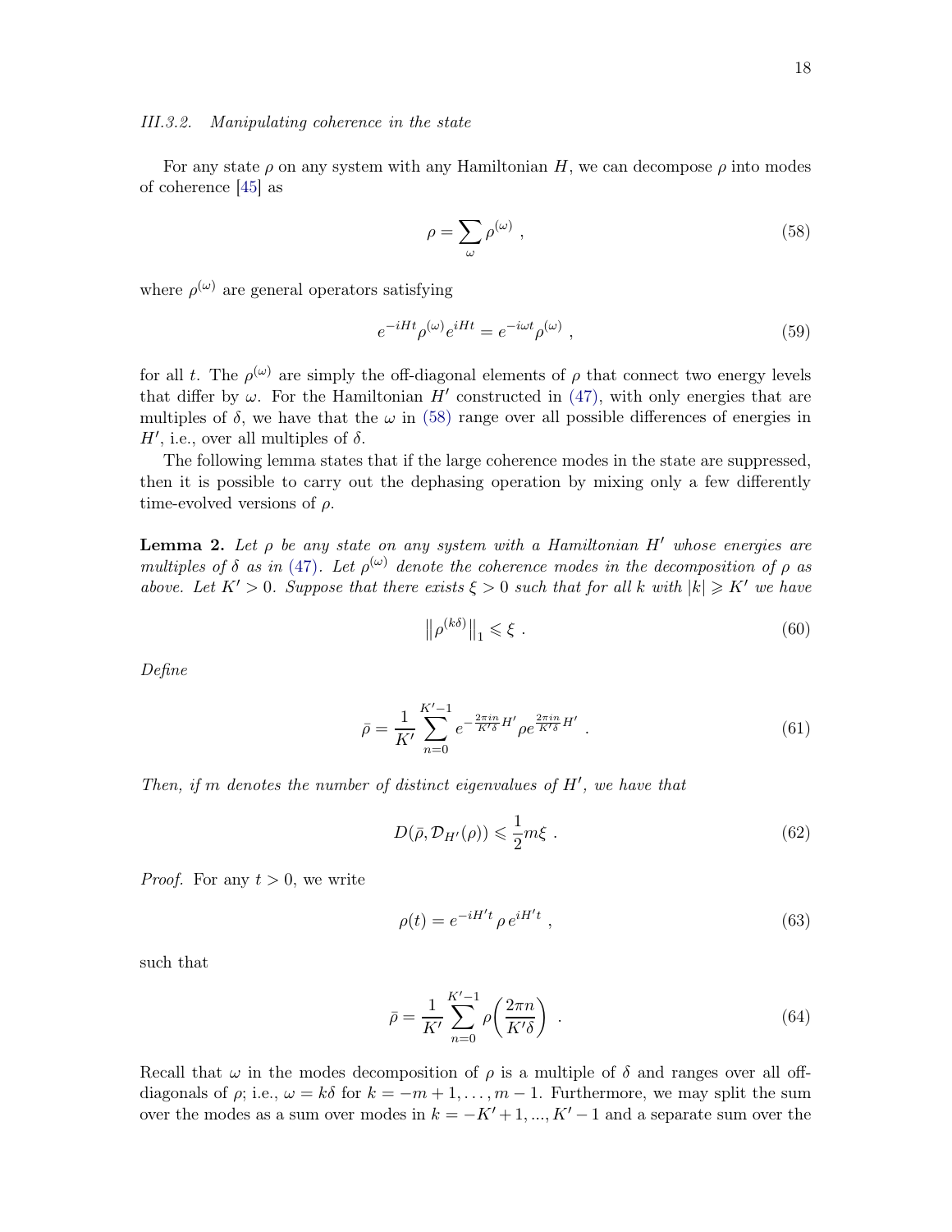### III.3.2. Manipulating coherence in the state

For any state $\rho$ on any system with any Hamiltonian $H$, we can decompose $\rho$ into modes of coherence [45] as

$$\rho = \sum_{\omega} \rho^{(\omega)} \ , \tag{58}$$

where $\rho^{(\omega)}$ are general operators satisfying

$$e^{-iHt}\rho^{(\omega)}e^{iHt} = e^{-i\omega t}\rho^{(\omega)} \ , \tag{59}$$

for all $t$. The $\rho^{(\omega)}$ are simply the off-diagonal elements of $\rho$ that connect two energy levels that differ by $\omega$. For the Hamiltonian $H'$ constructed in (47), with only energies that are multiples of $\delta$, we have that the $\omega$ in (58) range over all possible differences of energies in $H'$, i.e., over all multiples of $\delta$.

The following lemma states that if the large coherence modes in the state are suppressed, then it is possible to carry out the dephasing operation by mixing only a few differently time-evolved versions of $\rho$.

**Lemma 2.** *Let $\rho$ be any state on any system with a Hamiltonian $H'$ whose energies are multiples of $\delta$ as in (47). Let $\rho^{(\omega)}$ denote the coherence modes in the decomposition of $\rho$ as above. Let $K' > 0$. Suppose that there exists $\xi > 0$ such that for all $k$ with $|k| \geqslant K'$ we have*

$$\left\|\rho^{(k\delta)}\right\|_1 \leqslant \xi \ . \tag{60}$$

*Define*

$$\bar{\rho} = \frac{1}{K'} \sum_{n=0}^{K'-1} e^{-\frac{2\pi i n}{K'\delta}H'} \rho e^{\frac{2\pi i n}{K'\delta}H'} \ . \tag{61}$$

*Then, if $m$ denotes the number of distinct eigenvalues of $H'$, we have that*

$$D(\bar{\rho}, \mathcal{D}_{H'}(\rho)) \leqslant \frac{1}{2} m\xi \ . \tag{62}$$

*Proof.* For any $t > 0$, we write

$$\rho(t) = e^{-iH't}\,\rho\,e^{iH't} \ , \tag{63}$$

such that

$$\bar{\rho} = \frac{1}{K'} \sum_{n=0}^{K'-1} \rho\!\left(\frac{2\pi n}{K'\delta}\right) \ . \tag{64}$$

Recall that $\omega$ in the modes decomposition of $\rho$ is a multiple of $\delta$ and ranges over all off-diagonals of $\rho$; i.e., $\omega = k\delta$ for $k = -m+1, \ldots, m-1$. Furthermore, we may split the sum over the modes as a sum over modes in $k = -K'+1, ..., K'-1$ and a separate sum over the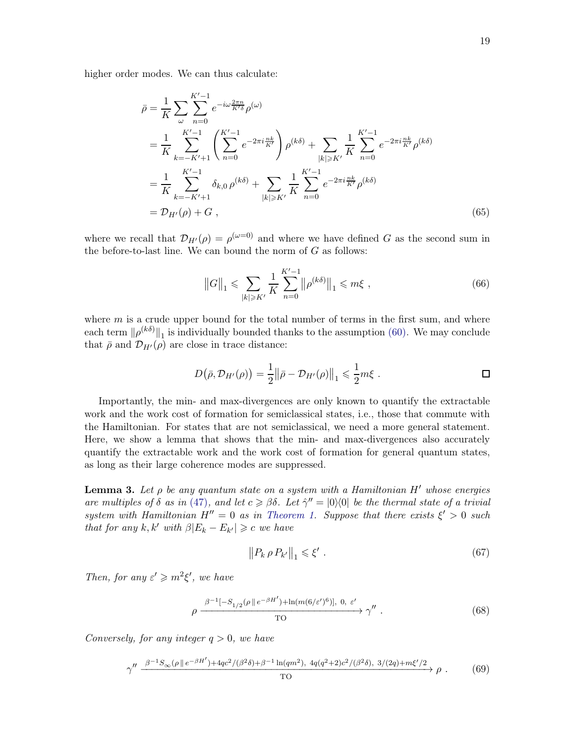higher order modes. We can thus calculate:

$$
\begin{aligned}
\bar{\rho} &= \frac{1}{K} \sum_{\omega} \sum_{n=0}^{K'-1} e^{-i\omega \frac{2\pi n}{K'\delta}} \rho^{(\omega)} \\
&= \frac{1}{K} \sum_{k=-K'+1}^{K'-1} \left( \sum_{n=0}^{K'-1} e^{-2\pi i \frac{nk}{K'}} \right) \rho^{(k\delta)} + \sum_{|k| \geqslant K'} \frac{1}{K} \sum_{n=0}^{K'-1} e^{-2\pi i \frac{nk}{K'}} \rho^{(k\delta)} \\
&= \frac{1}{K} \sum_{k=-K'+1}^{K'-1} \delta_{k,0}\, \rho^{(k\delta)} + \sum_{|k| \geqslant K'} \frac{1}{K} \sum_{n=0}^{K'-1} e^{-2\pi i \frac{nk}{K'}} \rho^{(k\delta)} \\
&= \mathcal{D}_{H'}(\rho) + G \,,
\end{aligned} \tag{65}
$$

where we recall that $\mathcal{D}_{H'}(\rho) = \rho^{(\omega=0)}$ and where we have defined $G$ as the second sum in the before-to-last line. We can bound the norm of $G$ as follows:

$$
\left\| G \right\|_1 \leqslant \sum_{|k| \geqslant K'} \frac{1}{K} \sum_{n=0}^{K'-1} \left\| \rho^{(k\delta)} \right\|_1 \leqslant m\xi \,, \tag{66}
$$

where $m$ is a crude upper bound for the total number of terms in the first sum, and where each term $\|\rho^{(k\delta)}\|_1$ is individually bounded thanks to the assumption (60). We may conclude that $\bar{\rho}$ and $\mathcal{D}_{H'}(\rho)$ are close in trace distance:

$$
D\big(\bar{\rho}, \mathcal{D}_{H'}(\rho)\big) = \frac{1}{2} \left\| \bar{\rho} - \mathcal{D}_{H'}(\rho) \right\|_1 \leqslant \frac{1}{2} m\xi \,. \qquad \square
$$

Importantly, the min- and max-divergences are only known to quantify the extractable work and the work cost of formation for semiclassical states, i.e., those that commute with the Hamiltonian. For states that are not semiclassical, we need a more general statement. Here, we show a lemma that shows that the min- and max-divergences also accurately quantify the extractable work and the work cost of formation for general quantum states, as long as their large coherence modes are suppressed.

**Lemma 3.** *Let $\rho$ be any quantum state on a system with a Hamiltonian $H'$ whose energies are multiples of $\delta$ as in (47), and let $c \geqslant \beta\delta$. Let $\hat{\gamma}'' = |0\rangle\langle 0|$ be the thermal state of a trivial system with Hamiltonian $H'' = 0$ as in Theorem 1. Suppose that there exists $\xi' > 0$ such that for any $k, k'$ with $\beta|E_k - E_{k'}| \geqslant c$ we have*

$$
\left\| P_k \, \rho \, P_{k'} \right\|_1 \leqslant \xi' \,. \tag{67}
$$

*Then, for any $\varepsilon' \geqslant m^2 \xi'$, we have*

$$
\rho \xrightarrow[\text{TO}]{\beta^{-1}[-S_{1/2}(\rho \,\|\, e^{-\beta H'}) + \ln(m(6/\varepsilon')^6)],\ 0,\ \varepsilon'} \gamma'' \,. \tag{68}
$$

*Conversely, for any integer $q > 0$, we have*

$$
\gamma'' \xrightarrow[\text{TO}]{\beta^{-1} S_\infty(\rho \,\|\, e^{-\beta H'}) + 4qc^2/(\beta^2\delta) + \beta^{-1}\ln(qm^2),\ 4q(q^2+2)c^2/(\beta^2\delta),\ 3/(2q) + m\xi'/2} \rho \,. \tag{69}
$$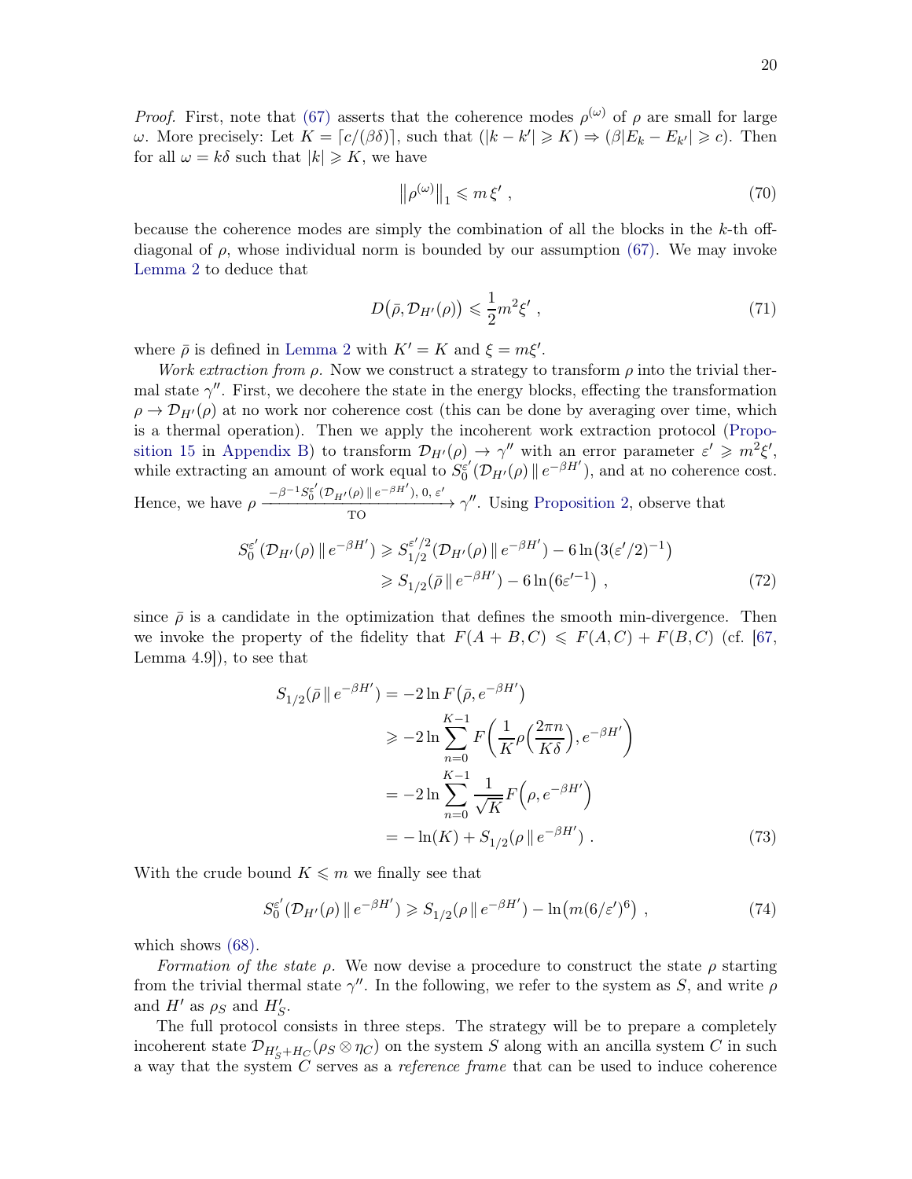*Proof.* First, note that (67) asserts that the coherence modes $\rho^{(\omega)}$ of $\rho$ are small for large $\omega$. More precisely: Let $K = \lceil c/(\beta\delta)\rceil$, such that $(|k-k'| \geqslant K) \Rightarrow (\beta|E_k - E_{k'}| \geqslant c)$. Then for all $\omega = k\delta$ such that $|k| \geqslant K$, we have

$$
\left\| \rho^{(\omega)} \right\|_1 \leqslant m\,\xi' \ , \tag{70}
$$

because the coherence modes are simply the combination of all the blocks in the $k$-th off-diagonal of $\rho$, whose individual norm is bounded by our assumption (67). We may invoke Lemma 2 to deduce that

$$
D\big(\bar{\rho}, \mathcal{D}_{H'}(\rho)\big) \leqslant \frac{1}{2} m^2 \xi' \ , \tag{71}
$$

where $\bar{\rho}$ is defined in Lemma 2 with $K' = K$ and $\xi = m\xi'$.

*Work extraction from* $\rho$. Now we construct a strategy to transform $\rho$ into the trivial thermal state $\gamma''$. First, we decohere the state in the energy blocks, effecting the transformation $\rho \to \mathcal{D}_{H'}(\rho)$ at no work nor coherence cost (this can be done by averaging over time, which is a thermal operation). Then we apply the incoherent work extraction protocol (Proposition 15 in Appendix B) to transform $\mathcal{D}_{H'}(\rho) \to \gamma''$ with an error parameter $\varepsilon' \geqslant m^2\xi'$, while extracting an amount of work equal to $S_0^{\varepsilon'}(\mathcal{D}_{H'}(\rho) \,\|\, e^{-\beta H'})$, and at no coherence cost. Hence, we have $\rho \xrightarrow[\text{TO}]{-\beta^{-1} S_0^{\varepsilon'}(\mathcal{D}_{H'}(\rho)\,\|\,e^{-\beta H'}),\ 0,\ \varepsilon'} \gamma''$. Using Proposition 2, observe that

$$
\begin{aligned}
S_0^{\varepsilon'}(\mathcal{D}_{H'}(\rho) \,\|\, e^{-\beta H'}) &\geqslant S_{1/2}^{\varepsilon'/2}(\mathcal{D}_{H'}(\rho) \,\|\, e^{-\beta H'}) - 6\ln\big(3(\varepsilon'/2)^{-1}\big) \\
&\geqslant S_{1/2}(\bar{\rho} \,\|\, e^{-\beta H'}) - 6\ln\big(6\varepsilon'^{-1}\big) \ ,
\end{aligned} \tag{72}
$$

since $\bar{\rho}$ is a candidate in the optimization that defines the smooth min-divergence. Then we invoke the property of the fidelity that $F(A+B, C) \leqslant F(A,C) + F(B,C)$ (cf. [67, Lemma 4.9]), to see that

$$
\begin{aligned}
S_{1/2}(\bar{\rho} \,\|\, e^{-\beta H'}) &= -2\ln F\big(\bar{\rho}, e^{-\beta H'}\big) \\
&\geqslant -2\ln \sum_{n=0}^{K-1} F\bigg(\frac{1}{K}\rho\Big(\frac{2\pi n}{K\delta}\Big), e^{-\beta H'}\bigg) \\
&= -2\ln \sum_{n=0}^{K-1} \frac{1}{\sqrt{K}} F\Big(\rho, e^{-\beta H'}\Big) \\
&= -\ln(K) + S_{1/2}(\rho \,\|\, e^{-\beta H'}) \ .
\end{aligned} \tag{73}
$$

With the crude bound $K \leqslant m$ we finally see that

$$
S_0^{\varepsilon'}(\mathcal{D}_{H'}(\rho) \,\|\, e^{-\beta H'}) \geqslant S_{1/2}(\rho \,\|\, e^{-\beta H'}) - \ln\big(m(6/\varepsilon')^6\big) \ , \tag{74}
$$

which shows (68).

*Formation of the state* $\rho$. We now devise a procedure to construct the state $\rho$ starting from the trivial thermal state $\gamma''$. In the following, we refer to the system as $S$, and write $\rho$ and $H'$ as $\rho_S$ and $H'_S$.

The full protocol consists in three steps. The strategy will be to prepare a completely incoherent state $\mathcal{D}_{H'_S + H_C}(\rho_S \otimes \eta_C)$ on the system $S$ along with an ancilla system $C$ in such a way that the system $C$ serves as a *reference frame* that can be used to induce coherence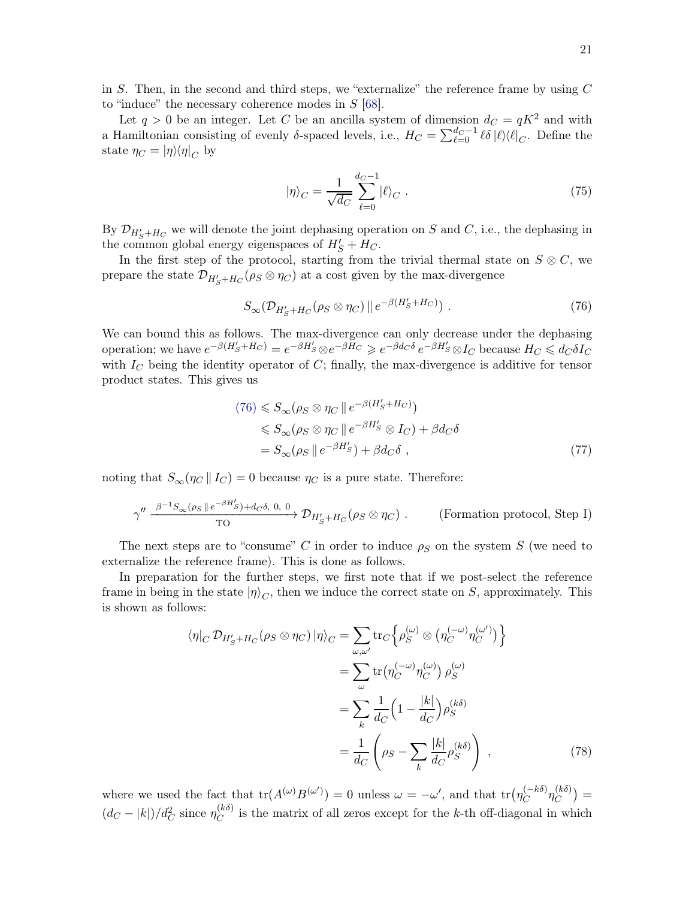in $S$. Then, in the second and third steps, we "externalize" the reference frame by using $C$ to "induce" the necessary coherence modes in $S$ [68].

Let $q > 0$ be an integer. Let $C$ be an ancilla system of dimension $d_C = qK^2$ and with a Hamiltonian consisting of evenly $\delta$-spaced levels, i.e., $H_C = \sum_{\ell=0}^{d_C-1} \ell\delta\, |\ell\rangle\langle\ell|_C$. Define the state $\eta_C = |\eta\rangle\langle\eta|_C$ by

$$|\eta\rangle_C = \frac{1}{\sqrt{d_C}} \sum_{\ell=0}^{d_C-1} |\ell\rangle_C \ . \tag{75}$$

By $\mathcal{D}_{H'_S+H_C}$ we will denote the joint dephasing operation on $S$ and $C$, i.e., the dephasing in the common global energy eigenspaces of $H'_S + H_C$.

In the first step of the protocol, starting from the trivial thermal state on $S \otimes C$, we prepare the state $\mathcal{D}_{H'_S+H_C}(\rho_S \otimes \eta_C)$ at a cost given by the max-divergence

$$S_\infty(\mathcal{D}_{H'_S+H_C}(\rho_S \otimes \eta_C) \,\|\, e^{-\beta(H'_S+H_C)}) \ . \tag{76}$$

We can bound this as follows. The max-divergence can only decrease under the dephasing operation; we have $e^{-\beta(H'_S+H_C)} = e^{-\beta H'_S} \otimes e^{-\beta H_C} \geqslant e^{-\beta d_C \delta}\, e^{-\beta H'_S} \otimes I_C$ because $H_C \leqslant d_C \delta I_C$ with $I_C$ being the identity operator of $C$; finally, the max-divergence is additive for tensor product states. This gives us

$$\begin{aligned}
(76) &\leqslant S_\infty(\rho_S \otimes \eta_C \,\|\, e^{-\beta(H'_S+H_C)}) \\
&\leqslant S_\infty(\rho_S \otimes \eta_C \,\|\, e^{-\beta H'_S} \otimes I_C) + \beta d_C \delta \\
&= S_\infty(\rho_S \,\|\, e^{-\beta H'_S}) + \beta d_C \delta \ ,
\end{aligned} \tag{77}$$

noting that $S_\infty(\eta_C \,\|\, I_C) = 0$ because $\eta_C$ is a pure state. Therefore:

$$\gamma'' \xrightarrow[\text{TO}]{\ \beta^{-1} S_\infty(\rho_S \,\|\, e^{-\beta H'_S}) + d_C\delta,\ 0,\ 0\ } \mathcal{D}_{H'_S+H_C}(\rho_S \otimes \eta_C) \ . \qquad \text{(Formation protocol, Step I)}$$

The next steps are to "consume" $C$ in order to induce $\rho_S$ on the system $S$ (we need to externalize the reference frame). This is done as follows.

In preparation for the further steps, we first note that if we post-select the reference frame in being in the state $|\eta\rangle_C$, then we induce the correct state on $S$, approximately. This is shown as follows:

$$\begin{aligned}
\langle\eta|_C\, \mathcal{D}_{H'_S+H_C}(\rho_S \otimes \eta_C)\, |\eta\rangle_C &= \sum_{\omega,\omega'} \mathrm{tr}_C\Big\{ \rho_S^{(\omega)} \otimes \big(\eta_C^{(-\omega)} \eta_C^{(\omega')}\big) \Big\} \\
&= \sum_\omega \mathrm{tr}\big(\eta_C^{(-\omega)} \eta_C^{(\omega)}\big)\, \rho_S^{(\omega)} \\
&= \sum_k \frac{1}{d_C} \Big(1 - \frac{|k|}{d_C}\Big) \rho_S^{(k\delta)} \\
&= \frac{1}{d_C} \left( \rho_S - \sum_k \frac{|k|}{d_C} \rho_S^{(k\delta)} \right) \ ,
\end{aligned} \tag{78}$$

where we used the fact that $\mathrm{tr}(A^{(\omega)} B^{(\omega')}) = 0$ unless $\omega = -\omega'$, and that $\mathrm{tr}\big(\eta_C^{(-k\delta)} \eta_C^{(k\delta)}\big) = (d_C - |k|)/d_C^2$ since $\eta_C^{(k\delta)}$ is the matrix of all zeros except for the $k$-th off-diagonal in which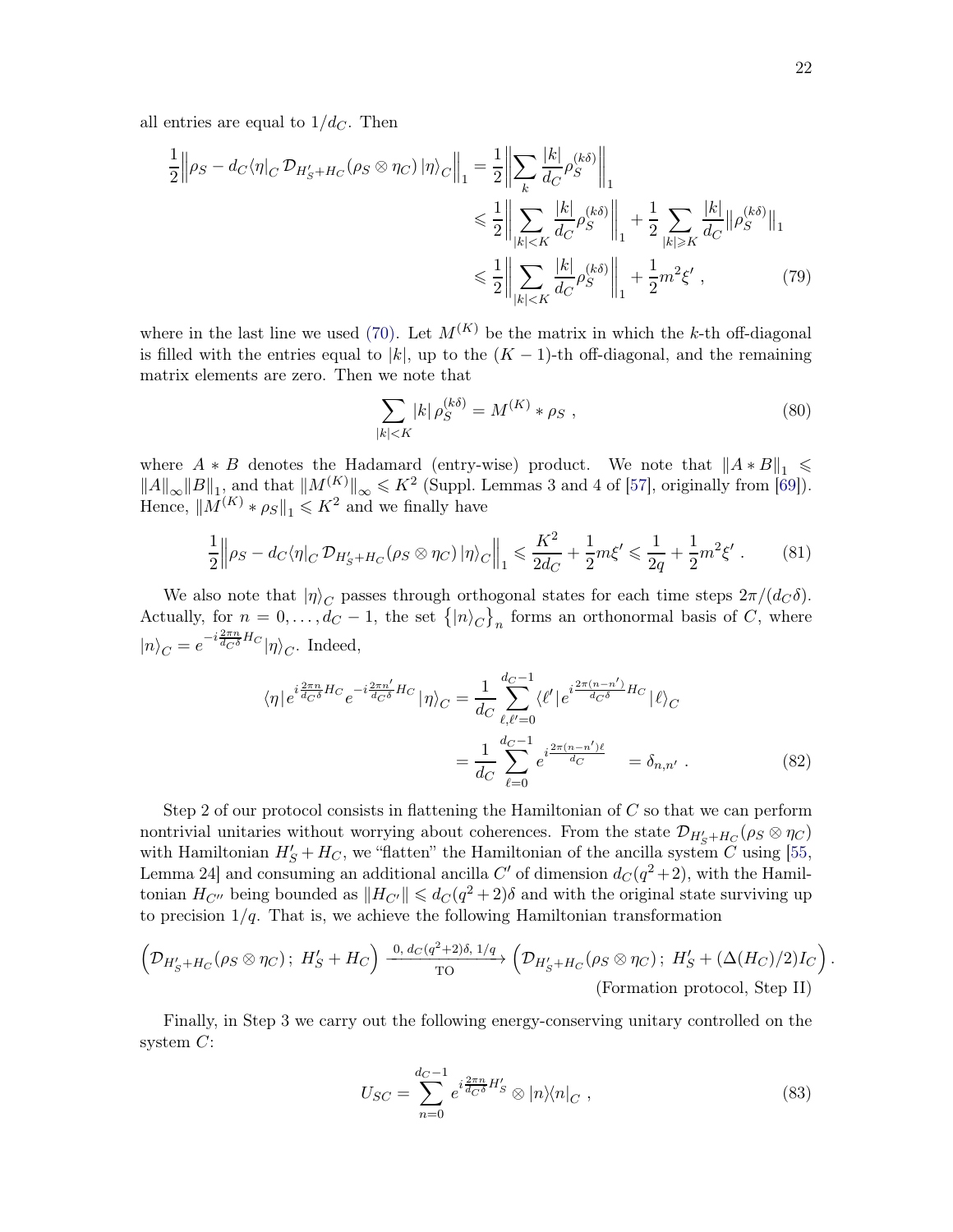all entries are equal to $1/d_C$. Then

$$
\begin{aligned}
\frac{1}{2}\Big\|\rho_S - d_C \langle\eta|_C\, \mathcal{D}_{H'_S+H_C}(\rho_S\otimes\eta_C)\,|\eta\rangle_C\Big\|_1 &= \frac{1}{2}\Big\|\sum_k \frac{|k|}{d_C}\rho_S^{(k\delta)}\Big\|_1 \\
&\leqslant \frac{1}{2}\Big\|\sum_{|k|<K} \frac{|k|}{d_C}\rho_S^{(k\delta)}\Big\|_1 + \frac{1}{2}\sum_{|k|\geqslant K}\frac{|k|}{d_C}\|\rho_S^{(k\delta)}\|_1 \\
&\leqslant \frac{1}{2}\Big\|\sum_{|k|<K} \frac{|k|}{d_C}\rho_S^{(k\delta)}\Big\|_1 + \frac{1}{2}m^2\xi' \;, \qquad (79)
\end{aligned}
$$

where in the last line we used (70). Let $M^{(K)}$ be the matrix in which the $k$-th off-diagonal is filled with the entries equal to $|k|$, up to the $(K-1)$-th off-diagonal, and the remaining matrix elements are zero. Then we note that

$$
\sum_{|k|<K} |k|\,\rho_S^{(k\delta)} = M^{(K)} * \rho_S \;, \qquad (80)
$$

where $A * B$ denotes the Hadamard (entry-wise) product. We note that $\|A * B\|_1 \leqslant \|A\|_\infty \|B\|_1$, and that $\|M^{(K)}\|_\infty \leqslant K^2$ (Suppl. Lemmas 3 and 4 of [57], originally from [69]). Hence, $\|M^{(K)} * \rho_S\|_1 \leqslant K^2$ and we finally have

$$
\frac{1}{2}\Big\|\rho_S - d_C \langle\eta|_C\, \mathcal{D}_{H'_S+H_C}(\rho_S\otimes\eta_C)\,|\eta\rangle_C\Big\|_1 \leqslant \frac{K^2}{2d_C} + \frac{1}{2}m\xi' \leqslant \frac{1}{2q} + \frac{1}{2}m^2\xi' \;. \qquad (81)
$$

We also note that $|\eta\rangle_C$ passes through orthogonal states for each time steps $2\pi/(d_C\delta)$. Actually, for $n = 0,\ldots,d_C-1$, the set $\{|n\rangle_C\}_n$ forms an orthonormal basis of $C$, where $|n\rangle_C = e^{-i\frac{2\pi n}{d_C\delta}H_C}|\eta\rangle_C$. Indeed,

$$
\begin{aligned}
\langle\eta| e^{i\frac{2\pi n}{d_C\delta}H_C} e^{-i\frac{2\pi n'}{d_C\delta}H_C}|\eta\rangle_C &= \frac{1}{d_C}\sum_{\ell,\ell'=0}^{d_C-1}\langle\ell'| e^{i\frac{2\pi(n-n')}{d_C\delta}H_C}|\ell\rangle_C \\
&= \frac{1}{d_C}\sum_{\ell=0}^{d_C-1} e^{i\frac{2\pi(n-n')\ell}{d_C}} \quad = \delta_{n,n'} \;. \qquad (82)
\end{aligned}
$$

Step 2 of our protocol consists in flattening the Hamiltonian of $C$ so that we can perform nontrivial unitaries without worrying about coherences. From the state $\mathcal{D}_{H'_S+H_C}(\rho_S\otimes\eta_C)$ with Hamiltonian $H'_S + H_C$, we "flatten" the Hamiltonian of the ancilla system $C$ using [55, Lemma 24] and consuming an additional ancilla $C'$ of dimension $d_C(q^2+2)$, with the Hamiltonian $H_{C''}$ being bounded as $\|H_{C'}\| \leqslant d_C(q^2+2)\delta$ and with the original state surviving up to precision $1/q$. That is, we achieve the following Hamiltonian transformation

$$
\Big(\mathcal{D}_{H'_S+H_C}(\rho_S\otimes\eta_C)\,;\; H'_S + H_C\Big) \xrightarrow[\text{TO}]{0,\; d_C(q^2+2)\delta,\; 1/q} \Big(\mathcal{D}_{H'_S+H_C}(\rho_S\otimes\eta_C)\,;\; H'_S + (\Delta(H_C)/2)I_C\Big) \,.
$$

(Formation protocol, Step II)

Finally, in Step 3 we carry out the following energy-conserving unitary controlled on the system $C$:

$$
U_{SC} = \sum_{n=0}^{d_C-1} e^{i\frac{2\pi n}{d_C\delta}H'_S}\otimes|n\rangle\langle n|_C \;, \qquad (83)
$$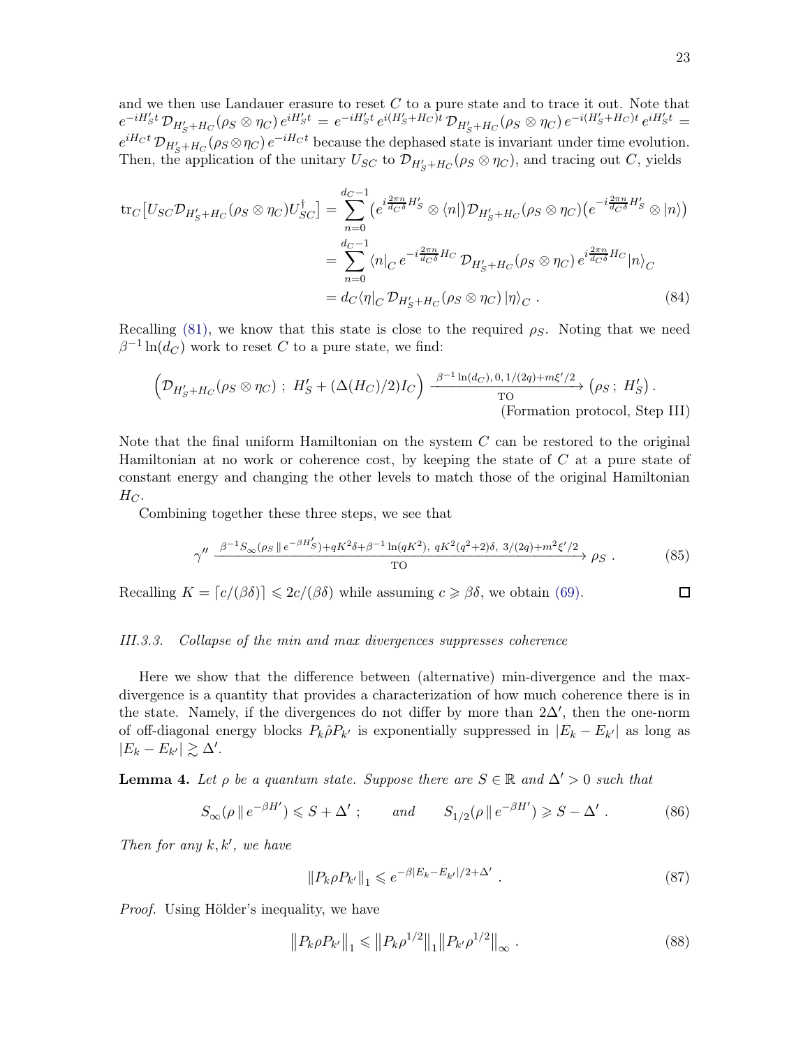and we then use Landauer erasure to reset $C$ to a pure state and to trace it out. Note that $e^{-iH'_S t}\,\mathcal{D}_{H'_S+H_C}(\rho_S\otimes\eta_C)\,e^{iH'_S t} = e^{-iH'_S t}\,e^{i(H'_S+H_C)t}\,\mathcal{D}_{H'_S+H_C}(\rho_S\otimes\eta_C)\,e^{-i(H'_S+H_C)t}\,e^{iH'_S t} = e^{iH_C t}\,\mathcal{D}_{H'_S+H_C}(\rho_S\otimes\eta_C)\,e^{-iH_C t}$ because the dephased state is invariant under time evolution. Then, the application of the unitary $U_{SC}$ to $\mathcal{D}_{H'_S+H_C}(\rho_S\otimes\eta_C)$, and tracing out $C$, yields

$$
\begin{aligned}
\mathrm{tr}_C\big[U_{SC}\mathcal{D}_{H'_S+H_C}(\rho_S\otimes\eta_C)U_{SC}^\dagger\big] &= \sum_{n=0}^{d_C-1}\big(e^{i\frac{2\pi n}{d_C\delta}H'_S}\otimes\langle n|\big)\mathcal{D}_{H'_S+H_C}(\rho_S\otimes\eta_C)\big(e^{-i\frac{2\pi n}{d_C\delta}H'_S}\otimes|n\rangle\big)\\
&= \sum_{n=0}^{d_C-1}\langle n|_C\,e^{-i\frac{2\pi n}{d_C\delta}H_C}\,\mathcal{D}_{H'_S+H_C}(\rho_S\otimes\eta_C)\,e^{i\frac{2\pi n}{d_C\delta}H_C}|n\rangle_C\\
&= d_C\langle\eta|_C\,\mathcal{D}_{H'_S+H_C}(\rho_S\otimes\eta_C)\,|\eta\rangle_C\ .
\end{aligned}
\tag{84}
$$

Recalling (81), we know that this state is close to the required $\rho_S$. Noting that we need $\beta^{-1}\ln(d_C)$ work to reset $C$ to a pure state, we find:

$$
\Big(\mathcal{D}_{H'_S+H_C}(\rho_S\otimes\eta_C)\ ;\ H'_S+(\Delta(H_C)/2)I_C\Big)\ \xrightarrow[\text{TO}]{\ \beta^{-1}\ln(d_C),\,0,\,1/(2q)+m\xi'/2\ }\ \big(\rho_S\ ;\ H'_S\big)\,.
$$

(Formation protocol, Step III)

Note that the final uniform Hamiltonian on the system $C$ can be restored to the original Hamiltonian at no work or coherence cost, by keeping the state of $C$ at a pure state of constant energy and changing the other levels to match those of the original Hamiltonian $H_C$.

Combining together these three steps, we see that

$$
\gamma''\ \xrightarrow[\text{TO}]{\ \beta^{-1}S_\infty(\rho_S\,\|\,e^{-\beta H'_S})+qK^2\delta+\beta^{-1}\ln(qK^2),\ qK^2(q^2+2)\delta,\ 3/(2q)+m^2\xi'/2\ }\ \rho_S\ . \tag{85}
$$

Recalling $K=\lceil c/(\beta\delta)\rceil\leqslant 2c/(\beta\delta)$ while assuming $c\geqslant\beta\delta$, we obtain (69). $\square$

### III.3.3. Collapse of the min and max divergences suppresses coherence

Here we show that the difference between (alternative) min-divergence and the max-divergence is a quantity that provides a characterization of how much coherence there is in the state. Namely, if the divergences do not differ by more than $2\Delta'$, then the one-norm of off-diagonal energy blocks $P_k\hat\rho P_{k'}$ is exponentially suppressed in $|E_k-E_{k'}|$ as long as $|E_k-E_{k'}|\gtrsim\Delta'$.

**Lemma 4.** *Let $\rho$ be a quantum state. Suppose there are $S\in\mathbb{R}$ and $\Delta'>0$ such that*

$$
S_\infty(\rho\,\|\,e^{-\beta H'})\leqslant S+\Delta'\ ;\qquad\text{and}\qquad S_{1/2}(\rho\,\|\,e^{-\beta H'})\geqslant S-\Delta'\ . \tag{86}
$$

*Then for any $k,k'$, we have*

$$
\|P_k\rho P_{k'}\|_1\leqslant e^{-\beta|E_k-E_{k'}|/2+\Delta'}\ . \tag{87}
$$

*Proof.* Using Hölder's inequality, we have

$$
\big\|P_k\rho P_{k'}\big\|_1\leqslant\big\|P_k\rho^{1/2}\big\|_1\big\|P_{k'}\rho^{1/2}\big\|_\infty\ . \tag{88}
$$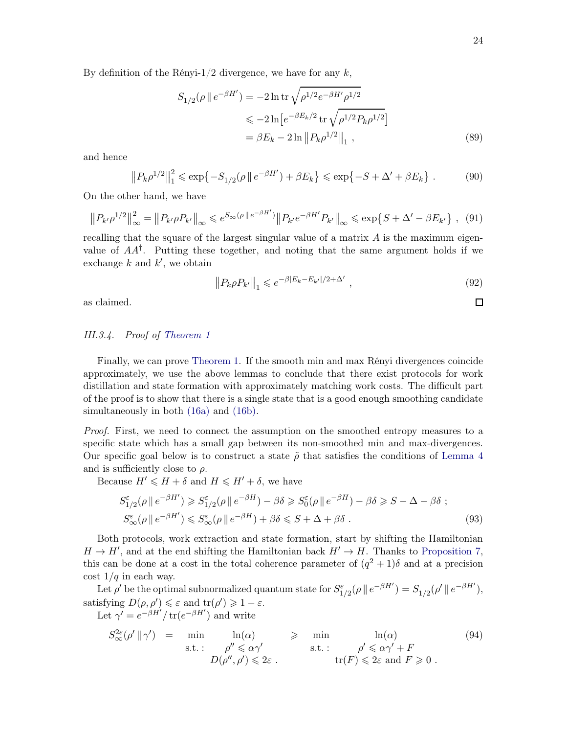By definition of the Rényi-1/2 divergence, we have for any $k$,

$$
\begin{aligned}
S_{1/2}(\rho \,\|\, e^{-\beta H'}) &= -2 \ln \operatorname{tr} \sqrt{\rho^{1/2} e^{-\beta H'} \rho^{1/2}} \\
&\leqslant -2 \ln \bigl[ e^{-\beta E_k/2} \operatorname{tr} \sqrt{\rho^{1/2} P_k \rho^{1/2}} \bigr] \\
&= \beta E_k - 2 \ln \bigl\| P_k \rho^{1/2} \bigr\|_1 \;, 
\end{aligned}
\tag{89}
$$

and hence

$$
\bigl\| P_k \rho^{1/2} \bigr\|_1^2 \leqslant \exp\bigl\{ -S_{1/2}(\rho \,\|\, e^{-\beta H'}) + \beta E_k \bigr\} \leqslant \exp\bigl\{ -S + \Delta' + \beta E_k \bigr\} \;. \tag{90}
$$

On the other hand, we have

$$
\bigl\| P_{k'} \rho^{1/2} \bigr\|_\infty^2 = \bigl\| P_{k'} \rho P_{k'} \bigr\|_\infty \leqslant e^{S_\infty(\rho \,\|\, e^{-\beta H'})} \bigl\| P_{k'} e^{-\beta H'} P_{k'} \bigr\|_\infty \leqslant \exp\bigl\{ S + \Delta' - \beta E_{k'} \bigr\} \;, \tag{91}
$$

recalling that the square of the largest singular value of a matrix $A$ is the maximum eigenvalue of $AA^\dagger$. Putting these together, and noting that the same argument holds if we exchange $k$ and $k'$, we obtain

$$
\bigl\| P_k \rho P_{k'} \bigr\|_1 \leqslant e^{-\beta |E_k - E_{k'}|/2 + \Delta'} \;, \tag{92}
$$

as claimed. □

### III.3.4. Proof of Theorem 1

Finally, we can prove Theorem 1. If the smooth min and max Rényi divergences coincide approximately, we use the above lemmas to conclude that there exist protocols for work distillation and state formation with approximately matching work costs. The difficult part of the proof is to show that there is a single state that is a good enough smoothing candidate simultaneously in both (16a) and (16b).

*Proof.* First, we need to connect the assumption on the smoothed entropy measures to a specific state which has a small gap between its non-smoothed min and max-divergences. Our specific goal below is to construct a state $\tilde\rho$ that satisfies the conditions of Lemma 4 and is sufficiently close to $\rho$.

Because $H' \leqslant H + \delta$ and $H \leqslant H' + \delta$, we have

$$
\begin{aligned}
S_{1/2}^{\varepsilon}(\rho \,\|\, e^{-\beta H'}) &\geqslant S_{1/2}^{\varepsilon}(\rho \,\|\, e^{-\beta H}) - \beta\delta \geqslant S_{0}^{\varepsilon}(\rho \,\|\, e^{-\beta H}) - \beta\delta \geqslant S - \Delta - \beta\delta \;; \\
S_{\infty}^{\varepsilon}(\rho \,\|\, e^{-\beta H'}) &\leqslant S_{\infty}^{\varepsilon}(\rho \,\|\, e^{-\beta H}) + \beta\delta \leqslant S + \Delta + \beta\delta \;.
\end{aligned}
\tag{93}
$$

Both protocols, work extraction and state formation, start by shifting the Hamiltonian $H \to H'$, and at the end shifting the Hamiltonian back $H' \to H$. Thanks to Proposition 7, this can be done at a cost in the total coherence parameter of $(q^2+1)\delta$ and at a precision cost $1/q$ in each way.

Let $\rho'$ be the optimal subnormalized quantum state for $S_{1/2}^{\varepsilon}(\rho \,\|\, e^{-\beta H'}) = S_{1/2}(\rho' \,\|\, e^{-\beta H'})$, satisfying $D(\rho, \rho') \leqslant \varepsilon$ and $\operatorname{tr}(\rho') \geqslant 1 - \varepsilon$.

Let $\gamma' = e^{-\beta H'} / \operatorname{tr}(e^{-\beta H'})$ and write

$$
S_\infty^{2\varepsilon}(\rho' \,\|\, \gamma') \;=\; \begin{array}{rl} \min & \ln(\alpha) \\ \text{s.t.}: & \rho'' \leqslant \alpha\gamma' \\ & D(\rho'', \rho') \leqslant 2\varepsilon \;. \end{array} \;\geqslant\; \begin{array}{rl} \min & \ln(\alpha) \\ \text{s.t.}: & \rho' \leqslant \alpha\gamma' + F \\ & \operatorname{tr}(F) \leqslant 2\varepsilon \text{ and } F \geqslant 0 \;. \end{array} \tag{94}
$$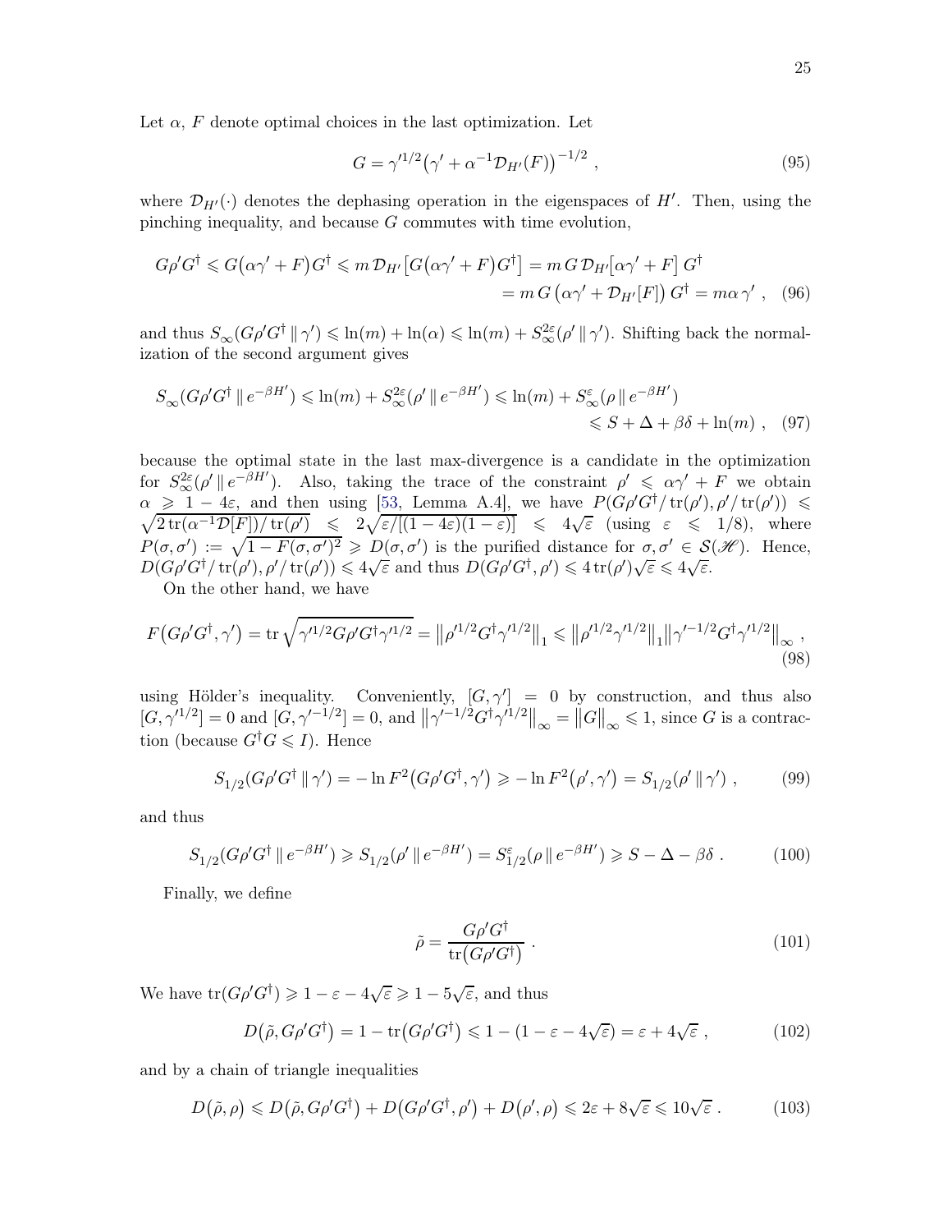Let $\alpha$, $F$ denote optimal choices in the last optimization. Let

$$G = \gamma'^{1/2}\big(\gamma' + \alpha^{-1}\mathcal{D}_{H'}(F)\big)^{-1/2} \ , \tag{95}$$

where $\mathcal{D}_{H'}(\cdot)$ denotes the dephasing operation in the eigenspaces of $H'$. Then, using the pinching inequality, and because $G$ commutes with time evolution,

$$\begin{aligned} G\rho' G^\dagger \leqslant G\big(\alpha\gamma' + F\big)G^\dagger \leqslant m\,\mathcal{D}_{H'}\big[G\big(\alpha\gamma' + F\big)G^\dagger\big] = m\,G\,\mathcal{D}_{H'}\big[\alpha\gamma' + F\big]\,G^\dagger \\ = m\,G\,\big(\alpha\gamma' + \mathcal{D}_{H'}[F]\big)\,G^\dagger = m\alpha\,\gamma' \ , \end{aligned} \tag{96}$$

and thus $S_\infty(G\rho' G^\dagger \,\|\, \gamma') \leqslant \ln(m) + \ln(\alpha) \leqslant \ln(m) + S_\infty^{2\varepsilon}(\rho' \,\|\, \gamma')$. Shifting back the normalization of the second argument gives

$$\begin{aligned} S_\infty(G\rho' G^\dagger \,\|\, e^{-\beta H'}) \leqslant \ln(m) + S_\infty^{2\varepsilon}(\rho' \,\|\, e^{-\beta H'}) \leqslant \ln(m) + S_\infty^{\varepsilon}(\rho \,\|\, e^{-\beta H'}) \\ \leqslant S + \Delta + \beta\delta + \ln(m) \ , \end{aligned} \tag{97}$$

because the optimal state in the last max-divergence is a candidate in the optimization for $S_\infty^{2\varepsilon}(\rho' \,\|\, e^{-\beta H'})$. Also, taking the trace of the constraint $\rho' \leqslant \alpha\gamma' + F$ we obtain $\alpha \geqslant 1 - 4\varepsilon$, and then using [53, Lemma A.4], we have $P(G\rho' G^\dagger/\operatorname{tr}(\rho'), \rho'/\operatorname{tr}(\rho')) \leqslant \sqrt{2\operatorname{tr}(\alpha^{-1}\mathcal{D}[F])/\operatorname{tr}(\rho')} \leqslant 2\sqrt{\varepsilon/[(1-4\varepsilon)(1-\varepsilon)]} \leqslant 4\sqrt{\varepsilon}$ (using $\varepsilon \leqslant 1/8$), where $P(\sigma, \sigma') := \sqrt{1 - F(\sigma, \sigma')^2} \geqslant D(\sigma, \sigma')$ is the purified distance for $\sigma, \sigma' \in \mathcal{S}(\mathscr{H})$. Hence, $D(G\rho' G^\dagger/\operatorname{tr}(\rho'), \rho'/\operatorname{tr}(\rho')) \leqslant 4\sqrt{\varepsilon}$ and thus $D(G\rho' G^\dagger, \rho') \leqslant 4\operatorname{tr}(\rho')\sqrt{\varepsilon} \leqslant 4\sqrt{\varepsilon}$.

On the other hand, we have

$$F\big(G\rho' G^\dagger, \gamma'\big) = \operatorname{tr}\sqrt{\gamma'^{1/2} G\rho' G^\dagger \gamma'^{1/2}} = \big\|\rho'^{1/2} G^\dagger \gamma'^{1/2}\big\|_1 \leqslant \big\|\rho'^{1/2}\gamma'^{1/2}\big\|_1 \big\|\gamma'^{-1/2} G^\dagger \gamma'^{1/2}\big\|_\infty \ , \tag{98}$$

using Hölder's inequality. Conveniently, $[G, \gamma'] = 0$ by construction, and thus also $[G, \gamma'^{1/2}] = 0$ and $[G, \gamma'^{-1/2}] = 0$, and $\big\|\gamma'^{-1/2} G^\dagger \gamma'^{1/2}\big\|_\infty = \big\|G\big\|_\infty \leqslant 1$, since $G$ is a contraction (because $G^\dagger G \leqslant I$). Hence

$$S_{1/2}(G\rho' G^\dagger \,\|\, \gamma') = -\ln F^2\big(G\rho' G^\dagger, \gamma'\big) \geqslant -\ln F^2\big(\rho', \gamma'\big) = S_{1/2}(\rho' \,\|\, \gamma') \ , \tag{99}$$

and thus

$$S_{1/2}(G\rho' G^\dagger \,\|\, e^{-\beta H'}) \geqslant S_{1/2}(\rho' \,\|\, e^{-\beta H'}) = S_{1/2}^{\varepsilon}(\rho \,\|\, e^{-\beta H'}) \geqslant S - \Delta - \beta\delta \ . \tag{100}$$

Finally, we define

$$\tilde{\rho} = \frac{G\rho' G^\dagger}{\operatorname{tr}\big(G\rho' G^\dagger\big)} \ . \tag{101}$$

We have $\operatorname{tr}(G\rho' G^\dagger) \geqslant 1 - \varepsilon - 4\sqrt{\varepsilon} \geqslant 1 - 5\sqrt{\varepsilon}$, and thus

$$D\big(\tilde{\rho}, G\rho' G^\dagger\big) = 1 - \operatorname{tr}\big(G\rho' G^\dagger\big) \leqslant 1 - (1 - \varepsilon - 4\sqrt{\varepsilon}) = \varepsilon + 4\sqrt{\varepsilon} \ , \tag{102}$$

and by a chain of triangle inequalities

$$D\big(\tilde{\rho}, \rho\big) \leqslant D\big(\tilde{\rho}, G\rho' G^\dagger\big) + D\big(G\rho' G^\dagger, \rho'\big) + D\big(\rho', \rho\big) \leqslant 2\varepsilon + 8\sqrt{\varepsilon} \leqslant 10\sqrt{\varepsilon} \ . \tag{103}$$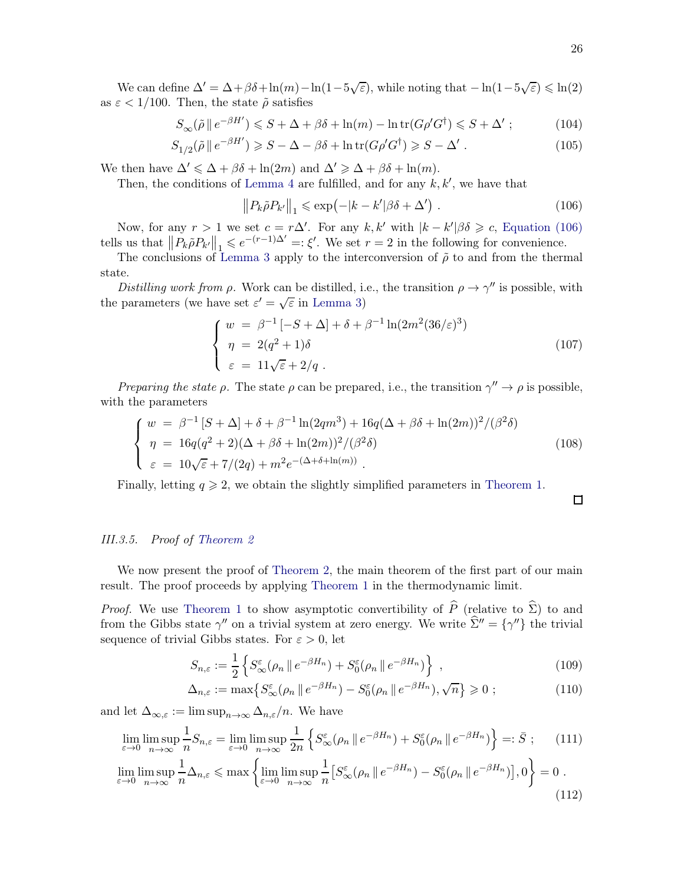We can define $\Delta' = \Delta + \beta\delta + \ln(m) - \ln(1-5\sqrt{\varepsilon})$, while noting that $-\ln(1-5\sqrt{\varepsilon}) \leqslant \ln(2)$ as $\varepsilon < 1/100$. Then, the state $\tilde{\rho}$ satisfies

$$S_\infty(\tilde{\rho}\,\|\,e^{-\beta H'}) \leqslant S + \Delta + \beta\delta + \ln(m) - \ln\operatorname{tr}(G\rho' G^\dagger) \leqslant S + \Delta' \;; \tag{104}$$

$$S_{1/2}(\tilde{\rho}\,\|\,e^{-\beta H'}) \geqslant S - \Delta - \beta\delta + \ln\operatorname{tr}(G\rho' G^\dagger) \geqslant S - \Delta' \;. \tag{105}$$

We then have $\Delta' \leqslant \Delta + \beta\delta + \ln(2m)$ and $\Delta' \geqslant \Delta + \beta\delta + \ln(m)$.

Then, the conditions of Lemma 4 are fulfilled, and for any $k, k'$, we have that

$$\left\|P_k \tilde{\rho} P_{k'}\right\|_1 \leqslant \exp\bigl(-|k-k'|\beta\delta + \Delta'\bigr) \;. \tag{106}$$

Now, for any $r > 1$ we set $c = r\Delta'$. For any $k, k'$ with $|k-k'|\beta\delta \geqslant c$, Equation (106) tells us that $\left\|P_k \tilde{\rho} P_{k'}\right\|_1 \leqslant e^{-(r-1)\Delta'} =: \xi'$. We set $r = 2$ in the following for convenience.

The conclusions of Lemma 3 apply to the interconversion of $\tilde{\rho}$ to and from the thermal state.

*Distilling work from* $\rho$. Work can be distilled, i.e., the transition $\rho \to \gamma''$ is possible, with the parameters (we have set $\varepsilon' = \sqrt{\varepsilon}$ in Lemma 3)

$$\left\{\begin{array}{lcl} w &=& \beta^{-1}\left[-S + \Delta\right] + \delta + \beta^{-1}\ln(2m^2(36/\varepsilon)^3) \\ \eta &=& 2(q^2+1)\delta \\ \varepsilon &=& 11\sqrt{\varepsilon} + 2/q \;. \end{array}\right. \tag{107}$$

*Preparing the state* $\rho$. The state $\rho$ can be prepared, i.e., the transition $\gamma'' \to \rho$ is possible, with the parameters

$$\left\{\begin{array}{lcl} w &=& \beta^{-1}\left[S + \Delta\right] + \delta + \beta^{-1}\ln(2qm^3) + 16q(\Delta + \beta\delta + \ln(2m))^2/(\beta^2\delta) \\ \eta &=& 16q(q^2+2)(\Delta + \beta\delta + \ln(2m))^2/(\beta^2\delta) \\ \varepsilon &=& 10\sqrt{\varepsilon} + 7/(2q) + m^2 e^{-(\Delta + \delta + \ln(m))} \;. \end{array}\right. \tag{108}$$

Finally, letting $q \geqslant 2$, we obtain the slightly simplified parameters in Theorem 1.

□

### III.3.5. Proof of Theorem 2

We now present the proof of Theorem 2, the main theorem of the first part of our main result. The proof proceeds by applying Theorem 1 in the thermodynamic limit.

*Proof.* We use Theorem 1 to show asymptotic convertibility of $\widehat{P}$ (relative to $\widehat{\Sigma}$) to and from the Gibbs state $\gamma''$ on a trivial system at zero energy. We write $\widehat{\Sigma}'' = \{\gamma''\}$ the trivial sequence of trivial Gibbs states. For $\varepsilon > 0$, let

$$S_{n,\varepsilon} := \frac{1}{2}\left\{S^\varepsilon_\infty(\rho_n\,\|\,e^{-\beta H_n}) + S^\varepsilon_0(\rho_n\,\|\,e^{-\beta H_n})\right\} \;, \tag{109}$$

$$\Delta_{n,\varepsilon} := \max\bigl\{S^\varepsilon_\infty(\rho_n\,\|\,e^{-\beta H_n}) - S^\varepsilon_0(\rho_n\,\|\,e^{-\beta H_n}), \sqrt{n}\bigr\} \geqslant 0 \;; \tag{110}$$

and let $\Delta_{\infty,\varepsilon} := \limsup_{n\to\infty} \Delta_{n,\varepsilon}/n$. We have

$$\lim_{\varepsilon\to 0}\limsup_{n\to\infty}\frac{1}{n}S_{n,\varepsilon} = \lim_{\varepsilon\to 0}\limsup_{n\to\infty}\frac{1}{2n}\left\{S^\varepsilon_\infty(\rho_n\,\|\,e^{-\beta H_n}) + S^\varepsilon_0(\rho_n\,\|\,e^{-\beta H_n})\right\} =: \bar{S} \;; \tag{111}$$

$$\lim_{\varepsilon\to 0}\limsup_{n\to\infty}\frac{1}{n}\Delta_{n,\varepsilon} \leqslant \max\left\{\lim_{\varepsilon\to 0}\limsup_{n\to\infty}\frac{1}{n}\left[S^\varepsilon_\infty(\rho_n\,\|\,e^{-\beta H_n}) - S^\varepsilon_0(\rho_n\,\|\,e^{-\beta H_n})\right], 0\right\} = 0 \;. \tag{112}$$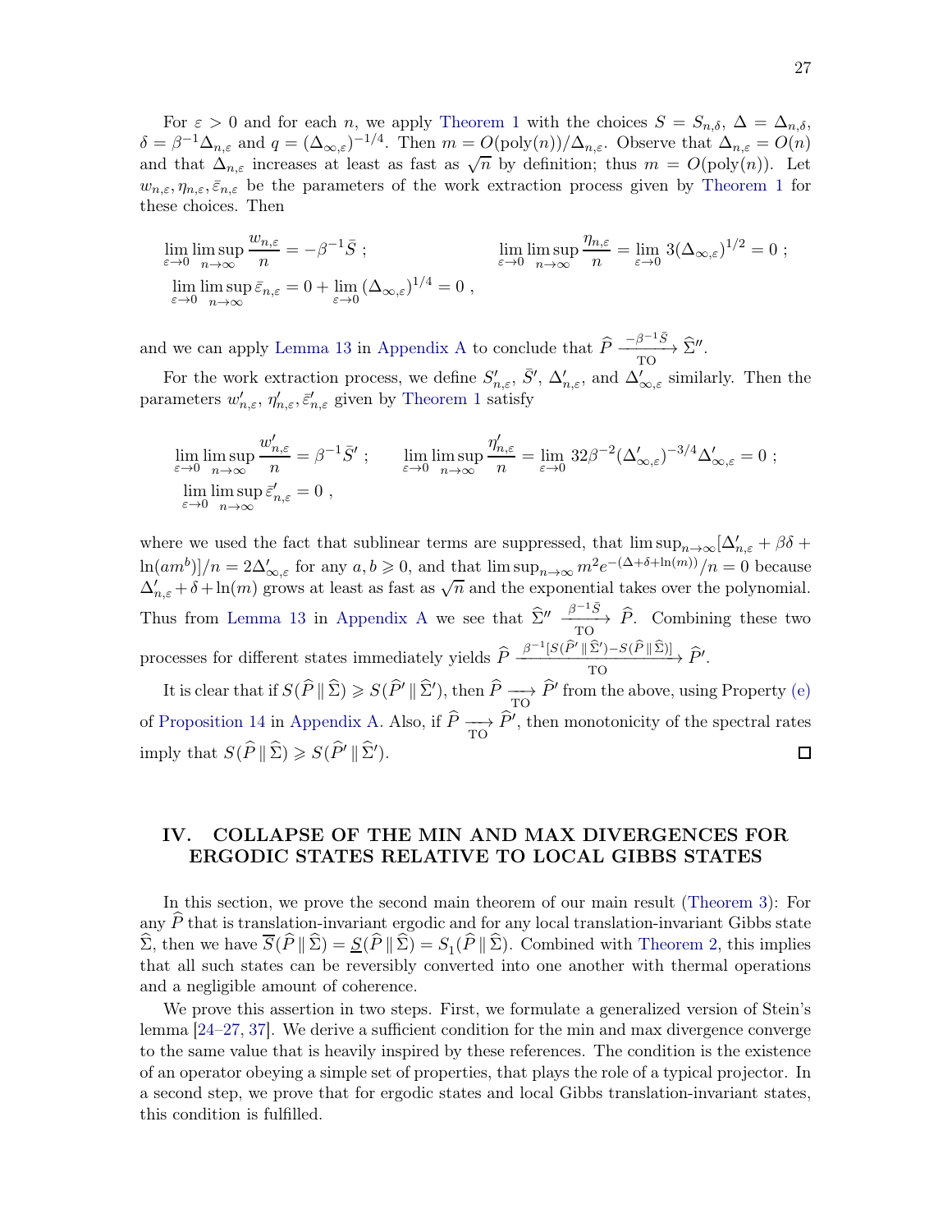For $\varepsilon > 0$ and for each $n$, we apply Theorem 1 with the choices $S = S_{n,\delta}$, $\Delta = \Delta_{n,\delta}$, $\delta = \beta^{-1}\Delta_{n,\varepsilon}$ and $q = (\Delta_{\infty,\varepsilon})^{-1/4}$. Then $m = O(\mathrm{poly}(n))/\Delta_{n,\varepsilon}$. Observe that $\Delta_{n,\varepsilon} = O(n)$ and that $\Delta_{n,\varepsilon}$ increases at least as fast as $\sqrt{n}$ by definition; thus $m = O(\mathrm{poly}(n))$. Let $w_{n,\varepsilon}, \eta_{n,\varepsilon}, \bar{\varepsilon}_{n,\varepsilon}$ be the parameters of the work extraction process given by Theorem 1 for these choices. Then

$$
\lim_{\varepsilon\to 0}\limsup_{n\to\infty}\frac{w_{n,\varepsilon}}{n} = -\beta^{-1}\bar{S}\ ; \qquad \lim_{\varepsilon\to 0}\limsup_{n\to\infty}\frac{\eta_{n,\varepsilon}}{n} = \lim_{\varepsilon\to 0} 3(\Delta_{\infty,\varepsilon})^{1/2} = 0\ ;
$$
$$
\lim_{\varepsilon\to 0}\limsup_{n\to\infty}\bar{\varepsilon}_{n,\varepsilon} = 0 + \lim_{\varepsilon\to 0}(\Delta_{\infty,\varepsilon})^{1/4} = 0\ ,
$$

and we can apply Lemma 13 in Appendix A to conclude that $\widehat{P} \xrightarrow[\mathrm{TO}]{-\beta^{-1}\bar{S}} \widehat{\Sigma}''$.

For the work extraction process, we define $S'_{n,\varepsilon}$, $\bar{S}'$, $\Delta'_{n,\varepsilon}$, and $\Delta'_{\infty,\varepsilon}$ similarly. Then the parameters $w'_{n,\varepsilon}$, $\eta'_{n,\varepsilon}, \bar{\varepsilon}'_{n,\varepsilon}$ given by Theorem 1 satisfy

$$
\lim_{\varepsilon\to 0}\limsup_{n\to\infty}\frac{w'_{n,\varepsilon}}{n} = \beta^{-1}\bar{S}'\ ; \qquad \lim_{\varepsilon\to 0}\limsup_{n\to\infty}\frac{\eta'_{n,\varepsilon}}{n} = \lim_{\varepsilon\to 0} 32\beta^{-2}(\Delta'_{\infty,\varepsilon})^{-3/4}\Delta'_{\infty,\varepsilon} = 0\ ;
$$
$$
\lim_{\varepsilon\to 0}\limsup_{n\to\infty}\bar{\varepsilon}'_{n,\varepsilon} = 0\ ,
$$

where we used the fact that sublinear terms are suppressed, that $\limsup_{n\to\infty}[\Delta'_{n,\varepsilon} + \beta\delta + \ln(am^b)]/n = 2\Delta'_{\infty,\varepsilon}$ for any $a, b \geqslant 0$, and that $\limsup_{n\to\infty} m^2 e^{-(\Delta+\delta+\ln(m))}/n = 0$ because $\Delta'_{n,\varepsilon} + \delta + \ln(m)$ grows at least as fast as $\sqrt{n}$ and the exponential takes over the polynomial. Thus from Lemma 13 in Appendix A we see that $\widehat{\Sigma}'' \xrightarrow[\mathrm{TO}]{\beta^{-1}\bar{S}} \widehat{P}$. Combining these two processes for different states immediately yields $\widehat{P} \xrightarrow[\mathrm{TO}]{\beta^{-1}[S(\widehat{P}'\,\|\,\widehat{\Sigma}') - S(\widehat{P}\,\|\,\widehat{\Sigma})]} \widehat{P}'$.

It is clear that if $S(\widehat{P}\,\|\,\widehat{\Sigma}) \geqslant S(\widehat{P}'\,\|\,\widehat{\Sigma}')$, then $\widehat{P} \xrightarrow[\mathrm{TO}]{} \widehat{P}'$ from the above, using Property (e) of Proposition 14 in Appendix A. Also, if $\widehat{P} \xrightarrow[\mathrm{TO}]{} \widehat{P}'$, then monotonicity of the spectral rates imply that $S(\widehat{P}\,\|\,\widehat{\Sigma}) \geqslant S(\widehat{P}'\,\|\,\widehat{\Sigma}')$. $\square$

## IV. COLLAPSE OF THE MIN AND MAX DIVERGENCES FOR ERGODIC STATES RELATIVE TO LOCAL GIBBS STATES

In this section, we prove the second main theorem of our main result (Theorem 3): For any $\widehat{P}$ that is translation-invariant ergodic and for any local translation-invariant Gibbs state $\widehat{\Sigma}$, then we have $\overline{S}(\widehat{P}\,\|\,\widehat{\Sigma}) = \underline{S}(\widehat{P}\,\|\,\widehat{\Sigma}) = S_1(\widehat{P}\,\|\,\widehat{\Sigma})$. Combined with Theorem 2, this implies that all such states can be reversibly converted into one another with thermal operations and a negligible amount of coherence.

We prove this assertion in two steps. First, we formulate a generalized version of Stein's lemma [24–27, 37]. We derive a sufficient condition for the min and max divergence converge to the same value that is heavily inspired by these references. The condition is the existence of an operator obeying a simple set of properties, that plays the role of a typical projector. In a second step, we prove that for ergodic states and local Gibbs translation-invariant states, this condition is fulfilled.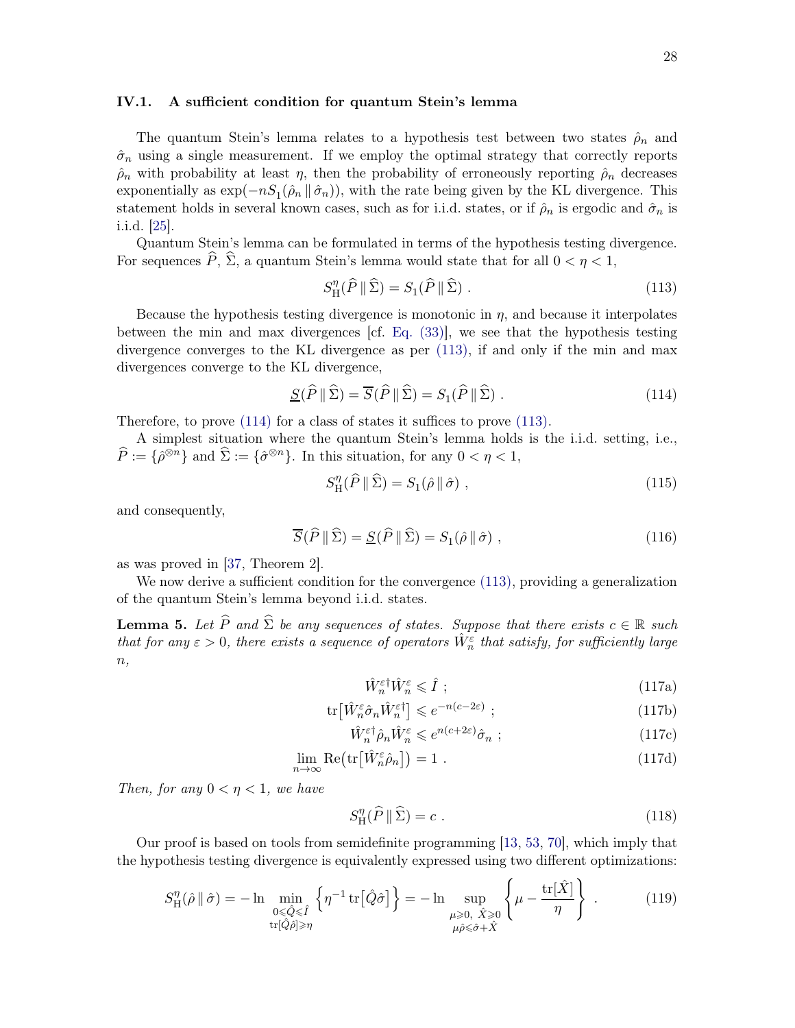### IV.1. A sufficient condition for quantum Stein's lemma

The quantum Stein's lemma relates to a hypothesis test between two states $\hat{\rho}_n$ and $\hat{\sigma}_n$ using a single measurement. If we employ the optimal strategy that correctly reports $\hat{\rho}_n$ with probability at least $\eta$, then the probability of erroneously reporting $\hat{\rho}_n$ decreases exponentially as $\exp(-nS_1(\hat{\rho}_n \,\|\, \hat{\sigma}_n))$, with the rate being given by the KL divergence. This statement holds in several known cases, such as for i.i.d. states, or if $\hat{\rho}_n$ is ergodic and $\hat{\sigma}_n$ is i.i.d. [25].

Quantum Stein's lemma can be formulated in terms of the hypothesis testing divergence. For sequences $\widehat{P}$, $\widehat{\Sigma}$, a quantum Stein's lemma would state that for all $0 < \eta < 1$,

$$S_{\mathrm{H}}^{\eta}(\widehat{P} \,\|\, \widehat{\Sigma}) = S_1(\widehat{P} \,\|\, \widehat{\Sigma}) \;. \tag{113}$$

Because the hypothesis testing divergence is monotonic in $\eta$, and because it interpolates between the min and max divergences [cf. Eq. (33)], we see that the hypothesis testing divergence converges to the KL divergence as per (113), if and only if the min and max divergences converge to the KL divergence,

$$\underline{S}(\widehat{P} \,\|\, \widehat{\Sigma}) = \overline{S}(\widehat{P} \,\|\, \widehat{\Sigma}) = S_1(\widehat{P} \,\|\, \widehat{\Sigma}) \;. \tag{114}$$

Therefore, to prove (114) for a class of states it suffices to prove (113).

A simplest situation where the quantum Stein's lemma holds is the i.i.d. setting, i.e., $\widehat{P} := \{\hat{\rho}^{\otimes n}\}$ and $\widehat{\Sigma} := \{\hat{\sigma}^{\otimes n}\}$. In this situation, for any $0 < \eta < 1$,

$$S_{\mathrm{H}}^{\eta}(\widehat{P} \,\|\, \widehat{\Sigma}) = S_1(\hat{\rho} \,\|\, \hat{\sigma}) \;, \tag{115}$$

and consequently,

$$\overline{S}(\widehat{P} \,\|\, \widehat{\Sigma}) = \underline{S}(\widehat{P} \,\|\, \widehat{\Sigma}) = S_1(\hat{\rho} \,\|\, \hat{\sigma}) \;, \tag{116}$$

as was proved in [37, Theorem 2].

We now derive a sufficient condition for the convergence (113), providing a generalization of the quantum Stein's lemma beyond i.i.d. states.

**Lemma 5.** *Let $\widehat{P}$ and $\widehat{\Sigma}$ be any sequences of states. Suppose that there exists $c \in \mathbb{R}$ such that for any $\varepsilon > 0$, there exists a sequence of operators $\hat{W}_n^{\varepsilon}$ that satisfy, for sufficiently large $n$,*

$$\hat{W}_n^{\varepsilon\dagger} \hat{W}_n^{\varepsilon} \leqslant \hat{I} \;; \tag{117a}$$

$$\operatorname{tr}\big[\hat{W}_n^{\varepsilon} \hat{\sigma}_n \hat{W}_n^{\varepsilon\dagger}\big] \leqslant e^{-n(c-2\varepsilon)} \;; \tag{117b}$$

$$\hat{W}_n^{\varepsilon\dagger} \hat{\rho}_n \hat{W}_n^{\varepsilon} \leqslant e^{n(c+2\varepsilon)} \hat{\sigma}_n \;; \tag{117c}$$

$$\lim_{n\to\infty} \operatorname{Re}\big(\operatorname{tr}\big[\hat{W}_n^{\varepsilon} \hat{\rho}_n\big]\big) = 1 \;. \tag{117d}$$

*Then, for any $0 < \eta < 1$, we have*

$$S_{\mathrm{H}}^{\eta}(\widehat{P} \,\|\, \widehat{\Sigma}) = c \;. \tag{118}$$

Our proof is based on tools from semidefinite programming [13, 53, 70], which imply that the hypothesis testing divergence is equivalently expressed using two different optimizations:

$$S_{\mathrm{H}}^{\eta}(\hat{\rho} \,\|\, \hat{\sigma}) = -\ln \min_{\substack{0 \leqslant \hat{Q} \leqslant \hat{I} \\ \operatorname{tr}[\hat{Q}\hat{\rho}] \geqslant \eta}} \left\{ \eta^{-1} \operatorname{tr}\big[\hat{Q}\hat{\sigma}\big] \right\} = -\ln \sup_{\substack{\mu \geqslant 0,\ \hat{X} \geqslant 0 \\ \mu\hat{\rho} \leqslant \hat{\sigma} + \hat{X}}} \left\{ \mu - \frac{\operatorname{tr}[\hat{X}]}{\eta} \right\} \;. \tag{119}$$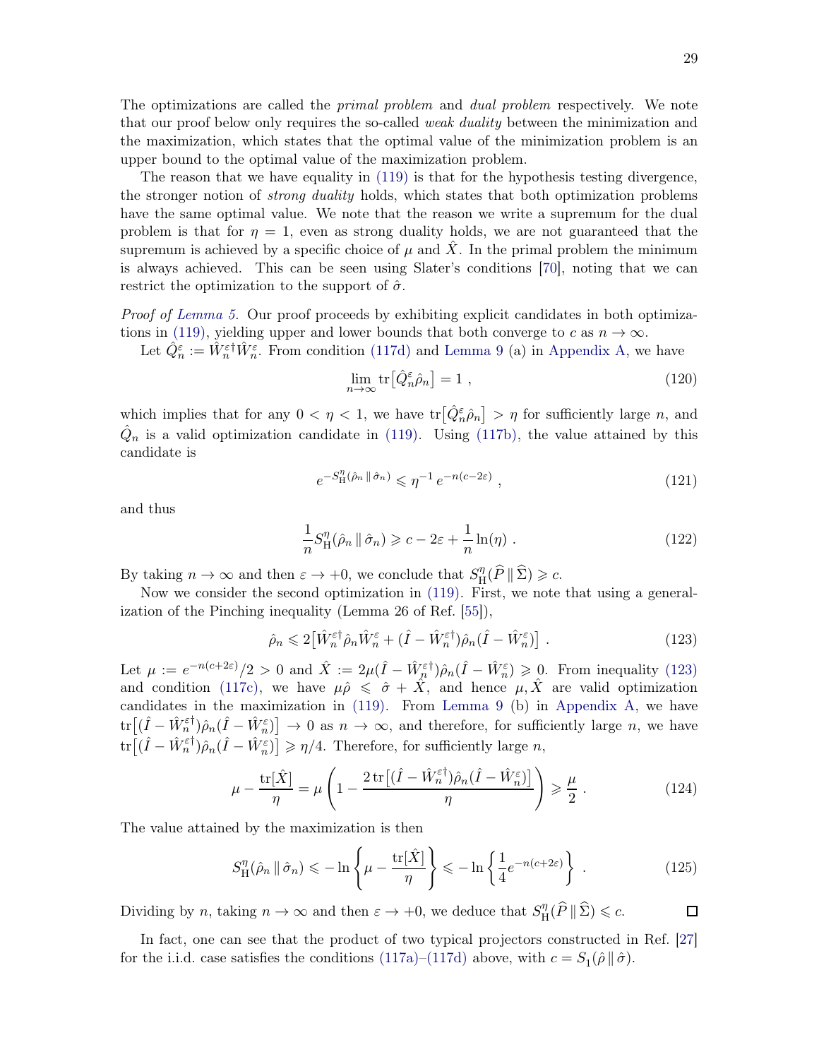The optimizations are called the *primal problem* and *dual problem* respectively. We note that our proof below only requires the so-called *weak duality* between the minimization and the maximization, which states that the optimal value of the minimization problem is an upper bound to the optimal value of the maximization problem.

The reason that we have equality in (119) is that for the hypothesis testing divergence, the stronger notion of *strong duality* holds, which states that both optimization problems have the same optimal value. We note that the reason we write a supremum for the dual problem is that for $\eta = 1$, even as strong duality holds, we are not guaranteed that the supremum is achieved by a specific choice of $\mu$ and $\hat{X}$. In the primal problem the minimum is always achieved. This can be seen using Slater's conditions [70], noting that we can restrict the optimization to the support of $\hat{\sigma}$.

*Proof of Lemma 5.* Our proof proceeds by exhibiting explicit candidates in both optimizations in (119), yielding upper and lower bounds that both converge to $c$ as $n \to \infty$.

Let $\hat{Q}_n^\varepsilon := \hat{W}_n^{\varepsilon\dagger}\hat{W}_n^\varepsilon$. From condition (117d) and Lemma 9 (a) in Appendix A, we have

$$\lim_{n\to\infty} \operatorname{tr}\bigl[\hat{Q}_n^\varepsilon \hat{\rho}_n\bigr] = 1 \ , \tag{120}$$

which implies that for any $0 < \eta < 1$, we have $\operatorname{tr}\bigl[\hat{Q}_n^\varepsilon \hat{\rho}_n\bigr] > \eta$ for sufficiently large $n$, and $\hat{Q}_n$ is a valid optimization candidate in (119). Using (117b), the value attained by this candidate is

$$e^{-S_{\mathrm{H}}^\eta(\hat{\rho}_n \,\|\, \hat{\sigma}_n)} \leqslant \eta^{-1}\, e^{-n(c-2\varepsilon)} \ , \tag{121}$$

and thus

$$\frac{1}{n} S_{\mathrm{H}}^\eta(\hat{\rho}_n \,\|\, \hat{\sigma}_n) \geqslant c - 2\varepsilon + \frac{1}{n}\ln(\eta) \ . \tag{122}$$

By taking $n \to \infty$ and then $\varepsilon \to +0$, we conclude that $S_{\mathrm{H}}^\eta(\widehat{P} \,\|\, \widehat{\Sigma}) \geqslant c$.

Now we consider the second optimization in (119). First, we note that using a generalization of the Pinching inequality (Lemma 26 of Ref. [55]),

$$\hat{\rho}_n \leqslant 2\bigl[\hat{W}_n^{\varepsilon\dagger}\hat{\rho}_n\hat{W}_n^\varepsilon + (\hat{I} - \hat{W}_n^{\varepsilon\dagger})\hat{\rho}_n(\hat{I} - \hat{W}_n^\varepsilon)\bigr] \ . \tag{123}$$

Let $\mu := e^{-n(c+2\varepsilon)}/2 > 0$ and $\hat{X} := 2\mu(\hat{I} - \hat{W}_n^{\varepsilon\dagger})\hat{\rho}_n(\hat{I} - \hat{W}_n^\varepsilon) \geqslant 0$. From inequality (123) and condition (117c), we have $\mu\hat{\rho} \leqslant \hat{\sigma} + \hat{X}$, and hence $\mu, \hat{X}$ are valid optimization candidates in the maximization in (119). From Lemma 9 (b) in Appendix A, we have $\operatorname{tr}\bigl[(\hat{I} - \hat{W}_n^{\varepsilon\dagger})\hat{\rho}_n(\hat{I} - \hat{W}_n^\varepsilon)\bigr] \to 0$ as $n \to \infty$, and therefore, for sufficiently large $n$, we have $\operatorname{tr}\bigl[(\hat{I} - \hat{W}_n^{\varepsilon\dagger})\hat{\rho}_n(\hat{I} - \hat{W}_n^\varepsilon)\bigr] \geqslant \eta/4$. Therefore, for sufficiently large $n$,

$$\mu - \frac{\operatorname{tr}[\hat{X}]}{\eta} = \mu\left(1 - \frac{2\operatorname{tr}\bigl[(\hat{I} - \hat{W}_n^{\varepsilon\dagger})\hat{\rho}_n(\hat{I} - \hat{W}_n^\varepsilon)\bigr]}{\eta}\right) \geqslant \frac{\mu}{2} \ . \tag{124}$$

The value attained by the maximization is then

$$S_{\mathrm{H}}^\eta(\hat{\rho}_n \,\|\, \hat{\sigma}_n) \leqslant -\ln\left\{\mu - \frac{\operatorname{tr}[\hat{X}]}{\eta}\right\} \leqslant -\ln\left\{\frac{1}{4}e^{-n(c+2\varepsilon)}\right\} \ . \tag{125}$$

Dividing by $n$, taking $n \to \infty$ and then $\varepsilon \to +0$, we deduce that $S_{\mathrm{H}}^\eta(\widehat{P} \,\|\, \widehat{\Sigma}) \leqslant c$. $\square$

In fact, one can see that the product of two typical projectors constructed in Ref. [27] for the i.i.d. case satisfies the conditions (117a)–(117d) above, with $c = S_1(\hat{\rho} \,\|\, \hat{\sigma})$.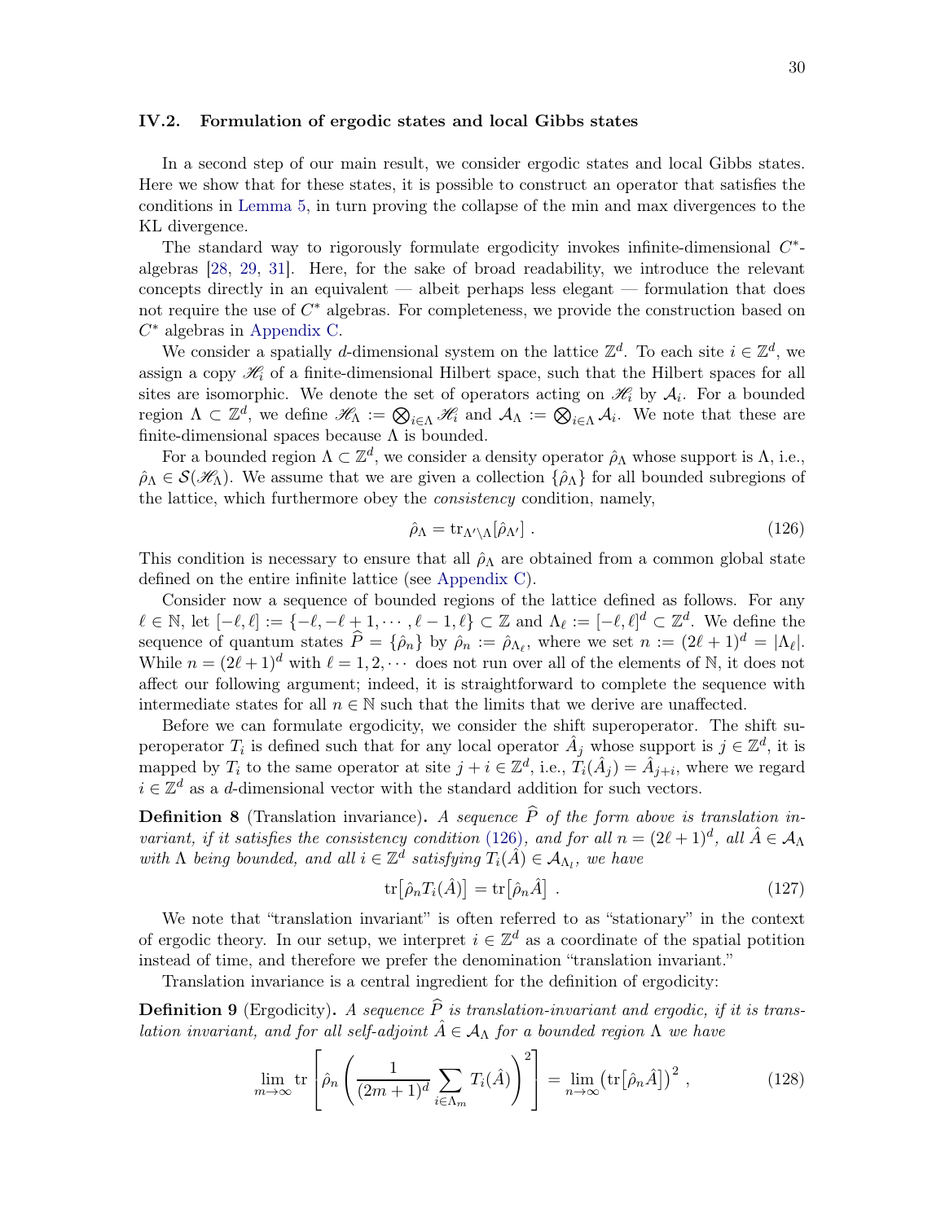### IV.2. Formulation of ergodic states and local Gibbs states

In a second step of our main result, we consider ergodic states and local Gibbs states. Here we show that for these states, it is possible to construct an operator that satisfies the conditions in Lemma 5, in turn proving the collapse of the min and max divergences to the KL divergence.

The standard way to rigorously formulate ergodicity invokes infinite-dimensional $C^*$-algebras [28, 29, 31]. Here, for the sake of broad readability, we introduce the relevant concepts directly in an equivalent — albeit perhaps less elegant — formulation that does not require the use of $C^*$ algebras. For completeness, we provide the construction based on $C^*$ algebras in Appendix C.

We consider a spatially $d$-dimensional system on the lattice $\mathbb{Z}^d$. To each site $i \in \mathbb{Z}^d$, we assign a copy $\mathscr{H}_i$ of a finite-dimensional Hilbert space, such that the Hilbert spaces for all sites are isomorphic. We denote the set of operators acting on $\mathscr{H}_i$ by $\mathcal{A}_i$. For a bounded region $\Lambda \subset \mathbb{Z}^d$, we define $\mathscr{H}_\Lambda := \bigotimes_{i\in\Lambda} \mathscr{H}_i$ and $\mathcal{A}_\Lambda := \bigotimes_{i\in\Lambda} \mathcal{A}_i$. We note that these are finite-dimensional spaces because $\Lambda$ is bounded.

For a bounded region $\Lambda \subset \mathbb{Z}^d$, we consider a density operator $\hat{\rho}_\Lambda$ whose support is $\Lambda$, i.e., $\hat{\rho}_\Lambda \in \mathcal{S}(\mathscr{H}_\Lambda)$. We assume that we are given a collection $\{\hat{\rho}_\Lambda\}$ for all bounded subregions of the lattice, which furthermore obey the *consistency* condition, namely,

$$\hat{\rho}_\Lambda = \mathrm{tr}_{\Lambda'\setminus\Lambda}[\hat{\rho}_{\Lambda'}] \ . \tag{126}$$

This condition is necessary to ensure that all $\hat{\rho}_\Lambda$ are obtained from a common global state defined on the entire infinite lattice (see Appendix C).

Consider now a sequence of bounded regions of the lattice defined as follows. For any $\ell \in \mathbb{N}$, let $[-\ell, \ell] := \{-\ell, -\ell+1, \cdots, \ell-1, \ell\} \subset \mathbb{Z}$ and $\Lambda_\ell := [-\ell, \ell]^d \subset \mathbb{Z}^d$. We define the sequence of quantum states $\widehat{P} = \{\hat{\rho}_n\}$ by $\hat{\rho}_n := \hat{\rho}_{\Lambda_\ell}$, where we set $n := (2\ell+1)^d = |\Lambda_\ell|$. While $n = (2\ell+1)^d$ with $\ell = 1, 2, \cdots$ does not run over all of the elements of $\mathbb{N}$, it does not affect our following argument; indeed, it is straightforward to complete the sequence with intermediate states for all $n \in \mathbb{N}$ such that the limits that we derive are unaffected.

Before we can formulate ergodicity, we consider the shift superoperator. The shift superoperator $T_i$ is defined such that for any local operator $\hat{A}_j$ whose support is $j \in \mathbb{Z}^d$, it is mapped by $T_i$ to the same operator at site $j+i \in \mathbb{Z}^d$, i.e., $T_i(\hat{A}_j) = \hat{A}_{j+i}$, where we regard $i \in \mathbb{Z}^d$ as a $d$-dimensional vector with the standard addition for such vectors.

**Definition 8** (Translation invariance)**.** *A sequence $\widehat{P}$ of the form above is translation invariant, if it satisfies the consistency condition (126), and for all $n = (2\ell+1)^d$, all $\hat{A} \in \mathcal{A}_\Lambda$ with $\Lambda$ being bounded, and all $i \in \mathbb{Z}^d$ satisfying $T_i(\hat{A}) \in \mathcal{A}_{\Lambda_l}$, we have*

$$\mathrm{tr}\big[\hat{\rho}_n T_i(\hat{A})\big] = \mathrm{tr}\big[\hat{\rho}_n \hat{A}\big] \ . \tag{127}$$

We note that "translation invariant" is often referred to as "stationary" in the context of ergodic theory. In our setup, we interpret $i \in \mathbb{Z}^d$ as a coordinate of the spatial potition instead of time, and therefore we prefer the denomination "translation invariant."

Translation invariance is a central ingredient for the definition of ergodicity:

**Definition 9** (Ergodicity)**.** *A sequence $\widehat{P}$ is translation-invariant and ergodic, if it is translation invariant, and for all self-adjoint $\hat{A} \in \mathcal{A}_\Lambda$ for a bounded region $\Lambda$ we have*

$$\lim_{m\to\infty} \mathrm{tr}\left[\hat{\rho}_n \left(\frac{1}{(2m+1)^d}\sum_{i\in\Lambda_m} T_i(\hat{A})\right)^2\right] = \lim_{n\to\infty}\big(\mathrm{tr}\big[\hat{\rho}_n\hat{A}\big]\big)^2 \ , \tag{128}$$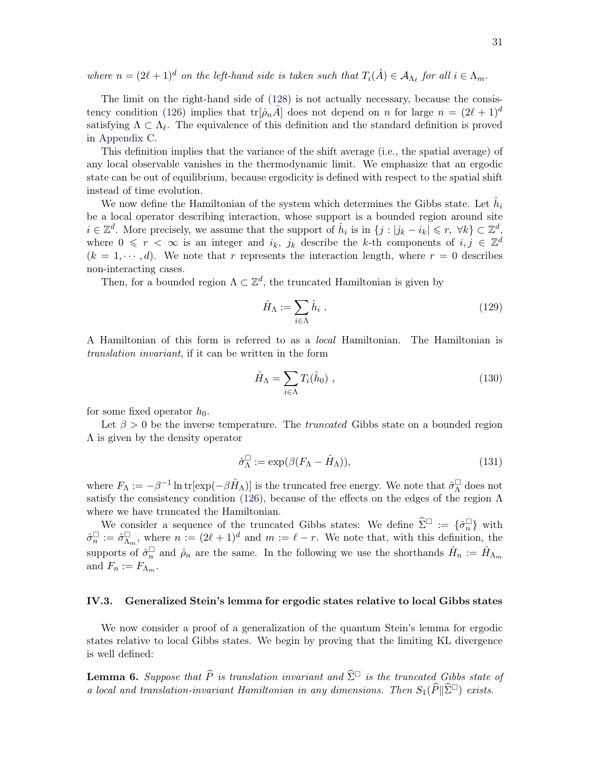*where $n = (2\ell+1)^d$ on the left-hand side is taken such that $T_i(\hat{A}) \in \mathcal{A}_{\Lambda_\ell}$ for all $i \in \Lambda_m$.*

The limit on the right-hand side of (128) is not actually necessary, because the consistency condition (126) implies that $\mathrm{tr}[\hat{\rho}_n \hat{A}]$ does not depend on $n$ for large $n = (2\ell+1)^d$ satisfying $\Lambda \subset \Lambda_\ell$. The equivalence of this definition and the standard definition is proved in Appendix C.

This definition implies that the variance of the shift average (i.e., the spatial average) of any local observable vanishes in the thermodynamic limit. We emphasize that an ergodic state can be out of equilibrium, because ergodicity is defined with respect to the spatial shift instead of time evolution.

We now define the Hamiltonian of the system which determines the Gibbs state. Let $\hat{h}_i$ be a local operator describing interaction, whose support is a bounded region around site $i \in \mathbb{Z}^d$. More precisely, we assume that the support of $\hat{h}_i$ is in $\{j : |j_k - i_k| \leqslant r, \ \forall k\} \subset \mathbb{Z}^d$, where $0 \leqslant r < \infty$ is an integer and $i_k$, $j_k$ describe the $k$-th components of $i, j \in \mathbb{Z}^d$ $(k = 1, \cdots, d)$. We note that $r$ represents the interaction length, where $r = 0$ describes non-interacting cases.

Then, for a bounded region $\Lambda \subset \mathbb{Z}^d$, the truncated Hamiltonian is given by

$$\hat{H}_\Lambda := \sum_{i \in \Lambda} \hat{h}_i \ . \tag{129}$$

A Hamiltonian of this form is referred to as a *local* Hamiltonian. The Hamiltonian is *translation invariant*, if it can be written in the form

$$\hat{H}_\Lambda = \sum_{i \in \Lambda} T_i(\hat{h}_0) \ , \tag{130}$$

for some fixed operator $h_0$.

Let $\beta > 0$ be the inverse temperature. The *truncated* Gibbs state on a bounded region $\Lambda$ is given by the density operator

$$\hat{\sigma}^{\square}_\Lambda := \exp(\beta(F_\Lambda - \hat{H}_\Lambda)), \tag{131}$$

where $F_\Lambda := -\beta^{-1} \ln \mathrm{tr}[\exp(-\beta \hat{H}_\Lambda)]$ is the truncated free energy. We note that $\hat{\sigma}^{\square}_\Lambda$ does not satisfy the consistency condition (126), because of the effects on the edges of the region $\Lambda$ where we have truncated the Hamiltonian.

We consider a sequence of the truncated Gibbs states: We define $\widehat{\Sigma}^{\square} := \{\hat{\sigma}^{\square}_n\}$ with $\hat{\sigma}^{\square}_n := \hat{\sigma}^{\square}_{\Lambda_m}$, where $n := (2\ell+1)^d$ and $m := \ell - r$. We note that, with this definition, the supports of $\hat{\sigma}^{\square}_n$ and $\hat{\rho}_n$ are the same. In the following we use the shorthands $\hat{H}_n := \hat{H}_{\Lambda_m}$ and $F_n := F_{\Lambda_m}$.

### IV.3. Generalized Stein's lemma for ergodic states relative to local Gibbs states

We now consider a proof of a generalization of the quantum Stein's lemma for ergodic states relative to local Gibbs states. We begin by proving that the limiting KL divergence is well defined:

**Lemma 6.** *Suppose that $\widehat{P}$ is translation invariant and $\widehat{\Sigma}^{\square}$ is the truncated Gibbs state of a local and translation-invariant Hamiltonian in any dimensions. Then $S_1(\widehat{P} \| \widehat{\Sigma}^{\square})$ exists.*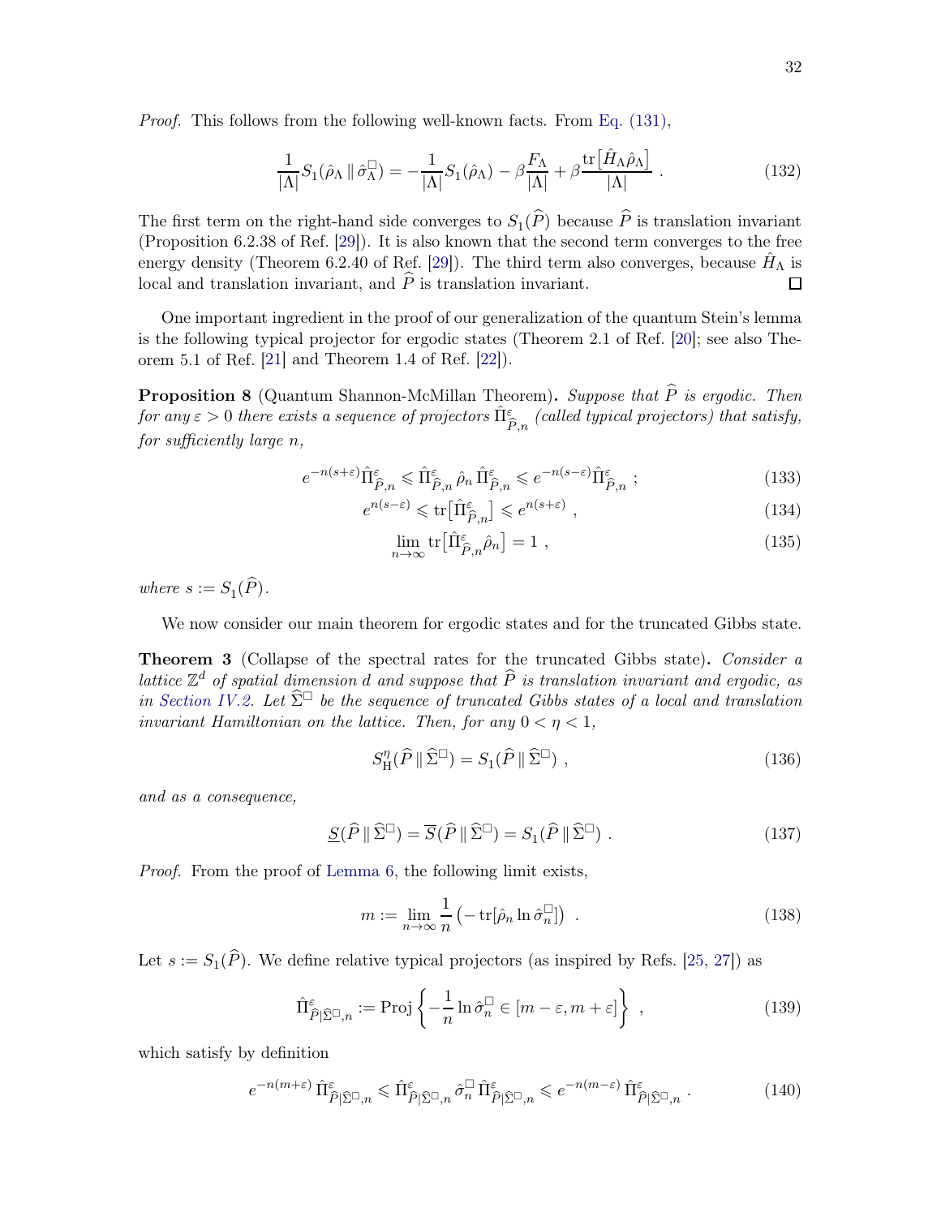*Proof.* This follows from the following well-known facts. From Eq. (131),

$$\frac{1}{|\Lambda|} S_1(\hat{\rho}_\Lambda \,\|\, \hat{\sigma}_\Lambda^{\square}) = -\frac{1}{|\Lambda|} S_1(\hat{\rho}_\Lambda) - \beta \frac{F_\Lambda}{|\Lambda|} + \beta \frac{\mathrm{tr}\big[\hat{H}_\Lambda \hat{\rho}_\Lambda\big]}{|\Lambda|} \ . \tag{132}$$

The first term on the right-hand side converges to $S_1(\widehat{P})$ because $\widehat{P}$ is translation invariant (Proposition 6.2.38 of Ref. [29]). It is also known that the second term converges to the free energy density (Theorem 6.2.40 of Ref. [29]). The third term also converges, because $\hat{H}_\Lambda$ is local and translation invariant, and $\widehat{P}$ is translation invariant. □

One important ingredient in the proof of our generalization of the quantum Stein's lemma is the following typical projector for ergodic states (Theorem 2.1 of Ref. [20]; see also Theorem 5.1 of Ref. [21] and Theorem 1.4 of Ref. [22]).

**Proposition 8** (Quantum Shannon-McMillan Theorem)**.** *Suppose that $\widehat{P}$ is ergodic. Then for any $\varepsilon > 0$ there exists a sequence of projectors $\hat{\Pi}^{\varepsilon}_{\widehat{P},n}$ (called typical projectors) that satisfy, for sufficiently large $n$,*

$$e^{-n(s+\varepsilon)} \hat{\Pi}^{\varepsilon}_{\widehat{P},n} \leqslant \hat{\Pi}^{\varepsilon}_{\widehat{P},n} \, \hat{\rho}_n \, \hat{\Pi}^{\varepsilon}_{\widehat{P},n} \leqslant e^{-n(s-\varepsilon)} \hat{\Pi}^{\varepsilon}_{\widehat{P},n} \ ; \tag{133}$$

$$e^{n(s-\varepsilon)} \leqslant \mathrm{tr}\big[\hat{\Pi}^{\varepsilon}_{\widehat{P},n}\big] \leqslant e^{n(s+\varepsilon)} \ , \tag{134}$$

$$\lim_{n\to\infty} \mathrm{tr}\big[\hat{\Pi}^{\varepsilon}_{\widehat{P},n} \hat{\rho}_n\big] = 1 \ , \tag{135}$$

*where $s := S_1(\widehat{P})$.*

We now consider our main theorem for ergodic states and for the truncated Gibbs state.

**Theorem 3** (Collapse of the spectral rates for the truncated Gibbs state)**.** *Consider a lattice $\mathbb{Z}^d$ of spatial dimension $d$ and suppose that $\widehat{P}$ is translation invariant and ergodic, as in Section IV.2. Let $\widehat{\Sigma}^{\square}$ be the sequence of truncated Gibbs states of a local and translation invariant Hamiltonian on the lattice. Then, for any $0 < \eta < 1$,*

$$S_{\mathrm{H}}^{\eta}(\widehat{P} \,\|\, \widehat{\Sigma}^{\square}) = S_1(\widehat{P} \,\|\, \widehat{\Sigma}^{\square}) \ , \tag{136}$$

*and as a consequence,*

$$\underline{S}(\widehat{P} \,\|\, \widehat{\Sigma}^{\square}) = \overline{S}(\widehat{P} \,\|\, \widehat{\Sigma}^{\square}) = S_1(\widehat{P} \,\|\, \widehat{\Sigma}^{\square}) \ . \tag{137}$$

*Proof.* From the proof of Lemma 6, the following limit exists,

$$m := \lim_{n\to\infty} \frac{1}{n} \big( -\mathrm{tr}[\hat{\rho}_n \ln \hat{\sigma}_n^{\square}] \big) \ . \tag{138}$$

Let $s := S_1(\widehat{P})$. We define relative typical projectors (as inspired by Refs. [25, 27]) as

$$\hat{\Pi}^{\varepsilon}_{\widehat{P}|\widehat{\Sigma}^{\square},n} := \mathrm{Proj}\left\{ -\frac{1}{n} \ln \hat{\sigma}_n^{\square} \in [m-\varepsilon, m+\varepsilon] \right\} \ , \tag{139}$$

which satisfy by definition

$$e^{-n(m+\varepsilon)} \, \hat{\Pi}^{\varepsilon}_{\widehat{P}|\widehat{\Sigma}^{\square},n} \leqslant \hat{\Pi}^{\varepsilon}_{\widehat{P}|\widehat{\Sigma}^{\square},n} \, \hat{\sigma}_n^{\square} \, \hat{\Pi}^{\varepsilon}_{\widehat{P}|\widehat{\Sigma}^{\square},n} \leqslant e^{-n(m-\varepsilon)} \, \hat{\Pi}^{\varepsilon}_{\widehat{P}|\widehat{\Sigma}^{\square},n} \ . \tag{140}$$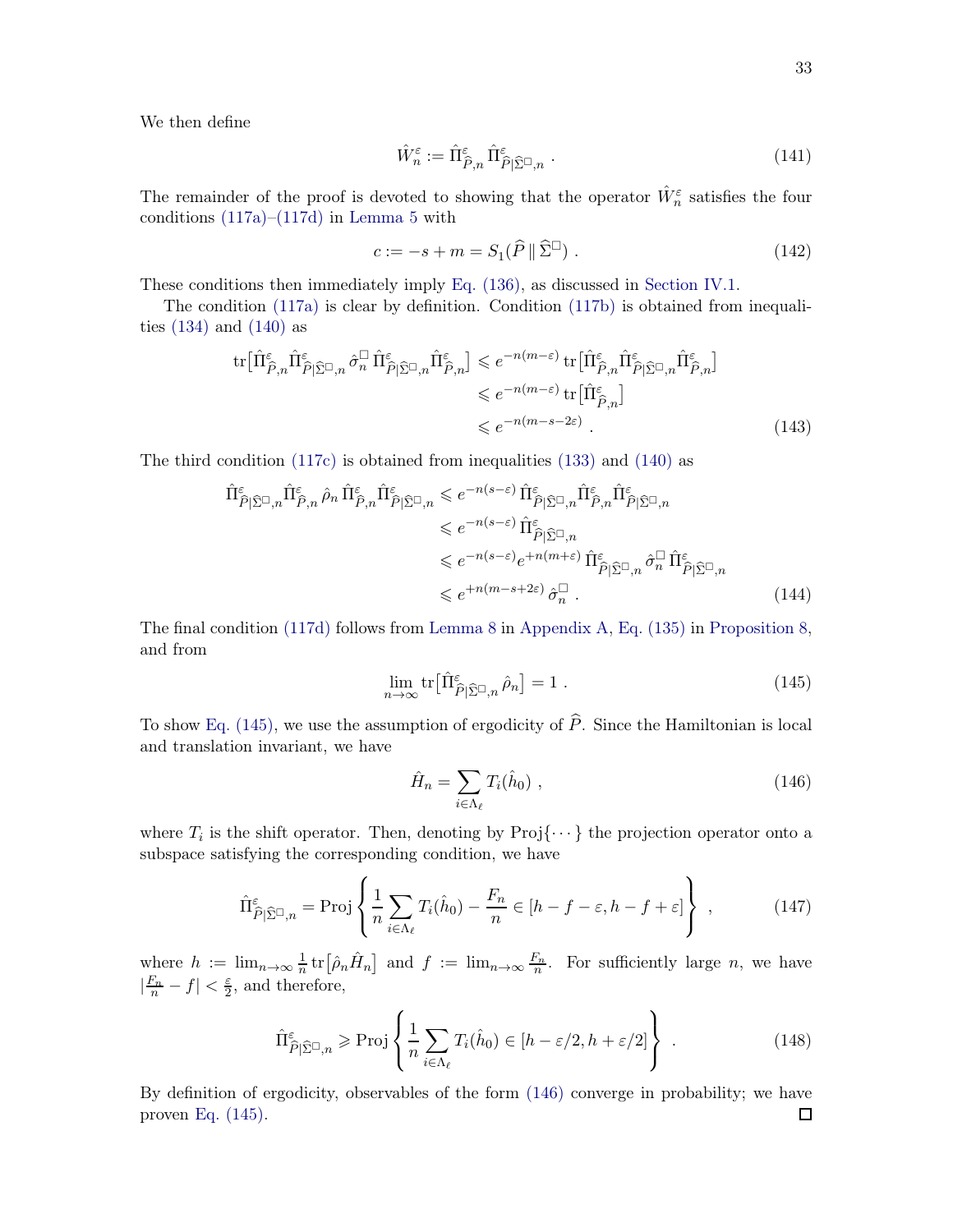We then define

$$\hat{W}_n^\varepsilon := \hat{\Pi}^\varepsilon_{\widehat{P},n}\,\hat{\Pi}^\varepsilon_{\widehat{P}|\widehat{\Sigma}^\square,n}\ . \tag{141}$$

The remainder of the proof is devoted to showing that the operator $\hat{W}_n^\varepsilon$ satisfies the four conditions (117a)–(117d) in Lemma 5 with

$$c := -s + m = S_1(\widehat{P}\,\|\,\widehat{\Sigma}^\square)\ . \tag{142}$$

These conditions then immediately imply Eq. (136), as discussed in Section IV.1.

The condition (117a) is clear by definition. Condition (117b) is obtained from inequalities (134) and (140) as

$$\begin{aligned}
\operatorname{tr}\bigl[\hat{\Pi}^\varepsilon_{\widehat{P},n}\hat{\Pi}^\varepsilon_{\widehat{P}|\widehat{\Sigma}^\square,n}\,\hat{\sigma}_n^\square\,\hat{\Pi}^\varepsilon_{\widehat{P}|\widehat{\Sigma}^\square,n}\hat{\Pi}^\varepsilon_{\widehat{P},n}\bigr] &\leqslant e^{-n(m-\varepsilon)}\operatorname{tr}\bigl[\hat{\Pi}^\varepsilon_{\widehat{P},n}\hat{\Pi}^\varepsilon_{\widehat{P}|\widehat{\Sigma}^\square,n}\hat{\Pi}^\varepsilon_{\widehat{P},n}\bigr]\\
&\leqslant e^{-n(m-\varepsilon)}\operatorname{tr}\bigl[\hat{\Pi}^\varepsilon_{\widehat{P},n}\bigr]\\
&\leqslant e^{-n(m-s-2\varepsilon)}\ .
\end{aligned} \tag{143}$$

The third condition (117c) is obtained from inequalities (133) and (140) as

$$\begin{aligned}
\hat{\Pi}^\varepsilon_{\widehat{P}|\widehat{\Sigma}^\square,n}\hat{\Pi}^\varepsilon_{\widehat{P},n}\,\hat{\rho}_n\,\hat{\Pi}^\varepsilon_{\widehat{P},n}\hat{\Pi}^\varepsilon_{\widehat{P}|\widehat{\Sigma}^\square,n} &\leqslant e^{-n(s-\varepsilon)}\,\hat{\Pi}^\varepsilon_{\widehat{P}|\widehat{\Sigma}^\square,n}\hat{\Pi}^\varepsilon_{\widehat{P},n}\hat{\Pi}^\varepsilon_{\widehat{P}|\widehat{\Sigma}^\square,n}\\
&\leqslant e^{-n(s-\varepsilon)}\,\hat{\Pi}^\varepsilon_{\widehat{P}|\widehat{\Sigma}^\square,n}\\
&\leqslant e^{-n(s-\varepsilon)}e^{+n(m+\varepsilon)}\,\hat{\Pi}^\varepsilon_{\widehat{P}|\widehat{\Sigma}^\square,n}\,\hat{\sigma}_n^\square\,\hat{\Pi}^\varepsilon_{\widehat{P}|\widehat{\Sigma}^\square,n}\\
&\leqslant e^{+n(m-s+2\varepsilon)}\,\hat{\sigma}_n^\square\ .
\end{aligned} \tag{144}$$

The final condition (117d) follows from Lemma 8 in Appendix A, Eq. (135) in Proposition 8, and from

$$\lim_{n\to\infty}\operatorname{tr}\bigl[\hat{\Pi}^\varepsilon_{\widehat{P}|\widehat{\Sigma}^\square,n}\,\hat{\rho}_n\bigr] = 1\ . \tag{145}$$

To show Eq. (145), we use the assumption of ergodicity of $\widehat{P}$. Since the Hamiltonian is local and translation invariant, we have

$$\hat{H}_n = \sum_{i\in\Lambda_\ell} T_i(\hat{h}_0)\ , \tag{146}$$

where $T_i$ is the shift operator. Then, denoting by $\operatorname{Proj}\{\cdots\}$ the projection operator onto a subspace satisfying the corresponding condition, we have

$$\hat{\Pi}^\varepsilon_{\widehat{P}|\widehat{\Sigma}^\square,n} = \operatorname{Proj}\left\{\frac{1}{n}\sum_{i\in\Lambda_\ell}T_i(\hat{h}_0) - \frac{F_n}{n}\in[h-f-\varepsilon, h-f+\varepsilon]\right\}\ , \tag{147}$$

where $h := \lim_{n\to\infty}\frac{1}{n}\operatorname{tr}\bigl[\hat{\rho}_n\hat{H}_n\bigr]$ and $f := \lim_{n\to\infty}\frac{F_n}{n}$. For sufficiently large $n$, we have $|\frac{F_n}{n} - f| < \frac{\varepsilon}{2}$, and therefore,

$$\hat{\Pi}^\varepsilon_{\widehat{P}|\widehat{\Sigma}^\square,n} \geqslant \operatorname{Proj}\left\{\frac{1}{n}\sum_{i\in\Lambda_\ell}T_i(\hat{h}_0)\in[h-\varepsilon/2, h+\varepsilon/2]\right\}\ . \tag{148}$$

By definition of ergodicity, observables of the form (146) converge in probability; we have proven Eq. (145). ◻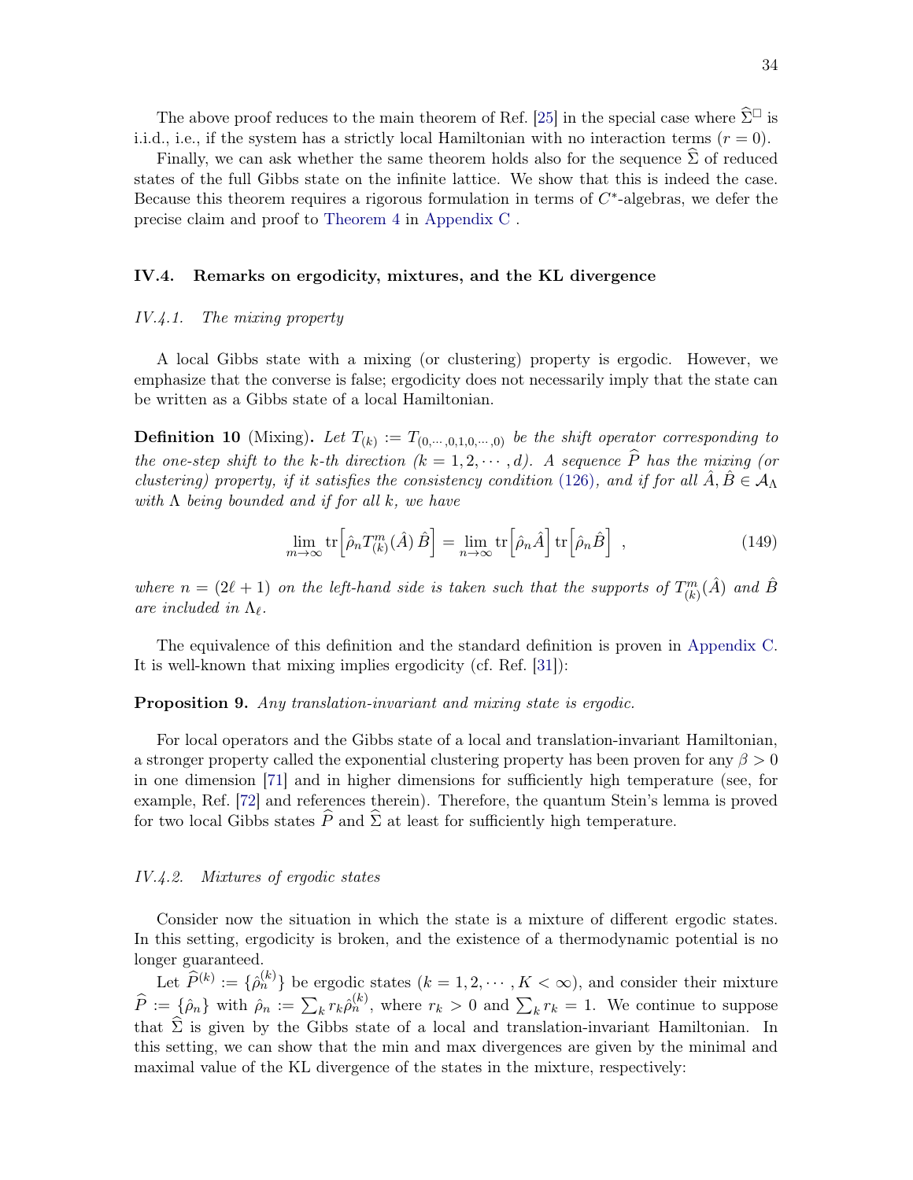The above proof reduces to the main theorem of Ref. [25] in the special case where $\widehat{\Sigma}^{\square}$ is i.i.d., i.e., if the system has a strictly local Hamiltonian with no interaction terms ($r = 0$).

Finally, we can ask whether the same theorem holds also for the sequence $\widehat{\Sigma}$ of reduced states of the full Gibbs state on the infinite lattice. We show that this is indeed the case. Because this theorem requires a rigorous formulation in terms of $C^*$-algebras, we defer the precise claim and proof to Theorem 4 in Appendix C .

### IV.4. Remarks on ergodicity, mixtures, and the KL divergence

#### *IV.4.1. The mixing property*

A local Gibbs state with a mixing (or clustering) property is ergodic. However, we emphasize that the converse is false; ergodicity does not necessarily imply that the state can be written as a Gibbs state of a local Hamiltonian.

**Definition 10** (Mixing)**.** *Let $T_{(k)} := T_{(0,\cdots,0,1,0,\cdots,0)}$ be the shift operator corresponding to the one-step shift to the $k$-th direction ($k = 1, 2, \cdots, d$). A sequence $\widehat{P}$ has the mixing (or clustering) property, if it satisfies the consistency condition (126), and if for all $\hat{A}, \hat{B} \in \mathcal{A}_\Lambda$ with $\Lambda$ being bounded and if for all $k$, we have*

$$
\lim_{m\to\infty} \mathrm{tr}\Big[\hat{\rho}_n T^m_{(k)}(\hat{A})\,\hat{B}\Big] = \lim_{n\to\infty} \mathrm{tr}\Big[\hat{\rho}_n \hat{A}\Big]\,\mathrm{tr}\Big[\hat{\rho}_n \hat{B}\Big] \ , \tag{149}
$$

*where $n = (2\ell + 1)$ on the left-hand side is taken such that the supports of $T^m_{(k)}(\hat{A})$ and $\hat{B}$ are included in $\Lambda_\ell$.*

The equivalence of this definition and the standard definition is proven in Appendix C. It is well-known that mixing implies ergodicity (cf. Ref. [31]):

**Proposition 9.** *Any translation-invariant and mixing state is ergodic.*

For local operators and the Gibbs state of a local and translation-invariant Hamiltonian, a stronger property called the exponential clustering property has been proven for any $\beta > 0$ in one dimension [71] and in higher dimensions for sufficiently high temperature (see, for example, Ref. [72] and references therein). Therefore, the quantum Stein's lemma is proved for two local Gibbs states $\widehat{P}$ and $\widehat{\Sigma}$ at least for sufficiently high temperature.

#### *IV.4.2. Mixtures of ergodic states*

Consider now the situation in which the state is a mixture of different ergodic states. In this setting, ergodicity is broken, and the existence of a thermodynamic potential is no longer guaranteed.

Let $\widehat{P}^{(k)} := \{\hat{\rho}^{(k)}_n\}$ be ergodic states ($k = 1, 2, \cdots, K < \infty$), and consider their mixture $\widehat{P} := \{\hat{\rho}_n\}$ with $\hat{\rho}_n := \sum_k r_k \hat{\rho}^{(k)}_n$, where $r_k > 0$ and $\sum_k r_k = 1$. We continue to suppose that $\widehat{\Sigma}$ is given by the Gibbs state of a local and translation-invariant Hamiltonian. In this setting, we can show that the min and max divergences are given by the minimal and maximal value of the KL divergence of the states in the mixture, respectively: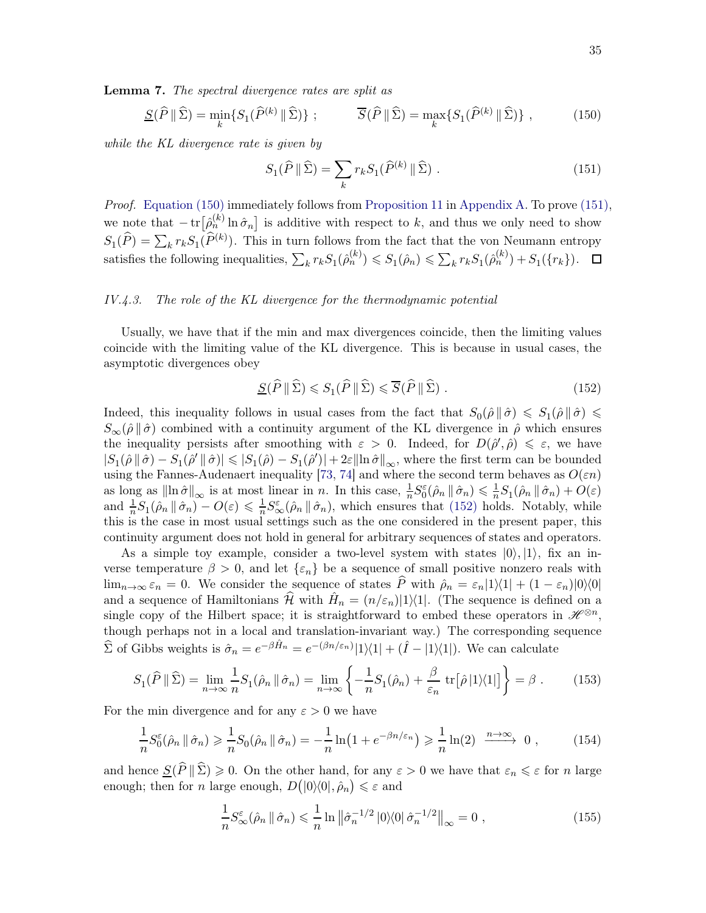**Lemma 7.** *The spectral divergence rates are split as*

$$\underline{S}(\widehat{P}\,\|\,\widehat{\Sigma}) = \min_k\{S_1(\widehat{P}^{(k)}\,\|\,\widehat{\Sigma})\}\ ; \qquad \overline{S}(\widehat{P}\,\|\,\widehat{\Sigma}) = \max_k\{S_1(\widehat{P}^{(k)}\,\|\,\widehat{\Sigma})\}\ , \tag{150}$$

*while the KL divergence rate is given by*

$$S_1(\widehat{P}\,\|\,\widehat{\Sigma}) = \sum_k r_k S_1(\widehat{P}^{(k)}\,\|\,\widehat{\Sigma})\ . \tag{151}$$

*Proof.* Equation (150) immediately follows from Proposition 11 in Appendix A. To prove (151), we note that $-\operatorname{tr}\big[\hat\rho_n^{(k)}\ln\hat\sigma_n\big]$ is additive with respect to $k$, and thus we only need to show $S_1(\widehat{P}) = \sum_k r_k S_1(\widehat{P}^{(k)})$. This in turn follows from the fact that the von Neumann entropy satisfies the following inequalities, $\sum_k r_k S_1(\hat\rho_n^{(k)}) \leqslant S_1(\hat\rho_n) \leqslant \sum_k r_k S_1(\hat\rho_n^{(k)}) + S_1(\{r_k\})$. $\square$

### *IV.4.3. The role of the KL divergence for the thermodynamic potential*

Usually, we have that if the min and max divergences coincide, then the limiting values coincide with the limiting value of the KL divergence. This is because in usual cases, the asymptotic divergences obey

$$\underline{S}(\widehat{P}\,\|\,\widehat{\Sigma}) \leqslant S_1(\widehat{P}\,\|\,\widehat{\Sigma}) \leqslant \overline{S}(\widehat{P}\,\|\,\widehat{\Sigma})\ . \tag{152}$$

Indeed, this inequality follows in usual cases from the fact that $S_0(\hat\rho\,\|\,\hat\sigma) \leqslant S_1(\hat\rho\,\|\,\hat\sigma) \leqslant S_\infty(\hat\rho\,\|\,\hat\sigma)$ combined with a continuity argument of the KL divergence in $\hat\rho$ which ensures the inequality persists after smoothing with $\varepsilon > 0$. Indeed, for $D(\hat\rho',\hat\rho) \leqslant \varepsilon$, we have $|S_1(\hat\rho\,\|\,\hat\sigma) - S_1(\hat\rho'\,\|\,\hat\sigma)| \leqslant |S_1(\hat\rho) - S_1(\hat\rho')| + 2\varepsilon\|\ln\hat\sigma\|_\infty$, where the first term can be bounded using the Fannes-Audenaert inequality [73, 74] and where the second term behaves as $O(\varepsilon n)$ as long as $\|\ln\hat\sigma\|_\infty$ is at most linear in $n$. In this case, $\frac{1}{n}S_0^\varepsilon(\hat\rho_n\,\|\,\hat\sigma_n) \leqslant \frac{1}{n}S_1(\hat\rho_n\,\|\,\hat\sigma_n) + O(\varepsilon)$ and $\frac{1}{n}S_1(\hat\rho_n\,\|\,\hat\sigma_n) - O(\varepsilon) \leqslant \frac{1}{n}S_\infty^\varepsilon(\hat\rho_n\,\|\,\hat\sigma_n)$, which ensures that (152) holds. Notably, while this is the case in most usual settings such as the one considered in the present paper, this continuity argument does not hold in general for arbitrary sequences of states and operators.

As a simple toy example, consider a two-level system with states $|0\rangle, |1\rangle$, fix an inverse temperature $\beta > 0$, and let $\{\varepsilon_n\}$ be a sequence of small positive nonzero reals with $\lim_{n\to\infty}\varepsilon_n = 0$. We consider the sequence of states $\widehat{P}$ with $\hat\rho_n = \varepsilon_n|1\rangle\langle 1| + (1-\varepsilon_n)|0\rangle\langle 0|$ and a sequence of Hamiltonians $\widehat{\mathcal{H}}$ with $\hat H_n = (n/\varepsilon_n)|1\rangle\langle 1|$. (The sequence is defined on a single copy of the Hilbert space; it is straightforward to embed these operators in $\mathscr{H}^{\otimes n}$, though perhaps not in a local and translation-invariant way.) The corresponding sequence $\widehat{\Sigma}$ of Gibbs weights is $\hat\sigma_n = e^{-\beta\hat H_n} = e^{-(\beta n/\varepsilon_n)}|1\rangle\langle 1| + (\hat I - |1\rangle\langle 1|)$. We can calculate

$$S_1(\widehat{P}\,\|\,\widehat{\Sigma}) = \lim_{n\to\infty}\frac{1}{n}S_1(\hat\rho_n\,\|\,\hat\sigma_n) = \lim_{n\to\infty}\left\{-\frac{1}{n}S_1(\hat\rho_n) + \frac{\beta}{\varepsilon_n}\operatorname{tr}\big[\hat\rho\,|1\rangle\langle 1|\big]\right\} = \beta\ . \tag{153}$$

For the min divergence and for any $\varepsilon > 0$ we have

$$\frac{1}{n}S_0^\varepsilon(\hat\rho_n\,\|\,\hat\sigma_n) \geqslant \frac{1}{n}S_0(\hat\rho_n\,\|\,\hat\sigma_n) = -\frac{1}{n}\ln\big(1 + e^{-\beta n/\varepsilon_n}\big) \geqslant \frac{1}{n}\ln(2) \xrightarrow{n\to\infty} 0\ , \tag{154}$$

and hence $\underline{S}(\widehat{P}\,\|\,\widehat{\Sigma}) \geqslant 0$. On the other hand, for any $\varepsilon > 0$ we have that $\varepsilon_n \leqslant \varepsilon$ for $n$ large enough; then for $n$ large enough, $D\big(|0\rangle\langle 0|, \hat\rho_n\big) \leqslant \varepsilon$ and

$$\frac{1}{n}S_\infty^\varepsilon(\hat\rho_n\,\|\,\hat\sigma_n) \leqslant \frac{1}{n}\ln\big\|\hat\sigma_n^{-1/2}\,|0\rangle\langle 0|\,\hat\sigma_n^{-1/2}\big\|_\infty = 0\ , \tag{155}$$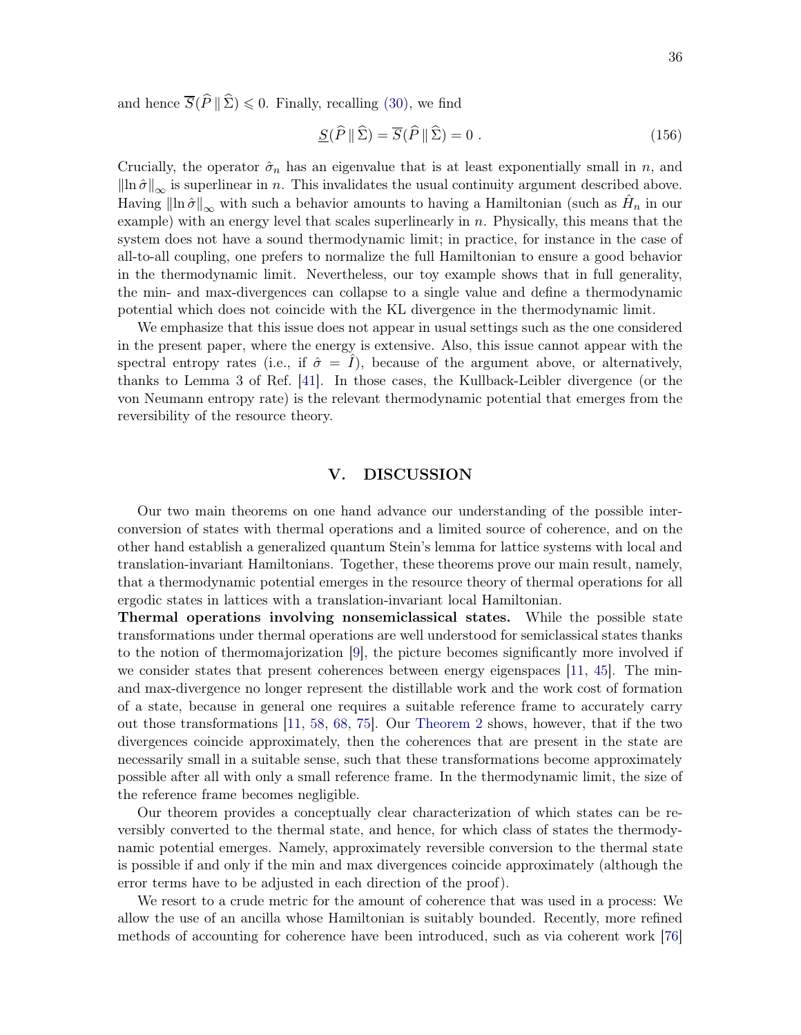and hence $\overline{S}(\widehat{P} \,\|\, \widehat{\Sigma}) \leqslant 0$. Finally, recalling (30), we find

$$\underline{S}(\widehat{P} \,\|\, \widehat{\Sigma}) = \overline{S}(\widehat{P} \,\|\, \widehat{\Sigma}) = 0 \ . \tag{156}$$

Crucially, the operator $\hat{\sigma}_n$ has an eigenvalue that is at least exponentially small in $n$, and $\|\ln \hat{\sigma}\|_\infty$ is superlinear in $n$. This invalidates the usual continuity argument described above. Having $\|\ln \hat{\sigma}\|_\infty$ with such a behavior amounts to having a Hamiltonian (such as $\hat{H}_n$ in our example) with an energy level that scales superlinearly in $n$. Physically, this means that the system does not have a sound thermodynamic limit; in practice, for instance in the case of all-to-all coupling, one prefers to normalize the full Hamiltonian to ensure a good behavior in the thermodynamic limit. Nevertheless, our toy example shows that in full generality, the min- and max-divergences can collapse to a single value and define a thermodynamic potential which does not coincide with the KL divergence in the thermodynamic limit.

We emphasize that this issue does not appear in usual settings such as the one considered in the present paper, where the energy is extensive. Also, this issue cannot appear with the spectral entropy rates (i.e., if $\hat{\sigma} = \hat{I}$), because of the argument above, or alternatively, thanks to Lemma 3 of Ref. [41]. In those cases, the Kullback-Leibler divergence (or the von Neumann entropy rate) is the relevant thermodynamic potential that emerges from the reversibility of the resource theory.

## V. DISCUSSION

Our two main theorems on one hand advance our understanding of the possible interconversion of states with thermal operations and a limited source of coherence, and on the other hand establish a generalized quantum Stein's lemma for lattice systems with local and translation-invariant Hamiltonians. Together, these theorems prove our main result, namely, that a thermodynamic potential emerges in the resource theory of thermal operations for all ergodic states in lattices with a translation-invariant local Hamiltonian.

**Thermal operations involving nonsemiclassical states.** While the possible state transformations under thermal operations are well understood for semiclassical states thanks to the notion of thermomajorization [9], the picture becomes significantly more involved if we consider states that present coherences between energy eigenspaces [11, 45]. The min- and max-divergence no longer represent the distillable work and the work cost of formation of a state, because in general one requires a suitable reference frame to accurately carry out those transformations [11, 58, 68, 75]. Our Theorem 2 shows, however, that if the two divergences coincide approximately, then the coherences that are present in the state are necessarily small in a suitable sense, such that these transformations become approximately possible after all with only a small reference frame. In the thermodynamic limit, the size of the reference frame becomes negligible.

Our theorem provides a conceptually clear characterization of which states can be reversibly converted to the thermal state, and hence, for which class of states the thermodynamic potential emerges. Namely, approximately reversible conversion to the thermal state is possible if and only if the min and max divergences coincide approximately (although the error terms have to be adjusted in each direction of the proof).

We resort to a crude metric for the amount of coherence that was used in a process: We allow the use of an ancilla whose Hamiltonian is suitably bounded. Recently, more refined methods of accounting for coherence have been introduced, such as via coherent work [76]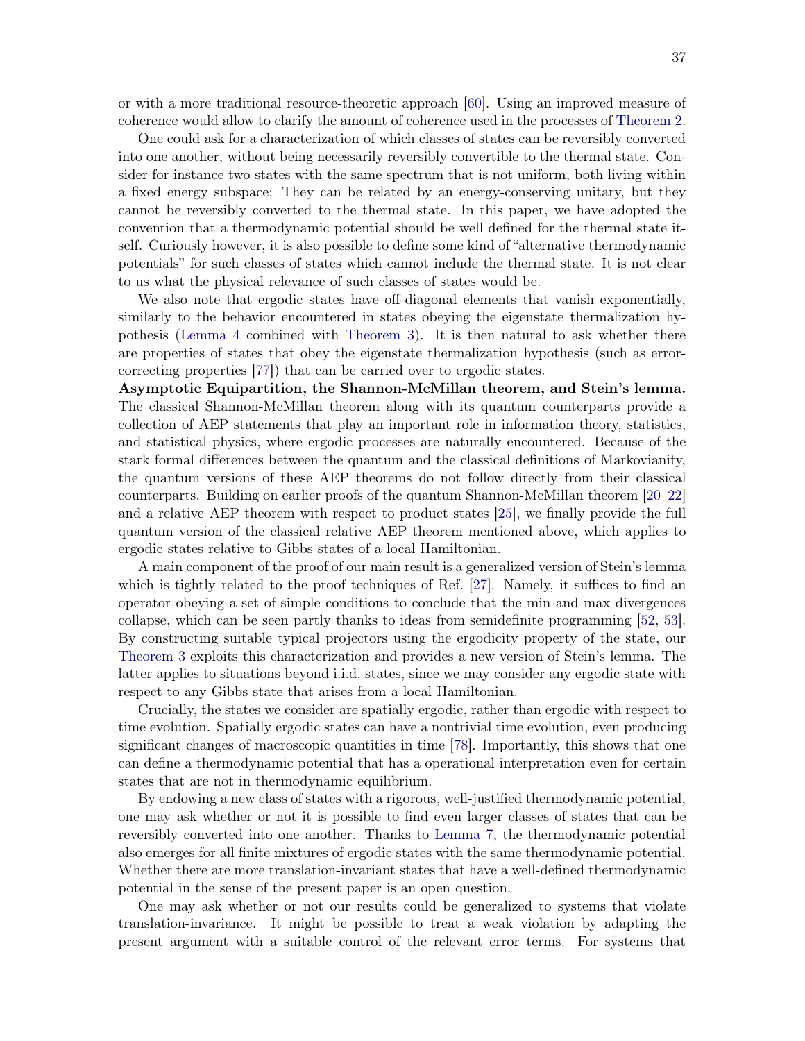or with a more traditional resource-theoretic approach [60]. Using an improved measure of coherence would allow to clarify the amount of coherence used in the processes of Theorem 2.

One could ask for a characterization of which classes of states can be reversibly converted into one another, without being necessarily reversibly convertible to the thermal state. Consider for instance two states with the same spectrum that is not uniform, both living within a fixed energy subspace: They can be related by an energy-conserving unitary, but they cannot be reversibly converted to the thermal state. In this paper, we have adopted the convention that a thermodynamic potential should be well defined for the thermal state itself. Curiously however, it is also possible to define some kind of "alternative thermodynamic potentials" for such classes of states which cannot include the thermal state. It is not clear to us what the physical relevance of such classes of states would be.

We also note that ergodic states have off-diagonal elements that vanish exponentially, similarly to the behavior encountered in states obeying the eigenstate thermalization hypothesis (Lemma 4 combined with Theorem 3). It is then natural to ask whether there are properties of states that obey the eigenstate thermalization hypothesis (such as error-correcting properties [77]) that can be carried over to ergodic states.

**Asymptotic Equipartition, the Shannon-McMillan theorem, and Stein's lemma.** The classical Shannon-McMillan theorem along with its quantum counterparts provide a collection of AEP statements that play an important role in information theory, statistics, and statistical physics, where ergodic processes are naturally encountered. Because of the stark formal differences between the quantum and the classical definitions of Markovianity, the quantum versions of these AEP theorems do not follow directly from their classical counterparts. Building on earlier proofs of the quantum Shannon-McMillan theorem [20–22] and a relative AEP theorem with respect to product states [25], we finally provide the full quantum version of the classical relative AEP theorem mentioned above, which applies to ergodic states relative to Gibbs states of a local Hamiltonian.

A main component of the proof of our main result is a generalized version of Stein's lemma which is tightly related to the proof techniques of Ref. [27]. Namely, it suffices to find an operator obeying a set of simple conditions to conclude that the min and max divergences collapse, which can be seen partly thanks to ideas from semidefinite programming [52, 53]. By constructing suitable typical projectors using the ergodicity property of the state, our Theorem 3 exploits this characterization and provides a new version of Stein's lemma. The latter applies to situations beyond i.i.d. states, since we may consider any ergodic state with respect to any Gibbs state that arises from a local Hamiltonian.

Crucially, the states we consider are spatially ergodic, rather than ergodic with respect to time evolution. Spatially ergodic states can have a nontrivial time evolution, even producing significant changes of macroscopic quantities in time [78]. Importantly, this shows that one can define a thermodynamic potential that has a operational interpretation even for certain states that are not in thermodynamic equilibrium.

By endowing a new class of states with a rigorous, well-justified thermodynamic potential, one may ask whether or not it is possible to find even larger classes of states that can be reversibly converted into one another. Thanks to Lemma 7, the thermodynamic potential also emerges for all finite mixtures of ergodic states with the same thermodynamic potential. Whether there are more translation-invariant states that have a well-defined thermodynamic potential in the sense of the present paper is an open question.

One may ask whether or not our results could be generalized to systems that violate translation-invariance. It might be possible to treat a weak violation by adapting the present argument with a suitable control of the relevant error terms. For systems that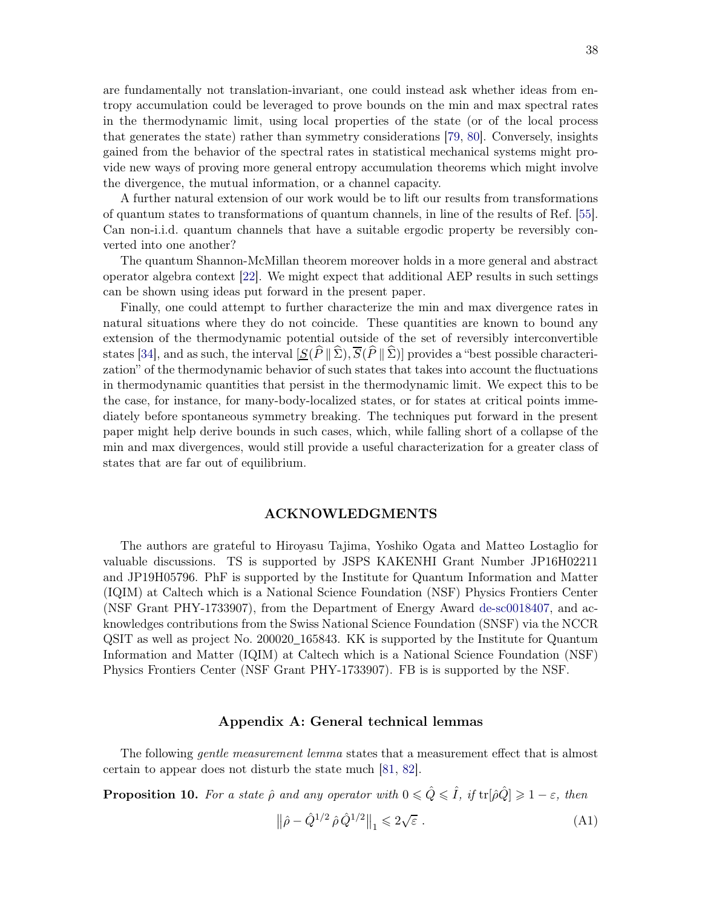are fundamentally not translation-invariant, one could instead ask whether ideas from entropy accumulation could be leveraged to prove bounds on the min and max spectral rates in the thermodynamic limit, using local properties of the state (or of the local process that generates the state) rather than symmetry considerations [79, 80]. Conversely, insights gained from the behavior of the spectral rates in statistical mechanical systems might provide new ways of proving more general entropy accumulation theorems which might involve the divergence, the mutual information, or a channel capacity.

A further natural extension of our work would be to lift our results from transformations of quantum states to transformations of quantum channels, in line of the results of Ref. [55]. Can non-i.i.d. quantum channels that have a suitable ergodic property be reversibly converted into one another?

The quantum Shannon-McMillan theorem moreover holds in a more general and abstract operator algebra context [22]. We might expect that additional AEP results in such settings can be shown using ideas put forward in the present paper.

Finally, one could attempt to further characterize the min and max divergence rates in natural situations where they do not coincide. These quantities are known to bound any extension of the thermodynamic potential outside of the set of reversibly interconvertible states [34], and as such, the interval $[\underline{S}(\widehat{P}\,\|\,\widehat{\Sigma}), \overline{S}(\widehat{P}\,\|\,\widehat{\Sigma})]$ provides a "best possible characterization" of the thermodynamic behavior of such states that takes into account the fluctuations in thermodynamic quantities that persist in the thermodynamic limit. We expect this to be the case, for instance, for many-body-localized states, or for states at critical points immediately before spontaneous symmetry breaking. The techniques put forward in the present paper might help derive bounds in such cases, which, while falling short of a collapse of the min and max divergences, would still provide a useful characterization for a greater class of states that are far out of equilibrium.

## ACKNOWLEDGMENTS

The authors are grateful to Hiroyasu Tajima, Yoshiko Ogata and Matteo Lostaglio for valuable discussions. TS is supported by JSPS KAKENHI Grant Number JP16H02211 and JP19H05796. PhF is supported by the Institute for Quantum Information and Matter (IQIM) at Caltech which is a National Science Foundation (NSF) Physics Frontiers Center (NSF Grant PHY-1733907), from the Department of Energy Award de-sc0018407, and acknowledges contributions from the Swiss National Science Foundation (SNSF) via the NCCR QSIT as well as project No. 200020_165843. KK is supported by the Institute for Quantum Information and Matter (IQIM) at Caltech which is a National Science Foundation (NSF) Physics Frontiers Center (NSF Grant PHY-1733907). FB is is supported by the NSF.

## Appendix A: General technical lemmas

The following *gentle measurement lemma* states that a measurement effect that is almost certain to appear does not disturb the state much [81, 82].

**Proposition 10.** *For a state $\hat{\rho}$ and any operator with $0 \leqslant \hat{Q} \leqslant \hat{I}$, if $\mathrm{tr}[\hat{\rho}\hat{Q}] \geqslant 1 - \varepsilon$, then*

$$\left\| \hat{\rho} - \hat{Q}^{1/2}\,\hat{\rho}\,\hat{Q}^{1/2} \right\|_1 \leqslant 2\sqrt{\varepsilon}\ . \tag{A1}$$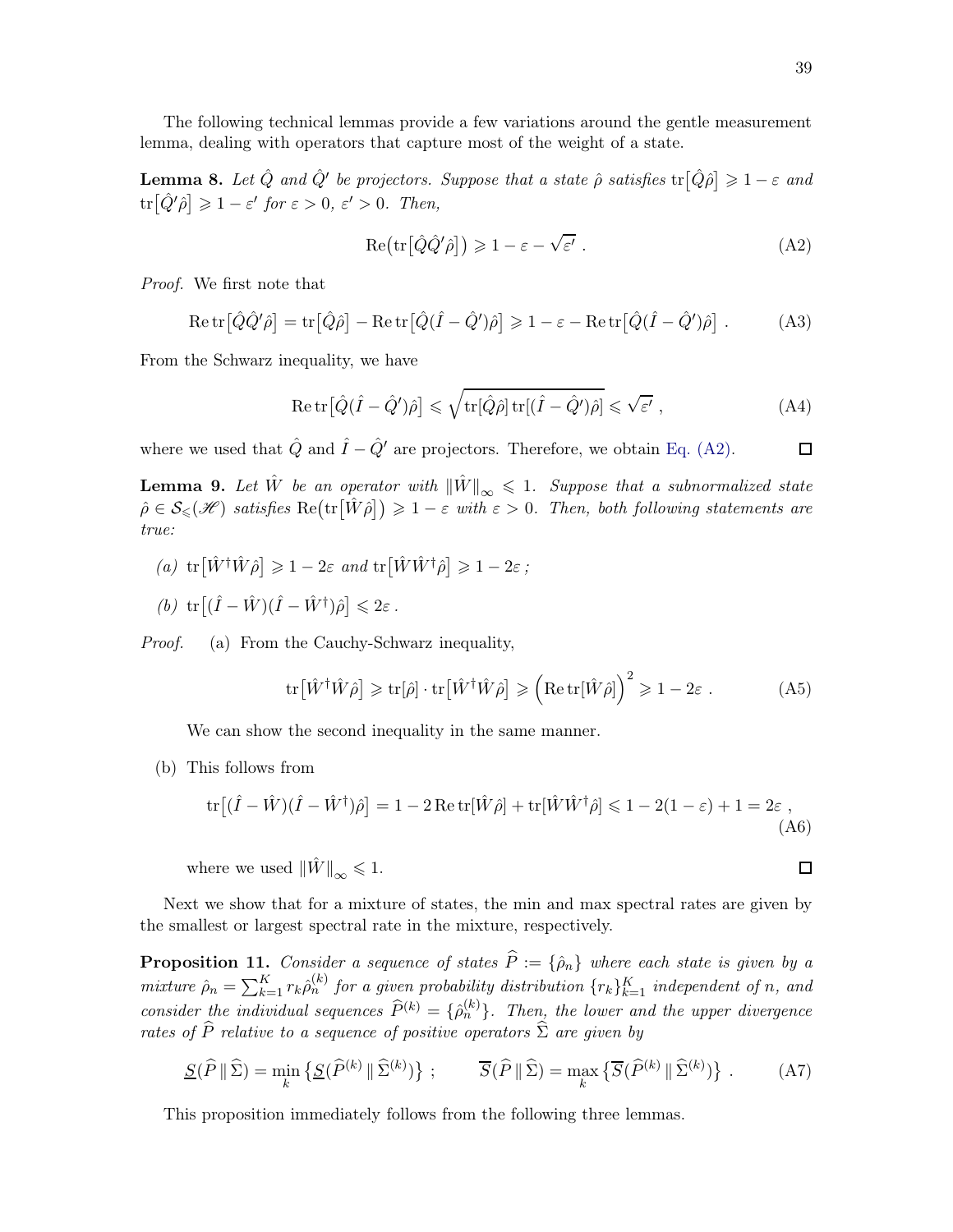The following technical lemmas provide a few variations around the gentle measurement lemma, dealing with operators that capture most of the weight of a state.

**Lemma 8.** *Let $\hat{Q}$ and $\hat{Q}'$ be projectors. Suppose that a state $\hat{\rho}$ satisfies $\mathrm{tr}\big[\hat{Q}\hat{\rho}\big] \geqslant 1-\varepsilon$ and $\mathrm{tr}\big[\hat{Q}'\hat{\rho}\big] \geqslant 1-\varepsilon'$ for $\varepsilon>0$, $\varepsilon'>0$. Then,*

$$\mathrm{Re}\big(\mathrm{tr}\big[\hat{Q}\hat{Q}'\hat{\rho}\big]\big) \geqslant 1-\varepsilon-\sqrt{\varepsilon'}\ . \tag{A2}$$

*Proof.* We first note that

$$\mathrm{Re}\,\mathrm{tr}\big[\hat{Q}\hat{Q}'\hat{\rho}\big] = \mathrm{tr}\big[\hat{Q}\hat{\rho}\big] - \mathrm{Re}\,\mathrm{tr}\big[\hat{Q}(\hat{I}-\hat{Q}')\hat{\rho}\big] \geqslant 1-\varepsilon-\mathrm{Re}\,\mathrm{tr}\big[\hat{Q}(\hat{I}-\hat{Q}')\hat{\rho}\big]\ . \tag{A3}$$

From the Schwarz inequality, we have

$$\mathrm{Re}\,\mathrm{tr}\big[\hat{Q}(\hat{I}-\hat{Q}')\hat{\rho}\big] \leqslant \sqrt{\mathrm{tr}[\hat{Q}\hat{\rho}]\,\mathrm{tr}[(\hat{I}-\hat{Q}')\hat{\rho}]} \leqslant \sqrt{\varepsilon'}\ , \tag{A4}$$

where we used that $\hat{Q}$ and $\hat{I}-\hat{Q}'$ are projectors. Therefore, we obtain Eq. (A2). □

**Lemma 9.** *Let $\hat{W}$ be an operator with $\|\hat{W}\|_\infty \leqslant 1$. Suppose that a subnormalized state $\hat{\rho} \in \mathcal{S}_\leqslant(\mathscr{H})$ satisfies $\mathrm{Re}\big(\mathrm{tr}\big[\hat{W}\hat{\rho}\big]\big) \geqslant 1-\varepsilon$ with $\varepsilon>0$. Then, both following statements are true:*

*(a) $\mathrm{tr}\big[\hat{W}^\dagger\hat{W}\hat{\rho}\big] \geqslant 1-2\varepsilon$ and $\mathrm{tr}\big[\hat{W}\hat{W}^\dagger\hat{\rho}\big] \geqslant 1-2\varepsilon$ ;*

*(b) $\mathrm{tr}\big[(\hat{I}-\hat{W})(\hat{I}-\hat{W}^\dagger)\hat{\rho}\big] \leqslant 2\varepsilon$ .*

*Proof.* (a) From the Cauchy-Schwarz inequality,

$$\mathrm{tr}\big[\hat{W}^\dagger\hat{W}\hat{\rho}\big] \geqslant \mathrm{tr}[\hat{\rho}]\cdot\mathrm{tr}\big[\hat{W}^\dagger\hat{W}\hat{\rho}\big] \geqslant \Big(\mathrm{Re}\,\mathrm{tr}[\hat{W}\hat{\rho}]\Big)^2 \geqslant 1-2\varepsilon\ . \tag{A5}$$

We can show the second inequality in the same manner.

(b) This follows from

$$\mathrm{tr}\big[(\hat{I}-\hat{W})(\hat{I}-\hat{W}^\dagger)\hat{\rho}\big] = 1-2\,\mathrm{Re}\,\mathrm{tr}[\hat{W}\hat{\rho}]+\mathrm{tr}[\hat{W}\hat{W}^\dagger\hat{\rho}] \leqslant 1-2(1-\varepsilon)+1 = 2\varepsilon\ , \tag{A6}$$

where we used $\|\hat{W}\|_\infty \leqslant 1$. □

Next we show that for a mixture of states, the min and max spectral rates are given by the smallest or largest spectral rate in the mixture, respectively.

**Proposition 11.** *Consider a sequence of states $\widehat{P} := \{\hat{\rho}_n\}$ where each state is given by a mixture $\hat{\rho}_n = \sum_{k=1}^K r_k\hat{\rho}_n^{(k)}$ for a given probability distribution $\{r_k\}_{k=1}^K$ independent of $n$, and consider the individual sequences $\widehat{P}^{(k)} = \{\hat{\rho}_n^{(k)}\}$. Then, the lower and the upper divergence rates of $\widehat{P}$ relative to a sequence of positive operators $\widehat{\Sigma}$ are given by*

$$\underline{S}(\widehat{P}\,\|\,\widehat{\Sigma}) = \min_k\big\{\underline{S}(\widehat{P}^{(k)}\,\|\,\widehat{\Sigma}^{(k)})\big\}\ ; \qquad \overline{S}(\widehat{P}\,\|\,\widehat{\Sigma}) = \max_k\big\{\overline{S}(\widehat{P}^{(k)}\,\|\,\widehat{\Sigma}^{(k)})\big\}\ . \tag{A7}$$

This proposition immediately follows from the following three lemmas.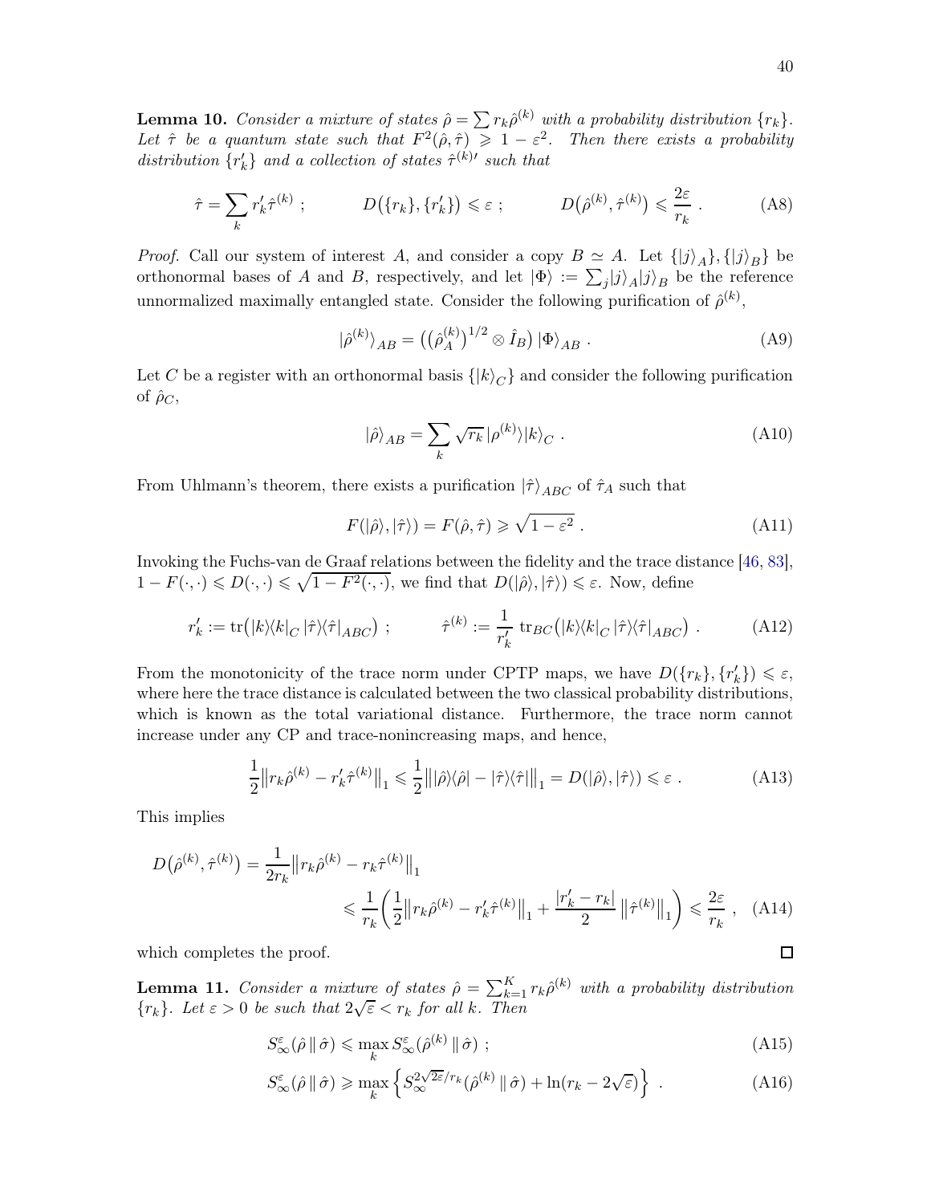**Lemma 10.** *Consider a mixture of states $\hat{\rho} = \sum r_k \hat{\rho}^{(k)}$ with a probability distribution $\{r_k\}$. Let $\hat{\tau}$ be a quantum state such that $F^2(\hat{\rho}, \hat{\tau}) \geqslant 1 - \varepsilon^2$. Then there exists a probability distribution $\{r'_k\}$ and a collection of states $\hat{\tau}^{(k)\prime}$ such that*

$$\hat{\tau} = \sum_k r'_k \hat{\tau}^{(k)} \ ; \qquad D\big(\{r_k\}, \{r'_k\}\big) \leqslant \varepsilon \ ; \qquad D\big(\hat{\rho}^{(k)}, \hat{\tau}^{(k)}\big) \leqslant \frac{2\varepsilon}{r_k} \ . \tag{A8}$$

*Proof.* Call our system of interest $A$, and consider a copy $B \simeq A$. Let $\{|j\rangle_A\}, \{|j\rangle_B\}$ be orthonormal bases of $A$ and $B$, respectively, and let $|\Phi\rangle := \sum_j |j\rangle_A |j\rangle_B$ be the reference unnormalized maximally entangled state. Consider the following purification of $\hat{\rho}^{(k)}$,

$$|\hat{\rho}^{(k)}\rangle_{AB} = \big(\big(\hat{\rho}_A^{(k)}\big)^{1/2} \otimes \hat{I}_B\big) \, |\Phi\rangle_{AB} \ . \tag{A9}$$

Let $C$ be a register with an orthonormal basis $\{|k\rangle_C\}$ and consider the following purification of $\hat{\rho}_C$,

$$|\hat{\rho}\rangle_{AB} = \sum_k \sqrt{r_k} \, |\rho^{(k)}\rangle |k\rangle_C \ . \tag{A10}$$

From Uhlmann's theorem, there exists a purification $|\hat{\tau}\rangle_{ABC}$ of $\hat{\tau}_A$ such that

$$F(|\hat{\rho}\rangle, |\hat{\tau}\rangle) = F(\hat{\rho}, \hat{\tau}) \geqslant \sqrt{1 - \varepsilon^2} \ . \tag{A11}$$

Invoking the Fuchs-van de Graaf relations between the fidelity and the trace distance [46, 83], $1 - F(\cdot, \cdot) \leqslant D(\cdot, \cdot) \leqslant \sqrt{1 - F^2(\cdot, \cdot)}$, we find that $D(|\hat{\rho}\rangle, |\hat{\tau}\rangle) \leqslant \varepsilon$. Now, define

$$r'_k := \operatorname{tr}\big(|k\rangle\langle k|_C \, |\hat{\tau}\rangle\langle\hat{\tau}|_{ABC}\big) \ ; \qquad \hat{\tau}^{(k)} := \frac{1}{r'_k} \operatorname{tr}_{BC}\big(|k\rangle\langle k|_C \, |\hat{\tau}\rangle\langle\hat{\tau}|_{ABC}\big) \ . \tag{A12}$$

From the monotonicity of the trace norm under CPTP maps, we have $D(\{r_k\}, \{r'_k\}) \leqslant \varepsilon$, where here the trace distance is calculated between the two classical probability distributions, which is known as the total variational distance. Furthermore, the trace norm cannot increase under any CP and trace-nonincreasing maps, and hence,

$$\frac{1}{2}\big\| r_k \hat{\rho}^{(k)} - r'_k \hat{\tau}^{(k)} \big\|_1 \leqslant \frac{1}{2}\big\| |\hat{\rho}\rangle\langle\hat{\rho}| - |\hat{\tau}\rangle\langle\hat{\tau}| \big\|_1 = D(|\hat{\rho}\rangle, |\hat{\tau}\rangle) \leqslant \varepsilon \ . \tag{A13}$$

This implies

$$\begin{aligned} D\big(\hat{\rho}^{(k)}, \hat{\tau}^{(k)}\big) &= \frac{1}{2r_k}\big\| r_k \hat{\rho}^{(k)} - r_k \hat{\tau}^{(k)} \big\|_1 \\ &\leqslant \frac{1}{r_k}\left( \frac{1}{2}\big\| r_k \hat{\rho}^{(k)} - r'_k \hat{\tau}^{(k)} \big\|_1 + \frac{|r'_k - r_k|}{2} \, \big\| \hat{\tau}^{(k)} \big\|_1 \right) \leqslant \frac{2\varepsilon}{r_k} \ , \end{aligned} \tag{A14}$$

which completes the proof. $\square$

**Lemma 11.** *Consider a mixture of states $\hat{\rho} = \sum_{k=1}^{K} r_k \hat{\rho}^{(k)}$ with a probability distribution $\{r_k\}$. Let $\varepsilon > 0$ be such that $2\sqrt{\varepsilon} < r_k$ for all $k$. Then*

$$S_\infty^\varepsilon(\hat{\rho} \,\|\, \hat{\sigma}) \leqslant \max_k S_\infty^\varepsilon(\hat{\rho}^{(k)} \,\|\, \hat{\sigma}) \ ; \tag{A15}$$

$$S_\infty^\varepsilon(\hat{\rho} \,\|\, \hat{\sigma}) \geqslant \max_k \left\{ S_\infty^{2\sqrt{2\varepsilon}/r_k}(\hat{\rho}^{(k)} \,\|\, \hat{\sigma}) + \ln(r_k - 2\sqrt{\varepsilon}) \right\} \ . \tag{A16}$$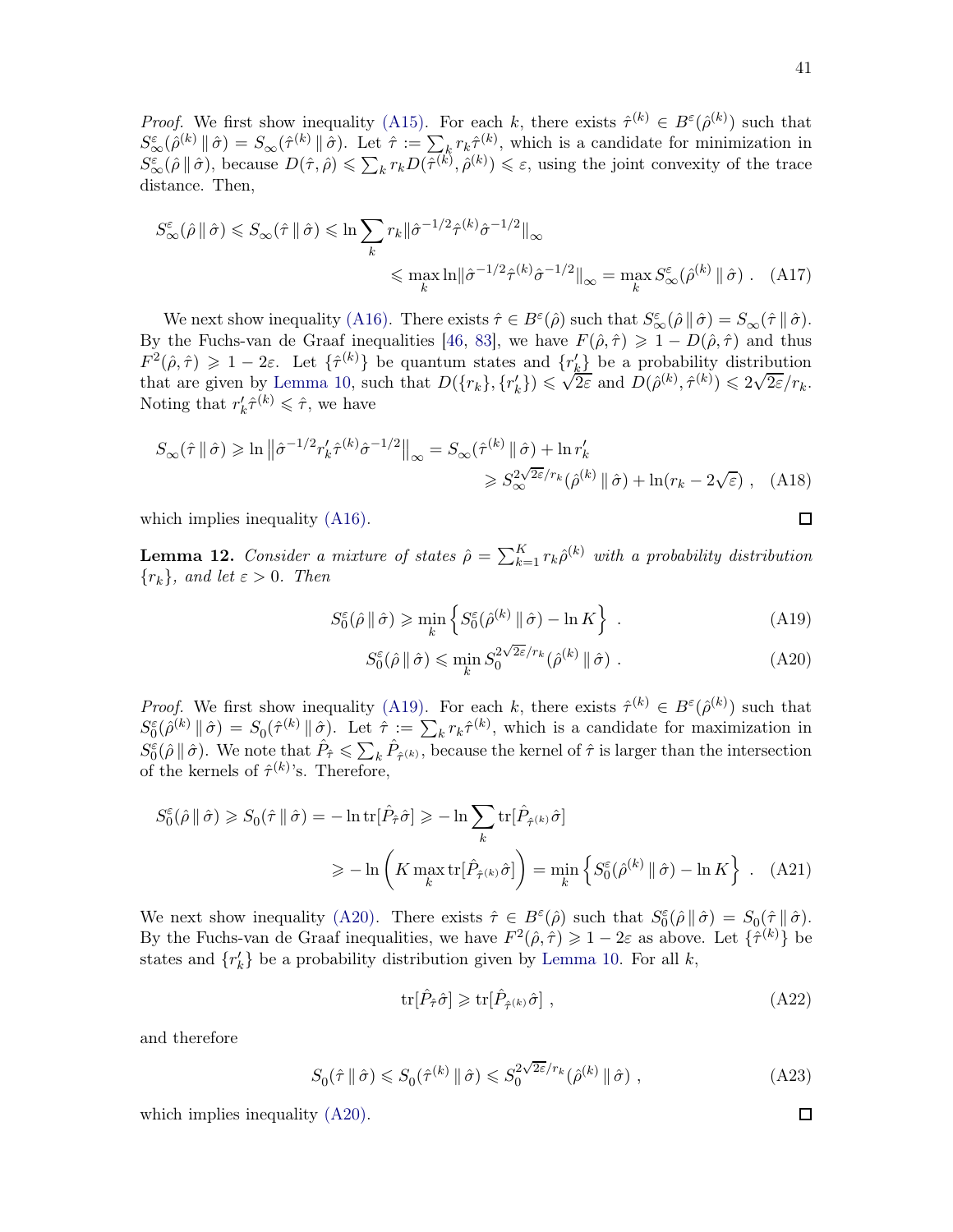*Proof.* We first show inequality (A15). For each $k$, there exists $\hat{\tau}^{(k)} \in B^{\varepsilon}(\hat{\rho}^{(k)})$ such that $S^{\varepsilon}_{\infty}(\hat{\rho}^{(k)} \,\|\, \hat{\sigma}) = S_{\infty}(\hat{\tau}^{(k)} \,\|\, \hat{\sigma})$. Let $\hat{\tau} := \sum_k r_k \hat{\tau}^{(k)}$, which is a candidate for minimization in $S^{\varepsilon}_{\infty}(\hat{\rho} \,\|\, \hat{\sigma})$, because $D(\hat{\tau}, \hat{\rho}) \leqslant \sum_k r_k D(\hat{\tau}^{(k)}, \hat{\rho}^{(k)}) \leqslant \varepsilon$, using the joint convexity of the trace distance. Then,

$$
\begin{aligned}
S^{\varepsilon}_{\infty}(\hat{\rho} \,\|\, \hat{\sigma}) \leqslant S_{\infty}(\hat{\tau} \,\|\, \hat{\sigma}) &\leqslant \ln \sum_k r_k \|\hat{\sigma}^{-1/2} \hat{\tau}^{(k)} \hat{\sigma}^{-1/2}\|_{\infty} \\
&\leqslant \max_k \ln \|\hat{\sigma}^{-1/2} \hat{\tau}^{(k)} \hat{\sigma}^{-1/2}\|_{\infty} = \max_k S^{\varepsilon}_{\infty}(\hat{\rho}^{(k)} \,\|\, \hat{\sigma}) \ . \quad \text{(A17)}
\end{aligned}
$$

We next show inequality (A16). There exists $\hat{\tau} \in B^{\varepsilon}(\hat{\rho})$ such that $S^{\varepsilon}_{\infty}(\hat{\rho} \,\|\, \hat{\sigma}) = S_{\infty}(\hat{\tau} \,\|\, \hat{\sigma})$. By the Fuchs-van de Graaf inequalities [46, 83], we have $F(\hat{\rho}, \hat{\tau}) \geqslant 1 - D(\hat{\rho}, \hat{\tau})$ and thus $F^2(\hat{\rho}, \hat{\tau}) \geqslant 1 - 2\varepsilon$. Let $\{\hat{\tau}^{(k)}\}$ be quantum states and $\{r'_k\}$ be a probability distribution that are given by Lemma 10, such that $D(\{r_k\}, \{r'_k\}) \leqslant \sqrt{2\varepsilon}$ and $D(\hat{\rho}^{(k)}, \hat{\tau}^{(k)}) \leqslant 2\sqrt{2\varepsilon}/r_k$. Noting that $r'_k \hat{\tau}^{(k)} \leqslant \hat{\tau}$, we have

$$
\begin{aligned}
S_{\infty}(\hat{\tau} \,\|\, \hat{\sigma}) \geqslant \ln \left\| \hat{\sigma}^{-1/2} r'_k \hat{\tau}^{(k)} \hat{\sigma}^{-1/2} \right\|_{\infty} &= S_{\infty}(\hat{\tau}^{(k)} \,\|\, \hat{\sigma}) + \ln r'_k \\
&\geqslant S^{2\sqrt{2\varepsilon}/r_k}_{\infty}(\hat{\rho}^{(k)} \,\|\, \hat{\sigma}) + \ln(r_k - 2\sqrt{\varepsilon}) \ , \quad \text{(A18)}
\end{aligned}
$$

which implies inequality (A16). ∎

**Lemma 12.** *Consider a mixture of states $\hat{\rho} = \sum_{k=1}^{K} r_k \hat{\rho}^{(k)}$ with a probability distribution $\{r_k\}$, and let $\varepsilon > 0$. Then*

$$
S^{\varepsilon}_{0}(\hat{\rho} \,\|\, \hat{\sigma}) \geqslant \min_k \left\{ S^{\varepsilon}_{0}(\hat{\rho}^{(k)} \,\|\, \hat{\sigma}) - \ln K \right\} \ . \tag{A19}
$$

$$
S^{\varepsilon}_{0}(\hat{\rho} \,\|\, \hat{\sigma}) \leqslant \min_k S^{2\sqrt{2\varepsilon}/r_k}_{0}(\hat{\rho}^{(k)} \,\|\, \hat{\sigma}) \ . \tag{A20}
$$

*Proof.* We first show inequality (A19). For each $k$, there exists $\hat{\tau}^{(k)} \in B^{\varepsilon}(\hat{\rho}^{(k)})$ such that $S^{\varepsilon}_{0}(\hat{\rho}^{(k)} \,\|\, \hat{\sigma}) = S_{0}(\hat{\tau}^{(k)} \,\|\, \hat{\sigma})$. Let $\hat{\tau} := \sum_k r_k \hat{\tau}^{(k)}$, which is a candidate for maximization in $S^{\varepsilon}_{0}(\hat{\rho} \,\|\, \hat{\sigma})$. We note that $\hat{P}_{\hat{\tau}} \leqslant \sum_k \hat{P}_{\hat{\tau}^{(k)}}$, because the kernel of $\hat{\tau}$ is larger than the intersection of the kernels of $\hat{\tau}^{(k)}$'s. Therefore,

$$
\begin{aligned}
S^{\varepsilon}_{0}(\hat{\rho} \,\|\, \hat{\sigma}) \geqslant S_{0}(\hat{\tau} \,\|\, \hat{\sigma}) = -\ln \mathrm{tr}[\hat{P}_{\hat{\tau}} \hat{\sigma}] &\geqslant -\ln \sum_k \mathrm{tr}[\hat{P}_{\hat{\tau}^{(k)}} \hat{\sigma}] \\
&\geqslant -\ln \left( K \max_k \mathrm{tr}[\hat{P}_{\hat{\tau}^{(k)}} \hat{\sigma}] \right) = \min_k \left\{ S^{\varepsilon}_{0}(\hat{\rho}^{(k)} \,\|\, \hat{\sigma}) - \ln K \right\} \ . \quad \text{(A21)}
\end{aligned}
$$

We next show inequality (A20). There exists $\hat{\tau} \in B^{\varepsilon}(\hat{\rho})$ such that $S^{\varepsilon}_{0}(\hat{\rho} \,\|\, \hat{\sigma}) = S_{0}(\hat{\tau} \,\|\, \hat{\sigma})$. By the Fuchs-van de Graaf inequalities, we have $F^2(\hat{\rho}, \hat{\tau}) \geqslant 1 - 2\varepsilon$ as above. Let $\{\hat{\tau}^{(k)}\}$ be states and $\{r'_k\}$ be a probability distribution given by Lemma 10. For all $k$,

$$
\mathrm{tr}[\hat{P}_{\hat{\tau}} \hat{\sigma}] \geqslant \mathrm{tr}[\hat{P}_{\hat{\tau}^{(k)}} \hat{\sigma}] \ , \tag{A22}
$$

and therefore

$$
S_{0}(\hat{\tau} \,\|\, \hat{\sigma}) \leqslant S_{0}(\hat{\tau}^{(k)} \,\|\, \hat{\sigma}) \leqslant S^{2\sqrt{2\varepsilon}/r_k}_{0}(\hat{\rho}^{(k)} \,\|\, \hat{\sigma}) \ , \tag{A23}
$$

which implies inequality (A20). ∎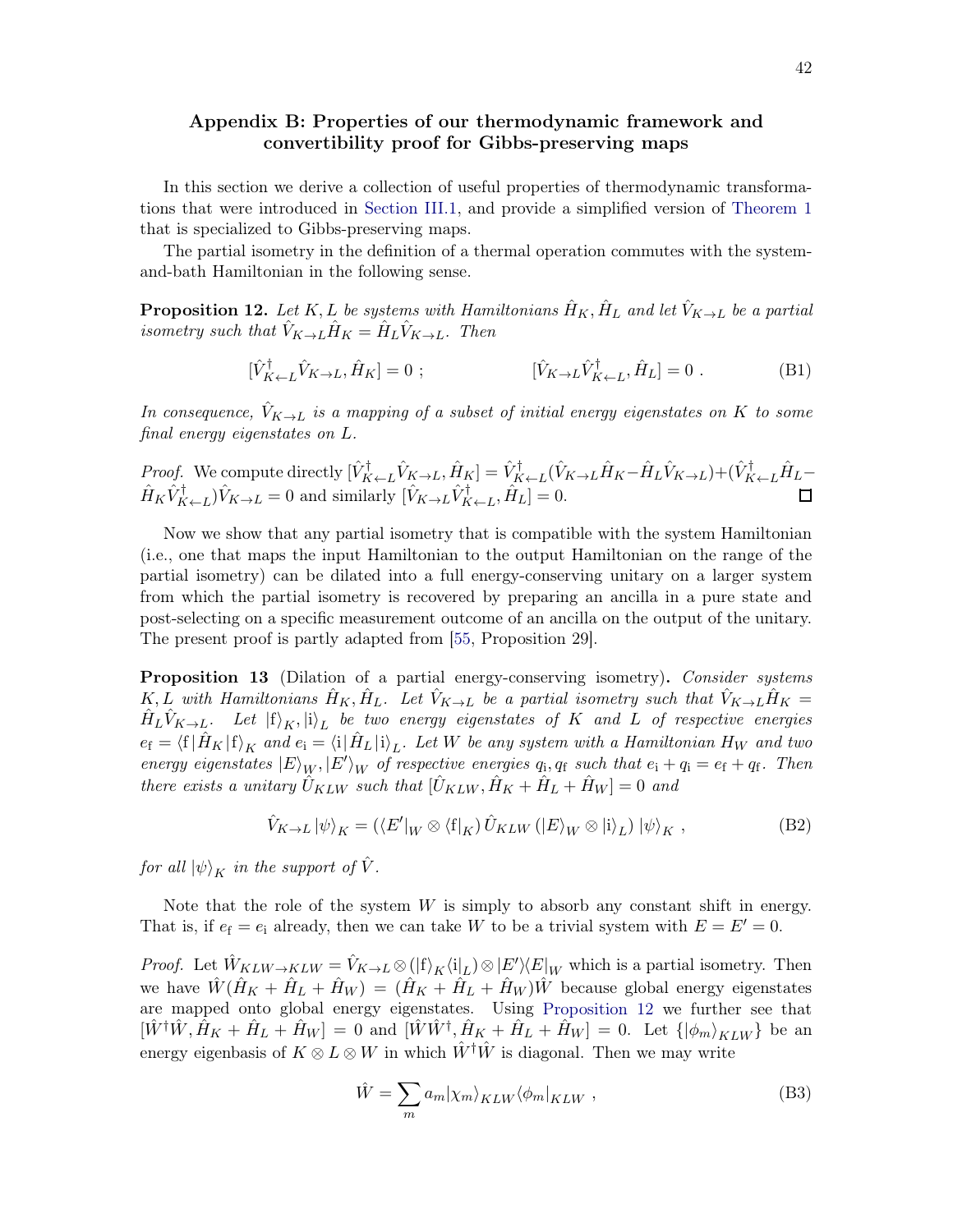## Appendix B: Properties of our thermodynamic framework and convertibility proof for Gibbs-preserving maps

In this section we derive a collection of useful properties of thermodynamic transformations that were introduced in Section III.1, and provide a simplified version of Theorem 1 that is specialized to Gibbs-preserving maps.

The partial isometry in the definition of a thermal operation commutes with the system-and-bath Hamiltonian in the following sense.

**Proposition 12.** *Let $K, L$ be systems with Hamiltonians $\hat{H}_K, \hat{H}_L$ and let $\hat{V}_{K\to L}$ be a partial isometry such that $\hat{V}_{K\to L}\hat{H}_K = \hat{H}_L\hat{V}_{K\to L}$. Then*

$$[\hat{V}^\dagger_{K\leftarrow L}\hat{V}_{K\to L}, \hat{H}_K] = 0 \ ; \qquad\qquad [\hat{V}_{K\to L}\hat{V}^\dagger_{K\leftarrow L}, \hat{H}_L] = 0 \ . \tag{B1}$$

*In consequence, $\hat{V}_{K\to L}$ is a mapping of a subset of initial energy eigenstates on $K$ to some final energy eigenstates on $L$.*

*Proof.* We compute directly $[\hat{V}^\dagger_{K\leftarrow L}\hat{V}_{K\to L}, \hat{H}_K] = \hat{V}^\dagger_{K\leftarrow L}(\hat{V}_{K\to L}\hat{H}_K - \hat{H}_L\hat{V}_{K\to L}) + (\hat{V}^\dagger_{K\leftarrow L}\hat{H}_L - \hat{H}_K\hat{V}^\dagger_{K\leftarrow L})\hat{V}_{K\to L} = 0$ and similarly $[\hat{V}_{K\to L}\hat{V}^\dagger_{K\leftarrow L}, \hat{H}_L] = 0$. □

Now we show that any partial isometry that is compatible with the system Hamiltonian (i.e., one that maps the input Hamiltonian to the output Hamiltonian on the range of the partial isometry) can be dilated into a full energy-conserving unitary on a larger system from which the partial isometry is recovered by preparing an ancilla in a pure state and post-selecting on a specific measurement outcome of an ancilla on the output of the unitary. The present proof is partly adapted from [55, Proposition 29].

**Proposition 13** (Dilation of a partial energy-conserving isometry)**.** *Consider systems $K, L$ with Hamiltonians $\hat{H}_K, \hat{H}_L$. Let $\hat{V}_{K\to L}$ be a partial isometry such that $\hat{V}_{K\to L}\hat{H}_K = \hat{H}_L\hat{V}_{K\to L}$. Let $|\mathrm{f}\rangle_K, |\mathrm{i}\rangle_L$ be two energy eigenstates of $K$ and $L$ of respective energies $e_\mathrm{f} = \langle \mathrm{f}|\hat{H}_K|\mathrm{f}\rangle_K$ and $e_\mathrm{i} = \langle \mathrm{i}|\hat{H}_L|\mathrm{i}\rangle_L$. Let $W$ be any system with a Hamiltonian $H_W$ and two energy eigenstates $|E\rangle_W, |E'\rangle_W$ of respective energies $q_\mathrm{i}, q_\mathrm{f}$ such that $e_\mathrm{i} + q_\mathrm{i} = e_\mathrm{f} + q_\mathrm{f}$. Then there exists a unitary $\hat{U}_{KLW}$ such that $[\hat{U}_{KLW}, \hat{H}_K + \hat{H}_L + \hat{H}_W] = 0$ and*

$$\hat{V}_{K\to L}|\psi\rangle_K = (\langle E'|_W \otimes \langle \mathrm{f}|_K)\,\hat{U}_{KLW}\,(|E\rangle_W \otimes |\mathrm{i}\rangle_L)\,|\psi\rangle_K \ , \tag{B2}$$

*for all $|\psi\rangle_K$ in the support of $\hat{V}$.*

Note that the role of the system $W$ is simply to absorb any constant shift in energy. That is, if $e_\mathrm{f} = e_\mathrm{i}$ already, then we can take $W$ to be a trivial system with $E = E' = 0$.

*Proof.* Let $\hat{W}_{KLW\to KLW} = \hat{V}_{K\to L} \otimes (|\mathrm{f}\rangle_K\langle \mathrm{i}|_L) \otimes |E'\rangle\langle E|_W$ which is a partial isometry. Then we have $\hat{W}(\hat{H}_K + \hat{H}_L + \hat{H}_W) = (\hat{H}_K + \hat{H}_L + \hat{H}_W)\hat{W}$ because global energy eigenstates are mapped onto global energy eigenstates. Using Proposition 12 we further see that $[\hat{W}^\dagger\hat{W}, \hat{H}_K + \hat{H}_L + \hat{H}_W] = 0$ and $[\hat{W}\hat{W}^\dagger, \hat{H}_K + \hat{H}_L + \hat{H}_W] = 0$. Let $\{|\phi_m\rangle_{KLW}\}$ be an energy eigenbasis of $K\otimes L\otimes W$ in which $\hat{W}^\dagger\hat{W}$ is diagonal. Then we may write

$$\hat{W} = \sum_m a_m |\chi_m\rangle_{KLW}\langle\phi_m|_{KLW} \ , \tag{B3}$$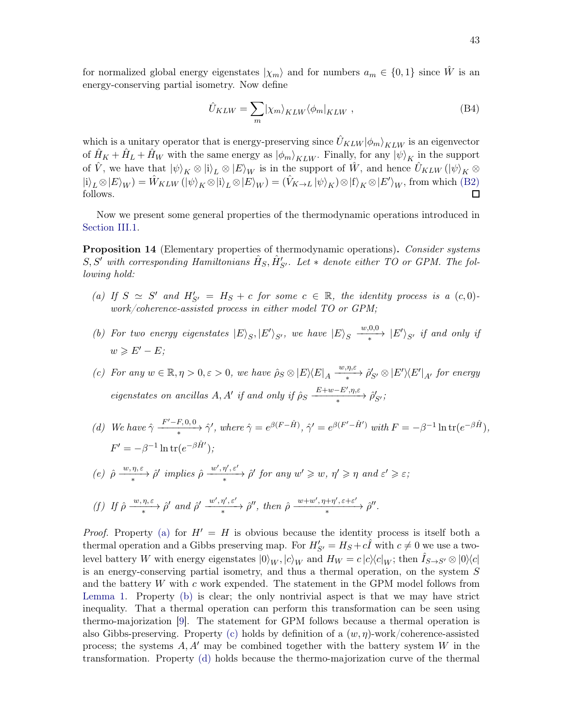for normalized global energy eigenstates $|\chi_m\rangle$ and for numbers $a_m \in \{0,1\}$ since $\hat{W}$ is an energy-conserving partial isometry. Now define

$$\hat{U}_{KLW} = \sum_m |\chi_m\rangle_{KLW}\langle\phi_m|_{KLW} \;, \tag{B4}$$

which is a unitary operator that is energy-preserving since $\hat{U}_{KLW}|\phi_m\rangle_{KLW}$ is an eigenvector of $\hat{H}_K + \hat{H}_L + \hat{H}_W$ with the same energy as $|\phi_m\rangle_{KLW}$. Finally, for any $|\psi\rangle_K$ in the support of $\hat{V}$, we have that $|\psi\rangle_K \otimes |\mathrm{i}\rangle_L \otimes |E\rangle_W$ is in the support of $\hat{W}$, and hence $\hat{U}_{KLW}\left(|\psi\rangle_K \otimes |\mathrm{i}\rangle_L \otimes |E\rangle_W\right) = \hat{W}_{KLW}\left(|\psi\rangle_K \otimes |\mathrm{i}\rangle_L \otimes |E\rangle_W\right) = (\hat{V}_{K\to L}|\psi\rangle_K) \otimes |\mathrm{f}\rangle_K \otimes |E'\rangle_W$, from which (B2) follows. □

Now we present some general properties of the thermodynamic operations introduced in Section III.1.

**Proposition 14** (Elementary properties of thermodynamic operations)**.** *Consider systems $S, S'$ with corresponding Hamiltonians $\hat{H}_S, \hat{H}'_{S'}$. Let $*$ denote either TO or GPM. The following hold:*

*(a) If $S \simeq S'$ and $H'_{S'} = H_S + c$ for some $c \in \mathbb{R}$, the identity process is a $(c,0)$-work/coherence-assisted process in either model TO or GPM;*

*(b) For two energy eigenstates $|E\rangle_S, |E'\rangle_{S'}$, we have $|E\rangle_S \xrightarrow[*]{w,0,0} |E'\rangle_{S'}$ if and only if $w \geqslant E' - E$;*

*(c) For any $w \in \mathbb{R}, \eta > 0, \varepsilon > 0$, we have $\hat{\rho}_S \otimes |E\rangle\langle E|_A \xrightarrow[*]{w,\eta,\varepsilon} \hat{\rho}'_{S'} \otimes |E'\rangle\langle E'|_{A'}$ for energy eigenstates on ancillas $A, A'$ if and only if $\hat{\rho}_S \xrightarrow[*]{E+w-E',\eta,\varepsilon} \hat{\rho}'_{S'}$;*

*(d) We have $\hat{\gamma} \xrightarrow[*]{F'-F,0,0} \hat{\gamma}'$, where $\hat{\gamma} = e^{\beta(F-\hat{H})}$, $\hat{\gamma}' = e^{\beta(F'-\hat{H}')}$ with $F = -\beta^{-1}\ln\mathrm{tr}(e^{-\beta\hat{H}})$, $F' = -\beta^{-1}\ln\mathrm{tr}(e^{-\beta\hat{H}'})$;*

*(e) $\hat{\rho} \xrightarrow[*]{w,\eta,\varepsilon} \hat{\rho}'$ implies $\hat{\rho} \xrightarrow[*]{w',\eta',\varepsilon'} \hat{\rho}'$ for any $w' \geqslant w$, $\eta' \geqslant \eta$ and $\varepsilon' \geqslant \varepsilon$;*

*(f) If $\hat{\rho} \xrightarrow[*]{w,\eta,\varepsilon} \hat{\rho}'$ and $\hat{\rho}' \xrightarrow[*]{w',\eta',\varepsilon'} \hat{\rho}''$, then $\hat{\rho} \xrightarrow[*]{w+w',\eta+\eta',\varepsilon+\varepsilon'} \hat{\rho}''$.*

*Proof.* Property (a) for $H' = H$ is obvious because the identity process is itself both a thermal operation and a Gibbs preserving map. For $H'_{S'} = H_S + c\hat{I}$ with $c \neq 0$ we use a two-level battery $W$ with energy eigenstates $|0\rangle_W, |c\rangle_W$ and $H_W = c\,|c\rangle\langle c|_W$; then $\hat{I}_{S\to S'} \otimes |0\rangle\langle c|$ is an energy-conserving partial isometry, and thus a thermal operation, on the system $S$ and the battery $W$ with $c$ work expended. The statement in the GPM model follows from Lemma 1. Property (b) is clear; the only nontrivial aspect is that we may have strict inequality. That a thermal operation can perform this transformation can be seen using thermo-majorization [9]. The statement for GPM follows because a thermal operation is also Gibbs-preserving. Property (c) holds by definition of a $(w,\eta)$-work/coherence-assisted process; the systems $A, A'$ may be combined together with the battery system $W$ in the transformation. Property (d) holds because the thermo-majorization curve of the thermal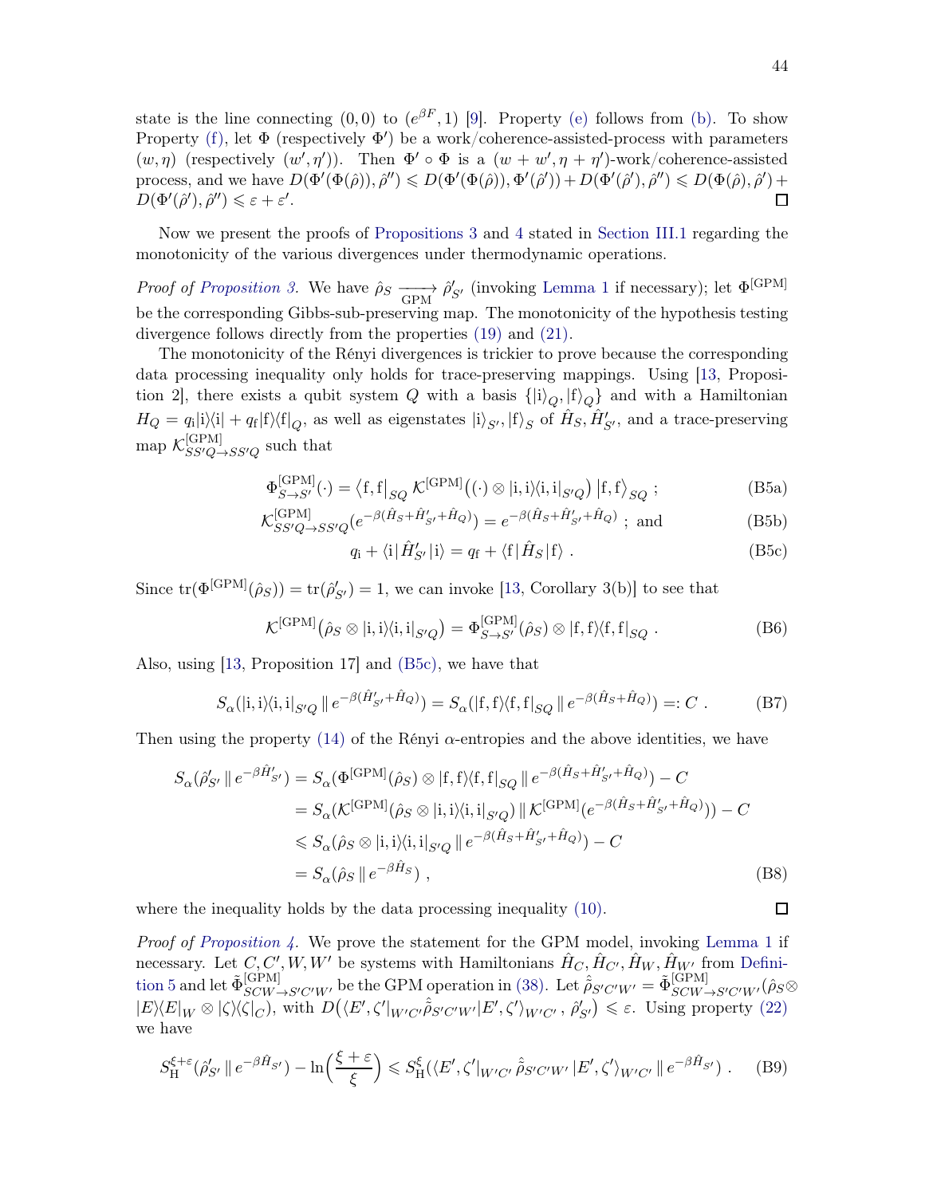state is the line connecting $(0,0)$ to $(e^{\beta F},1)$ [9]. Property (e) follows from (b). To show Property (f), let $\Phi$ (respectively $\Phi'$) be a work/coherence-assisted-process with parameters $(w,\eta)$ (respectively $(w',\eta')$). Then $\Phi'\circ\Phi$ is a $(w+w',\eta+\eta')$-work/coherence-assisted process, and we have $D(\Phi'(\Phi(\hat\rho)),\hat\rho'') \leqslant D(\Phi'(\Phi(\hat\rho)),\Phi'(\hat\rho')) + D(\Phi'(\hat\rho'),\hat\rho'') \leqslant D(\Phi(\hat\rho),\hat\rho') + D(\Phi'(\hat\rho'),\hat\rho'') \leqslant \varepsilon+\varepsilon'$. □

Now we present the proofs of Propositions 3 and 4 stated in Section III.1 regarding the monotonicity of the various divergences under thermodynamic operations.

*Proof of Proposition 3.* We have $\hat\rho_S \xrightarrow[\text{GPM}]{} \hat\rho'_{S'}$ (invoking Lemma 1 if necessary); let $\Phi^{[\text{GPM}]}$ be the corresponding Gibbs-sub-preserving map. The monotonicity of the hypothesis testing divergence follows directly from the properties (19) and (21).

The monotonicity of the Rényi divergences is trickier to prove because the corresponding data processing inequality only holds for trace-preserving mappings. Using [13, Proposition 2], there exists a qubit system $Q$ with a basis $\{|\mathrm{i}\rangle_Q, |\mathrm{f}\rangle_Q\}$ and with a Hamiltonian $H_Q = q_{\mathrm{i}}|\mathrm{i}\rangle\langle\mathrm{i}| + q_{\mathrm{f}}|\mathrm{f}\rangle\langle\mathrm{f}|_Q$, as well as eigenstates $|\mathrm{i}\rangle_{S'}, |\mathrm{f}\rangle_S$ of $\hat H_S, \hat H'_{S'}$, and a trace-preserving map $\mathcal{K}^{[\text{GPM}]}_{SS'Q\to SS'Q}$ such that

$$
\Phi^{[\text{GPM}]}_{S\to S'}(\cdot) = \langle \mathrm{f},\mathrm{f}|_{SQ}\, \mathcal{K}^{[\text{GPM}]}\big((\cdot)\otimes|\mathrm{i},\mathrm{i}\rangle\langle \mathrm{i},\mathrm{i}|_{S'Q}\big)\,|\mathrm{f},\mathrm{f}\rangle_{SQ}\ ; \tag{B5a}
$$

$$
\mathcal{K}^{[\text{GPM}]}_{SS'Q\to SS'Q}(e^{-\beta(\hat H_S+\hat H'_{S'}+\hat H_Q)}) = e^{-\beta(\hat H_S+\hat H'_{S'}+\hat H_Q)}\ ;\ \text{and} \tag{B5b}
$$

$$
q_{\mathrm{i}} + \langle \mathrm{i}|\,\hat H'_{S'}\,|\mathrm{i}\rangle = q_{\mathrm{f}} + \langle \mathrm{f}|\,\hat H_S\,|\mathrm{f}\rangle\ . \tag{B5c}
$$

Since $\mathrm{tr}(\Phi^{[\text{GPM}]}(\hat\rho_S)) = \mathrm{tr}(\hat\rho'_{S'}) = 1$, we can invoke [13, Corollary 3(b)] to see that

$$
\mathcal{K}^{[\text{GPM}]}\big(\hat\rho_S\otimes|\mathrm{i},\mathrm{i}\rangle\langle\mathrm{i},\mathrm{i}|_{S'Q}\big) = \Phi^{[\text{GPM}]}_{S\to S'}(\hat\rho_S)\otimes|\mathrm{f},\mathrm{f}\rangle\langle\mathrm{f},\mathrm{f}|_{SQ}\ . \tag{B6}
$$

Also, using [13, Proposition 17] and (B5c), we have that

$$
S_\alpha(|\mathrm{i},\mathrm{i}\rangle\langle\mathrm{i},\mathrm{i}|_{S'Q}\,\|\,e^{-\beta(\hat H'_{S'}+\hat H_Q)}) = S_\alpha(|\mathrm{f},\mathrm{f}\rangle\langle\mathrm{f},\mathrm{f}|_{SQ}\,\|\,e^{-\beta(\hat H_S+\hat H_Q)}) =: C\ . \tag{B7}
$$

Then using the property (14) of the Rényi $\alpha$-entropies and the above identities, we have

$$
\begin{aligned}
S_\alpha(\hat\rho'_{S'}\,\|\,e^{-\beta\hat H'_{S'}}) &= S_\alpha(\Phi^{[\text{GPM}]}(\hat\rho_S)\otimes|\mathrm{f},\mathrm{f}\rangle\langle\mathrm{f},\mathrm{f}|_{SQ}\,\|\,e^{-\beta(\hat H_S+\hat H'_{S'}+\hat H_Q)}) - C\\
&= S_\alpha(\mathcal{K}^{[\text{GPM}]}(\hat\rho_S\otimes|\mathrm{i},\mathrm{i}\rangle\langle\mathrm{i},\mathrm{i}|_{S'Q})\,\|\,\mathcal{K}^{[\text{GPM}]}(e^{-\beta(\hat H_S+\hat H'_{S'}+\hat H_Q)})) - C\\
&\leqslant S_\alpha(\hat\rho_S\otimes|\mathrm{i},\mathrm{i}\rangle\langle\mathrm{i},\mathrm{i}|_{S'Q}\,\|\,e^{-\beta(\hat H_S+\hat H'_{S'}+\hat H_Q)}) - C\\
&= S_\alpha(\hat\rho_S\,\|\,e^{-\beta\hat H_S})\ ,
\end{aligned} \tag{B8}
$$

where the inequality holds by the data processing inequality (10). □

*Proof of Proposition 4.* We prove the statement for the GPM model, invoking Lemma 1 if necessary. Let $C, C', W, W'$ be systems with Hamiltonians $\hat H_C, \hat H_{C'}, \hat H_W, \hat H_{W'}$ from Definition 5 and let $\tilde\Phi^{[\text{GPM}]}_{SCW\to S'C'W'}$ be the GPM operation in (38). Let $\hat{\tilde\rho}_{S'C'W'} = \tilde\Phi^{[\text{GPM}]}_{SCW\to S'C'W'}(\hat\rho_S\otimes|E\rangle\langle E|_W\otimes|\zeta\rangle\langle\zeta|_C)$, with $D\big(\langle E',\zeta'|_{W'C'}\hat{\tilde\rho}_{S'C'W'}|E',\zeta'\rangle_{W'C'}\,,\,\hat\rho'_{S'}\big)\leqslant\varepsilon$. Using property (22) we have

$$
S_{\mathrm{H}}^{\xi+\varepsilon}(\hat\rho'_{S'}\,\|\,e^{-\beta\hat H_{S'}}) - \ln\Big(\frac{\xi+\varepsilon}{\xi}\Big) \leqslant S_{\mathrm{H}}^{\xi}(\langle E',\zeta'|_{W'C'}\,\hat{\tilde\rho}_{S'C'W'}\,|E',\zeta'\rangle_{W'C'}\,\|\,e^{-\beta\hat H_{S'}})\ . \tag{B9}
$$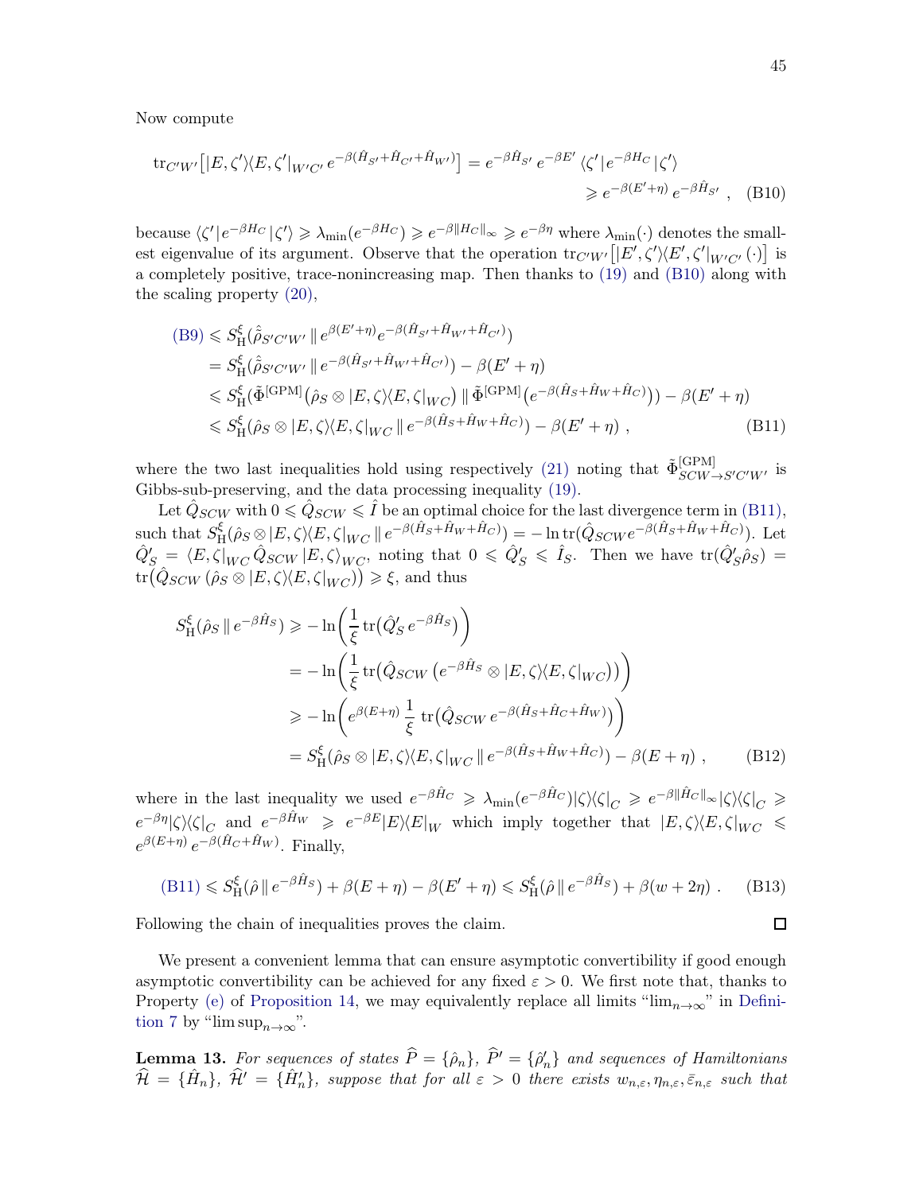Now compute

$$
\begin{aligned}
\operatorname{tr}_{C'W'}\big[|E,\zeta'\rangle\langle E,\zeta'|_{W'C'}\, e^{-\beta(\hat{H}_{S'}+\hat{H}_{C'}+\hat{H}_{W'})}\big] &= e^{-\beta\hat{H}_{S'}}\, e^{-\beta E'}\, \langle\zeta'|\, e^{-\beta H_C}\,|\zeta'\rangle \\
&\geqslant e^{-\beta(E'+\eta)}\, e^{-\beta\hat{H}_{S'}}\ , \quad \text{(B10)}
\end{aligned}
$$

because $\langle\zeta'|\, e^{-\beta H_C}\,|\zeta'\rangle \geqslant \lambda_{\min}(e^{-\beta H_C}) \geqslant e^{-\beta\|H_C\|_\infty} \geqslant e^{-\beta\eta}$ where $\lambda_{\min}(\cdot)$ denotes the smallest eigenvalue of its argument. Observe that the operation $\operatorname{tr}_{C'W'}\big[|E',\zeta'\rangle\langle E',\zeta'|_{W'C'}\,(\cdot)\big]$ is a completely positive, trace-nonincreasing map. Then thanks to (19) and (B10) along with the scaling property (20),

$$
\begin{aligned}
\text{(B9)} &\leqslant S_{\mathrm{H}}^{\xi}\big(\hat{\tilde{\rho}}_{S'C'W'}\,\|\, e^{\beta(E'+\eta)} e^{-\beta(\hat{H}_{S'}+\hat{H}_{W'}+\hat{H}_{C'})}\big) \\
&= S_{\mathrm{H}}^{\xi}\big(\hat{\tilde{\rho}}_{S'C'W'}\,\|\, e^{-\beta(\hat{H}_{S'}+\hat{H}_{W'}+\hat{H}_{C'})}\big) - \beta(E'+\eta) \\
&\leqslant S_{\mathrm{H}}^{\xi}\big(\tilde{\Phi}^{[\mathrm{GPM}]}\big(\hat{\rho}_S\otimes|E,\zeta\rangle\langle E,\zeta|_{WC}\big)\,\|\,\tilde{\Phi}^{[\mathrm{GPM}]}\big(e^{-\beta(\hat{H}_S+\hat{H}_W+\hat{H}_C)}\big)\big) - \beta(E'+\eta) \\
&\leqslant S_{\mathrm{H}}^{\xi}\big(\hat{\rho}_S\otimes|E,\zeta\rangle\langle E,\zeta|_{WC}\,\|\, e^{-\beta(\hat{H}_S+\hat{H}_W+\hat{H}_C)}\big) - \beta(E'+\eta)\ , \qquad \text{(B11)}
\end{aligned}
$$

where the two last inequalities hold using respectively (21) noting that $\tilde{\Phi}^{[\mathrm{GPM}]}_{SCW\to S'C'W'}$ is Gibbs-sub-preserving, and the data processing inequality (19).

Let $\hat{Q}_{SCW}$ with $0\leqslant\hat{Q}_{SCW}\leqslant\hat{I}$ be an optimal choice for the last divergence term in (B11), such that $S_{\mathrm{H}}^{\xi}(\hat{\rho}_S\otimes|E,\zeta\rangle\langle E,\zeta|_{WC}\,\|\, e^{-\beta(\hat{H}_S+\hat{H}_W+\hat{H}_C)}) = -\ln\operatorname{tr}(\hat{Q}_{SCW} e^{-\beta(\hat{H}_S+\hat{H}_W+\hat{H}_C)})$. Let $\hat{Q}'_S = \langle E,\zeta|_{WC}\,\hat{Q}_{SCW}\,|E,\zeta\rangle_{WC}$, noting that $0\leqslant\hat{Q}'_S\leqslant\hat{I}_S$. Then we have $\operatorname{tr}(\hat{Q}'_S\hat{\rho}_S) = \operatorname{tr}\big(\hat{Q}_{SCW}\,(\hat{\rho}_S\otimes|E,\zeta\rangle\langle E,\zeta|_{WC})\big)\geqslant\xi$, and thus

$$
\begin{aligned}
S_{\mathrm{H}}^{\xi}(\hat{\rho}_S\,\|\, e^{-\beta\hat{H}_S}) &\geqslant -\ln\bigg(\frac{1}{\xi}\operatorname{tr}\big(\hat{Q}'_S\, e^{-\beta\hat{H}_S}\big)\bigg) \\
&= -\ln\bigg(\frac{1}{\xi}\operatorname{tr}\big(\hat{Q}_{SCW}\,\big(e^{-\beta\hat{H}_S}\otimes|E,\zeta\rangle\langle E,\zeta|_{WC}\big)\big)\bigg) \\
&\geqslant -\ln\bigg(e^{\beta(E+\eta)}\,\frac{1}{\xi}\operatorname{tr}\big(\hat{Q}_{SCW}\, e^{-\beta(\hat{H}_S+\hat{H}_C+\hat{H}_W)}\big)\bigg) \\
&= S_{\mathrm{H}}^{\xi}(\hat{\rho}_S\otimes|E,\zeta\rangle\langle E,\zeta|_{WC}\,\|\, e^{-\beta(\hat{H}_S+\hat{H}_W+\hat{H}_C)}) - \beta(E+\eta)\ , \qquad \text{(B12)}
\end{aligned}
$$

where in the last inequality we used $e^{-\beta\hat{H}_C}\geqslant\lambda_{\min}(e^{-\beta\hat{H}_C})|\zeta\rangle\langle\zeta|_C\geqslant e^{-\beta\|\hat{H}_C\|_\infty}|\zeta\rangle\langle\zeta|_C\geqslant e^{-\beta\eta}|\zeta\rangle\langle\zeta|_C$ and $e^{-\beta\hat{H}_W}\geqslant e^{-\beta E}|E\rangle\langle E|_W$ which imply together that $|E,\zeta\rangle\langle E,\zeta|_{WC}\leqslant e^{\beta(E+\eta)}\, e^{-\beta(\hat{H}_C+\hat{H}_W)}$. Finally,

$$
\text{(B11)}\leqslant S_{\mathrm{H}}^{\xi}(\hat{\rho}\,\|\, e^{-\beta\hat{H}_S}) + \beta(E+\eta) - \beta(E'+\eta) \leqslant S_{\mathrm{H}}^{\xi}(\hat{\rho}\,\|\, e^{-\beta\hat{H}_S}) + \beta(w+2\eta)\ . \qquad \text{(B13)}
$$

Following the chain of inequalities proves the claim. $\square$

We present a convenient lemma that can ensure asymptotic convertibility if good enough asymptotic convertibility can be achieved for any fixed $\varepsilon>0$. We first note that, thanks to Property (e) of Proposition 14, we may equivalently replace all limits "$\lim_{n\to\infty}$" in Definition 7 by "$\limsup_{n\to\infty}$".

**Lemma 13.** *For sequences of states $\widehat{P}=\{\hat{\rho}_n\}$, $\widehat{P}'=\{\hat{\rho}'_n\}$ and sequences of Hamiltonians $\widehat{\mathcal{H}}=\{\hat{H}_n\}$, $\widehat{\mathcal{H}}'=\{\hat{H}'_n\}$, suppose that for all $\varepsilon>0$ there exists $w_{n,\varepsilon},\eta_{n,\varepsilon},\bar{\varepsilon}_{n,\varepsilon}$ such that*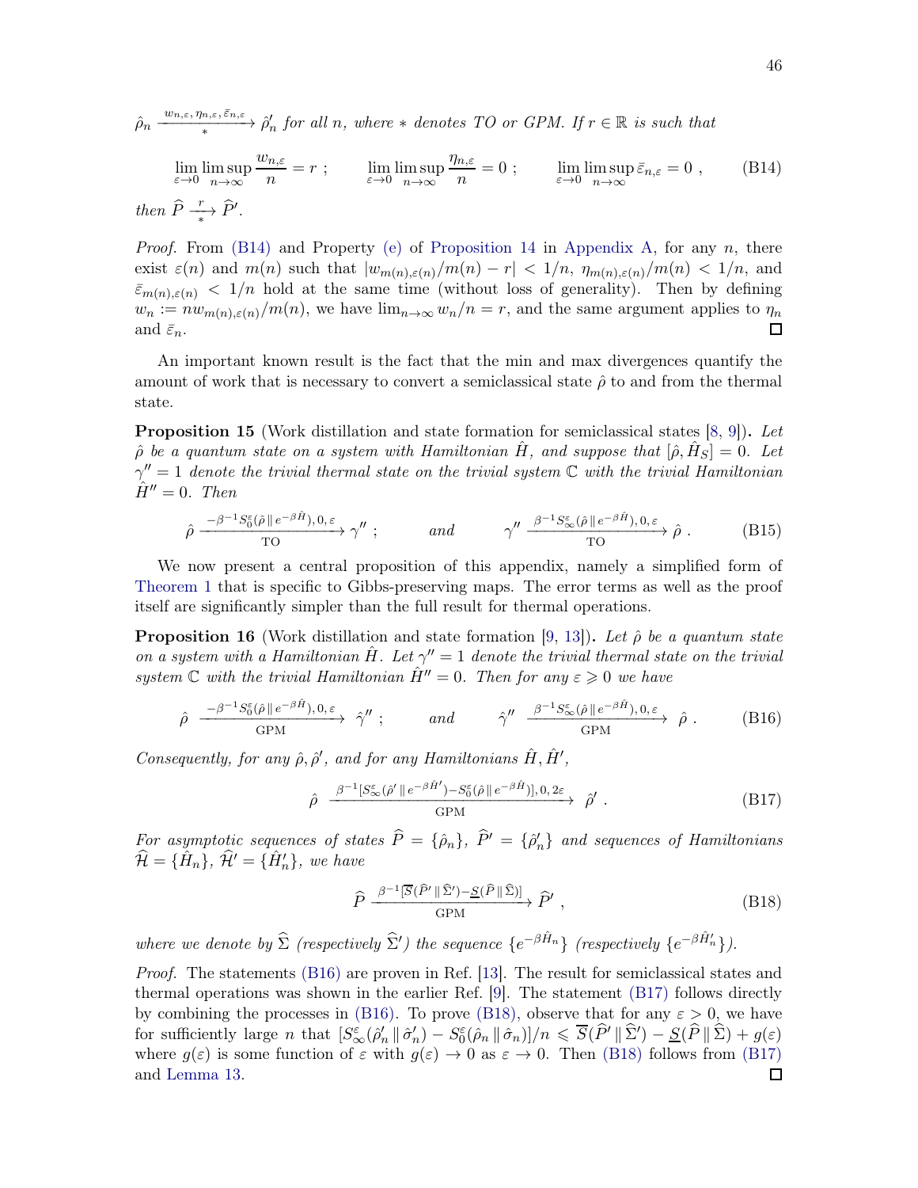$\hat\rho_n \xrightarrow[*]{w_{n,\varepsilon},\,\eta_{n,\varepsilon},\,\bar\varepsilon_{n,\varepsilon}} \hat\rho'_n$ *for all* $n$*, where* $*$ *denotes TO or GPM. If* $r \in \mathbb{R}$ *is such that*

$$\lim_{\varepsilon\to 0}\limsup_{n\to\infty}\frac{w_{n,\varepsilon}}{n} = r \ ; \qquad \lim_{\varepsilon\to 0}\limsup_{n\to\infty}\frac{\eta_{n,\varepsilon}}{n} = 0 \ ; \qquad \lim_{\varepsilon\to 0}\limsup_{n\to\infty}\bar\varepsilon_{n,\varepsilon} = 0 \ , \tag{B14}$$

*then* $\widehat{P} \xrightarrow[*]{r} \widehat{P}'$.

*Proof.* From (B14) and Property (e) of Proposition 14 in Appendix A, for any $n$, there exist $\varepsilon(n)$ and $m(n)$ such that $|w_{m(n),\varepsilon(n)}/m(n) - r| < 1/n$, $\eta_{m(n),\varepsilon(n)}/m(n) < 1/n$, and $\bar\varepsilon_{m(n),\varepsilon(n)} < 1/n$ hold at the same time (without loss of generality). Then by defining $w_n := n w_{m(n),\varepsilon(n)}/m(n)$, we have $\lim_{n\to\infty} w_n/n = r$, and the same argument applies to $\eta_n$ and $\bar\varepsilon_n$. □

An important known result is the fact that the min and max divergences quantify the amount of work that is necessary to convert a semiclassical state $\hat\rho$ to and from the thermal state.

**Proposition 15** (Work distillation and state formation for semiclassical states [8, 9])**.** *Let* $\hat\rho$ *be a quantum state on a system with Hamiltonian* $\hat H$*, and suppose that* $[\hat\rho, \hat H_S] = 0$*. Let* $\gamma'' = 1$ *denote the trivial thermal state on the trivial system* $\mathbb{C}$ *with the trivial Hamiltonian* $\hat H'' = 0$*. Then*

$$\hat\rho \xrightarrow[\text{TO}]{-\beta^{-1}S_0^{\varepsilon}(\hat\rho\,\|\,e^{-\beta\hat H}),\,0,\,\varepsilon} \gamma'' \ ; \qquad \textit{and} \qquad \gamma'' \xrightarrow[\text{TO}]{\beta^{-1}S_\infty^{\varepsilon}(\hat\rho\,\|\,e^{-\beta\hat H}),\,0,\,\varepsilon} \hat\rho \ . \tag{B15}$$

We now present a central proposition of this appendix, namely a simplified form of Theorem 1 that is specific to Gibbs-preserving maps. The error terms as well as the proof itself are significantly simpler than the full result for thermal operations.

**Proposition 16** (Work distillation and state formation [9, 13])**.** *Let* $\hat\rho$ *be a quantum state on a system with a Hamiltonian* $\hat H$*. Let* $\gamma'' = 1$ *denote the trivial thermal state on the trivial system* $\mathbb{C}$ *with the trivial Hamiltonian* $\hat H'' = 0$*. Then for any* $\varepsilon \geqslant 0$ *we have*

$$\hat\rho \xrightarrow[\text{GPM}]{-\beta^{-1}S_0^{\varepsilon}(\hat\rho\,\|\,e^{-\beta\hat H}),\,0,\,\varepsilon} \hat\gamma'' \ ; \qquad \textit{and} \qquad \hat\gamma'' \xrightarrow[\text{GPM}]{\beta^{-1}S_\infty^{\varepsilon}(\hat\rho\,\|\,e^{-\beta\hat H}),\,0,\,\varepsilon} \hat\rho \ . \tag{B16}$$

*Consequently, for any* $\hat\rho, \hat\rho'$*, and for any Hamiltonians* $\hat H, \hat H'$*,*

$$\hat\rho \xrightarrow[\text{GPM}]{\beta^{-1}[S_\infty^{\varepsilon}(\hat\rho'\,\|\,e^{-\beta\hat H'}) - S_0^{\varepsilon}(\hat\rho\,\|\,e^{-\beta\hat H})],\,0,\,2\varepsilon} \hat\rho' \ . \tag{B17}$$

*For asymptotic sequences of states* $\widehat{P} = \{\hat\rho_n\}$*,* $\widehat{P}' = \{\hat\rho'_n\}$ *and sequences of Hamiltonians* $\widehat{\mathcal{H}} = \{\hat H_n\}$*,* $\widehat{\mathcal{H}}' = \{\hat H'_n\}$*, we have*

$$\widehat{P} \xrightarrow[\text{GPM}]{\beta^{-1}[\overline{S}(\widehat{P}'\,\|\,\widehat{\Sigma}') - \underline{S}(\widehat{P}\,\|\,\widehat{\Sigma})]} \widehat{P}' \ , \tag{B18}$$

*where we denote by* $\widehat{\Sigma}$ *(respectively* $\widehat{\Sigma}'$*) the sequence* $\{e^{-\beta\hat H_n}\}$ *(respectively* $\{e^{-\beta\hat H'_n}\}$*).*

*Proof.* The statements (B16) are proven in Ref. [13]. The result for semiclassical states and thermal operations was shown in the earlier Ref. [9]. The statement (B17) follows directly by combining the processes in (B16). To prove (B18), observe that for any $\varepsilon > 0$, we have for sufficiently large $n$ that $[S_\infty^{\varepsilon}(\hat\rho'_n\,\|\,\hat\sigma'_n) - S_0^{\varepsilon}(\hat\rho_n\,\|\,\hat\sigma_n)]/n \leqslant \overline{S}(\widehat{P}'\,\|\,\widehat{\Sigma}') - \underline{S}(\widehat{P}\,\|\,\widehat{\Sigma}) + g(\varepsilon)$ where $g(\varepsilon)$ is some function of $\varepsilon$ with $g(\varepsilon) \to 0$ as $\varepsilon \to 0$. Then (B18) follows from (B17) and Lemma 13. □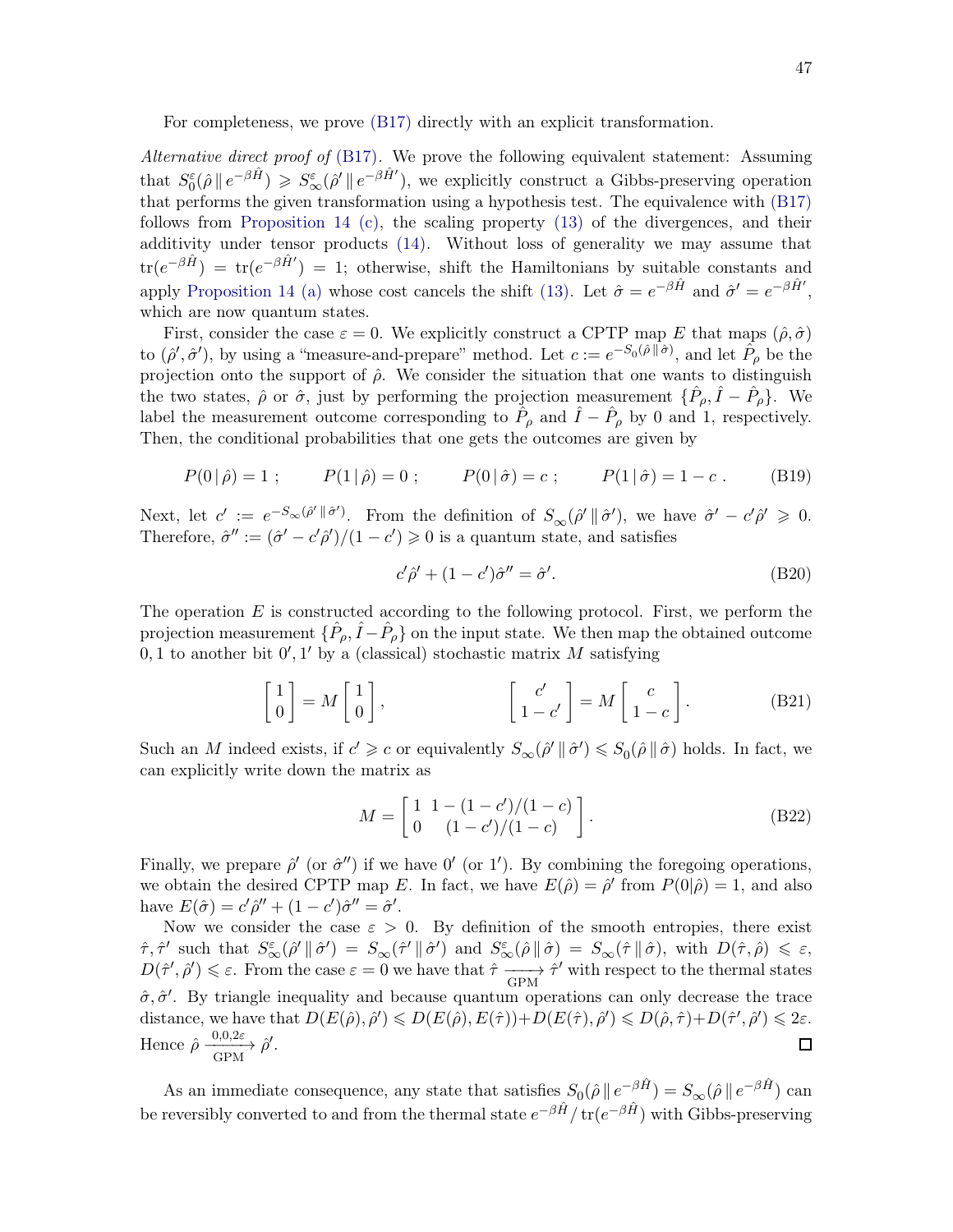For completeness, we prove (B17) directly with an explicit transformation.

*Alternative direct proof of* (B17). We prove the following equivalent statement: Assuming that $S_0^\varepsilon(\hat\rho \,\|\, e^{-\beta\hat H}) \geqslant S_\infty^\varepsilon(\hat\rho' \,\|\, e^{-\beta\hat H'})$, we explicitly construct a Gibbs-preserving operation that performs the given transformation using a hypothesis test. The equivalence with (B17) follows from Proposition 14 (c), the scaling property (13) of the divergences, and their additivity under tensor products (14). Without loss of generality we may assume that $\mathrm{tr}(e^{-\beta\hat H}) = \mathrm{tr}(e^{-\beta\hat H'}) = 1$; otherwise, shift the Hamiltonians by suitable constants and apply Proposition 14 (a) whose cost cancels the shift (13). Let $\hat\sigma = e^{-\beta\hat H}$ and $\hat\sigma' = e^{-\beta\hat H'}$, which are now quantum states.

First, consider the case $\varepsilon = 0$. We explicitly construct a CPTP map $E$ that maps $(\hat\rho, \hat\sigma)$ to $(\hat\rho', \hat\sigma')$, by using a "measure-and-prepare" method. Let $c := e^{-S_0(\hat\rho \,\|\, \hat\sigma)}$, and let $\hat P_\rho$ be the projection onto the support of $\hat\rho$. We consider the situation that one wants to distinguish the two states, $\hat\rho$ or $\hat\sigma$, just by performing the projection measurement $\{\hat P_\rho, \hat I - \hat P_\rho\}$. We label the measurement outcome corresponding to $\hat P_\rho$ and $\hat I - \hat P_\rho$ by 0 and 1, respectively. Then, the conditional probabilities that one gets the outcomes are given by

$$P(0 \,|\, \hat\rho) = 1 \; ; \qquad P(1 \,|\, \hat\rho) = 0 \; ; \qquad P(0 \,|\, \hat\sigma) = c \; ; \qquad P(1 \,|\, \hat\sigma) = 1 - c \; . \tag{B19}$$

Next, let $c' := e^{-S_\infty(\hat\rho' \,\|\, \hat\sigma')}$. From the definition of $S_\infty(\hat\rho' \,\|\, \hat\sigma')$, we have $\hat\sigma' - c'\hat\rho' \geqslant 0$. Therefore, $\hat\sigma'' := (\hat\sigma' - c'\hat\rho')/(1-c') \geqslant 0$ is a quantum state, and satisfies

$$c'\hat\rho' + (1-c')\hat\sigma'' = \hat\sigma'. \tag{B20}$$

The operation $E$ is constructed according to the following protocol. First, we perform the projection measurement $\{\hat P_\rho, \hat I - \hat P_\rho\}$ on the input state. We then map the obtained outcome $0, 1$ to another bit $0', 1'$ by a (classical) stochastic matrix $M$ satisfying

$$\begin{bmatrix} 1 \\ 0 \end{bmatrix} = M \begin{bmatrix} 1 \\ 0 \end{bmatrix}, \qquad\qquad \begin{bmatrix} c' \\ 1-c' \end{bmatrix} = M \begin{bmatrix} c \\ 1-c \end{bmatrix}. \tag{B21}$$

Such an $M$ indeed exists, if $c' \geqslant c$ or equivalently $S_\infty(\hat\rho' \,\|\, \hat\sigma') \leqslant S_0(\hat\rho \,\|\, \hat\sigma)$ holds. In fact, we can explicitly write down the matrix as

$$M = \begin{bmatrix} 1 & 1 - (1-c')/(1-c) \\ 0 & (1-c')/(1-c) \end{bmatrix}. \tag{B22}$$

Finally, we prepare $\hat\rho'$ (or $\hat\sigma''$) if we have $0'$ (or $1'$). By combining the foregoing operations, we obtain the desired CPTP map $E$. In fact, we have $E(\hat\rho) = \hat\rho'$ from $P(0|\hat\rho) = 1$, and also have $E(\hat\sigma) = c'\hat\rho'' + (1-c')\hat\sigma'' = \hat\sigma'$.

Now we consider the case $\varepsilon > 0$. By definition of the smooth entropies, there exist $\hat\tau, \hat\tau'$ such that $S_\infty^\varepsilon(\hat\rho' \,\|\, \hat\sigma') = S_\infty(\hat\tau' \,\|\, \hat\sigma')$ and $S_\infty^\varepsilon(\hat\rho \,\|\, \hat\sigma) = S_\infty(\hat\tau \,\|\, \hat\sigma)$, with $D(\hat\tau, \hat\rho) \leqslant \varepsilon$, $D(\hat\tau', \hat\rho') \leqslant \varepsilon$. From the case $\varepsilon = 0$ we have that $\hat\tau \xrightarrow[\text{GPM}]{} \hat\tau'$ with respect to the thermal states $\hat\sigma, \hat\sigma'$. By triangle inequality and because quantum operations can only decrease the trace distance, we have that $D(E(\hat\rho), \hat\rho') \leqslant D(E(\hat\rho), E(\hat\tau)) + D(E(\hat\tau), \hat\rho') \leqslant D(\hat\rho, \hat\tau) + D(\hat\tau', \hat\rho') \leqslant 2\varepsilon$. Hence $\hat\rho \xrightarrow[\text{GPM}]{0,0,2\varepsilon} \hat\rho'$. $\square$

As an immediate consequence, any state that satisfies $S_0(\hat\rho \,\|\, e^{-\beta\hat H}) = S_\infty(\hat\rho \,\|\, e^{-\beta\hat H})$ can be reversibly converted to and from the thermal state $e^{-\beta\hat H}/\,\mathrm{tr}(e^{-\beta\hat H})$ with Gibbs-preserving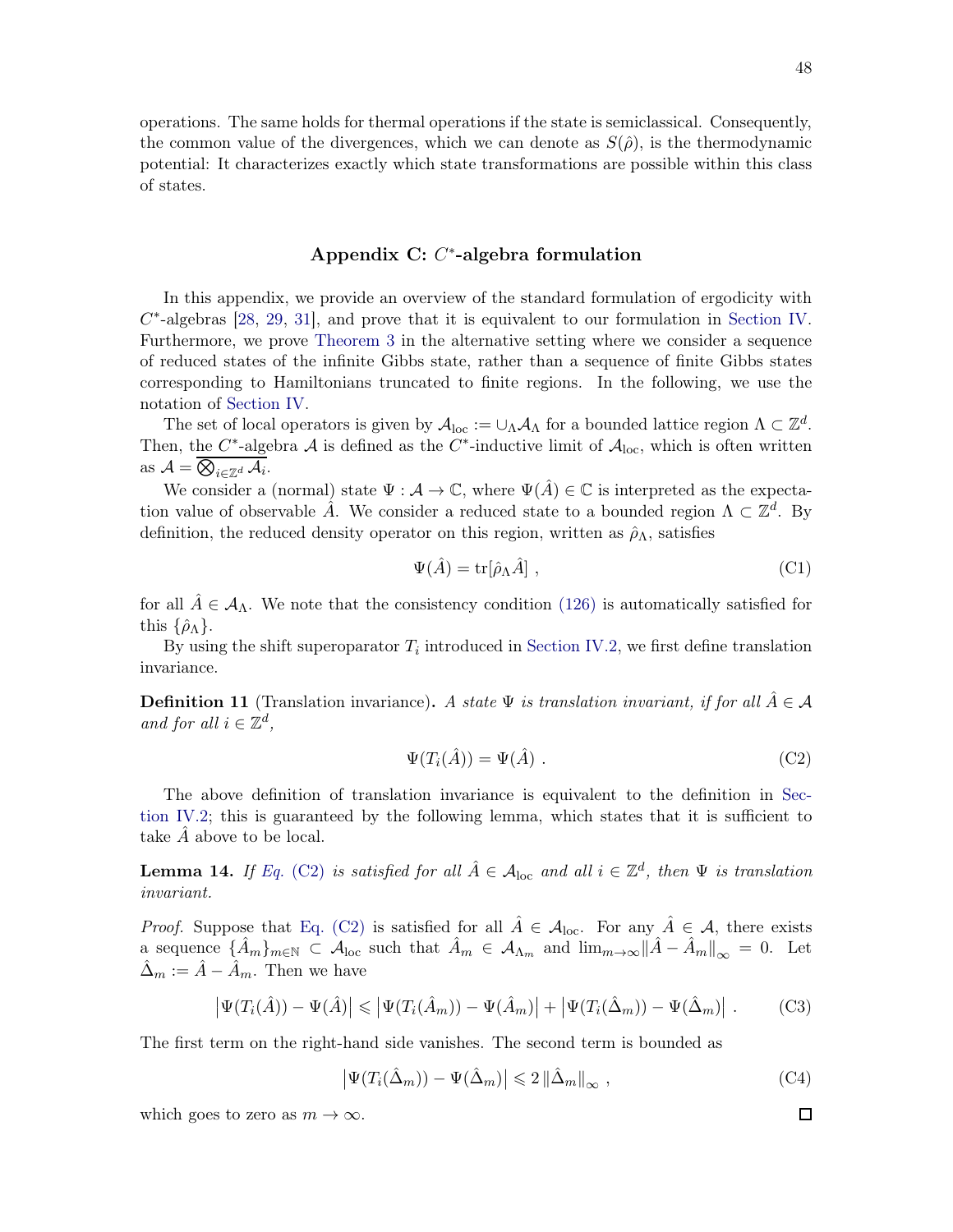operations. The same holds for thermal operations if the state is semiclassical. Consequently, the common value of the divergences, which we can denote as $S(\hat{\rho})$, is the thermodynamic potential: It characterizes exactly which state transformations are possible within this class of states.

## Appendix C: $C^*$-algebra formulation

In this appendix, we provide an overview of the standard formulation of ergodicity with $C^*$-algebras [28, 29, 31], and prove that it is equivalent to our formulation in Section IV. Furthermore, we prove Theorem 3 in the alternative setting where we consider a sequence of reduced states of the infinite Gibbs state, rather than a sequence of finite Gibbs states corresponding to Hamiltonians truncated to finite regions. In the following, we use the notation of Section IV.

The set of local operators is given by $\mathcal{A}_{\mathrm{loc}} := \cup_\Lambda \mathcal{A}_\Lambda$ for a bounded lattice region $\Lambda \subset \mathbb{Z}^d$. Then, the $C^*$-algebra $\mathcal{A}$ is defined as the $C^*$-inductive limit of $\mathcal{A}_{\mathrm{loc}}$, which is often written as $\mathcal{A} = \overline{\bigotimes_{i\in\mathbb{Z}^d} \mathcal{A}_i}$.

We consider a (normal) state $\Psi : \mathcal{A} \to \mathbb{C}$, where $\Psi(\hat{A}) \in \mathbb{C}$ is interpreted as the expectation value of observable $\hat{A}$. We consider a reduced state to a bounded region $\Lambda \subset \mathbb{Z}^d$. By definition, the reduced density operator on this region, written as $\hat{\rho}_\Lambda$, satisfies

$$
\Psi(\hat{A}) = \mathrm{tr}[\hat{\rho}_\Lambda \hat{A}] \ , \tag{C1}
$$

for all $\hat{A} \in \mathcal{A}_\Lambda$. We note that the consistency condition (126) is automatically satisfied for this $\{\hat{\rho}_\Lambda\}$.

By using the shift superoparator $T_i$ introduced in Section IV.2, we first define translation invariance.

**Definition 11** (Translation invariance)**.** *A state $\Psi$ is translation invariant, if for all $\hat{A} \in \mathcal{A}$ and for all $i \in \mathbb{Z}^d$,*

$$
\Psi(T_i(\hat{A})) = \Psi(\hat{A}) \ . \tag{C2}
$$

The above definition of translation invariance is equivalent to the definition in Section IV.2; this is guaranteed by the following lemma, which states that it is sufficient to take $\hat{A}$ above to be local.

**Lemma 14.** *If Eq. (C2) is satisfied for all $\hat{A} \in \mathcal{A}_{\mathrm{loc}}$ and all $i \in \mathbb{Z}^d$, then $\Psi$ is translation invariant.*

*Proof.* Suppose that Eq. (C2) is satisfied for all $\hat{A} \in \mathcal{A}_{\mathrm{loc}}$. For any $\hat{A} \in \mathcal{A}$, there exists a sequence $\{\hat{A}_m\}_{m\in\mathbb{N}} \subset \mathcal{A}_{\mathrm{loc}}$ such that $\hat{A}_m \in \mathcal{A}_{\Lambda_m}$ and $\lim_{m\to\infty} \|\hat{A} - \hat{A}_m\|_\infty = 0$. Let $\hat{\Delta}_m := \hat{A} - \hat{A}_m$. Then we have

$$
\left|\Psi(T_i(\hat{A})) - \Psi(\hat{A})\right| \leqslant \left|\Psi(T_i(\hat{A}_m)) - \Psi(\hat{A}_m)\right| + \left|\Psi(T_i(\hat{\Delta}_m)) - \Psi(\hat{\Delta}_m)\right| \ . \tag{C3}
$$

The first term on the right-hand side vanishes. The second term is bounded as

$$
\left|\Psi(T_i(\hat{\Delta}_m)) - \Psi(\hat{\Delta}_m)\right| \leqslant 2 \|\hat{\Delta}_m\|_\infty \ , \tag{C4}
$$

which goes to zero as $m \to \infty$. ∎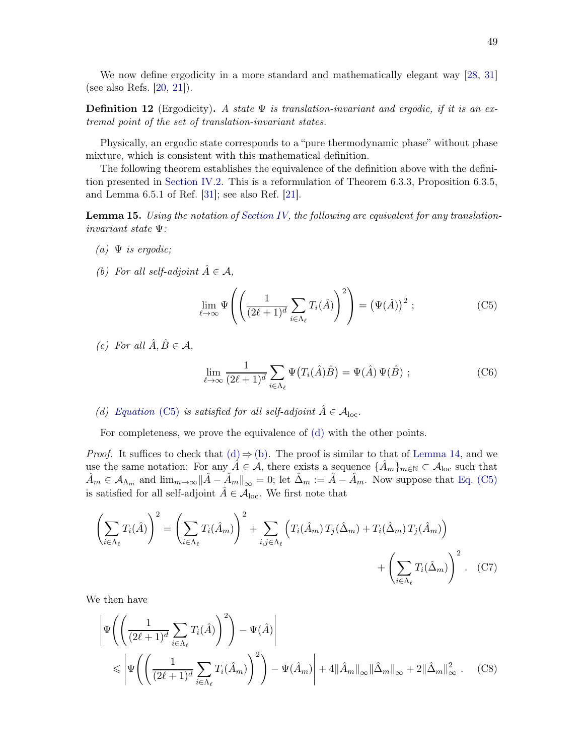We now define ergodicity in a more standard and mathematically elegant way [28, 31] (see also Refs. [20, 21]).

**Definition 12** (Ergodicity)**.** *A state $\Psi$ is translation-invariant and ergodic, if it is an extremal point of the set of translation-invariant states.*

Physically, an ergodic state corresponds to a "pure thermodynamic phase" without phase mixture, which is consistent with this mathematical definition.

The following theorem establishes the equivalence of the definition above with the definition presented in Section IV.2. This is a reformulation of Theorem 6.3.3, Proposition 6.3.5, and Lemma 6.5.1 of Ref. [31]; see also Ref. [21].

**Lemma 15.** *Using the notation of Section IV, the following are equivalent for any translation-invariant state $\Psi$:*

*(a) $\Psi$ is ergodic;*

*(b) For all self-adjoint $\hat{A} \in \mathcal{A}$,*

$$\lim_{\ell\to\infty} \Psi\left(\left(\frac{1}{(2\ell+1)^d}\sum_{i\in\Lambda_\ell} T_i(\hat{A})\right)^2\right) = \big(\Psi(\hat{A})\big)^2 \; ; \tag{C5}$$

*(c) For all $\hat{A}, \hat{B} \in \mathcal{A}$,*

$$\lim_{\ell\to\infty} \frac{1}{(2\ell+1)^d}\sum_{i\in\Lambda_\ell} \Psi\big(T_i(\hat{A})\hat{B}\big) = \Psi(\hat{A})\,\Psi(\hat{B}) \; ; \tag{C6}$$

*(d) Equation (C5) is satisfied for all self-adjoint $\hat{A} \in \mathcal{A}_{\mathrm{loc}}$.*

For completeness, we prove the equivalence of (d) with the other points.

*Proof.* It suffices to check that (d) $\Rightarrow$ (b). The proof is similar to that of Lemma 14, and we use the same notation: For any $\hat{A} \in \mathcal{A}$, there exists a sequence $\{\hat{A}_m\}_{m\in\mathbb{N}} \subset \mathcal{A}_{\mathrm{loc}}$ such that $\hat{A}_m \in \mathcal{A}_{\Lambda_m}$ and $\lim_{m\to\infty}\|\hat{A}-\hat{A}_m\|_\infty = 0$; let $\hat{\Delta}_m := \hat{A}-\hat{A}_m$. Now suppose that Eq. (C5) is satisfied for all self-adjoint $\hat{A} \in \mathcal{A}_{\mathrm{loc}}$. We first note that

$$\left(\sum_{i\in\Lambda_\ell} T_i(\hat{A})\right)^2 = \left(\sum_{i\in\Lambda_\ell} T_i(\hat{A}_m)\right)^2 + \sum_{i,j\in\Lambda_\ell}\Big(T_i(\hat{A}_m)\,T_j(\hat{\Delta}_m) + T_i(\hat{\Delta}_m)\,T_j(\hat{A}_m)\Big) + \left(\sum_{i\in\Lambda_\ell} T_i(\hat{\Delta}_m)\right)^2 . \tag{C7}$$

We then have

$$\left|\Psi\left(\left(\frac{1}{(2\ell+1)^d}\sum_{i\in\Lambda_\ell} T_i(\hat{A})\right)^2\right) - \Psi(\hat{A})\right| \leqslant \left|\Psi\left(\left(\frac{1}{(2\ell+1)^d}\sum_{i\in\Lambda_\ell} T_i(\hat{A}_m)\right)^2\right) - \Psi(\hat{A}_m)\right| + 4\|\hat{A}_m\|_\infty\|\hat{\Delta}_m\|_\infty + 2\|\hat{\Delta}_m\|_\infty^2 . \tag{C8}$$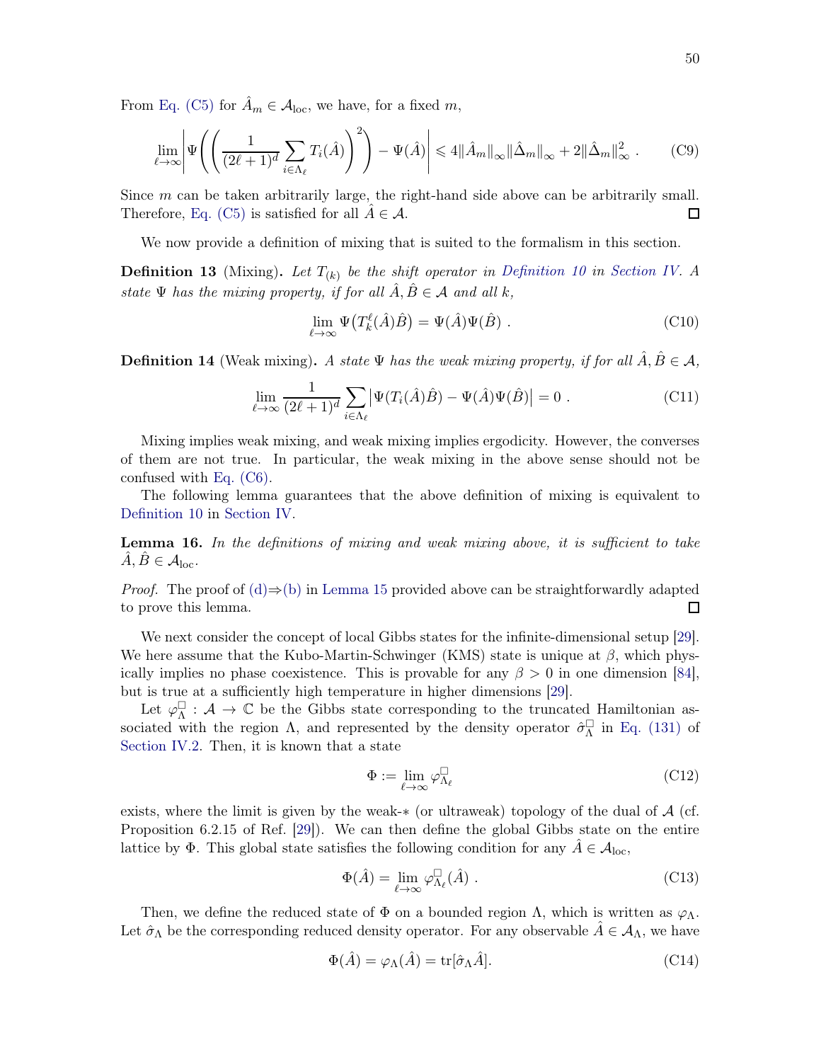From Eq. (C5) for $\hat{A}_m \in \mathcal{A}_{\rm loc}$, we have, for a fixed $m$,

$$\lim_{\ell\to\infty}\left|\Psi\left(\left(\frac{1}{(2\ell+1)^d}\sum_{i\in\Lambda_\ell} T_i(\hat{A})\right)^2\right) - \Psi(\hat{A})\right| \leqslant 4\|\hat{A}_m\|_\infty \|\hat{\Delta}_m\|_\infty + 2\|\hat{\Delta}_m\|_\infty^2 \; . \tag{C9}$$

Since $m$ can be taken arbitrarily large, the right-hand side above can be arbitrarily small. Therefore, Eq. (C5) is satisfied for all $\hat{A} \in \mathcal{A}$. $\square$

We now provide a definition of mixing that is suited to the formalism in this section.

**Definition 13** (Mixing)**.** *Let $T_{(k)}$ be the shift operator in Definition 10 in Section IV. A state $\Psi$ has the mixing property, if for all $\hat{A}, \hat{B} \in \mathcal{A}$ and all $k$,*

$$\lim_{\ell\to\infty}\Psi\big(T_k^\ell(\hat{A})\hat{B}\big) = \Psi(\hat{A})\Psi(\hat{B}) \; . \tag{C10}$$

**Definition 14** (Weak mixing)**.** *A state $\Psi$ has the weak mixing property, if for all $\hat{A}, \hat{B} \in \mathcal{A}$,*

$$\lim_{\ell\to\infty}\frac{1}{(2\ell+1)^d}\sum_{i\in\Lambda_\ell}\big|\Psi(T_i(\hat{A})\hat{B}) - \Psi(\hat{A})\Psi(\hat{B})\big| = 0 \; . \tag{C11}$$

Mixing implies weak mixing, and weak mixing implies ergodicity. However, the converses of them are not true. In particular, the weak mixing in the above sense should not be confused with Eq. (C6).

The following lemma guarantees that the above definition of mixing is equivalent to Definition 10 in Section IV.

**Lemma 16.** *In the definitions of mixing and weak mixing above, it is sufficient to take $\hat{A}, \hat{B} \in \mathcal{A}_{\rm loc}$.*

*Proof.* The proof of (d)⇒(b) in Lemma 15 provided above can be straightforwardly adapted to prove this lemma. $\square$

We next consider the concept of local Gibbs states for the infinite-dimensional setup [29]. We here assume that the Kubo-Martin-Schwinger (KMS) state is unique at $\beta$, which physically implies no phase coexistence. This is provable for any $\beta > 0$ in one dimension [84], but is true at a sufficiently high temperature in higher dimensions [29].

Let $\varphi_\Lambda^\square : \mathcal{A} \to \mathbb{C}$ be the Gibbs state corresponding to the truncated Hamiltonian associated with the region $\Lambda$, and represented by the density operator $\hat{\sigma}_\Lambda^\square$ in Eq. (131) of Section IV.2. Then, it is known that a state

$$\Phi := \lim_{\ell\to\infty}\varphi_{\Lambda_\ell}^\square \tag{C12}$$

exists, where the limit is given by the weak-$*$ (or ultraweak) topology of the dual of $\mathcal{A}$ (cf. Proposition 6.2.15 of Ref. [29]). We can then define the global Gibbs state on the entire lattice by $\Phi$. This global state satisfies the following condition for any $\hat{A} \in \mathcal{A}_{\rm loc}$,

$$\Phi(\hat{A}) = \lim_{\ell\to\infty}\varphi_{\Lambda_\ell}^\square(\hat{A}) \; . \tag{C13}$$

Then, we define the reduced state of $\Phi$ on a bounded region $\Lambda$, which is written as $\varphi_\Lambda$. Let $\hat{\sigma}_\Lambda$ be the corresponding reduced density operator. For any observable $\hat{A} \in \mathcal{A}_\Lambda$, we have

$$\Phi(\hat{A}) = \varphi_\Lambda(\hat{A}) = {\rm tr}[\hat{\sigma}_\Lambda \hat{A}]. \tag{C14}$$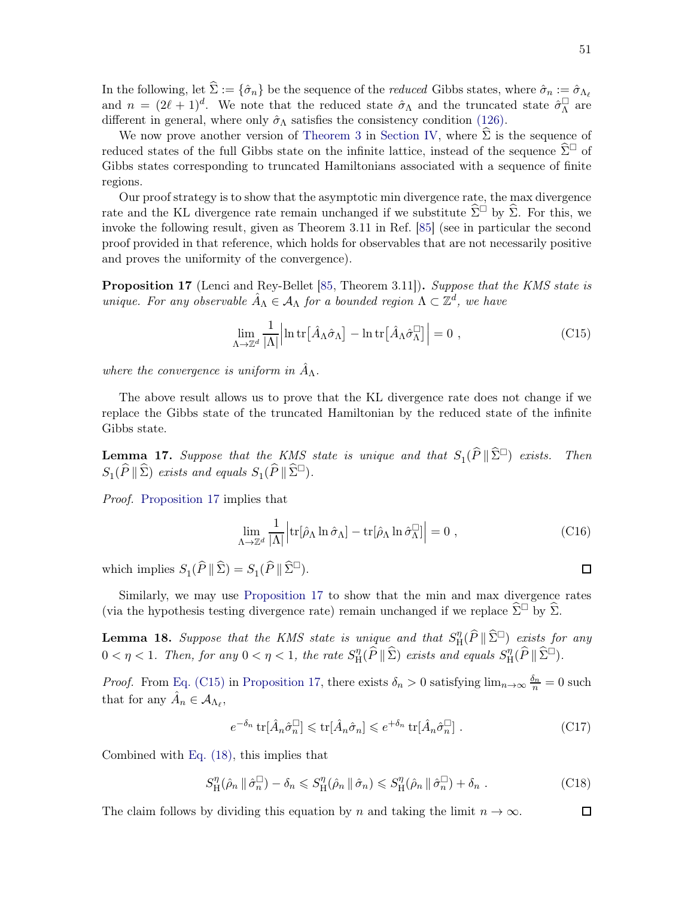In the following, let $\widehat{\Sigma} := \{\hat{\sigma}_n\}$ be the sequence of the *reduced* Gibbs states, where $\hat{\sigma}_n := \hat{\sigma}_{\Lambda_\ell}$ and $n = (2\ell+1)^d$. We note that the reduced state $\hat{\sigma}_\Lambda$ and the truncated state $\hat{\sigma}_\Lambda^\square$ are different in general, where only $\hat{\sigma}_\Lambda$ satisfies the consistency condition (126).

We now prove another version of Theorem 3 in Section IV, where $\widehat{\Sigma}$ is the sequence of reduced states of the full Gibbs state on the infinite lattice, instead of the sequence $\widehat{\Sigma}^\square$ of Gibbs states corresponding to truncated Hamiltonians associated with a sequence of finite regions.

Our proof strategy is to show that the asymptotic min divergence rate, the max divergence rate and the KL divergence rate remain unchanged if we substitute $\widehat{\Sigma}^\square$ by $\widehat{\Sigma}$. For this, we invoke the following result, given as Theorem 3.11 in Ref. [85] (see in particular the second proof provided in that reference, which holds for observables that are not necessarily positive and proves the uniformity of the convergence).

**Proposition 17** (Lenci and Rey-Bellet [85, Theorem 3.11])**.** *Suppose that the KMS state is unique. For any observable $\hat{A}_\Lambda \in \mathcal{A}_\Lambda$ for a bounded region $\Lambda \subset \mathbb{Z}^d$, we have*

$$\lim_{\Lambda \to \mathbb{Z}^d} \frac{1}{|\Lambda|} \Big| \ln \mathrm{tr}\big[\hat{A}_\Lambda \hat{\sigma}_\Lambda\big] - \ln \mathrm{tr}\big[\hat{A}_\Lambda \hat{\sigma}_\Lambda^\square\big] \Big| = 0 \ , \tag{C15}$$

*where the convergence is uniform in $\hat{A}_\Lambda$.*

The above result allows us to prove that the KL divergence rate does not change if we replace the Gibbs state of the truncated Hamiltonian by the reduced state of the infinite Gibbs state.

**Lemma 17.** *Suppose that the KMS state is unique and that $S_1(\widehat{P} \,\|\, \widehat{\Sigma}^\square)$ exists. Then $S_1(\widehat{P} \,\|\, \widehat{\Sigma})$ exists and equals $S_1(\widehat{P} \,\|\, \widehat{\Sigma}^\square)$.*

*Proof.* Proposition 17 implies that

$$\lim_{\Lambda \to \mathbb{Z}^d} \frac{1}{|\Lambda|} \Big| \mathrm{tr}[\hat{\rho}_\Lambda \ln \hat{\sigma}_\Lambda] - \mathrm{tr}[\hat{\rho}_\Lambda \ln \hat{\sigma}_\Lambda^\square] \Big| = 0 \ , \tag{C16}$$

which implies $S_1(\widehat{P} \,\|\, \widehat{\Sigma}) = S_1(\widehat{P} \,\|\, \widehat{\Sigma}^\square)$. □

Similarly, we may use Proposition 17 to show that the min and max divergence rates (via the hypothesis testing divergence rate) remain unchanged if we replace $\widehat{\Sigma}^\square$ by $\widehat{\Sigma}$.

**Lemma 18.** *Suppose that the KMS state is unique and that $S_{\mathrm{H}}^\eta(\widehat{P} \,\|\, \widehat{\Sigma}^\square)$ exists for any $0 < \eta < 1$. Then, for any $0 < \eta < 1$, the rate $S_{\mathrm{H}}^\eta(\widehat{P} \,\|\, \widehat{\Sigma})$ exists and equals $S_{\mathrm{H}}^\eta(\widehat{P} \,\|\, \widehat{\Sigma}^\square)$.*

*Proof.* From Eq. (C15) in Proposition 17, there exists $\delta_n > 0$ satisfying $\lim_{n\to\infty} \frac{\delta_n}{n} = 0$ such that for any $\hat{A}_n \in \mathcal{A}_{\Lambda_\ell}$,

$$e^{-\delta_n} \,\mathrm{tr}[\hat{A}_n \hat{\sigma}_n^\square] \leqslant \mathrm{tr}[\hat{A}_n \hat{\sigma}_n] \leqslant e^{+\delta_n} \,\mathrm{tr}[\hat{A}_n \hat{\sigma}_n^\square] \ . \tag{C17}$$

Combined with Eq. (18), this implies that

$$S_{\mathrm{H}}^\eta(\hat{\rho}_n \,\|\, \hat{\sigma}_n^\square) - \delta_n \leqslant S_{\mathrm{H}}^\eta(\hat{\rho}_n \,\|\, \hat{\sigma}_n) \leqslant S_{\mathrm{H}}^\eta(\hat{\rho}_n \,\|\, \hat{\sigma}_n^\square) + \delta_n \ . \tag{C18}$$

The claim follows by dividing this equation by $n$ and taking the limit $n \to \infty$. □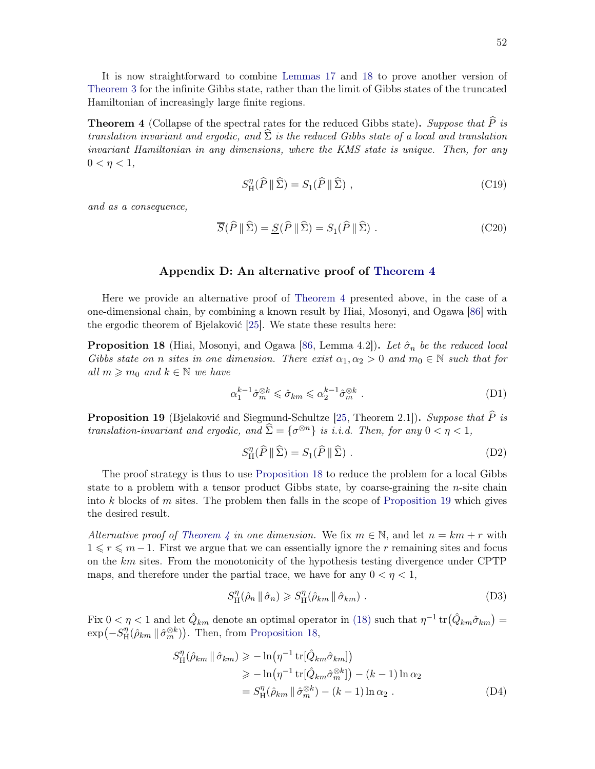It is now straightforward to combine Lemmas 17 and 18 to prove another version of Theorem 3 for the infinite Gibbs state, rather than the limit of Gibbs states of the truncated Hamiltonian of increasingly large finite regions.

**Theorem 4** (Collapse of the spectral rates for the reduced Gibbs state)**.** *Suppose that $\widehat{P}$ is translation invariant and ergodic, and $\widehat{\Sigma}$ is the reduced Gibbs state of a local and translation invariant Hamiltonian in any dimensions, where the KMS state is unique. Then, for any $0 < \eta < 1$,*

$$S^{\eta}_{\mathrm{H}}(\widehat{P} \,\|\, \widehat{\Sigma}) = S_1(\widehat{P} \,\|\, \widehat{\Sigma}) \;, \tag{C19}$$

*and as a consequence,*

$$\overline{S}(\widehat{P} \,\|\, \widehat{\Sigma}) = \underline{S}(\widehat{P} \,\|\, \widehat{\Sigma}) = S_1(\widehat{P} \,\|\, \widehat{\Sigma}) \;. \tag{C20}$$

## Appendix D: An alternative proof of Theorem 4

Here we provide an alternative proof of Theorem 4 presented above, in the case of a one-dimensional chain, by combining a known result by Hiai, Mosonyi, and Ogawa [86] with the ergodic theorem of Bjelaković [25]. We state these results here:

**Proposition 18** (Hiai, Mosonyi, and Ogawa [86, Lemma 4.2])**.** *Let $\hat{\sigma}_n$ be the reduced local Gibbs state on $n$ sites in one dimension. There exist $\alpha_1, \alpha_2 > 0$ and $m_0 \in \mathbb{N}$ such that for all $m \geqslant m_0$ and $k \in \mathbb{N}$ we have*

$$\alpha_1^{k-1} \hat{\sigma}_m^{\otimes k} \leqslant \hat{\sigma}_{km} \leqslant \alpha_2^{k-1} \hat{\sigma}_m^{\otimes k} \;. \tag{D1}$$

**Proposition 19** (Bjelaković and Siegmund-Schultze [25, Theorem 2.1])**.** *Suppose that $\widehat{P}$ is translation-invariant and ergodic, and $\widehat{\Sigma} = \{\sigma^{\otimes n}\}$ is i.i.d. Then, for any $0 < \eta < 1$,*

$$S^{\eta}_{\mathrm{H}}(\widehat{P} \,\|\, \widehat{\Sigma}) = S_1(\widehat{P} \,\|\, \widehat{\Sigma}) \;. \tag{D2}$$

The proof strategy is thus to use Proposition 18 to reduce the problem for a local Gibbs state to a problem with a tensor product Gibbs state, by coarse-graining the $n$-site chain into $k$ blocks of $m$ sites. The problem then falls in the scope of Proposition 19 which gives the desired result.

*Alternative proof of Theorem 4 in one dimension.* We fix $m \in \mathbb{N}$, and let $n = km + r$ with $1 \leqslant r \leqslant m-1$. First we argue that we can essentially ignore the $r$ remaining sites and focus on the $km$ sites. From the monotonicity of the hypothesis testing divergence under CPTP maps, and therefore under the partial trace, we have for any $0 < \eta < 1$,

$$S^{\eta}_{\mathrm{H}}(\hat{\rho}_n \,\|\, \hat{\sigma}_n) \geqslant S^{\eta}_{\mathrm{H}}(\hat{\rho}_{km} \,\|\, \hat{\sigma}_{km}) \;. \tag{D3}$$

Fix $0 < \eta < 1$ and let $\hat{Q}_{km}$ denote an optimal operator in (18) such that $\eta^{-1} \operatorname{tr}\big(\hat{Q}_{km} \hat{\sigma}_{km}\big) = \exp\big(-S^{\eta}_{\mathrm{H}}(\hat{\rho}_{km} \,\|\, \hat{\sigma}_m^{\otimes k})\big)$. Then, from Proposition 18,

$$\begin{aligned}
S^{\eta}_{\mathrm{H}}(\hat{\rho}_{km} \,\|\, \hat{\sigma}_{km}) &\geqslant -\ln\big(\eta^{-1} \operatorname{tr}[\hat{Q}_{km} \hat{\sigma}_{km}]\big) \\
&\geqslant -\ln\big(\eta^{-1} \operatorname{tr}[\hat{Q}_{km} \hat{\sigma}_m^{\otimes k}]\big) - (k-1) \ln \alpha_2 \\
&= S^{\eta}_{\mathrm{H}}(\hat{\rho}_{km} \,\|\, \hat{\sigma}_m^{\otimes k}) - (k-1) \ln \alpha_2 \;.
\end{aligned} \tag{D4}$$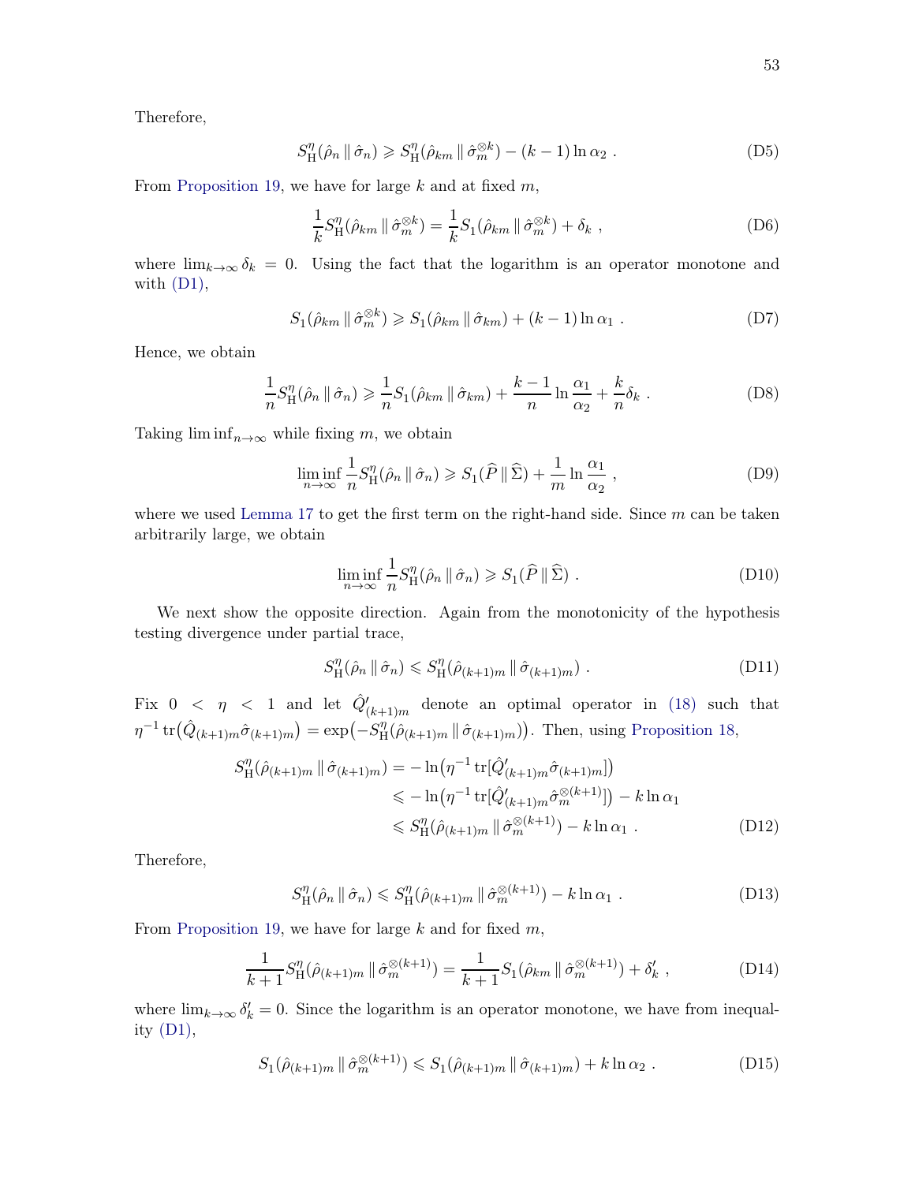Therefore,

$$S^{\eta}_{\mathrm{H}}(\hat{\rho}_n \,\|\, \hat{\sigma}_n) \geqslant S^{\eta}_{\mathrm{H}}(\hat{\rho}_{km} \,\|\, \hat{\sigma}_m^{\otimes k}) - (k-1)\ln\alpha_2 \ . \tag{D5}$$

From Proposition 19, we have for large $k$ and at fixed $m$,

$$\frac{1}{k} S^{\eta}_{\mathrm{H}}(\hat{\rho}_{km} \,\|\, \hat{\sigma}_m^{\otimes k}) = \frac{1}{k} S_1(\hat{\rho}_{km} \,\|\, \hat{\sigma}_m^{\otimes k}) + \delta_k \ , \tag{D6}$$

where $\lim_{k\to\infty} \delta_k = 0$. Using the fact that the logarithm is an operator monotone and with (D1),

$$S_1(\hat{\rho}_{km} \,\|\, \hat{\sigma}_m^{\otimes k}) \geqslant S_1(\hat{\rho}_{km} \,\|\, \hat{\sigma}_{km}) + (k-1)\ln\alpha_1 \ . \tag{D7}$$

Hence, we obtain

$$\frac{1}{n} S^{\eta}_{\mathrm{H}}(\hat{\rho}_n \,\|\, \hat{\sigma}_n) \geqslant \frac{1}{n} S_1(\hat{\rho}_{km} \,\|\, \hat{\sigma}_{km}) + \frac{k-1}{n}\ln\frac{\alpha_1}{\alpha_2} + \frac{k}{n}\delta_k \ . \tag{D8}$$

Taking $\liminf_{n\to\infty}$ while fixing $m$, we obtain

$$\liminf_{n\to\infty} \frac{1}{n} S^{\eta}_{\mathrm{H}}(\hat{\rho}_n \,\|\, \hat{\sigma}_n) \geqslant S_1(\widehat{P} \,\|\, \widehat{\Sigma}) + \frac{1}{m}\ln\frac{\alpha_1}{\alpha_2} \ , \tag{D9}$$

where we used Lemma 17 to get the first term on the right-hand side. Since $m$ can be taken arbitrarily large, we obtain

$$\liminf_{n\to\infty} \frac{1}{n} S^{\eta}_{\mathrm{H}}(\hat{\rho}_n \,\|\, \hat{\sigma}_n) \geqslant S_1(\widehat{P} \,\|\, \widehat{\Sigma}) \ . \tag{D10}$$

We next show the opposite direction. Again from the monotonicity of the hypothesis testing divergence under partial trace,

$$S^{\eta}_{\mathrm{H}}(\hat{\rho}_n \,\|\, \hat{\sigma}_n) \leqslant S^{\eta}_{\mathrm{H}}(\hat{\rho}_{(k+1)m} \,\|\, \hat{\sigma}_{(k+1)m}) \ . \tag{D11}$$

Fix $0 < \eta < 1$ and let $\hat{Q}'_{(k+1)m}$ denote an optimal operator in (18) such that $\eta^{-1}\operatorname{tr}\big(\hat{Q}_{(k+1)m}\hat{\sigma}_{(k+1)m}\big) = \exp\big(-S^{\eta}_{\mathrm{H}}(\hat{\rho}_{(k+1)m} \,\|\, \hat{\sigma}_{(k+1)m})\big)$. Then, using Proposition 18,

$$\begin{aligned}
S^{\eta}_{\mathrm{H}}(\hat{\rho}_{(k+1)m} \,\|\, \hat{\sigma}_{(k+1)m}) &= -\ln\big(\eta^{-1}\operatorname{tr}[\hat{Q}'_{(k+1)m}\hat{\sigma}_{(k+1)m}]\big) \\
&\leqslant -\ln\big(\eta^{-1}\operatorname{tr}[\hat{Q}'_{(k+1)m}\hat{\sigma}_m^{\otimes(k+1)}]\big) - k\ln\alpha_1 \\
&\leqslant S^{\eta}_{\mathrm{H}}(\hat{\rho}_{(k+1)m} \,\|\, \hat{\sigma}_m^{\otimes(k+1)}) - k\ln\alpha_1 \ .
\end{aligned} \tag{D12}$$

Therefore,

$$S^{\eta}_{\mathrm{H}}(\hat{\rho}_n \,\|\, \hat{\sigma}_n) \leqslant S^{\eta}_{\mathrm{H}}(\hat{\rho}_{(k+1)m} \,\|\, \hat{\sigma}_m^{\otimes(k+1)}) - k\ln\alpha_1 \ . \tag{D13}$$

From Proposition 19, we have for large $k$ and for fixed $m$,

$$\frac{1}{k+1} S^{\eta}_{\mathrm{H}}(\hat{\rho}_{(k+1)m} \,\|\, \hat{\sigma}_m^{\otimes(k+1)}) = \frac{1}{k+1} S_1(\hat{\rho}_{km} \,\|\, \hat{\sigma}_m^{\otimes(k+1)}) + \delta'_k \ , \tag{D14}$$

where $\lim_{k\to\infty} \delta'_k = 0$. Since the logarithm is an operator monotone, we have from inequality (D1),

$$S_1(\hat{\rho}_{(k+1)m} \,\|\, \hat{\sigma}_m^{\otimes(k+1)}) \leqslant S_1(\hat{\rho}_{(k+1)m} \,\|\, \hat{\sigma}_{(k+1)m}) + k\ln\alpha_2 \ . \tag{D15}$$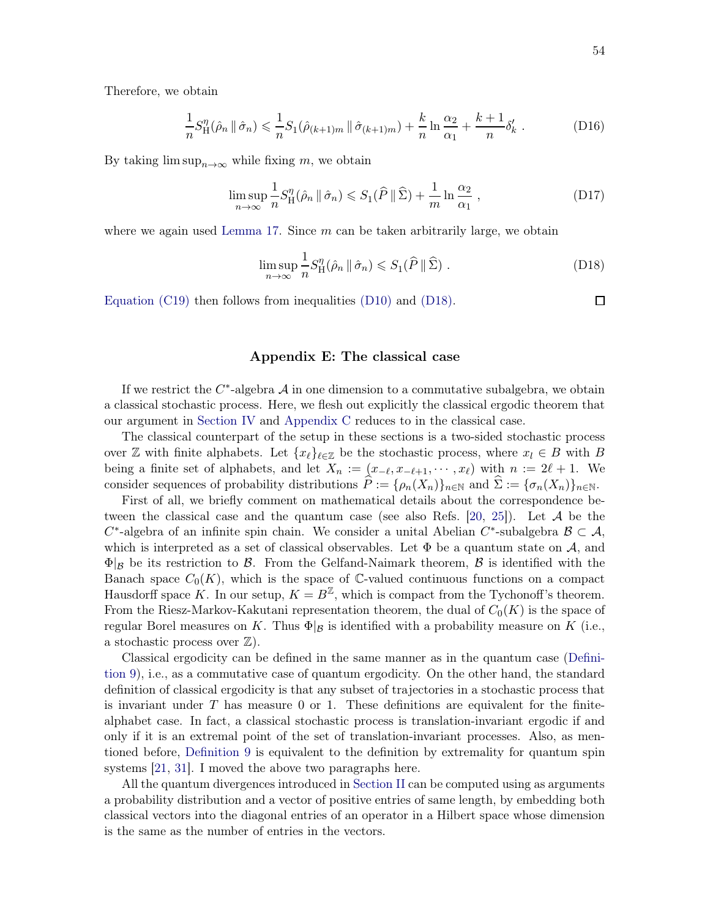Therefore, we obtain

$$\frac{1}{n} S_{\mathrm{H}}^{\eta}(\hat{\rho}_n \,\|\, \hat{\sigma}_n) \leqslant \frac{1}{n} S_1(\hat{\rho}_{(k+1)m} \,\|\, \hat{\sigma}_{(k+1)m}) + \frac{k}{n} \ln \frac{\alpha_2}{\alpha_1} + \frac{k+1}{n} \delta'_k \; . \tag{D16}$$

By taking $\limsup_{n\to\infty}$ while fixing $m$, we obtain

$$\limsup_{n\to\infty} \frac{1}{n} S_{\mathrm{H}}^{\eta}(\hat{\rho}_n \,\|\, \hat{\sigma}_n) \leqslant S_1(\widehat{P} \,\|\, \widehat{\Sigma}) + \frac{1}{m} \ln \frac{\alpha_2}{\alpha_1} \; , \tag{D17}$$

where we again used Lemma 17. Since $m$ can be taken arbitrarily large, we obtain

$$\limsup_{n\to\infty} \frac{1}{n} S_{\mathrm{H}}^{\eta}(\hat{\rho}_n \,\|\, \hat{\sigma}_n) \leqslant S_1(\widehat{P} \,\|\, \widehat{\Sigma}) \; . \tag{D18}$$

Equation (C19) then follows from inequalities (D10) and (D18). □

## Appendix E: The classical case

If we restrict the $C^*$-algebra $\mathcal{A}$ in one dimension to a commutative subalgebra, we obtain a classical stochastic process. Here, we flesh out explicitly the classical ergodic theorem that our argument in Section IV and Appendix C reduces to in the classical case.

The classical counterpart of the setup in these sections is a two-sided stochastic process over $\mathbb{Z}$ with finite alphabets. Let $\{x_\ell\}_{\ell\in\mathbb{Z}}$ be the stochastic process, where $x_l \in B$ with $B$ being a finite set of alphabets, and let $X_n := (x_{-\ell}, x_{-\ell+1}, \cdots, x_\ell)$ with $n := 2\ell+1$. We consider sequences of probability distributions $\widehat{P} := \{\rho_n(X_n)\}_{n\in\mathbb{N}}$ and $\widehat{\Sigma} := \{\sigma_n(X_n)\}_{n\in\mathbb{N}}$.

First of all, we briefly comment on mathematical details about the correspondence between the classical case and the quantum case (see also Refs. [20, 25]). Let $\mathcal{A}$ be the $C^*$-algebra of an infinite spin chain. We consider a unital Abelian $C^*$-subalgebra $\mathcal{B} \subset \mathcal{A}$, which is interpreted as a set of classical observables. Let $\Phi$ be a quantum state on $\mathcal{A}$, and $\Phi|_{\mathcal{B}}$ be its restriction to $\mathcal{B}$. From the Gelfand-Naimark theorem, $\mathcal{B}$ is identified with the Banach space $C_0(K)$, which is the space of $\mathbb{C}$-valued continuous functions on a compact Hausdorff space $K$. In our setup, $K = B^{\mathbb{Z}}$, which is compact from the Tychonoff's theorem. From the Riesz-Markov-Kakutani representation theorem, the dual of $C_0(K)$ is the space of regular Borel measures on $K$. Thus $\Phi|_{\mathcal{B}}$ is identified with a probability measure on $K$ (i.e., a stochastic process over $\mathbb{Z}$).

Classical ergodicity can be defined in the same manner as in the quantum case (Definition 9), i.e., as a commutative case of quantum ergodicity. On the other hand, the standard definition of classical ergodicity is that any subset of trajectories in a stochastic process that is invariant under $T$ has measure 0 or 1. These definitions are equivalent for the finite-alphabet case. In fact, a classical stochastic process is translation-invariant ergodic if and only if it is an extremal point of the set of translation-invariant processes. Also, as mentioned before, Definition 9 is equivalent to the definition by extremality for quantum spin systems [21, 31]. I moved the above two paragraphs here.

All the quantum divergences introduced in Section II can be computed using as arguments a probability distribution and a vector of positive entries of same length, by embedding both classical vectors into the diagonal entries of an operator in a Hilbert space whose dimension is the same as the number of entries in the vectors.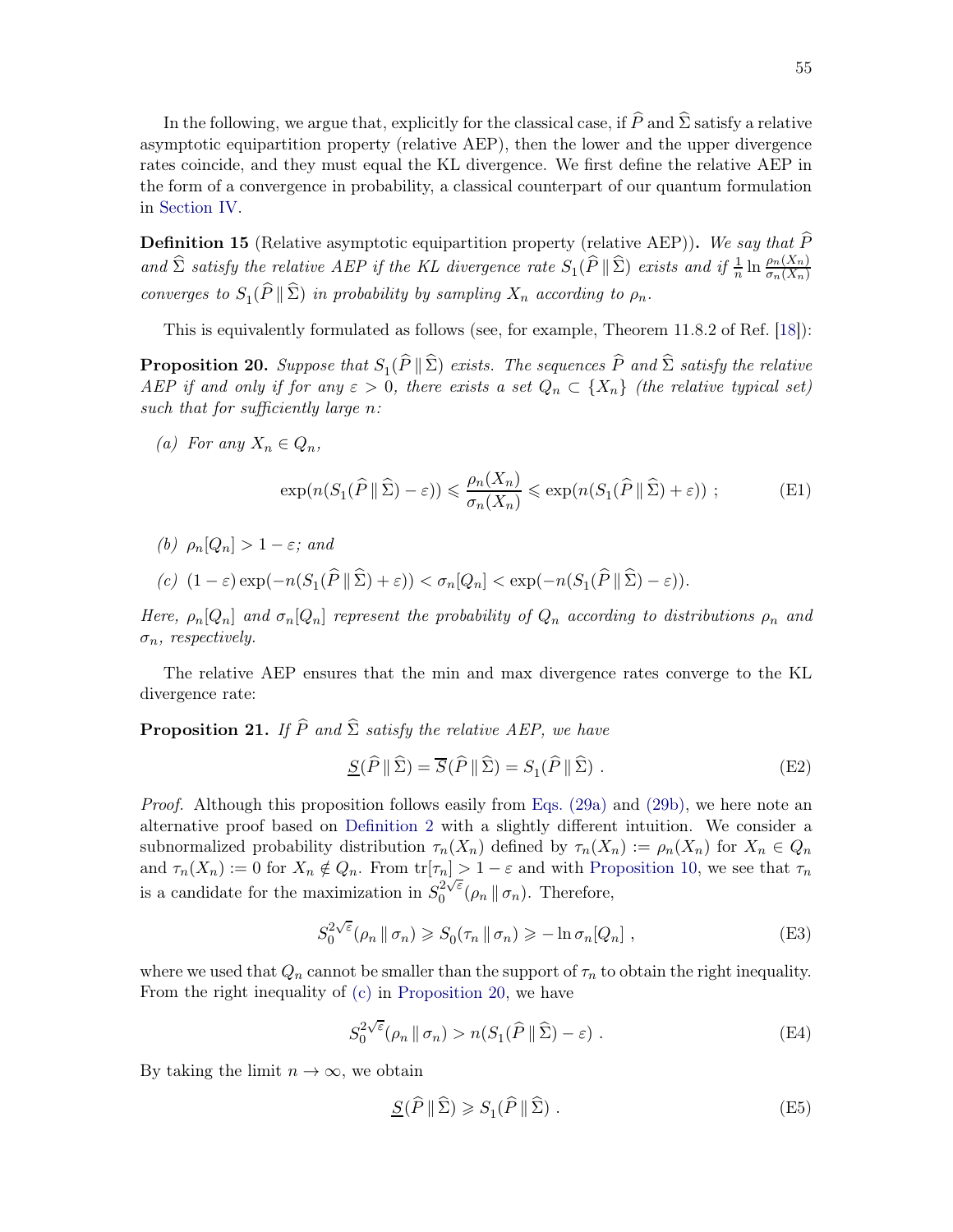In the following, we argue that, explicitly for the classical case, if $\widehat{P}$ and $\widehat{\Sigma}$ satisfy a relative asymptotic equipartition property (relative AEP), then the lower and the upper divergence rates coincide, and they must equal the KL divergence. We first define the relative AEP in the form of a convergence in probability, a classical counterpart of our quantum formulation in Section IV.

**Definition 15** (Relative asymptotic equipartition property (relative AEP))**.** *We say that $\widehat{P}$ and $\widehat{\Sigma}$ satisfy the relative AEP if the KL divergence rate $S_1(\widehat{P}\,\|\,\widehat{\Sigma})$ exists and if $\frac{1}{n}\ln\frac{\rho_n(X_n)}{\sigma_n(X_n)}$ converges to $S_1(\widehat{P}\,\|\,\widehat{\Sigma})$ in probability by sampling $X_n$ according to $\rho_n$.*

This is equivalently formulated as follows (see, for example, Theorem 11.8.2 of Ref. [18]):

**Proposition 20.** *Suppose that $S_1(\widehat{P}\,\|\,\widehat{\Sigma})$ exists. The sequences $\widehat{P}$ and $\widehat{\Sigma}$ satisfy the relative AEP if and only if for any $\varepsilon > 0$, there exists a set $Q_n \subset \{X_n\}$ (the relative typical set) such that for sufficiently large $n$:*

*(a) For any $X_n \in Q_n$,*

$$\exp(n(S_1(\widehat{P}\,\|\,\widehat{\Sigma}) - \varepsilon)) \leqslant \frac{\rho_n(X_n)}{\sigma_n(X_n)} \leqslant \exp(n(S_1(\widehat{P}\,\|\,\widehat{\Sigma}) + \varepsilon)) \ ; \tag{E1}$$

*(b) $\rho_n[Q_n] > 1 - \varepsilon$; and*

*(c) $(1-\varepsilon)\exp(-n(S_1(\widehat{P}\,\|\,\widehat{\Sigma}) + \varepsilon)) < \sigma_n[Q_n] < \exp(-n(S_1(\widehat{P}\,\|\,\widehat{\Sigma}) - \varepsilon))$.*

*Here, $\rho_n[Q_n]$ and $\sigma_n[Q_n]$ represent the probability of $Q_n$ according to distributions $\rho_n$ and $\sigma_n$, respectively.*

The relative AEP ensures that the min and max divergence rates converge to the KL divergence rate:

**Proposition 21.** *If $\widehat{P}$ and $\widehat{\Sigma}$ satisfy the relative AEP, we have*

$$\underline{S}(\widehat{P}\,\|\,\widehat{\Sigma}) = \overline{S}(\widehat{P}\,\|\,\widehat{\Sigma}) = S_1(\widehat{P}\,\|\,\widehat{\Sigma}) \ . \tag{E2}$$

*Proof.* Although this proposition follows easily from Eqs. (29a) and (29b), we here note an alternative proof based on Definition 2 with a slightly different intuition. We consider a subnormalized probability distribution $\tau_n(X_n)$ defined by $\tau_n(X_n) := \rho_n(X_n)$ for $X_n \in Q_n$ and $\tau_n(X_n) := 0$ for $X_n \notin Q_n$. From $\mathrm{tr}[\tau_n] > 1 - \varepsilon$ and with Proposition 10, we see that $\tau_n$ is a candidate for the maximization in $S_0^{2\sqrt{\varepsilon}}(\rho_n\,\|\,\sigma_n)$. Therefore,

$$S_0^{2\sqrt{\varepsilon}}(\rho_n\,\|\,\sigma_n) \geqslant S_0(\tau_n\,\|\,\sigma_n) \geqslant -\ln\sigma_n[Q_n] \ , \tag{E3}$$

where we used that $Q_n$ cannot be smaller than the support of $\tau_n$ to obtain the right inequality. From the right inequality of (c) in Proposition 20, we have

$$S_0^{2\sqrt{\varepsilon}}(\rho_n\,\|\,\sigma_n) > n(S_1(\widehat{P}\,\|\,\widehat{\Sigma}) - \varepsilon) \ . \tag{E4}$$

By taking the limit $n \to \infty$, we obtain

$$\underline{S}(\widehat{P}\,\|\,\widehat{\Sigma}) \geqslant S_1(\widehat{P}\,\|\,\widehat{\Sigma}) \ . \tag{E5}$$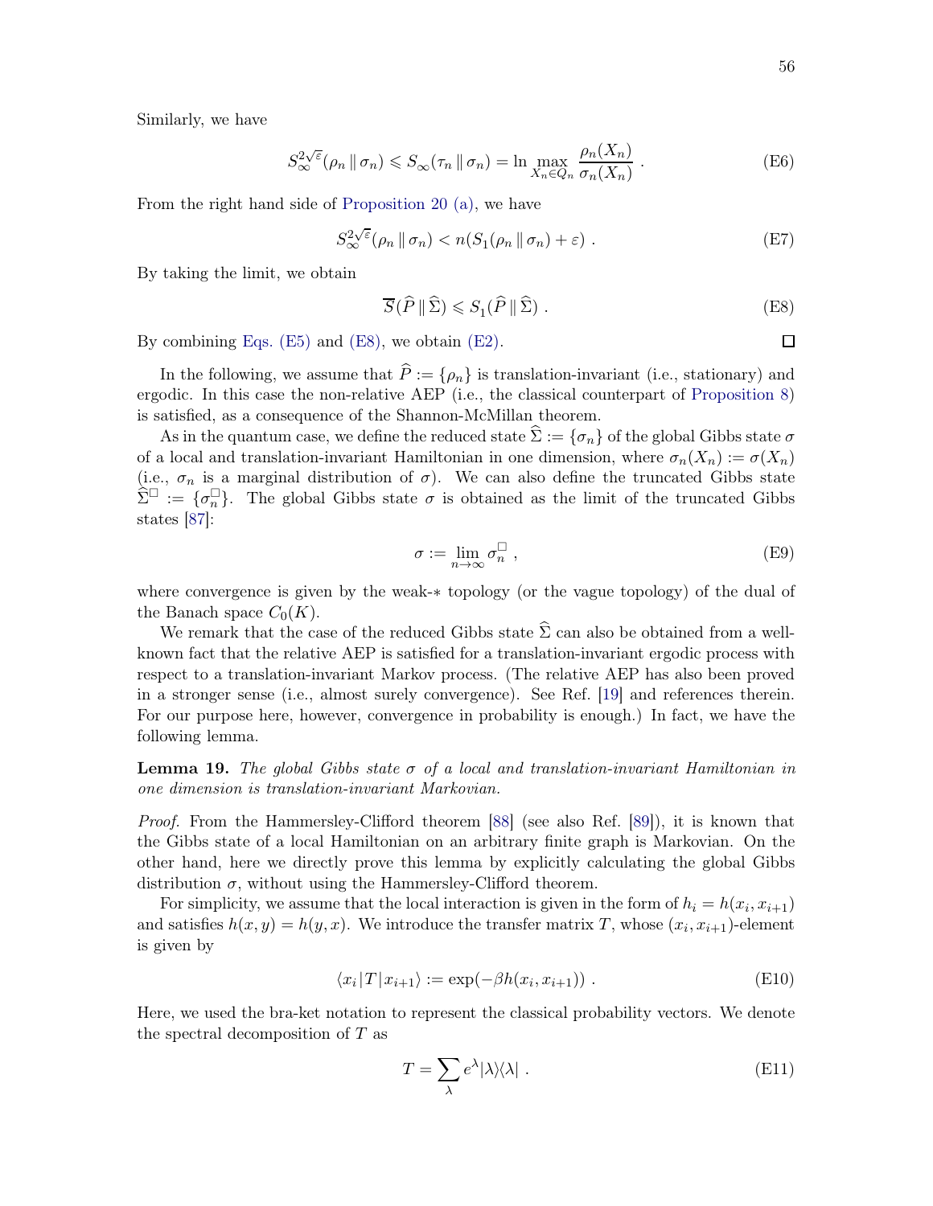Similarly, we have

$$S_\infty^{2\sqrt{\varepsilon}}(\rho_n \,\|\, \sigma_n) \leqslant S_\infty(\tau_n \,\|\, \sigma_n) = \ln \max_{X_n \in Q_n} \frac{\rho_n(X_n)}{\sigma_n(X_n)} \; . \tag{E6}$$

From the right hand side of Proposition 20 (a), we have

$$S_\infty^{2\sqrt{\varepsilon}}(\rho_n \,\|\, \sigma_n) < n(S_1(\rho_n \,\|\, \sigma_n) + \varepsilon) \; . \tag{E7}$$

By taking the limit, we obtain

$$\overline{S}(\widehat{P} \,\|\, \widehat{\Sigma}) \leqslant S_1(\widehat{P} \,\|\, \widehat{\Sigma}) \; . \tag{E8}$$

By combining Eqs. (E5) and (E8), we obtain (E2). □

In the following, we assume that $\widehat{P} := \{\rho_n\}$ is translation-invariant (i.e., stationary) and ergodic. In this case the non-relative AEP (i.e., the classical counterpart of Proposition 8) is satisfied, as a consequence of the Shannon-McMillan theorem.

As in the quantum case, we define the reduced state $\widehat{\Sigma} := \{\sigma_n\}$ of the global Gibbs state $\sigma$ of a local and translation-invariant Hamiltonian in one dimension, where $\sigma_n(X_n) := \sigma(X_n)$ (i.e., $\sigma_n$ is a marginal distribution of $\sigma$). We can also define the truncated Gibbs state $\widehat{\Sigma}^\square := \{\sigma_n^\square\}$. The global Gibbs state $\sigma$ is obtained as the limit of the truncated Gibbs states [87]:

$$\sigma := \lim_{n\to\infty} \sigma_n^\square \; , \tag{E9}$$

where convergence is given by the weak-$*$ topology (or the vague topology) of the dual of the Banach space $C_0(K)$.

We remark that the case of the reduced Gibbs state $\widehat{\Sigma}$ can also be obtained from a well-known fact that the relative AEP is satisfied for a translation-invariant ergodic process with respect to a translation-invariant Markov process. (The relative AEP has also been proved in a stronger sense (i.e., almost surely convergence). See Ref. [19] and references therein. For our purpose here, however, convergence in probability is enough.) In fact, we have the following lemma.

**Lemma 19.** *The global Gibbs state $\sigma$ of a local and translation-invariant Hamiltonian in one dimension is translation-invariant Markovian.*

*Proof.* From the Hammersley-Clifford theorem [88] (see also Ref. [89]), it is known that the Gibbs state of a local Hamiltonian on an arbitrary finite graph is Markovian. On the other hand, here we directly prove this lemma by explicitly calculating the global Gibbs distribution $\sigma$, without using the Hammersley-Clifford theorem.

For simplicity, we assume that the local interaction is given in the form of $h_i = h(x_i, x_{i+1})$ and satisfies $h(x,y) = h(y,x)$. We introduce the transfer matrix $T$, whose $(x_i, x_{i+1})$-element is given by

$$\langle x_i | T | x_{i+1} \rangle := \exp(-\beta h(x_i, x_{i+1})) \; . \tag{E10}$$

Here, we used the bra-ket notation to represent the classical probability vectors. We denote the spectral decomposition of $T$ as

$$T = \sum_\lambda e^\lambda |\lambda\rangle\langle\lambda| \; . \tag{E11}$$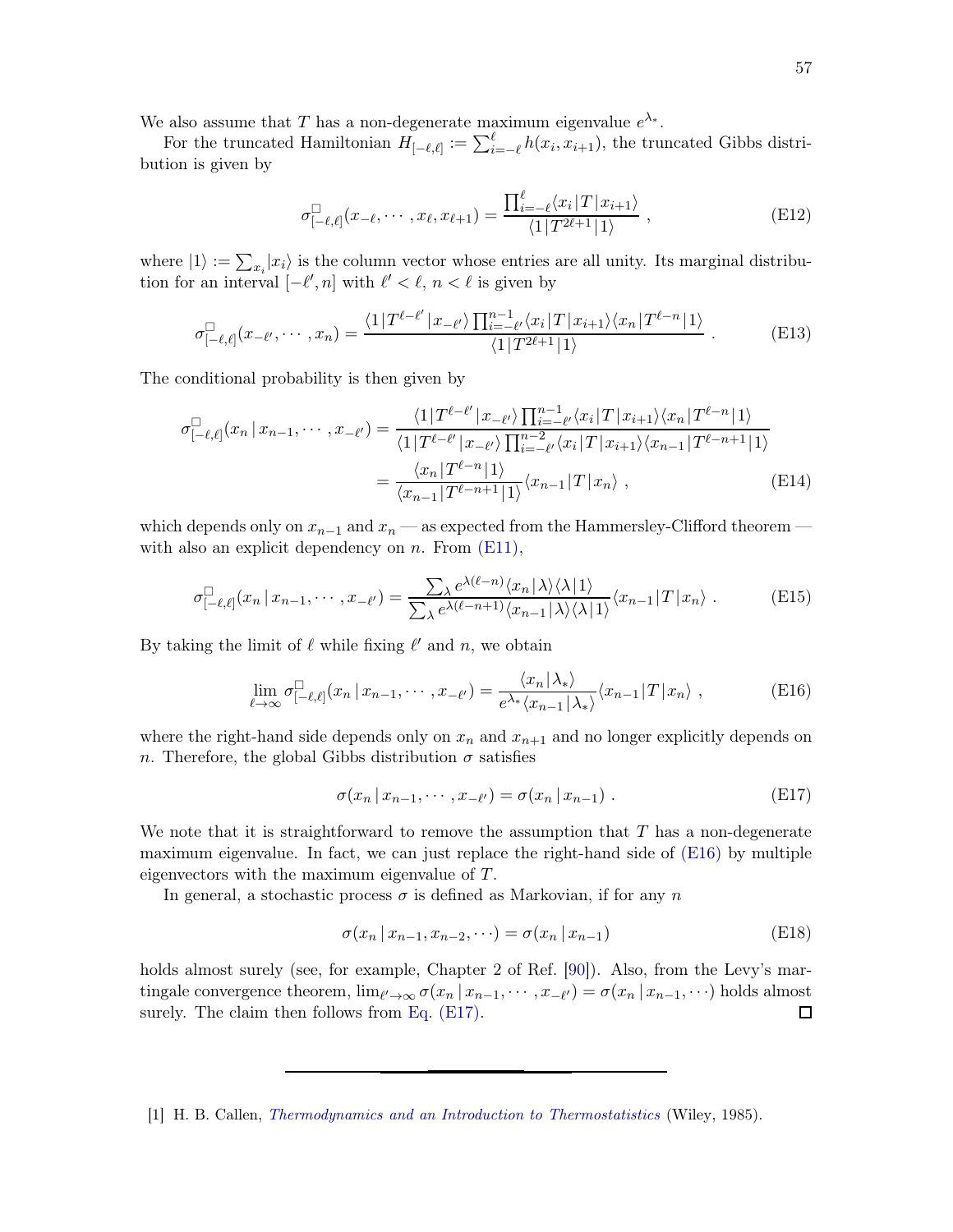We also assume that $T$ has a non-degenerate maximum eigenvalue $e^{\lambda_*}$.

For the truncated Hamiltonian $H_{[-\ell,\ell]} := \sum_{i=-\ell}^{\ell} h(x_i, x_{i+1})$, the truncated Gibbs distribution is given by

$$\sigma^{\square}_{[-\ell,\ell]}(x_{-\ell}, \cdots, x_\ell, x_{\ell+1}) = \frac{\prod_{i=-\ell}^{\ell} \langle x_i | T | x_{i+1} \rangle}{\langle 1 | T^{2\ell+1} | 1 \rangle} \ , \tag{E12}$$

where $|1\rangle := \sum_{x_i} |x_i\rangle$ is the column vector whose entries are all unity. Its marginal distribution for an interval $[-\ell', n]$ with $\ell' < \ell$, $n < \ell$ is given by

$$\sigma^{\square}_{[-\ell,\ell]}(x_{-\ell'}, \cdots, x_n) = \frac{\langle 1 | T^{\ell-\ell'} | x_{-\ell'} \rangle \prod_{i=-\ell'}^{n-1} \langle x_i | T | x_{i+1} \rangle \langle x_n | T^{\ell-n} | 1 \rangle}{\langle 1 | T^{2\ell+1} | 1 \rangle} \ . \tag{E13}$$

The conditional probability is then given by

$$\begin{aligned} \sigma^{\square}_{[-\ell,\ell]}(x_n \,|\, x_{n-1}, \cdots, x_{-\ell'}) &= \frac{\langle 1 | T^{\ell-\ell'} | x_{-\ell'} \rangle \prod_{i=-\ell'}^{n-1} \langle x_i | T | x_{i+1} \rangle \langle x_n | T^{\ell-n} | 1 \rangle}{\langle 1 | T^{\ell-\ell'} | x_{-\ell'} \rangle \prod_{i=-\ell'}^{n-2} \langle x_i | T | x_{i+1} \rangle \langle x_{n-1} | T^{\ell-n+1} | 1 \rangle} \\ &= \frac{\langle x_n | T^{\ell-n} | 1 \rangle}{\langle x_{n-1} | T^{\ell-n+1} | 1 \rangle} \langle x_{n-1} | T | x_n \rangle \ , \end{aligned} \tag{E14}$$

which depends only on $x_{n-1}$ and $x_n$ — as expected from the Hammersley-Clifford theorem — with also an explicit dependency on $n$. From (E11),

$$\sigma^{\square}_{[-\ell,\ell]}(x_n \,|\, x_{n-1}, \cdots, x_{-\ell'}) = \frac{\sum_\lambda e^{\lambda(\ell-n)} \langle x_n | \lambda \rangle \langle \lambda | 1 \rangle}{\sum_\lambda e^{\lambda(\ell-n+1)} \langle x_{n-1} | \lambda \rangle \langle \lambda | 1 \rangle} \langle x_{n-1} | T | x_n \rangle \ . \tag{E15}$$

By taking the limit of $\ell$ while fixing $\ell'$ and $n$, we obtain

$$\lim_{\ell \to \infty} \sigma^{\square}_{[-\ell,\ell]}(x_n \,|\, x_{n-1}, \cdots, x_{-\ell'}) = \frac{\langle x_n | \lambda_* \rangle}{e^{\lambda_*} \langle x_{n-1} | \lambda_* \rangle} \langle x_{n-1} | T | x_n \rangle \ , \tag{E16}$$

where the right-hand side depends only on $x_n$ and $x_{n+1}$ and no longer explicitly depends on $n$. Therefore, the global Gibbs distribution $\sigma$ satisfies

$$\sigma(x_n \,|\, x_{n-1}, \cdots, x_{-\ell'}) = \sigma(x_n \,|\, x_{n-1}) \ . \tag{E17}$$

We note that it is straightforward to remove the assumption that $T$ has a non-degenerate maximum eigenvalue. In fact, we can just replace the right-hand side of (E16) by multiple eigenvectors with the maximum eigenvalue of $T$.

In general, a stochastic process $\sigma$ is defined as Markovian, if for any $n$

$$\sigma(x_n \,|\, x_{n-1}, x_{n-2}, \cdots) = \sigma(x_n \,|\, x_{n-1}) \tag{E18}$$

holds almost surely (see, for example, Chapter 2 of Ref. [90]). Also, from the Levy's martingale convergence theorem, $\lim_{\ell' \to \infty} \sigma(x_n \,|\, x_{n-1}, \cdots, x_{-\ell'}) = \sigma(x_n \,|\, x_{n-1}, \cdots)$ holds almost surely. The claim then follows from Eq. (E17). □

---

[1] H. B. Callen, *Thermodynamics and an Introduction to Thermostatistics* (Wiley, 1985).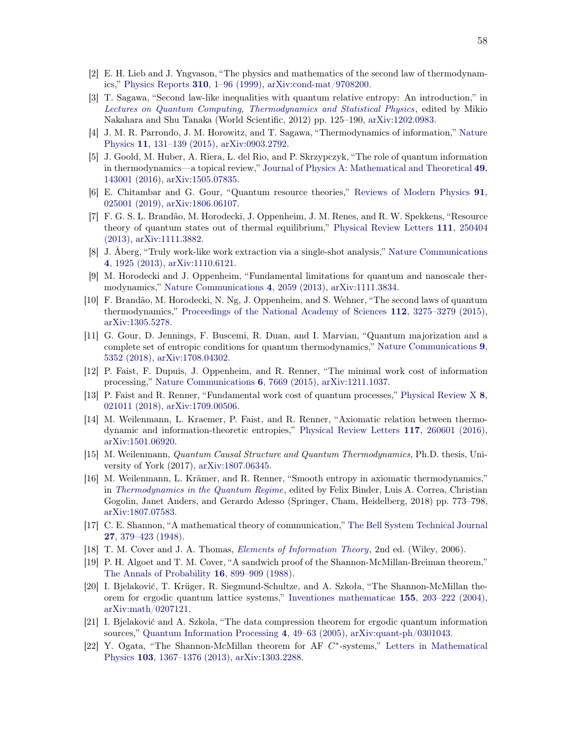[2] E. H. Lieb and J. Yngvason, "The physics and mathematics of the second law of thermodynamics," Physics Reports **310**, 1–96 (1999), arXiv:cond-mat/9708200.

[3] T. Sagawa, "Second law-like inequalities with quantum relative entropy: An introduction," in *Lectures on Quantum Computing, Thermodynamics and Statistical Physics*, edited by Mikio Nakahara and Shu Tanaka (World Scientific, 2012) pp. 125–190, arXiv:1202.0983.

[4] J. M. R. Parrondo, J. M. Horowitz, and T. Sagawa, "Thermodynamics of information," Nature Physics **11**, 131–139 (2015), arXiv:0903.2792.

[5] J. Goold, M. Huber, A. Riera, L. del Rio, and P. Skrzypczyk, "The role of quantum information in thermodynamics—a topical review," Journal of Physics A: Mathematical and Theoretical **49**, 143001 (2016), arXiv:1505.07835.

[6] E. Chitambar and G. Gour, "Quantum resource theories," Reviews of Modern Physics **91**, 025001 (2019), arXiv:1806.06107.

[7] F. G. S. L. Brandão, M. Horodecki, J. Oppenheim, J. M. Renes, and R. W. Spekkens, "Resource theory of quantum states out of thermal equilibrium," Physical Review Letters **111**, 250404 (2013), arXiv:1111.3882.

[8] J. Åberg, "Truly work-like work extraction via a single-shot analysis," Nature Communications **4**, 1925 (2013), arXiv:1110.6121.

[9] M. Horodecki and J. Oppenheim, "Fundamental limitations for quantum and nanoscale thermodynamics," Nature Communications **4**, 2059 (2013), arXiv:1111.3834.

[10] F. Brandão, M. Horodecki, N. Ng, J. Oppenheim, and S. Wehner, "The second laws of quantum thermodynamics," Proceedings of the National Academy of Sciences **112**, 3275–3279 (2015), arXiv:1305.5278.

[11] G. Gour, D. Jennings, F. Buscemi, R. Duan, and I. Marvian, "Quantum majorization and a complete set of entropic conditions for quantum thermodynamics," Nature Communications **9**, 5352 (2018), arXiv:1708.04302.

[12] P. Faist, F. Dupuis, J. Oppenheim, and R. Renner, "The minimal work cost of information processing," Nature Communications **6**, 7669 (2015), arXiv:1211.1037.

[13] P. Faist and R. Renner, "Fundamental work cost of quantum processes," Physical Review X **8**, 021011 (2018), arXiv:1709.00506.

[14] M. Weilenmann, L. Kraemer, P. Faist, and R. Renner, "Axiomatic relation between thermodynamic and information-theoretic entropies," Physical Review Letters **117**, 260601 (2016), arXiv:1501.06920.

[15] M. Weilenmann, *Quantum Causal Structure and Quantum Thermodynamics*, Ph.D. thesis, University of York (2017), arXiv:1807.06345.

[16] M. Weilenmann, L. Krämer, and R. Renner, "Smooth entropy in axiomatic thermodynamics," in *Thermodynamics in the Quantum Regime*, edited by Felix Binder, Luis A. Correa, Christian Gogolin, Janet Anders, and Gerardo Adesso (Springer, Cham, Heidelberg, 2018) pp. 773–798, arXiv:1807.07583.

[17] C. E. Shannon, "A mathematical theory of communication," The Bell System Technical Journal **27**, 379–423 (1948).

[18] T. M. Cover and J. A. Thomas, *Elements of Information Theory*, 2nd ed. (Wiley, 2006).

[19] P. H. Algoet and T. M. Cover, "A sandwich proof of the Shannon-McMillan-Breiman theorem," The Annals of Probability **16**, 899–909 (1988).

[20] I. Bjelaković, T. Krüger, R. Siegmund-Schultze, and A. Szkoła, "The Shannon-McMillan theorem for ergodic quantum lattice systems," Inventiones mathematicae **155**, 203–222 (2004), arXiv:math/0207121.

[21] I. Bjelaković and A. Szkola, "The data compression theorem for ergodic quantum information sources," Quantum Information Processing **4**, 49–63 (2005), arXiv:quant-ph/0301043.

[22] Y. Ogata, "The Shannon-McMillan theorem for AF $C^*$-systems," Letters in Mathematical Physics **103**, 1367–1376 (2013), arXiv:1303.2288.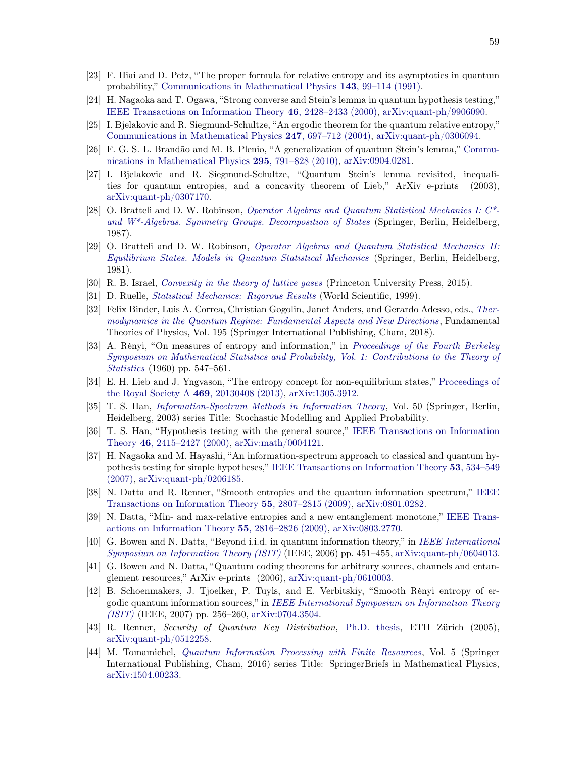[23] F. Hiai and D. Petz, "The proper formula for relative entropy and its asymptotics in quantum probability," Communications in Mathematical Physics **143**, 99–114 (1991).

[24] H. Nagaoka and T. Ogawa, "Strong converse and Stein's lemma in quantum hypothesis testing," IEEE Transactions on Information Theory **46**, 2428–2433 (2000), arXiv:quant-ph/9906090.

[25] I. Bjelakovic and R. Siegmund-Schultze, "An ergodic theorem for the quantum relative entropy," Communications in Mathematical Physics **247**, 697–712 (2004), arXiv:quant-ph/0306094.

[26] F. G. S. L. Brandão and M. B. Plenio, "A generalization of quantum Stein's lemma," Communications in Mathematical Physics **295**, 791–828 (2010), arXiv:0904.0281.

[27] I. Bjelakovic and R. Siegmund-Schultze, "Quantum Stein's lemma revisited, inequalities for quantum entropies, and a concavity theorem of Lieb," ArXiv e-prints (2003), arXiv:quant-ph/0307170.

[28] O. Bratteli and D. W. Robinson, *Operator Algebras and Quantum Statistical Mechanics I: C*- and W*-Algebras. Symmetry Groups. Decomposition of States* (Springer, Berlin, Heidelberg, 1987).

[29] O. Bratteli and D. W. Robinson, *Operator Algebras and Quantum Statistical Mechanics II: Equilibrium States. Models in Quantum Statistical Mechanics* (Springer, Berlin, Heidelberg, 1981).

[30] R. B. Israel, *Convexity in the theory of lattice gases* (Princeton University Press, 2015).

[31] D. Ruelle, *Statistical Mechanics: Rigorous Results* (World Scientific, 1999).

[32] Felix Binder, Luis A. Correa, Christian Gogolin, Janet Anders, and Gerardo Adesso, eds., *Thermodynamics in the Quantum Regime: Fundamental Aspects and New Directions*, Fundamental Theories of Physics, Vol. 195 (Springer International Publishing, Cham, 2018).

[33] A. Rényi, "On measures of entropy and information," in *Proceedings of the Fourth Berkeley Symposium on Mathematical Statistics and Probability, Vol. 1: Contributions to the Theory of Statistics* (1960) pp. 547–561.

[34] E. H. Lieb and J. Yngvason, "The entropy concept for non-equilibrium states," Proceedings of the Royal Society A **469**, 20130408 (2013), arXiv:1305.3912.

[35] T. S. Han, *Information-Spectrum Methods in Information Theory*, Vol. 50 (Springer, Berlin, Heidelberg, 2003) series Title: Stochastic Modelling and Applied Probability.

[36] T. S. Han, "Hypothesis testing with the general source," IEEE Transactions on Information Theory **46**, 2415–2427 (2000), arXiv:math/0004121.

[37] H. Nagaoka and M. Hayashi, "An information-spectrum approach to classical and quantum hypothesis testing for simple hypotheses," IEEE Transactions on Information Theory **53**, 534–549 (2007), arXiv:quant-ph/0206185.

[38] N. Datta and R. Renner, "Smooth entropies and the quantum information spectrum," IEEE Transactions on Information Theory **55**, 2807–2815 (2009), arXiv:0801.0282.

[39] N. Datta, "Min- and max-relative entropies and a new entanglement monotone," IEEE Transactions on Information Theory **55**, 2816–2826 (2009), arXiv:0803.2770.

[40] G. Bowen and N. Datta, "Beyond i.i.d. in quantum information theory," in *IEEE International Symposium on Information Theory (ISIT)* (IEEE, 2006) pp. 451–455, arXiv:quant-ph/0604013.

[41] G. Bowen and N. Datta, "Quantum coding theorems for arbitrary sources, channels and entanglement resources," ArXiv e-prints (2006), arXiv:quant-ph/0610003.

[42] B. Schoenmakers, J. Tjoelker, P. Tuyls, and E. Verbitskiy, "Smooth Rényi entropy of ergodic quantum information sources," in *IEEE International Symposium on Information Theory (ISIT)* (IEEE, 2007) pp. 256–260, arXiv:0704.3504.

[43] R. Renner, *Security of Quantum Key Distribution*, Ph.D. thesis, ETH Zürich (2005), arXiv:quant-ph/0512258.

[44] M. Tomamichel, *Quantum Information Processing with Finite Resources*, Vol. 5 (Springer International Publishing, Cham, 2016) series Title: SpringerBriefs in Mathematical Physics, arXiv:1504.00233.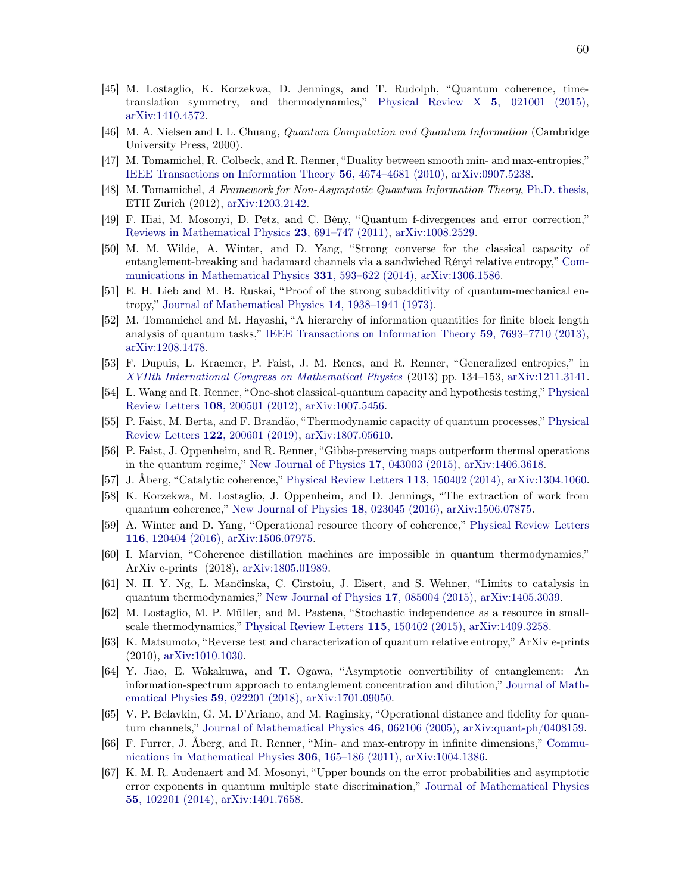[45] M. Lostaglio, K. Korzekwa, D. Jennings, and T. Rudolph, "Quantum coherence, time-translation symmetry, and thermodynamics," Physical Review X **5**, 021001 (2015), arXiv:1410.4572.

[46] M. A. Nielsen and I. L. Chuang, *Quantum Computation and Quantum Information* (Cambridge University Press, 2000).

[47] M. Tomamichel, R. Colbeck, and R. Renner, "Duality between smooth min- and max-entropies," IEEE Transactions on Information Theory **56**, 4674–4681 (2010), arXiv:0907.5238.

[48] M. Tomamichel, *A Framework for Non-Asymptotic Quantum Information Theory*, Ph.D. thesis, ETH Zurich (2012), arXiv:1203.2142.

[49] F. Hiai, M. Mosonyi, D. Petz, and C. Bény, "Quantum f-divergences and error correction," Reviews in Mathematical Physics **23**, 691–747 (2011), arXiv:1008.2529.

[50] M. M. Wilde, A. Winter, and D. Yang, "Strong converse for the classical capacity of entanglement-breaking and hadamard channels via a sandwiched Rényi relative entropy," Communications in Mathematical Physics **331**, 593–622 (2014), arXiv:1306.1586.

[51] E. H. Lieb and M. B. Ruskai, "Proof of the strong subadditivity of quantum-mechanical entropy," Journal of Mathematical Physics **14**, 1938–1941 (1973).

[52] M. Tomamichel and M. Hayashi, "A hierarchy of information quantities for finite block length analysis of quantum tasks," IEEE Transactions on Information Theory **59**, 7693–7710 (2013), arXiv:1208.1478.

[53] F. Dupuis, L. Kraemer, P. Faist, J. M. Renes, and R. Renner, "Generalized entropies," in *XVIIth International Congress on Mathematical Physics* (2013) pp. 134–153, arXiv:1211.3141.

[54] L. Wang and R. Renner, "One-shot classical-quantum capacity and hypothesis testing," Physical Review Letters **108**, 200501 (2012), arXiv:1007.5456.

[55] P. Faist, M. Berta, and F. Brandão, "Thermodynamic capacity of quantum processes," Physical Review Letters **122**, 200601 (2019), arXiv:1807.05610.

[56] P. Faist, J. Oppenheim, and R. Renner, "Gibbs-preserving maps outperform thermal operations in the quantum regime," New Journal of Physics **17**, 043003 (2015), arXiv:1406.3618.

[57] J. Åberg, "Catalytic coherence," Physical Review Letters **113**, 150402 (2014), arXiv:1304.1060.

[58] K. Korzekwa, M. Lostaglio, J. Oppenheim, and D. Jennings, "The extraction of work from quantum coherence," New Journal of Physics **18**, 023045 (2016), arXiv:1506.07875.

[59] A. Winter and D. Yang, "Operational resource theory of coherence," Physical Review Letters **116**, 120404 (2016), arXiv:1506.07975.

[60] I. Marvian, "Coherence distillation machines are impossible in quantum thermodynamics," ArXiv e-prints (2018), arXiv:1805.01989.

[61] N. H. Y. Ng, L. Mančinska, C. Cirstoiu, J. Eisert, and S. Wehner, "Limits to catalysis in quantum thermodynamics," New Journal of Physics **17**, 085004 (2015), arXiv:1405.3039.

[62] M. Lostaglio, M. P. Müller, and M. Pastena, "Stochastic independence as a resource in small-scale thermodynamics," Physical Review Letters **115**, 150402 (2015), arXiv:1409.3258.

[63] K. Matsumoto, "Reverse test and characterization of quantum relative entropy," ArXiv e-prints (2010), arXiv:1010.1030.

[64] Y. Jiao, E. Wakakuwa, and T. Ogawa, "Asymptotic convertibility of entanglement: An information-spectrum approach to entanglement concentration and dilution," Journal of Mathematical Physics **59**, 022201 (2018), arXiv:1701.09050.

[65] V. P. Belavkin, G. M. D'Ariano, and M. Raginsky, "Operational distance and fidelity for quantum channels," Journal of Mathematical Physics **46**, 062106 (2005), arXiv:quant-ph/0408159.

[66] F. Furrer, J. Åberg, and R. Renner, "Min- and max-entropy in infinite dimensions," Communications in Mathematical Physics **306**, 165–186 (2011), arXiv:1004.1386.

[67] K. M. R. Audenaert and M. Mosonyi, "Upper bounds on the error probabilities and asymptotic error exponents in quantum multiple state discrimination," Journal of Mathematical Physics **55**, 102201 (2014), arXiv:1401.7658.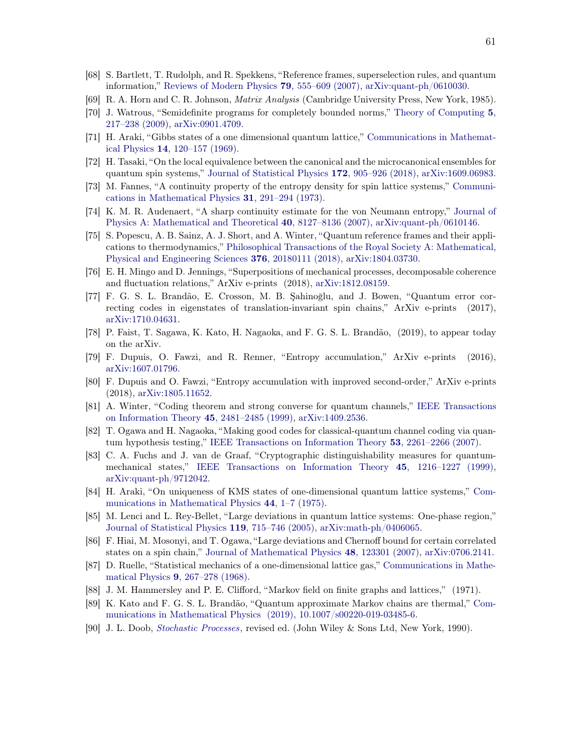[68] S. Bartlett, T. Rudolph, and R. Spekkens, "Reference frames, superselection rules, and quantum information," Reviews of Modern Physics **79**, 555–609 (2007), arXiv:quant-ph/0610030.

[69] R. A. Horn and C. R. Johnson, *Matrix Analysis* (Cambridge University Press, New York, 1985).

[70] J. Watrous, "Semidefinite programs for completely bounded norms," Theory of Computing **5**, 217–238 (2009), arXiv:0901.4709.

[71] H. Araki, "Gibbs states of a one dimensional quantum lattice," Communications in Mathematical Physics **14**, 120–157 (1969).

[72] H. Tasaki, "On the local equivalence between the canonical and the microcanonical ensembles for quantum spin systems," Journal of Statistical Physics **172**, 905–926 (2018), arXiv:1609.06983.

[73] M. Fannes, "A continuity property of the entropy density for spin lattice systems," Communications in Mathematical Physics **31**, 291–294 (1973).

[74] K. M. R. Audenaert, "A sharp continuity estimate for the von Neumann entropy," Journal of Physics A: Mathematical and Theoretical **40**, 8127–8136 (2007), arXiv:quant-ph/0610146.

[75] S. Popescu, A. B. Sainz, A. J. Short, and A. Winter, "Quantum reference frames and their applications to thermodynamics," Philosophical Transactions of the Royal Society A: Mathematical, Physical and Engineering Sciences **376**, 20180111 (2018), arXiv:1804.03730.

[76] E. H. Mingo and D. Jennings, "Superpositions of mechanical processes, decomposable coherence and fluctuation relations," ArXiv e-prints (2018), arXiv:1812.08159.

[77] F. G. S. L. Brandão, E. Crosson, M. B. Şahinoğlu, and J. Bowen, "Quantum error correcting codes in eigenstates of translation-invariant spin chains," ArXiv e-prints (2017), arXiv:1710.04631.

[78] P. Faist, T. Sagawa, K. Kato, H. Nagaoka, and F. G. S. L. Brandão, (2019), to appear today on the arXiv.

[79] F. Dupuis, O. Fawzi, and R. Renner, "Entropy accumulation," ArXiv e-prints (2016), arXiv:1607.01796.

[80] F. Dupuis and O. Fawzi, "Entropy accumulation with improved second-order," ArXiv e-prints (2018), arXiv:1805.11652.

[81] A. Winter, "Coding theorem and strong converse for quantum channels," IEEE Transactions on Information Theory **45**, 2481–2485 (1999), arXiv:1409.2536.

[82] T. Ogawa and H. Nagaoka, "Making good codes for classical-quantum channel coding via quantum hypothesis testing," IEEE Transactions on Information Theory **53**, 2261–2266 (2007).

[83] C. A. Fuchs and J. van de Graaf, "Cryptographic distinguishability measures for quantum-mechanical states," IEEE Transactions on Information Theory **45**, 1216–1227 (1999), arXiv:quant-ph/9712042.

[84] H. Araki, "On uniqueness of KMS states of one-dimensional quantum lattice systems," Communications in Mathematical Physics **44**, 1–7 (1975).

[85] M. Lenci and L. Rey-Bellet, "Large deviations in quantum lattice systems: One-phase region," Journal of Statistical Physics **119**, 715–746 (2005), arXiv:math-ph/0406065.

[86] F. Hiai, M. Mosonyi, and T. Ogawa, "Large deviations and Chernoff bound for certain correlated states on a spin chain," Journal of Mathematical Physics **48**, 123301 (2007), arXiv:0706.2141.

[87] D. Ruelle, "Statistical mechanics of a one-dimensional lattice gas," Communications in Mathematical Physics **9**, 267–278 (1968).

[88] J. M. Hammersley and P. E. Clifford, "Markov field on finite graphs and lattices," (1971).

[89] K. Kato and F. G. S. L. Brandão, "Quantum approximate Markov chains are thermal," Communications in Mathematical Physics (2019), 10.1007/s00220-019-03485-6.

[90] J. L. Doob, *Stochastic Processes*, revised ed. (John Wiley & Sons Ltd, New York, 1990).